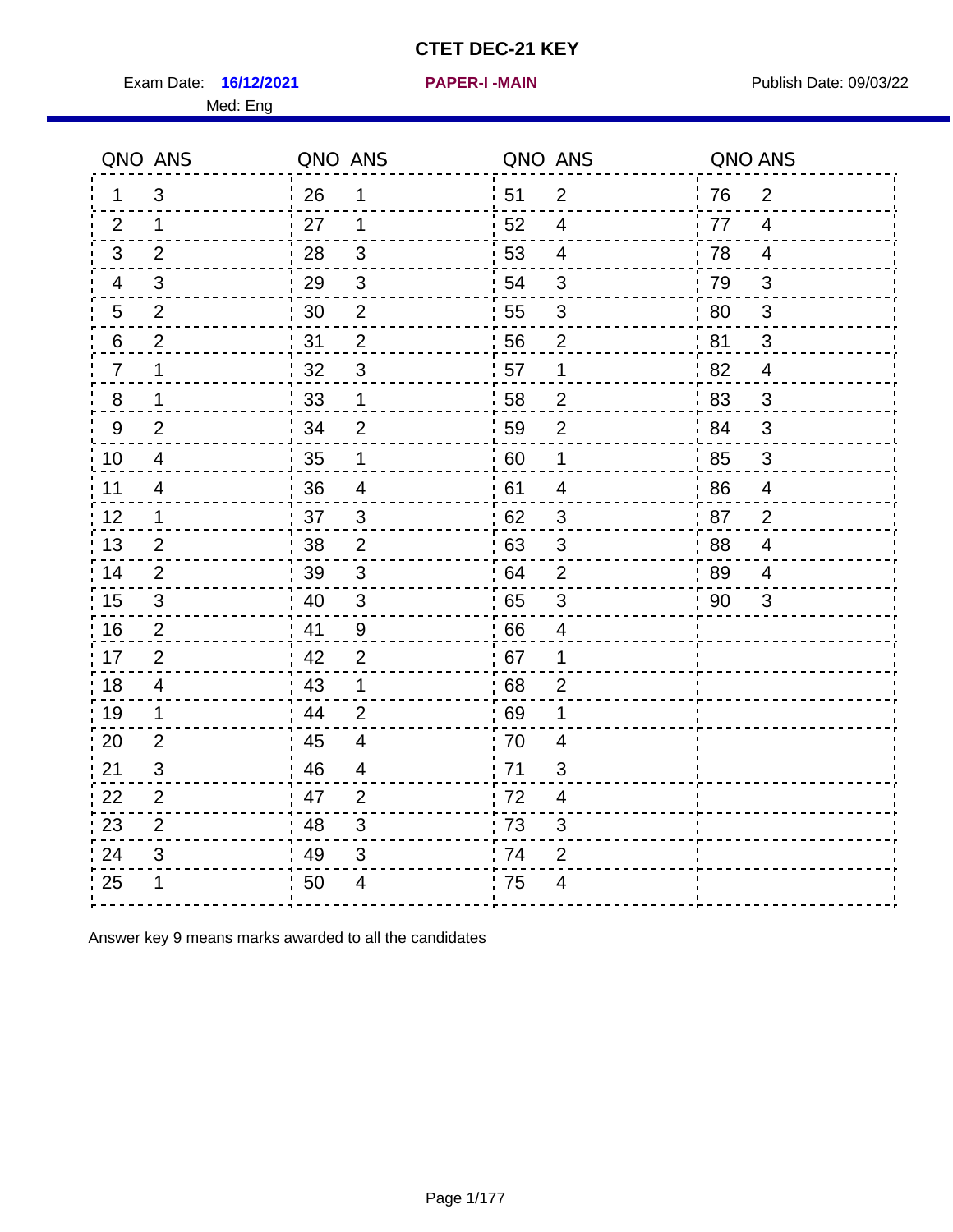# CTET DEC-21 KEY

Exam Date: **16/12/2021** **PAPER-I -MAIN** Publish Date: 09/03/22

Med: Eng

| QNO | ANS | QNO | ANS | QNO | ANS | QNO | ANS |
|---|---|---|---|---|---|---|---|
| 1 | 3 | 26 | 1 | 51 | 2 | 76 | 2 |
| 2 | 1 | 27 | 1 | 52 | 4 | 77 | 4 |
| 3 | 2 | 28 | 3 | 53 | 4 | 78 | 4 |
| 4 | 3 | 29 | 3 | 54 | 3 | 79 | 3 |
| 5 | 2 | 30 | 2 | 55 | 3 | 80 | 3 |
| 6 | 2 | 31 | 2 | 56 | 2 | 81 | 3 |
| 7 | 1 | 32 | 3 | 57 | 1 | 82 | 4 |
| 8 | 1 | 33 | 1 | 58 | 2 | 83 | 3 |
| 9 | 2 | 34 | 2 | 59 | 2 | 84 | 3 |
| 10 | 4 | 35 | 1 | 60 | 1 | 85 | 3 |
| 11 | 4 | 36 | 4 | 61 | 4 | 86 | 4 |
| 12 | 1 | 37 | 3 | 62 | 3 | 87 | 2 |
| 13 | 2 | 38 | 2 | 63 | 3 | 88 | 4 |
| 14 | 2 | 39 | 3 | 64 | 2 | 89 | 4 |
| 15 | 3 | 40 | 3 | 65 | 3 | 90 | 3 |
| 16 | 2 | 41 | 9 | 66 | 4 | | |
| 17 | 2 | 42 | 2 | 67 | 1 | | |
| 18 | 4 | 43 | 1 | 68 | 2 | | |
| 19 | 1 | 44 | 2 | 69 | 1 | | |
| 20 | 2 | 45 | 4 | 70 | 4 | | |
| 21 | 3 | 46 | 4 | 71 | 3 | | |
| 22 | 2 | 47 | 2 | 72 | 4 | | |
| 23 | 2 | 48 | 3 | 73 | 3 | | |
| 24 | 3 | 49 | 3 | 74 | 2 | | |
| 25 | 1 | 50 | 4 | 75 | 4 | | |

Answer key 9 means marks awarded to all the candidates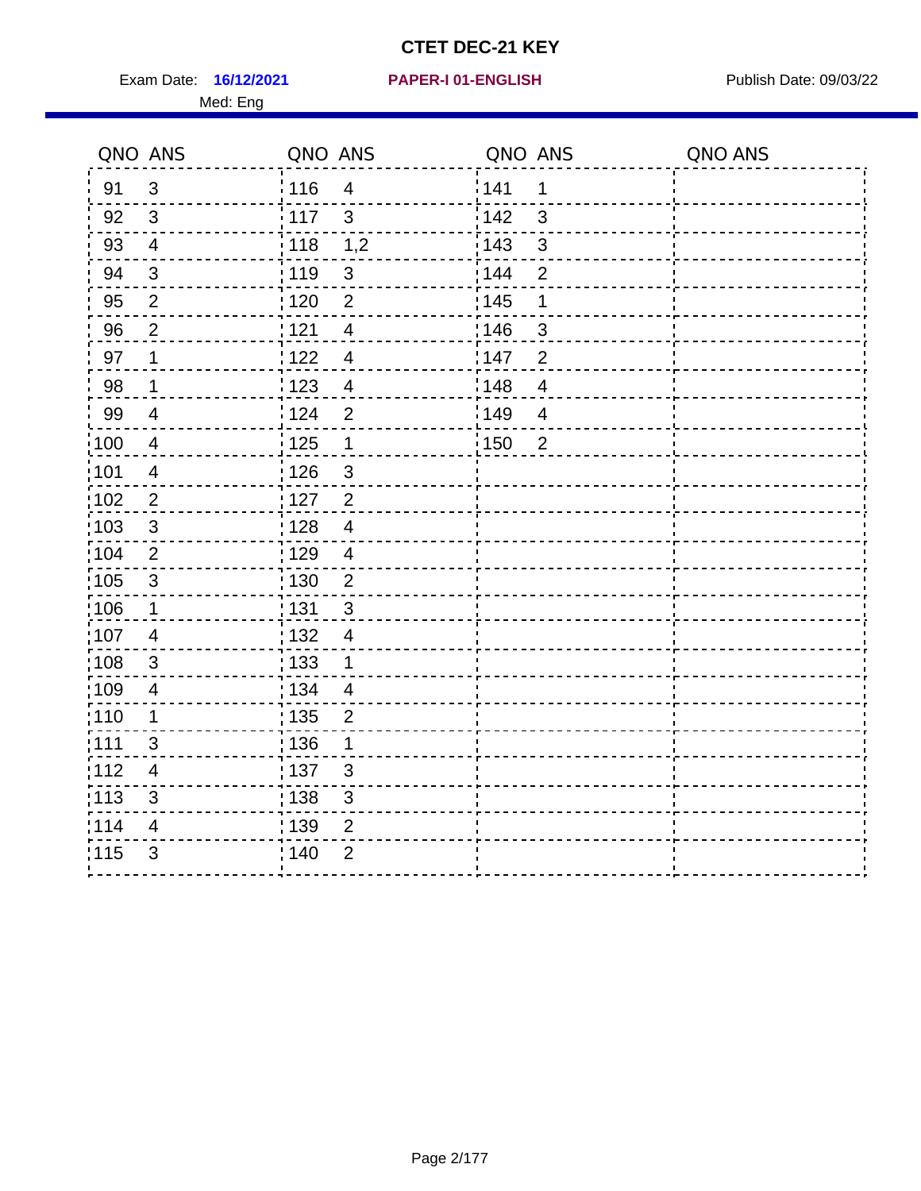# CTET DEC-21 KEY

Exam Date: **16/12/2021** **PAPER-I 01-ENGLISH** Publish Date: 09/03/22

Med: Eng

| QNO | ANS | QNO | ANS | QNO | ANS | QNO | ANS |
|---|---|---|---|---|---|---|---|
| 91 | 3 | 116 | 4 | 141 | 1 | | |
| 92 | 3 | 117 | 3 | 142 | 3 | | |
| 93 | 4 | 118 | 1,2 | 143 | 3 | | |
| 94 | 3 | 119 | 3 | 144 | 2 | | |
| 95 | 2 | 120 | 2 | 145 | 1 | | |
| 96 | 2 | 121 | 4 | 146 | 3 | | |
| 97 | 1 | 122 | 4 | 147 | 2 | | |
| 98 | 1 | 123 | 4 | 148 | 4 | | |
| 99 | 4 | 124 | 2 | 149 | 4 | | |
| 100 | 4 | 125 | 1 | 150 | 2 | | |
| 101 | 4 | 126 | 3 | | | | |
| 102 | 2 | 127 | 2 | | | | |
| 103 | 3 | 128 | 4 | | | | |
| 104 | 2 | 129 | 4 | | | | |
| 105 | 3 | 130 | 2 | | | | |
| 106 | 1 | 131 | 3 | | | | |
| 107 | 4 | 132 | 4 | | | | |
| 108 | 3 | 133 | 1 | | | | |
| 109 | 4 | 134 | 4 | | | | |
| 110 | 1 | 135 | 2 | | | | |
| 111 | 3 | 136 | 1 | | | | |
| 112 | 4 | 137 | 3 | | | | |
| 113 | 3 | 138 | 3 | | | | |
| 114 | 4 | 139 | 2 | | | | |
| 115 | 3 | 140 | 2 | | | | |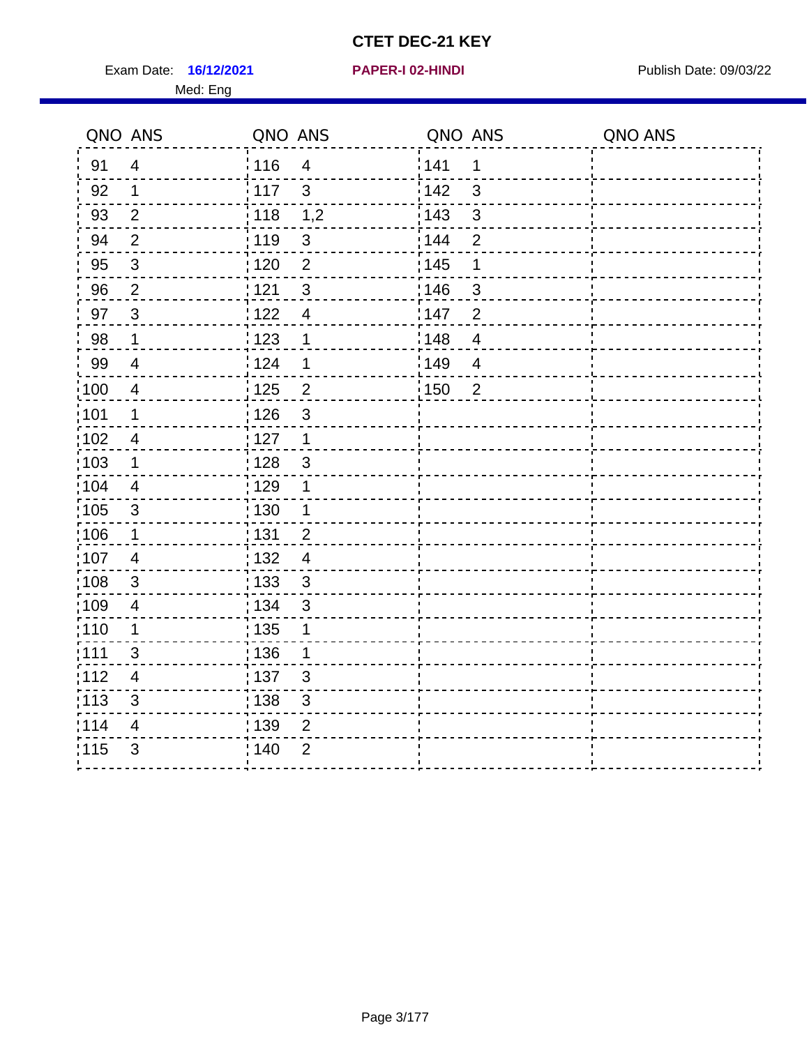# CTET DEC-21 KEY

Exam Date: **16/12/2021** **PAPER-I 02-HINDI** Publish Date: 09/03/22

Med: Eng

| QNO | ANS | QNO | ANS | QNO | ANS | QNO | ANS |
|---|---|---|---|---|---|---|---|
| 91 | 4 | 116 | 4 | 141 | 1 | | |
| 92 | 1 | 117 | 3 | 142 | 3 | | |
| 93 | 2 | 118 | 1,2 | 143 | 3 | | |
| 94 | 2 | 119 | 3 | 144 | 2 | | |
| 95 | 3 | 120 | 2 | 145 | 1 | | |
| 96 | 2 | 121 | 3 | 146 | 3 | | |
| 97 | 3 | 122 | 4 | 147 | 2 | | |
| 98 | 1 | 123 | 1 | 148 | 4 | | |
| 99 | 4 | 124 | 1 | 149 | 4 | | |
| 100 | 4 | 125 | 2 | 150 | 2 | | |
| 101 | 1 | 126 | 3 | | | | |
| 102 | 4 | 127 | 1 | | | | |
| 103 | 1 | 128 | 3 | | | | |
| 104 | 4 | 129 | 1 | | | | |
| 105 | 3 | 130 | 1 | | | | |
| 106 | 1 | 131 | 2 | | | | |
| 107 | 4 | 132 | 4 | | | | |
| 108 | 3 | 133 | 3 | | | | |
| 109 | 4 | 134 | 3 | | | | |
| 110 | 1 | 135 | 1 | | | | |
| 111 | 3 | 136 | 1 | | | | |
| 112 | 4 | 137 | 3 | | | | |
| 113 | 3 | 138 | 3 | | | | |
| 114 | 4 | 139 | 2 | | | | |
| 115 | 3 | 140 | 2 | | | | |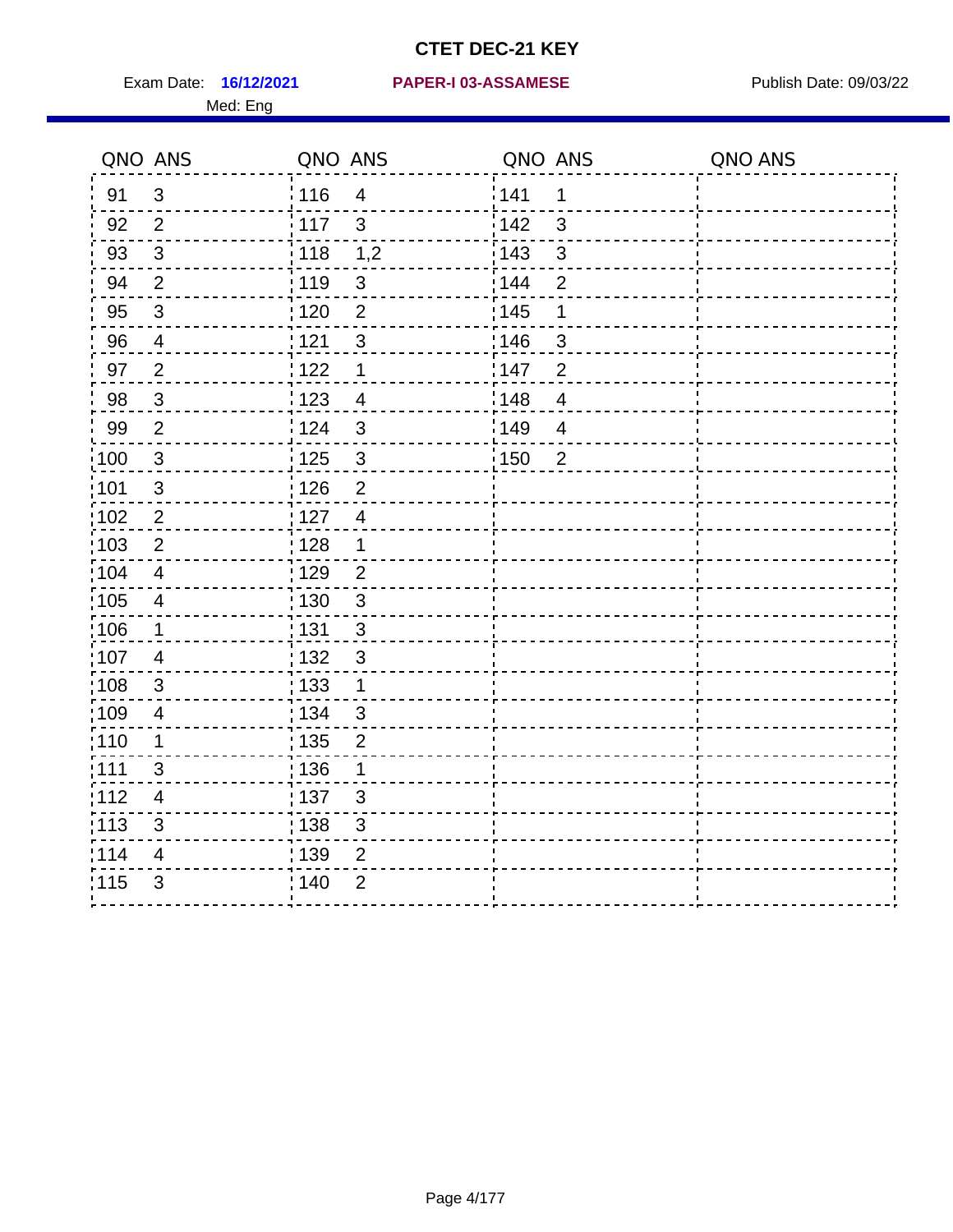# CTET DEC-21 KEY

Exam Date: **16/12/2021** **PAPER-I 03-ASSAMESE** Publish Date: 09/03/22

Med: Eng

| QNO | ANS | QNO | ANS | QNO | ANS | QNO | ANS |
|---|---|---|---|---|---|---|---|
| 91 | 3 | 116 | 4 | 141 | 1 | | |
| 92 | 2 | 117 | 3 | 142 | 3 | | |
| 93 | 3 | 118 | 1,2 | 143 | 3 | | |
| 94 | 2 | 119 | 3 | 144 | 2 | | |
| 95 | 3 | 120 | 2 | 145 | 1 | | |
| 96 | 4 | 121 | 3 | 146 | 3 | | |
| 97 | 2 | 122 | 1 | 147 | 2 | | |
| 98 | 3 | 123 | 4 | 148 | 4 | | |
| 99 | 2 | 124 | 3 | 149 | 4 | | |
| 100 | 3 | 125 | 3 | 150 | 2 | | |
| 101 | 3 | 126 | 2 | | | | |
| 102 | 2 | 127 | 4 | | | | |
| 103 | 2 | 128 | 1 | | | | |
| 104 | 4 | 129 | 2 | | | | |
| 105 | 4 | 130 | 3 | | | | |
| 106 | 1 | 131 | 3 | | | | |
| 107 | 4 | 132 | 3 | | | | |
| 108 | 3 | 133 | 1 | | | | |
| 109 | 4 | 134 | 3 | | | | |
| 110 | 1 | 135 | 2 | | | | |
| 111 | 3 | 136 | 1 | | | | |
| 112 | 4 | 137 | 3 | | | | |
| 113 | 3 | 138 | 3 | | | | |
| 114 | 4 | 139 | 2 | | | | |
| 115 | 3 | 140 | 2 | | | | |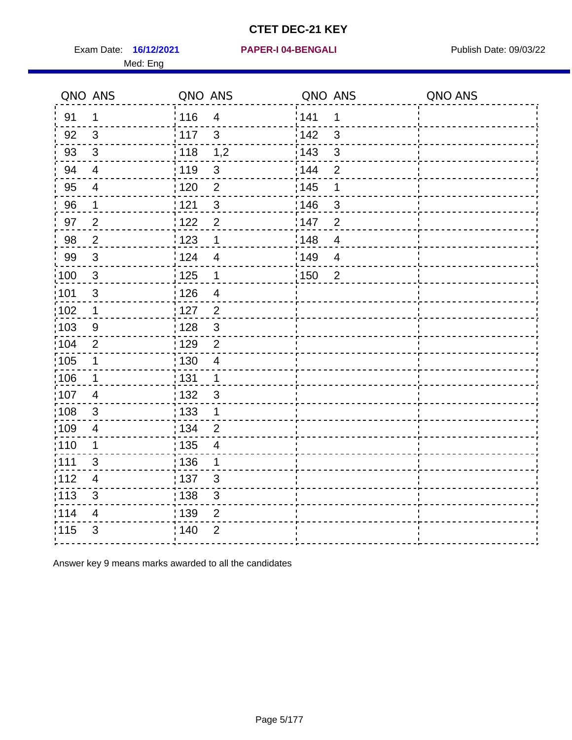# CTET DEC-21 KEY

Exam Date: **16/12/2021** **PAPER-I 04-BENGALI** Publish Date: 09/03/22

Med: Eng

| QNO | ANS | QNO | ANS | QNO | ANS | QNO | ANS |
|---|---|---|---|---|---|---|---|
| 91 | 1 | 116 | 4 | 141 | 1 | | |
| 92 | 3 | 117 | 3 | 142 | 3 | | |
| 93 | 3 | 118 | 1,2 | 143 | 3 | | |
| 94 | 4 | 119 | 3 | 144 | 2 | | |
| 95 | 4 | 120 | 2 | 145 | 1 | | |
| 96 | 1 | 121 | 3 | 146 | 3 | | |
| 97 | 2 | 122 | 2 | 147 | 2 | | |
| 98 | 2 | 123 | 1 | 148 | 4 | | |
| 99 | 3 | 124 | 4 | 149 | 4 | | |
| 100 | 3 | 125 | 1 | 150 | 2 | | |
| 101 | 3 | 126 | 4 | | | | |
| 102 | 1 | 127 | 2 | | | | |
| 103 | 9 | 128 | 3 | | | | |
| 104 | 2 | 129 | 2 | | | | |
| 105 | 1 | 130 | 4 | | | | |
| 106 | 1 | 131 | 1 | | | | |
| 107 | 4 | 132 | 3 | | | | |
| 108 | 3 | 133 | 1 | | | | |
| 109 | 4 | 134 | 2 | | | | |
| 110 | 1 | 135 | 4 | | | | |
| 111 | 3 | 136 | 1 | | | | |
| 112 | 4 | 137 | 3 | | | | |
| 113 | 3 | 138 | 3 | | | | |
| 114 | 4 | 139 | 2 | | | | |
| 115 | 3 | 140 | 2 | | | | |

Answer key 9 means marks awarded to all the candidates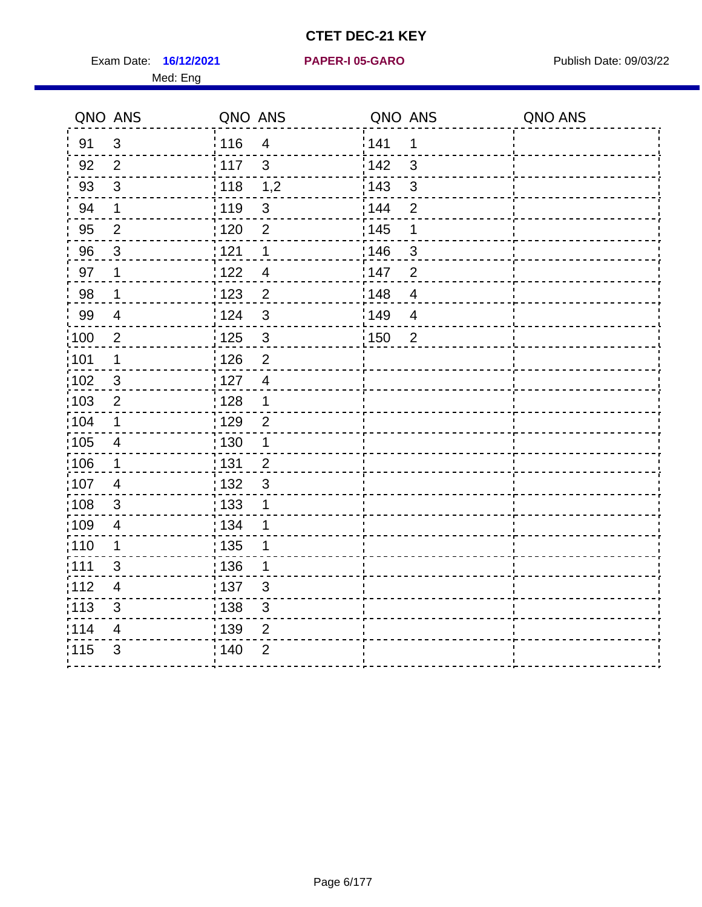# CTET DEC-21 KEY

Exam Date: **16/12/2021** **PAPER-I 05-GARO** Publish Date: 09/03/22

Med: Eng

| QNO | ANS | QNO | ANS | QNO | ANS | QNO | ANS |
|---|---|---|---|---|---|---|---|
| 91 | 3 | 116 | 4 | 141 | 1 | | |
| 92 | 2 | 117 | 3 | 142 | 3 | | |
| 93 | 3 | 118 | 1,2 | 143 | 3 | | |
| 94 | 1 | 119 | 3 | 144 | 2 | | |
| 95 | 2 | 120 | 2 | 145 | 1 | | |
| 96 | 3 | 121 | 1 | 146 | 3 | | |
| 97 | 1 | 122 | 4 | 147 | 2 | | |
| 98 | 1 | 123 | 2 | 148 | 4 | | |
| 99 | 4 | 124 | 3 | 149 | 4 | | |
| 100 | 2 | 125 | 3 | 150 | 2 | | |
| 101 | 1 | 126 | 2 | | | | |
| 102 | 3 | 127 | 4 | | | | |
| 103 | 2 | 128 | 1 | | | | |
| 104 | 1 | 129 | 2 | | | | |
| 105 | 4 | 130 | 1 | | | | |
| 106 | 1 | 131 | 2 | | | | |
| 107 | 4 | 132 | 3 | | | | |
| 108 | 3 | 133 | 1 | | | | |
| 109 | 4 | 134 | 1 | | | | |
| 110 | 1 | 135 | 1 | | | | |
| 111 | 3 | 136 | 1 | | | | |
| 112 | 4 | 137 | 3 | | | | |
| 113 | 3 | 138 | 3 | | | | |
| 114 | 4 | 139 | 2 | | | | |
| 115 | 3 | 140 | 2 | | | | |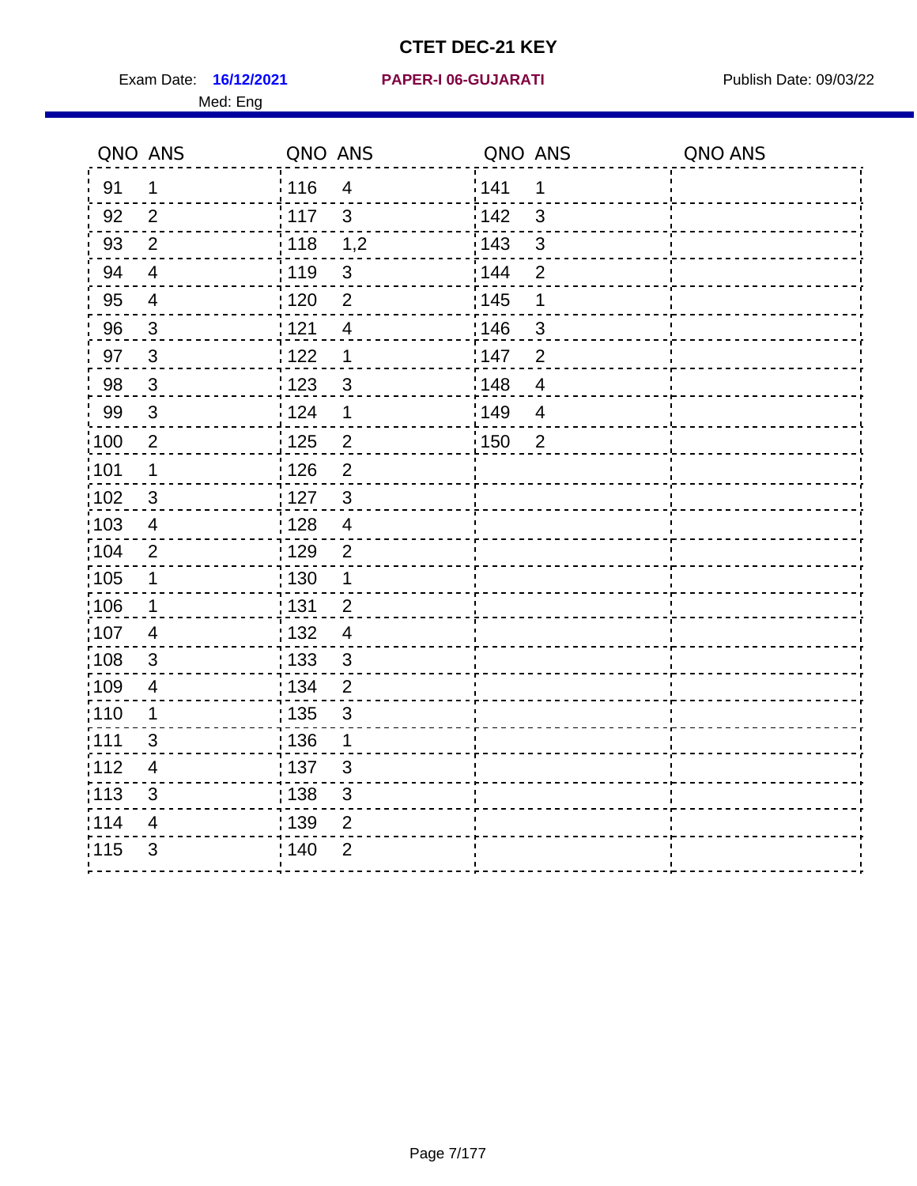# CTET DEC-21 KEY

Exam Date: **16/12/2021** **PAPER-I 06-GUJARATI** Publish Date: 09/03/22

Med: Eng

| QNO | ANS | QNO | ANS | QNO | ANS | QNO | ANS |
|---|---|---|---|---|---|---|---|
| 91 | 1 | 116 | 4 | 141 | 1 | | |
| 92 | 2 | 117 | 3 | 142 | 3 | | |
| 93 | 2 | 118 | 1,2 | 143 | 3 | | |
| 94 | 4 | 119 | 3 | 144 | 2 | | |
| 95 | 4 | 120 | 2 | 145 | 1 | | |
| 96 | 3 | 121 | 4 | 146 | 3 | | |
| 97 | 3 | 122 | 1 | 147 | 2 | | |
| 98 | 3 | 123 | 3 | 148 | 4 | | |
| 99 | 3 | 124 | 1 | 149 | 4 | | |
| 100 | 2 | 125 | 2 | 150 | 2 | | |
| 101 | 1 | 126 | 2 | | | | |
| 102 | 3 | 127 | 3 | | | | |
| 103 | 4 | 128 | 4 | | | | |
| 104 | 2 | 129 | 2 | | | | |
| 105 | 1 | 130 | 1 | | | | |
| 106 | 1 | 131 | 2 | | | | |
| 107 | 4 | 132 | 4 | | | | |
| 108 | 3 | 133 | 3 | | | | |
| 109 | 4 | 134 | 2 | | | | |
| 110 | 1 | 135 | 3 | | | | |
| 111 | 3 | 136 | 1 | | | | |
| 112 | 4 | 137 | 3 | | | | |
| 113 | 3 | 138 | 3 | | | | |
| 114 | 4 | 139 | 2 | | | | |
| 115 | 3 | 140 | 2 | | | | |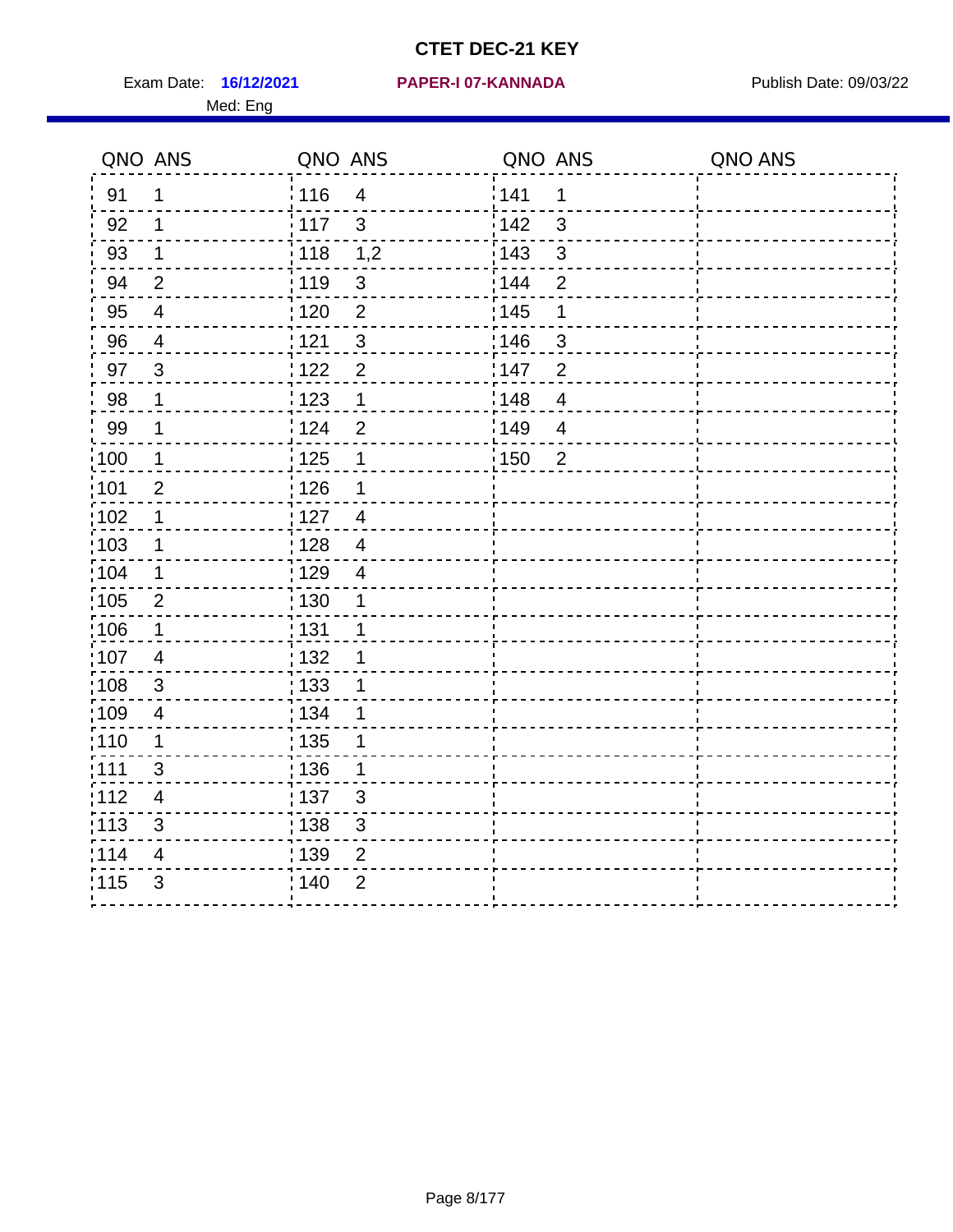# CTET DEC-21 KEY

Exam Date: **16/12/2021** **PAPER-I 07-KANNADA** Publish Date: 09/03/22

Med: Eng

| QNO | ANS | QNO | ANS | QNO | ANS | QNO | ANS |
|---|---|---|---|---|---|---|---|
| 91 | 1 | 116 | 4 | 141 | 1 | | |
| 92 | 1 | 117 | 3 | 142 | 3 | | |
| 93 | 1 | 118 | 1,2 | 143 | 3 | | |
| 94 | 2 | 119 | 3 | 144 | 2 | | |
| 95 | 4 | 120 | 2 | 145 | 1 | | |
| 96 | 4 | 121 | 3 | 146 | 3 | | |
| 97 | 3 | 122 | 2 | 147 | 2 | | |
| 98 | 1 | 123 | 1 | 148 | 4 | | |
| 99 | 1 | 124 | 2 | 149 | 4 | | |
| 100 | 1 | 125 | 1 | 150 | 2 | | |
| 101 | 2 | 126 | 1 | | | | |
| 102 | 1 | 127 | 4 | | | | |
| 103 | 1 | 128 | 4 | | | | |
| 104 | 1 | 129 | 4 | | | | |
| 105 | 2 | 130 | 1 | | | | |
| 106 | 1 | 131 | 1 | | | | |
| 107 | 4 | 132 | 1 | | | | |
| 108 | 3 | 133 | 1 | | | | |
| 109 | 4 | 134 | 1 | | | | |
| 110 | 1 | 135 | 1 | | | | |
| 111 | 3 | 136 | 1 | | | | |
| 112 | 4 | 137 | 3 | | | | |
| 113 | 3 | 138 | 3 | | | | |
| 114 | 4 | 139 | 2 | | | | |
| 115 | 3 | 140 | 2 | | | | |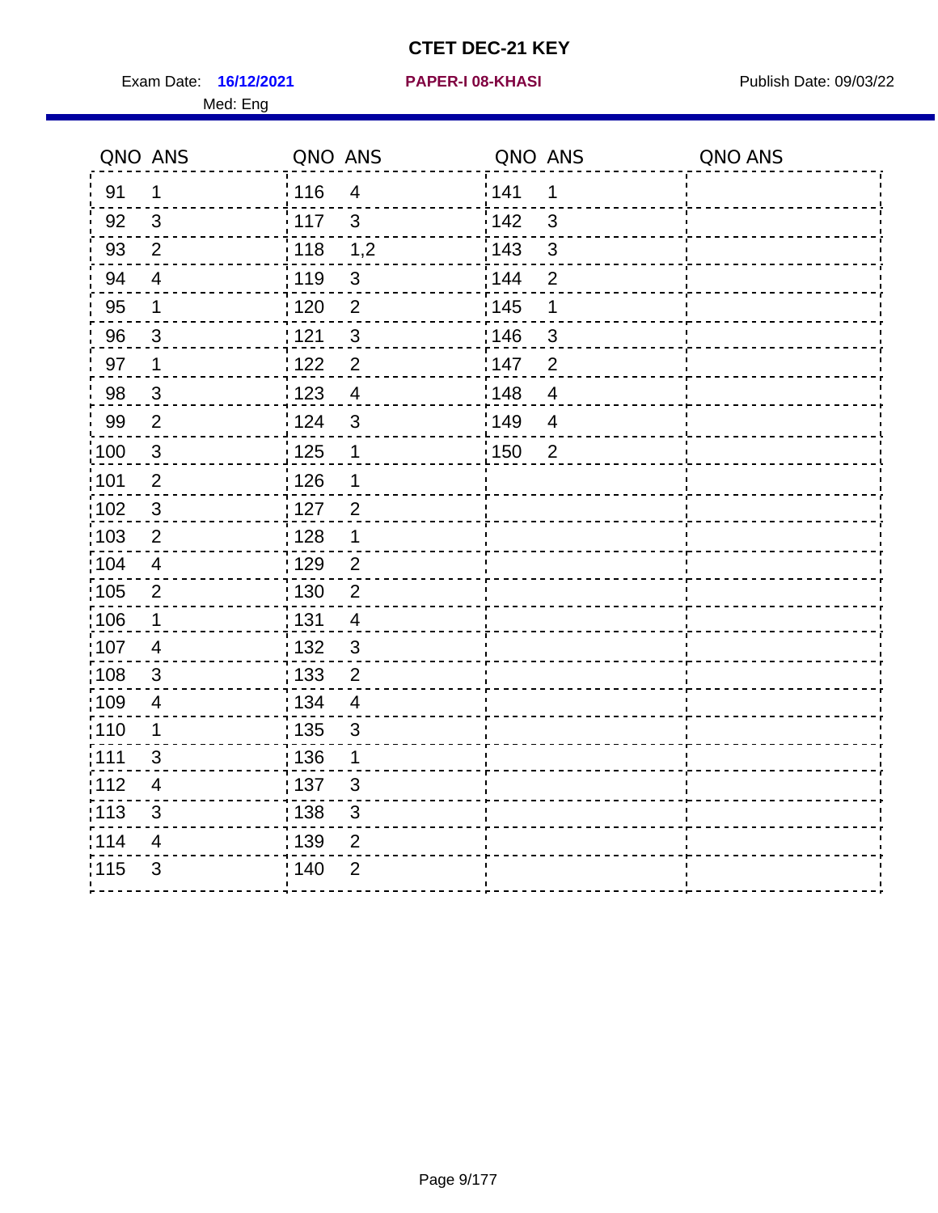# CTET DEC-21 KEY

Exam Date: **16/12/2021** **PAPER-I 08-KHASI** Publish Date: 09/03/22

Med: Eng

| QNO | ANS | QNO | ANS | QNO | ANS | QNO | ANS |
|---|---|---|---|---|---|---|---|
| 91 | 1 | 116 | 4 | 141 | 1 | | |
| 92 | 3 | 117 | 3 | 142 | 3 | | |
| 93 | 2 | 118 | 1,2 | 143 | 3 | | |
| 94 | 4 | 119 | 3 | 144 | 2 | | |
| 95 | 1 | 120 | 2 | 145 | 1 | | |
| 96 | 3 | 121 | 3 | 146 | 3 | | |
| 97 | 1 | 122 | 2 | 147 | 2 | | |
| 98 | 3 | 123 | 4 | 148 | 4 | | |
| 99 | 2 | 124 | 3 | 149 | 4 | | |
| 100 | 3 | 125 | 1 | 150 | 2 | | |
| 101 | 2 | 126 | 1 | | | | |
| 102 | 3 | 127 | 2 | | | | |
| 103 | 2 | 128 | 1 | | | | |
| 104 | 4 | 129 | 2 | | | | |
| 105 | 2 | 130 | 2 | | | | |
| 106 | 1 | 131 | 4 | | | | |
| 107 | 4 | 132 | 3 | | | | |
| 108 | 3 | 133 | 2 | | | | |
| 109 | 4 | 134 | 4 | | | | |
| 110 | 1 | 135 | 3 | | | | |
| 111 | 3 | 136 | 1 | | | | |
| 112 | 4 | 137 | 3 | | | | |
| 113 | 3 | 138 | 3 | | | | |
| 114 | 4 | 139 | 2 | | | | |
| 115 | 3 | 140 | 2 | | | | |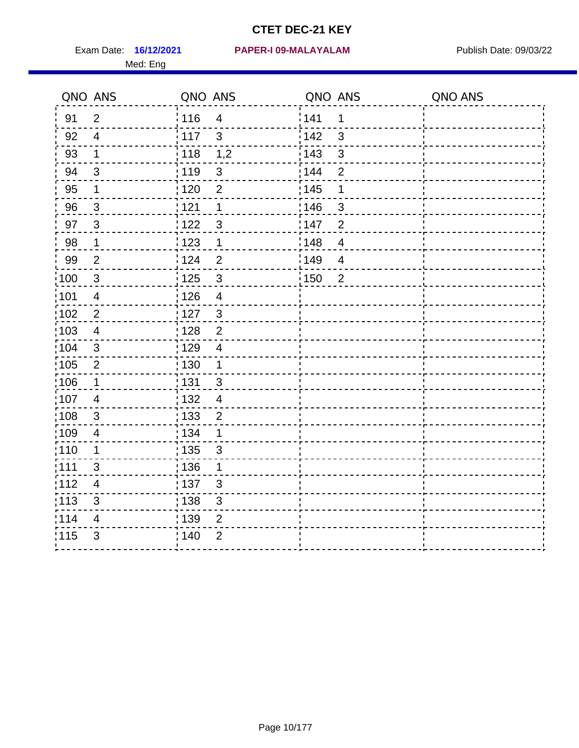# CTET DEC-21 KEY

Exam Date: **16/12/2021** **PAPER-I 09-MALAYALAM** Publish Date: 09/03/22

Med: Eng

| QNO | ANS | QNO | ANS | QNO | ANS | QNO | ANS |
|---|---|---|---|---|---|---|---|
| 91 | 2 | 116 | 4 | 141 | 1 | | |
| 92 | 4 | 117 | 3 | 142 | 3 | | |
| 93 | 1 | 118 | 1,2 | 143 | 3 | | |
| 94 | 3 | 119 | 3 | 144 | 2 | | |
| 95 | 1 | 120 | 2 | 145 | 1 | | |
| 96 | 3 | 121 | 1 | 146 | 3 | | |
| 97 | 3 | 122 | 3 | 147 | 2 | | |
| 98 | 1 | 123 | 1 | 148 | 4 | | |
| 99 | 2 | 124 | 2 | 149 | 4 | | |
| 100 | 3 | 125 | 3 | 150 | 2 | | |
| 101 | 4 | 126 | 4 | | | | |
| 102 | 2 | 127 | 3 | | | | |
| 103 | 4 | 128 | 2 | | | | |
| 104 | 3 | 129 | 4 | | | | |
| 105 | 2 | 130 | 1 | | | | |
| 106 | 1 | 131 | 3 | | | | |
| 107 | 4 | 132 | 4 | | | | |
| 108 | 3 | 133 | 2 | | | | |
| 109 | 4 | 134 | 1 | | | | |
| 110 | 1 | 135 | 3 | | | | |
| 111 | 3 | 136 | 1 | | | | |
| 112 | 4 | 137 | 3 | | | | |
| 113 | 3 | 138 | 3 | | | | |
| 114 | 4 | 139 | 2 | | | | |
| 115 | 3 | 140 | 2 | | | | |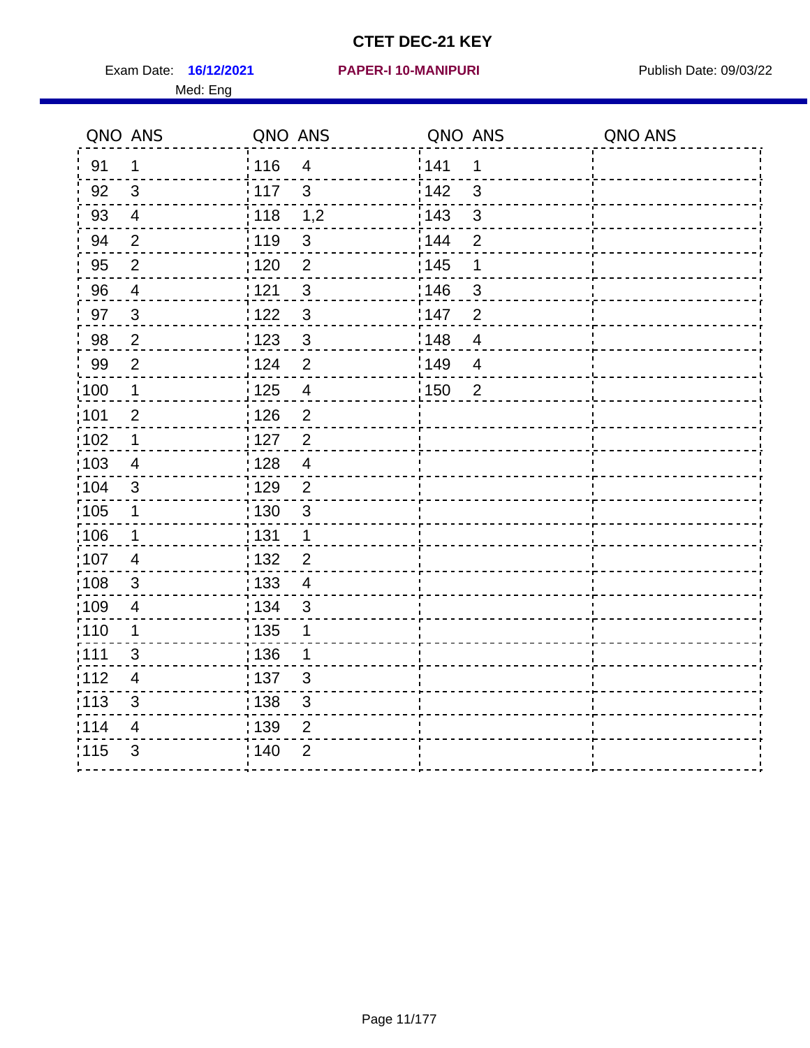# CTET DEC-21 KEY

Exam Date: **16/12/2021** **PAPER-I 10-MANIPURI** Publish Date: 09/03/22

Med: Eng

| QNO | ANS | QNO | ANS | QNO | ANS | QNO | ANS |
|---|---|---|---|---|---|---|---|
| 91 | 1 | 116 | 4 | 141 | 1 | | |
| 92 | 3 | 117 | 3 | 142 | 3 | | |
| 93 | 4 | 118 | 1,2 | 143 | 3 | | |
| 94 | 2 | 119 | 3 | 144 | 2 | | |
| 95 | 2 | 120 | 2 | 145 | 1 | | |
| 96 | 4 | 121 | 3 | 146 | 3 | | |
| 97 | 3 | 122 | 3 | 147 | 2 | | |
| 98 | 2 | 123 | 3 | 148 | 4 | | |
| 99 | 2 | 124 | 2 | 149 | 4 | | |
| 100 | 1 | 125 | 4 | 150 | 2 | | |
| 101 | 2 | 126 | 2 | | | | |
| 102 | 1 | 127 | 2 | | | | |
| 103 | 4 | 128 | 4 | | | | |
| 104 | 3 | 129 | 2 | | | | |
| 105 | 1 | 130 | 3 | | | | |
| 106 | 1 | 131 | 1 | | | | |
| 107 | 4 | 132 | 2 | | | | |
| 108 | 3 | 133 | 4 | | | | |
| 109 | 4 | 134 | 3 | | | | |
| 110 | 1 | 135 | 1 | | | | |
| 111 | 3 | 136 | 1 | | | | |
| 112 | 4 | 137 | 3 | | | | |
| 113 | 3 | 138 | 3 | | | | |
| 114 | 4 | 139 | 2 | | | | |
| 115 | 3 | 140 | 2 | | | | |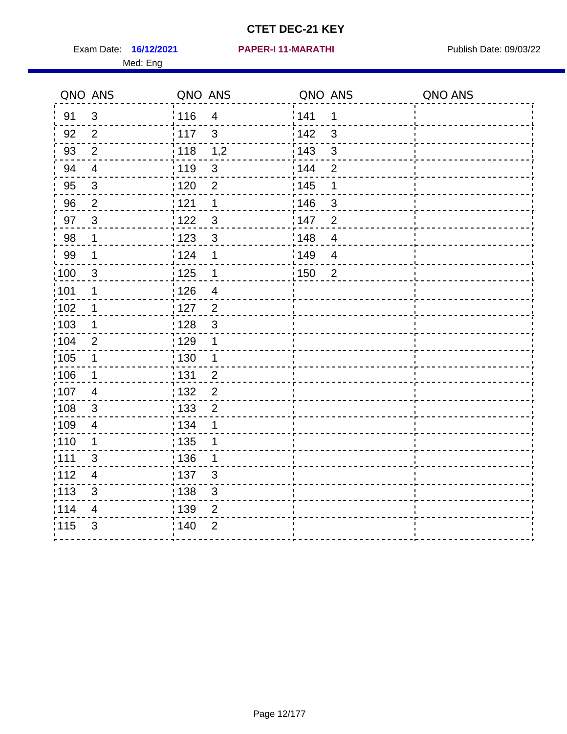# CTET DEC-21 KEY

Exam Date: **16/12/2021** **PAPER-I 11-MARATHI** Publish Date: 09/03/22

Med: Eng

| QNO | ANS | QNO | ANS | QNO | ANS | QNO | ANS |
|---|---|---|---|---|---|---|---|
| 91 | 3 | 116 | 4 | 141 | 1 | | |
| 92 | 2 | 117 | 3 | 142 | 3 | | |
| 93 | 2 | 118 | 1,2 | 143 | 3 | | |
| 94 | 4 | 119 | 3 | 144 | 2 | | |
| 95 | 3 | 120 | 2 | 145 | 1 | | |
| 96 | 2 | 121 | 1 | 146 | 3 | | |
| 97 | 3 | 122 | 3 | 147 | 2 | | |
| 98 | 1 | 123 | 3 | 148 | 4 | | |
| 99 | 1 | 124 | 1 | 149 | 4 | | |
| 100 | 3 | 125 | 1 | 150 | 2 | | |
| 101 | 1 | 126 | 4 | | | | |
| 102 | 1 | 127 | 2 | | | | |
| 103 | 1 | 128 | 3 | | | | |
| 104 | 2 | 129 | 1 | | | | |
| 105 | 1 | 130 | 1 | | | | |
| 106 | 1 | 131 | 2 | | | | |
| 107 | 4 | 132 | 2 | | | | |
| 108 | 3 | 133 | 2 | | | | |
| 109 | 4 | 134 | 1 | | | | |
| 110 | 1 | 135 | 1 | | | | |
| 111 | 3 | 136 | 1 | | | | |
| 112 | 4 | 137 | 3 | | | | |
| 113 | 3 | 138 | 3 | | | | |
| 114 | 4 | 139 | 2 | | | | |
| 115 | 3 | 140 | 2 | | | | |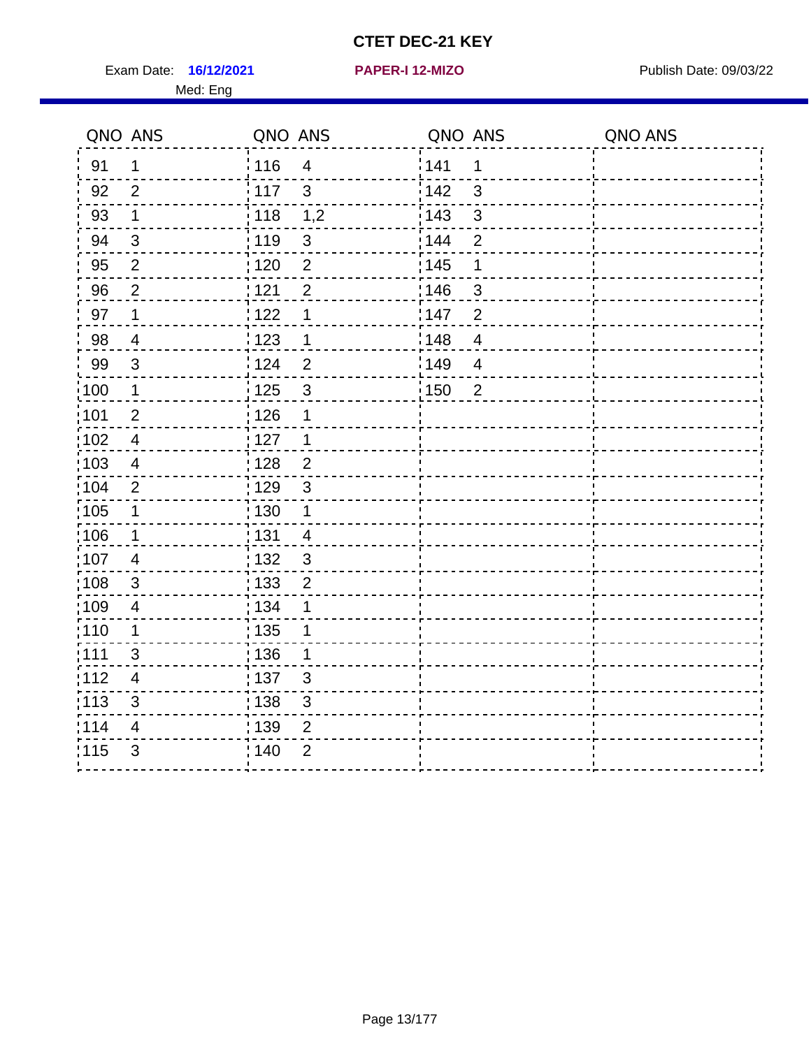# CTET DEC-21 KEY

Exam Date: **16/12/2021** **PAPER-I 12-MIZO** Publish Date: 09/03/22

Med: Eng

| QNO | ANS | QNO | ANS | QNO | ANS | QNO | ANS |
|---|---|---|---|---|---|---|---|
| 91 | 1 | 116 | 4 | 141 | 1 | | |
| 92 | 2 | 117 | 3 | 142 | 3 | | |
| 93 | 1 | 118 | 1,2 | 143 | 3 | | |
| 94 | 3 | 119 | 3 | 144 | 2 | | |
| 95 | 2 | 120 | 2 | 145 | 1 | | |
| 96 | 2 | 121 | 2 | 146 | 3 | | |
| 97 | 1 | 122 | 1 | 147 | 2 | | |
| 98 | 4 | 123 | 1 | 148 | 4 | | |
| 99 | 3 | 124 | 2 | 149 | 4 | | |
| 100 | 1 | 125 | 3 | 150 | 2 | | |
| 101 | 2 | 126 | 1 | | | | |
| 102 | 4 | 127 | 1 | | | | |
| 103 | 4 | 128 | 2 | | | | |
| 104 | 2 | 129 | 3 | | | | |
| 105 | 1 | 130 | 1 | | | | |
| 106 | 1 | 131 | 4 | | | | |
| 107 | 4 | 132 | 3 | | | | |
| 108 | 3 | 133 | 2 | | | | |
| 109 | 4 | 134 | 1 | | | | |
| 110 | 1 | 135 | 1 | | | | |
| 111 | 3 | 136 | 1 | | | | |
| 112 | 4 | 137 | 3 | | | | |
| 113 | 3 | 138 | 3 | | | | |
| 114 | 4 | 139 | 2 | | | | |
| 115 | 3 | 140 | 2 | | | | |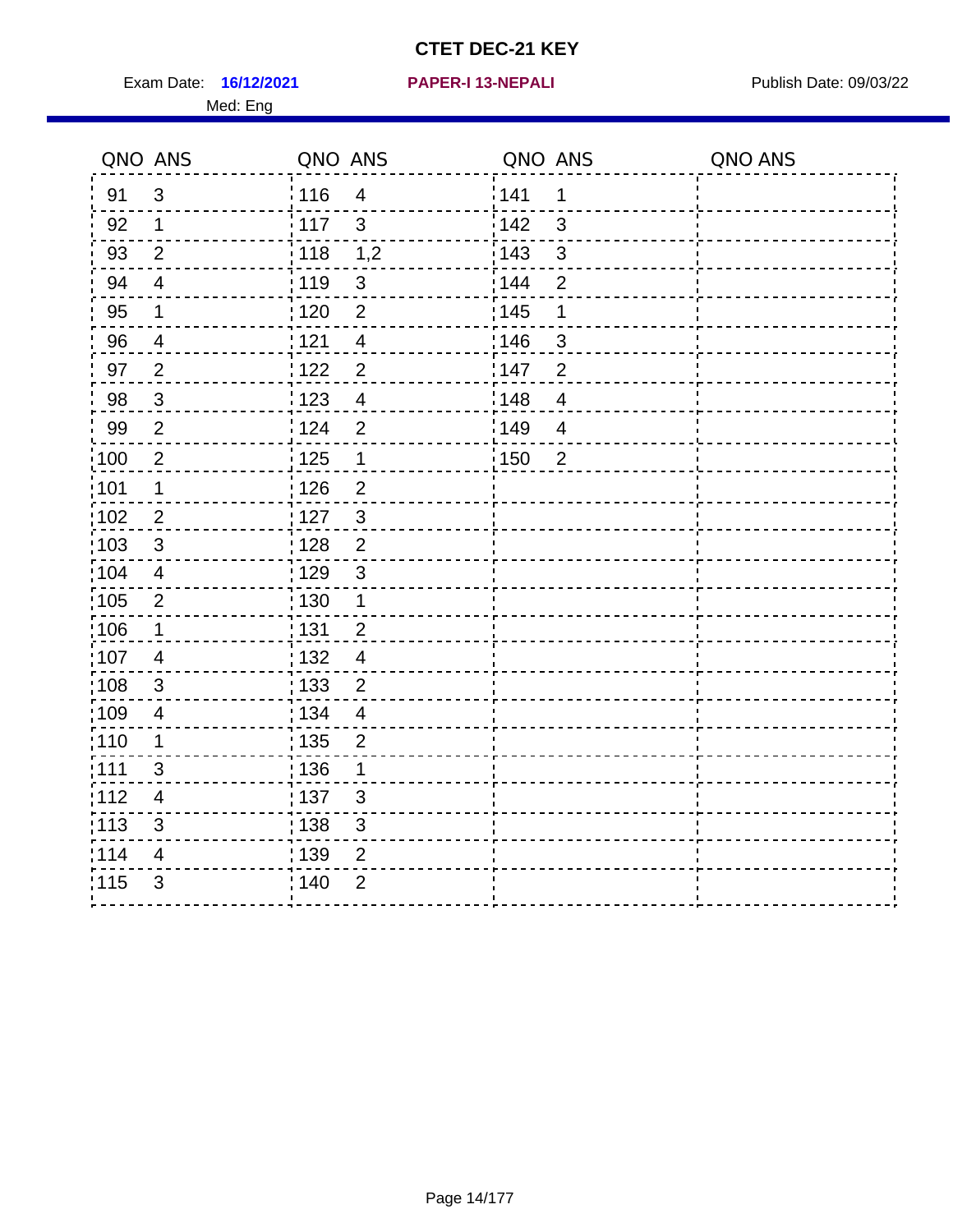# CTET DEC-21 KEY

Exam Date: **16/12/2021** **PAPER-I 13-NEPALI** Publish Date: 09/03/22

Med: Eng

| QNO | ANS | QNO | ANS | QNO | ANS | QNO | ANS |
|---|---|---|---|---|---|---|---|
| 91 | 3 | 116 | 4 | 141 | 1 | | |
| 92 | 1 | 117 | 3 | 142 | 3 | | |
| 93 | 2 | 118 | 1,2 | 143 | 3 | | |
| 94 | 4 | 119 | 3 | 144 | 2 | | |
| 95 | 1 | 120 | 2 | 145 | 1 | | |
| 96 | 4 | 121 | 4 | 146 | 3 | | |
| 97 | 2 | 122 | 2 | 147 | 2 | | |
| 98 | 3 | 123 | 4 | 148 | 4 | | |
| 99 | 2 | 124 | 2 | 149 | 4 | | |
| 100 | 2 | 125 | 1 | 150 | 2 | | |
| 101 | 1 | 126 | 2 | | | | |
| 102 | 2 | 127 | 3 | | | | |
| 103 | 3 | 128 | 2 | | | | |
| 104 | 4 | 129 | 3 | | | | |
| 105 | 2 | 130 | 1 | | | | |
| 106 | 1 | 131 | 2 | | | | |
| 107 | 4 | 132 | 4 | | | | |
| 108 | 3 | 133 | 2 | | | | |
| 109 | 4 | 134 | 4 | | | | |
| 110 | 1 | 135 | 2 | | | | |
| 111 | 3 | 136 | 1 | | | | |
| 112 | 4 | 137 | 3 | | | | |
| 113 | 3 | 138 | 3 | | | | |
| 114 | 4 | 139 | 2 | | | | |
| 115 | 3 | 140 | 2 | | | | |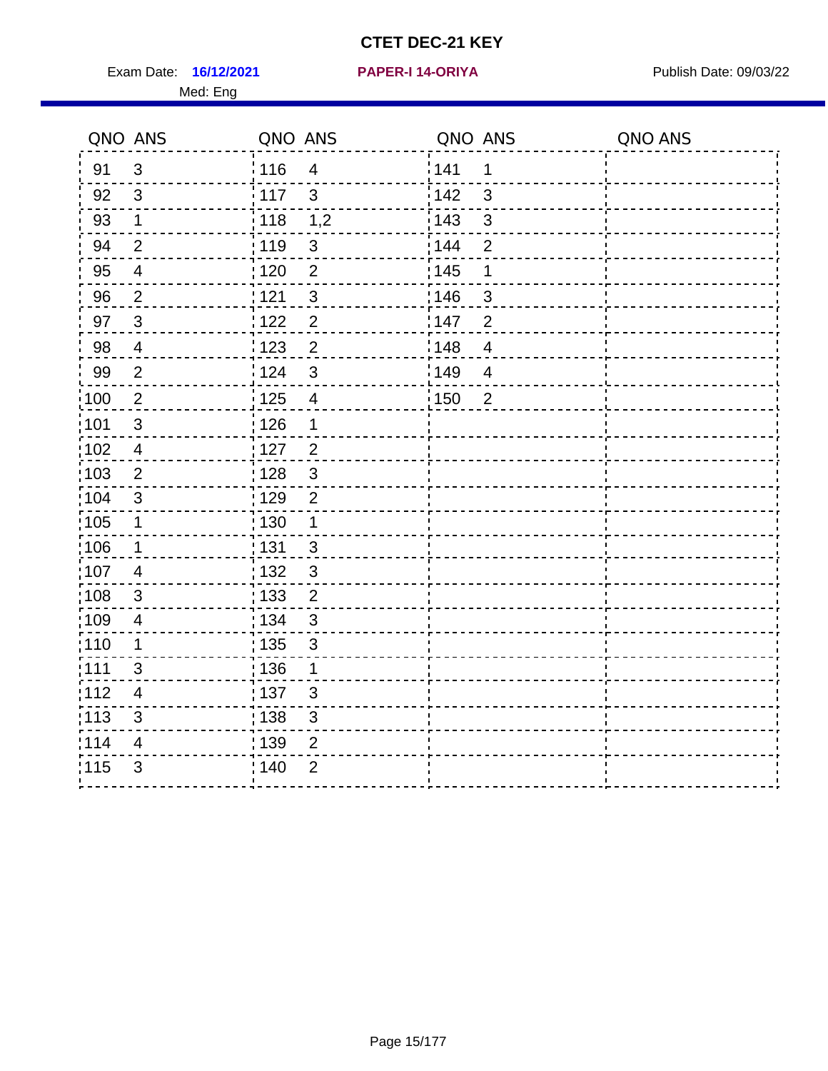# CTET DEC-21 KEY

Exam Date: **16/12/2021** **PAPER-I 14-ORIYA** Publish Date: 09/03/22

Med: Eng

| QNO | ANS | QNO | ANS | QNO | ANS | QNO | ANS |
|---|---|---|---|---|---|---|---|
| 91 | 3 | 116 | 4 | 141 | 1 | | |
| 92 | 3 | 117 | 3 | 142 | 3 | | |
| 93 | 1 | 118 | 1,2 | 143 | 3 | | |
| 94 | 2 | 119 | 3 | 144 | 2 | | |
| 95 | 4 | 120 | 2 | 145 | 1 | | |
| 96 | 2 | 121 | 3 | 146 | 3 | | |
| 97 | 3 | 122 | 2 | 147 | 2 | | |
| 98 | 4 | 123 | 2 | 148 | 4 | | |
| 99 | 2 | 124 | 3 | 149 | 4 | | |
| 100 | 2 | 125 | 4 | 150 | 2 | | |
| 101 | 3 | 126 | 1 | | | | |
| 102 | 4 | 127 | 2 | | | | |
| 103 | 2 | 128 | 3 | | | | |
| 104 | 3 | 129 | 2 | | | | |
| 105 | 1 | 130 | 1 | | | | |
| 106 | 1 | 131 | 3 | | | | |
| 107 | 4 | 132 | 3 | | | | |
| 108 | 3 | 133 | 2 | | | | |
| 109 | 4 | 134 | 3 | | | | |
| 110 | 1 | 135 | 3 | | | | |
| 111 | 3 | 136 | 1 | | | | |
| 112 | 4 | 137 | 3 | | | | |
| 113 | 3 | 138 | 3 | | | | |
| 114 | 4 | 139 | 2 | | | | |
| 115 | 3 | 140 | 2 | | | | |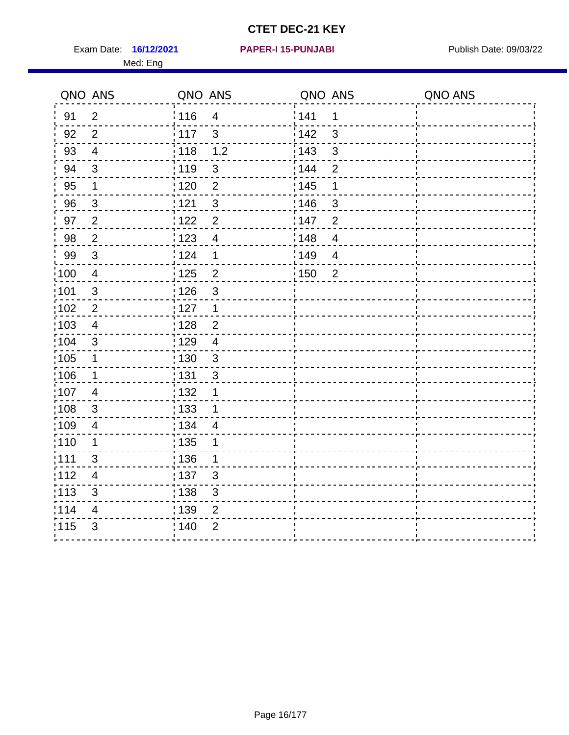# CTET DEC-21 KEY

Exam Date: **16/12/2021** **PAPER-I 15-PUNJABI** Publish Date: 09/03/22

Med: Eng

| QNO | ANS | QNO | ANS | QNO | ANS | QNO | ANS |
|---|---|---|---|---|---|---|---|
| 91 | 2 | 116 | 4 | 141 | 1 | | |
| 92 | 2 | 117 | 3 | 142 | 3 | | |
| 93 | 4 | 118 | 1,2 | 143 | 3 | | |
| 94 | 3 | 119 | 3 | 144 | 2 | | |
| 95 | 1 | 120 | 2 | 145 | 1 | | |
| 96 | 3 | 121 | 3 | 146 | 3 | | |
| 97 | 2 | 122 | 2 | 147 | 2 | | |
| 98 | 2 | 123 | 4 | 148 | 4 | | |
| 99 | 3 | 124 | 1 | 149 | 4 | | |
| 100 | 4 | 125 | 2 | 150 | 2 | | |
| 101 | 3 | 126 | 3 | | | | |
| 102 | 2 | 127 | 1 | | | | |
| 103 | 4 | 128 | 2 | | | | |
| 104 | 3 | 129 | 4 | | | | |
| 105 | 1 | 130 | 3 | | | | |
| 106 | 1 | 131 | 3 | | | | |
| 107 | 4 | 132 | 1 | | | | |
| 108 | 3 | 133 | 1 | | | | |
| 109 | 4 | 134 | 4 | | | | |
| 110 | 1 | 135 | 1 | | | | |
| 111 | 3 | 136 | 1 | | | | |
| 112 | 4 | 137 | 3 | | | | |
| 113 | 3 | 138 | 3 | | | | |
| 114 | 4 | 139 | 2 | | | | |
| 115 | 3 | 140 | 2 | | | | |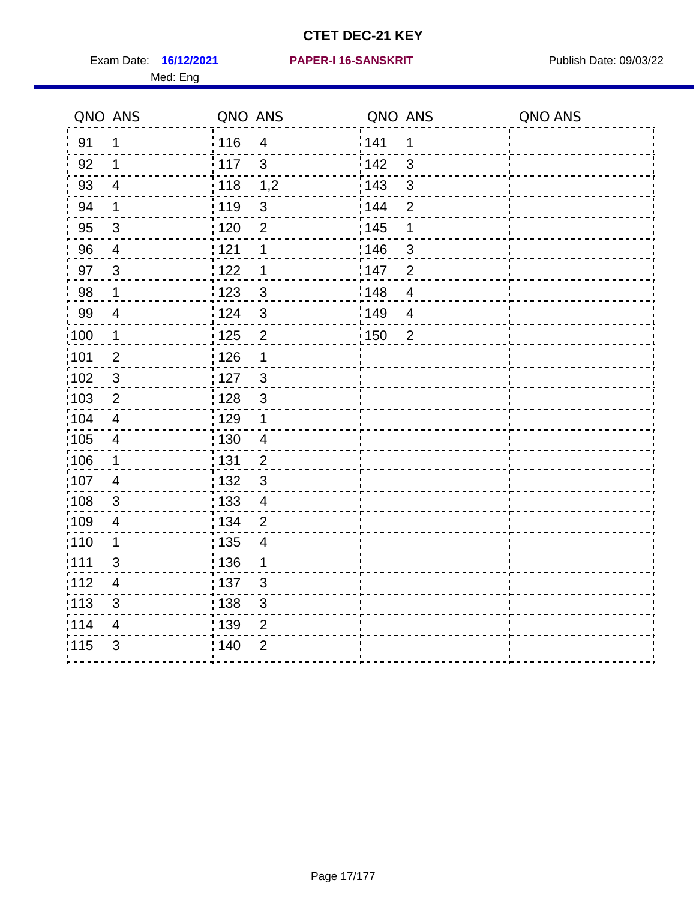# CTET DEC-21 KEY

Exam Date: **16/12/2021** **PAPER-I 16-SANSKRIT** Publish Date: 09/03/22

Med: Eng

| QNO | ANS | QNO | ANS | QNO | ANS | QNO | ANS |
|---|---|---|---|---|---|---|---|
| 91 | 1 | 116 | 4 | 141 | 1 | | |
| 92 | 1 | 117 | 3 | 142 | 3 | | |
| 93 | 4 | 118 | 1,2 | 143 | 3 | | |
| 94 | 1 | 119 | 3 | 144 | 2 | | |
| 95 | 3 | 120 | 2 | 145 | 1 | | |
| 96 | 4 | 121 | 1 | 146 | 3 | | |
| 97 | 3 | 122 | 1 | 147 | 2 | | |
| 98 | 1 | 123 | 3 | 148 | 4 | | |
| 99 | 4 | 124 | 3 | 149 | 4 | | |
| 100 | 1 | 125 | 2 | 150 | 2 | | |
| 101 | 2 | 126 | 1 | | | | |
| 102 | 3 | 127 | 3 | | | | |
| 103 | 2 | 128 | 3 | | | | |
| 104 | 4 | 129 | 1 | | | | |
| 105 | 4 | 130 | 4 | | | | |
| 106 | 1 | 131 | 2 | | | | |
| 107 | 4 | 132 | 3 | | | | |
| 108 | 3 | 133 | 4 | | | | |
| 109 | 4 | 134 | 2 | | | | |
| 110 | 1 | 135 | 4 | | | | |
| 111 | 3 | 136 | 1 | | | | |
| 112 | 4 | 137 | 3 | | | | |
| 113 | 3 | 138 | 3 | | | | |
| 114 | 4 | 139 | 2 | | | | |
| 115 | 3 | 140 | 2 | | | | |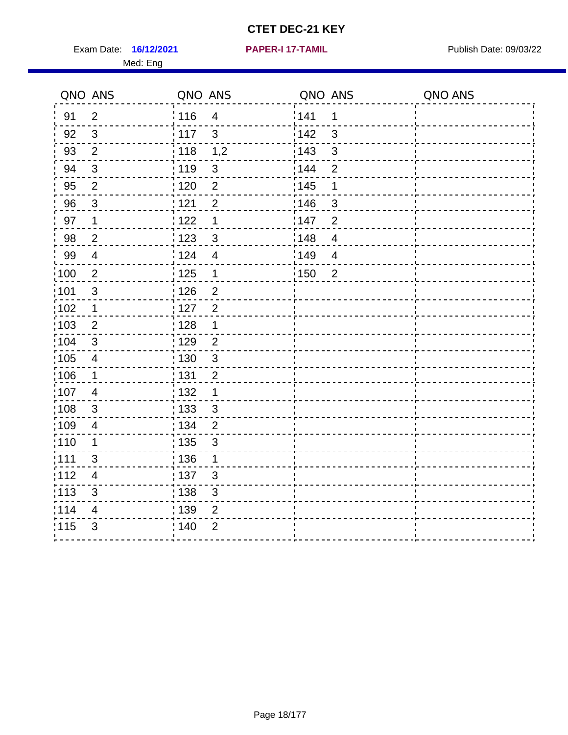# CTET DEC-21 KEY

Exam Date: **16/12/2021** **PAPER-I 17-TAMIL** Publish Date: 09/03/22

Med: Eng

| QNO | ANS | QNO | ANS | QNO | ANS | QNO | ANS |
|---|---|---|---|---|---|---|---|
| 91 | 2 | 116 | 4 | 141 | 1 | | |
| 92 | 3 | 117 | 3 | 142 | 3 | | |
| 93 | 2 | 118 | 1,2 | 143 | 3 | | |
| 94 | 3 | 119 | 3 | 144 | 2 | | |
| 95 | 2 | 120 | 2 | 145 | 1 | | |
| 96 | 3 | 121 | 2 | 146 | 3 | | |
| 97 | 1 | 122 | 1 | 147 | 2 | | |
| 98 | 2 | 123 | 3 | 148 | 4 | | |
| 99 | 4 | 124 | 4 | 149 | 4 | | |
| 100 | 2 | 125 | 1 | 150 | 2 | | |
| 101 | 3 | 126 | 2 | | | | |
| 102 | 1 | 127 | 2 | | | | |
| 103 | 2 | 128 | 1 | | | | |
| 104 | 3 | 129 | 2 | | | | |
| 105 | 4 | 130 | 3 | | | | |
| 106 | 1 | 131 | 2 | | | | |
| 107 | 4 | 132 | 1 | | | | |
| 108 | 3 | 133 | 3 | | | | |
| 109 | 4 | 134 | 2 | | | | |
| 110 | 1 | 135 | 3 | | | | |
| 111 | 3 | 136 | 1 | | | | |
| 112 | 4 | 137 | 3 | | | | |
| 113 | 3 | 138 | 3 | | | | |
| 114 | 4 | 139 | 2 | | | | |
| 115 | 3 | 140 | 2 | | | | |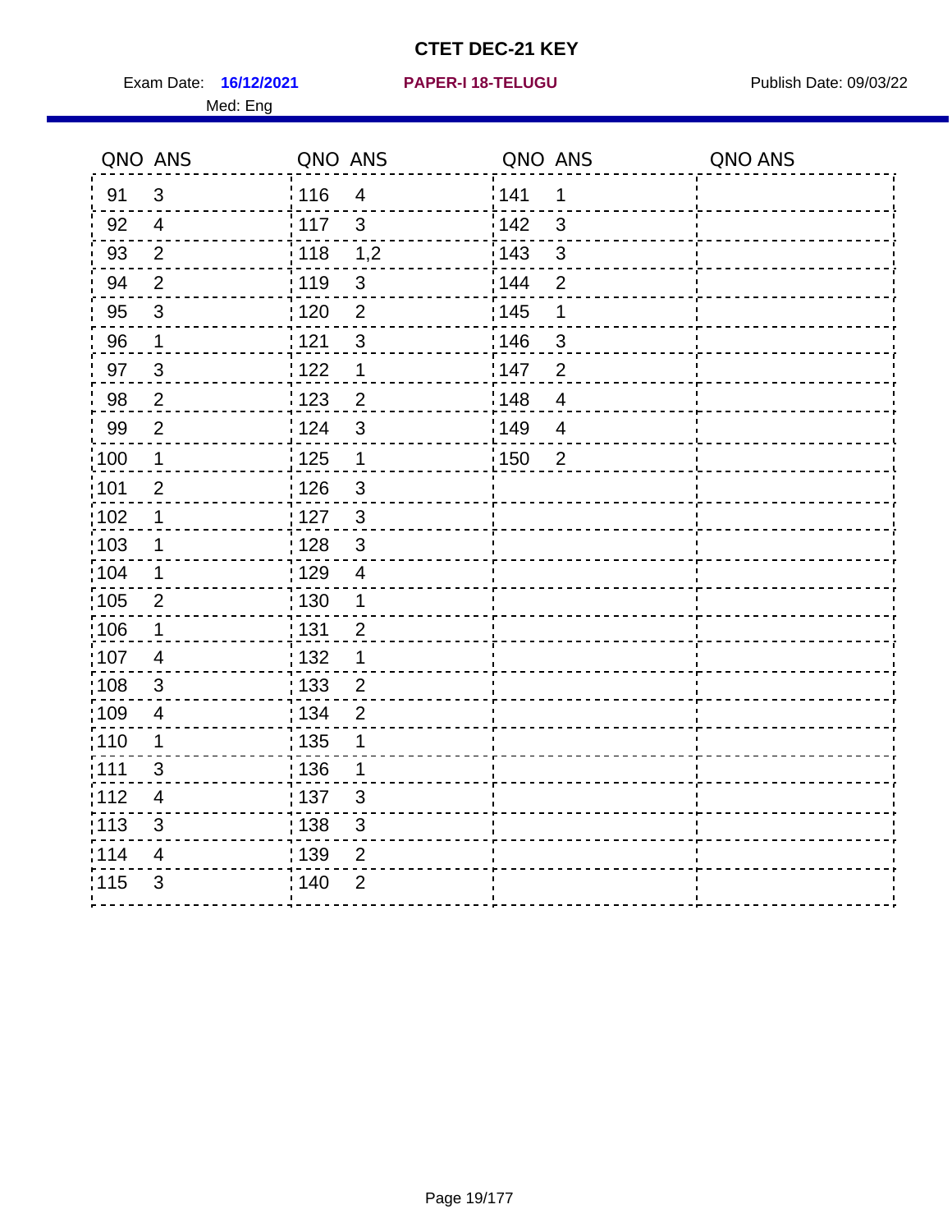# CTET DEC-21 KEY

Exam Date: **16/12/2021** **PAPER-I 18-TELUGU** Publish Date: 09/03/22

Med: Eng

| QNO | ANS | QNO | ANS | QNO | ANS | QNO | ANS |
|---|---|---|---|---|---|---|---|
| 91 | 3 | 116 | 4 | 141 | 1 | | |
| 92 | 4 | 117 | 3 | 142 | 3 | | |
| 93 | 2 | 118 | 1,2 | 143 | 3 | | |
| 94 | 2 | 119 | 3 | 144 | 2 | | |
| 95 | 3 | 120 | 2 | 145 | 1 | | |
| 96 | 1 | 121 | 3 | 146 | 3 | | |
| 97 | 3 | 122 | 1 | 147 | 2 | | |
| 98 | 2 | 123 | 2 | 148 | 4 | | |
| 99 | 2 | 124 | 3 | 149 | 4 | | |
| 100 | 1 | 125 | 1 | 150 | 2 | | |
| 101 | 2 | 126 | 3 | | | | |
| 102 | 1 | 127 | 3 | | | | |
| 103 | 1 | 128 | 3 | | | | |
| 104 | 1 | 129 | 4 | | | | |
| 105 | 2 | 130 | 1 | | | | |
| 106 | 1 | 131 | 2 | | | | |
| 107 | 4 | 132 | 1 | | | | |
| 108 | 3 | 133 | 2 | | | | |
| 109 | 4 | 134 | 2 | | | | |
| 110 | 1 | 135 | 1 | | | | |
| 111 | 3 | 136 | 1 | | | | |
| 112 | 4 | 137 | 3 | | | | |
| 113 | 3 | 138 | 3 | | | | |
| 114 | 4 | 139 | 2 | | | | |
| 115 | 3 | 140 | 2 | | | | |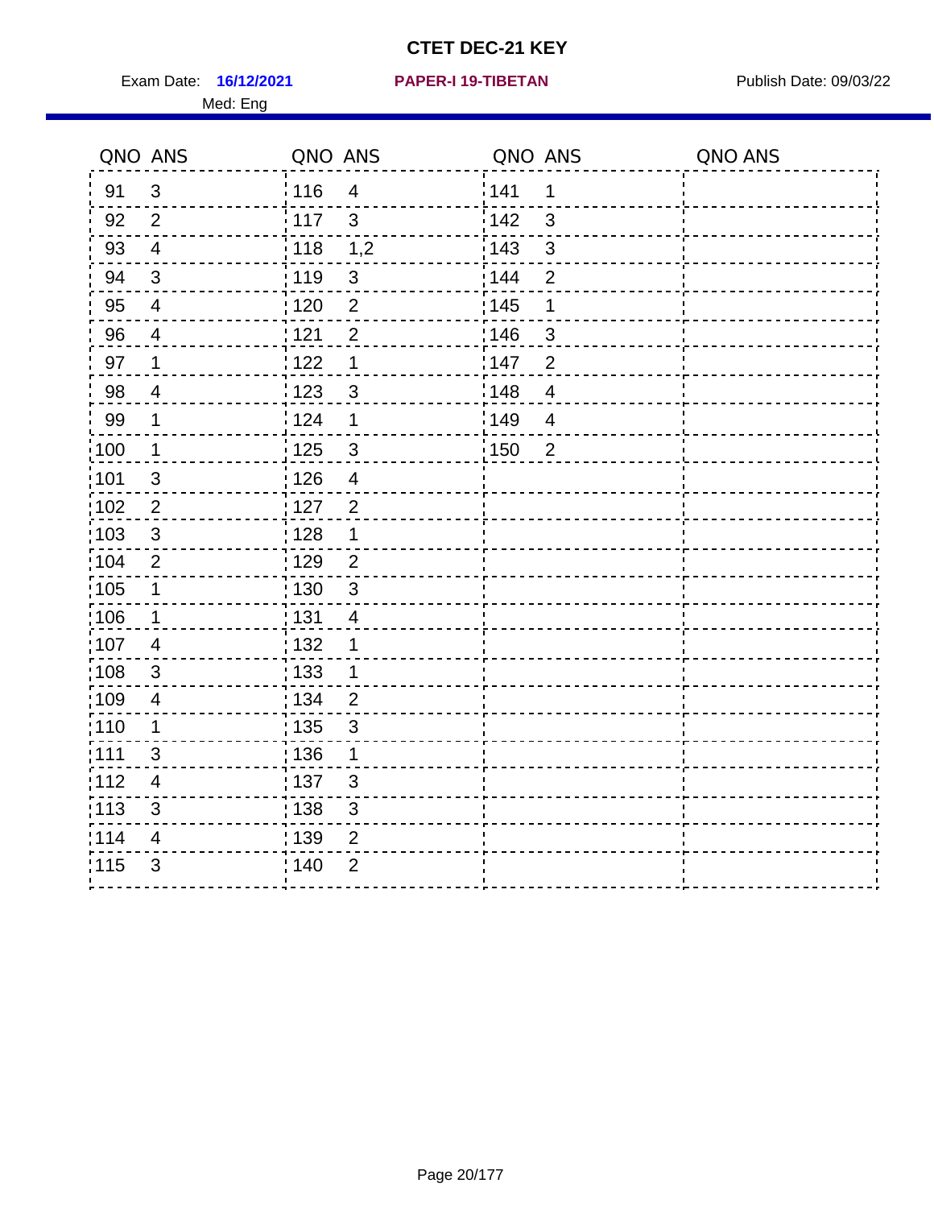# CTET DEC-21 KEY

Exam Date: **16/12/2021** **PAPER-I 19-TIBETAN** Publish Date: 09/03/22

Med: Eng

| QNO | ANS | QNO | ANS | QNO | ANS | QNO | ANS |
|---|---|---|---|---|---|---|---|
| 91 | 3 | 116 | 4 | 141 | 1 | | |
| 92 | 2 | 117 | 3 | 142 | 3 | | |
| 93 | 4 | 118 | 1,2 | 143 | 3 | | |
| 94 | 3 | 119 | 3 | 144 | 2 | | |
| 95 | 4 | 120 | 2 | 145 | 1 | | |
| 96 | 4 | 121 | 2 | 146 | 3 | | |
| 97 | 1 | 122 | 1 | 147 | 2 | | |
| 98 | 4 | 123 | 3 | 148 | 4 | | |
| 99 | 1 | 124 | 1 | 149 | 4 | | |
| 100 | 1 | 125 | 3 | 150 | 2 | | |
| 101 | 3 | 126 | 4 | | | | |
| 102 | 2 | 127 | 2 | | | | |
| 103 | 3 | 128 | 1 | | | | |
| 104 | 2 | 129 | 2 | | | | |
| 105 | 1 | 130 | 3 | | | | |
| 106 | 1 | 131 | 4 | | | | |
| 107 | 4 | 132 | 1 | | | | |
| 108 | 3 | 133 | 1 | | | | |
| 109 | 4 | 134 | 2 | | | | |
| 110 | 1 | 135 | 3 | | | | |
| 111 | 3 | 136 | 1 | | | | |
| 112 | 4 | 137 | 3 | | | | |
| 113 | 3 | 138 | 3 | | | | |
| 114 | 4 | 139 | 2 | | | | |
| 115 | 3 | 140 | 2 | | | | |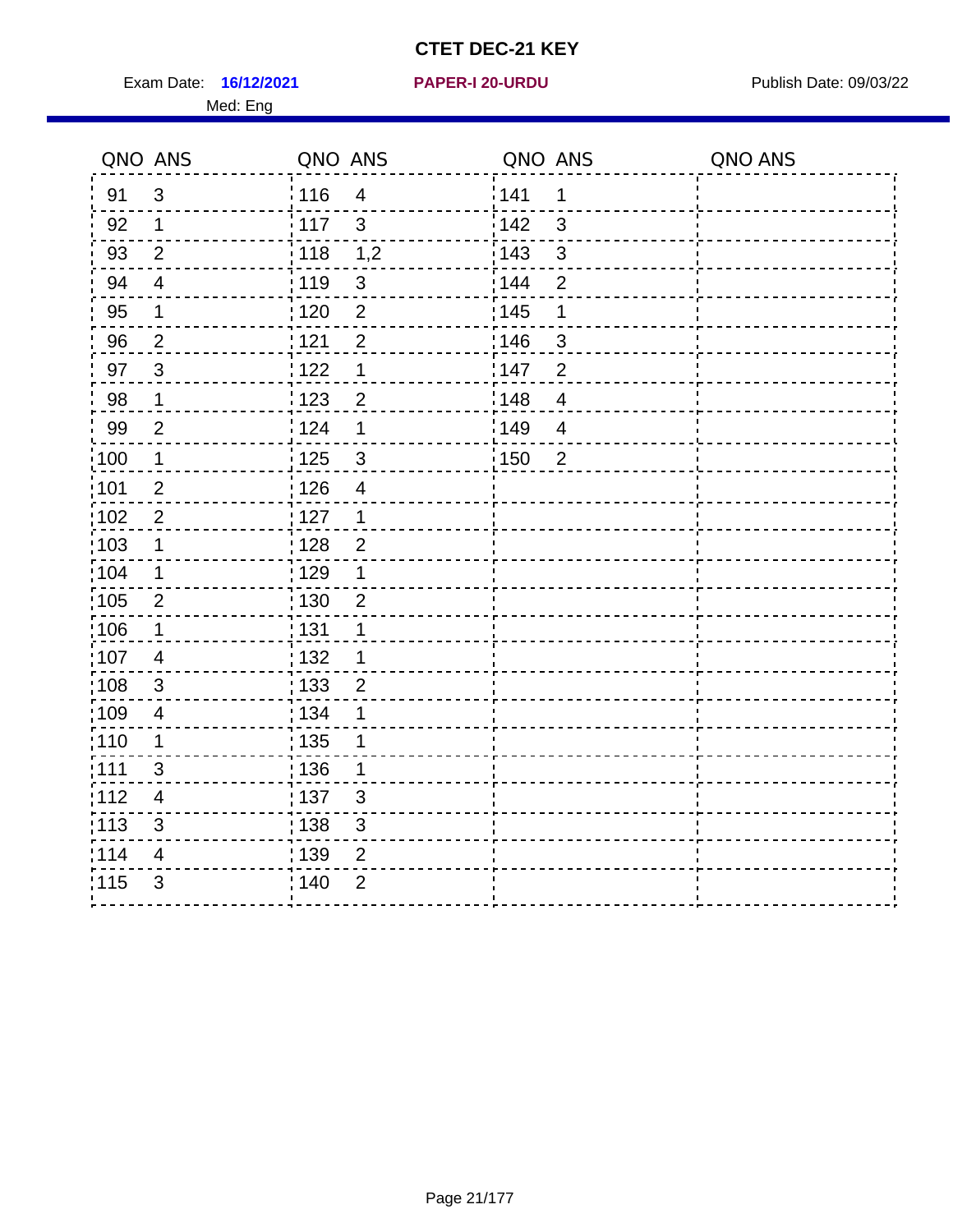# CTET DEC-21 KEY

Exam Date: **16/12/2021** **PAPER-I 20-URDU** Publish Date: 09/03/22

Med: Eng

| QNO | ANS | QNO | ANS | QNO | ANS | QNO | ANS |
|---|---|---|---|---|---|---|---|
| 91 | 3 | 116 | 4 | 141 | 1 | | |
| 92 | 1 | 117 | 3 | 142 | 3 | | |
| 93 | 2 | 118 | 1,2 | 143 | 3 | | |
| 94 | 4 | 119 | 3 | 144 | 2 | | |
| 95 | 1 | 120 | 2 | 145 | 1 | | |
| 96 | 2 | 121 | 2 | 146 | 3 | | |
| 97 | 3 | 122 | 1 | 147 | 2 | | |
| 98 | 1 | 123 | 2 | 148 | 4 | | |
| 99 | 2 | 124 | 1 | 149 | 4 | | |
| 100 | 1 | 125 | 3 | 150 | 2 | | |
| 101 | 2 | 126 | 4 | | | | |
| 102 | 2 | 127 | 1 | | | | |
| 103 | 1 | 128 | 2 | | | | |
| 104 | 1 | 129 | 1 | | | | |
| 105 | 2 | 130 | 2 | | | | |
| 106 | 1 | 131 | 1 | | | | |
| 107 | 4 | 132 | 1 | | | | |
| 108 | 3 | 133 | 2 | | | | |
| 109 | 4 | 134 | 1 | | | | |
| 110 | 1 | 135 | 1 | | | | |
| 111 | 3 | 136 | 1 | | | | |
| 112 | 4 | 137 | 3 | | | | |
| 113 | 3 | 138 | 3 | | | | |
| 114 | 4 | 139 | 2 | | | | |
| 115 | 3 | 140 | 2 | | | | |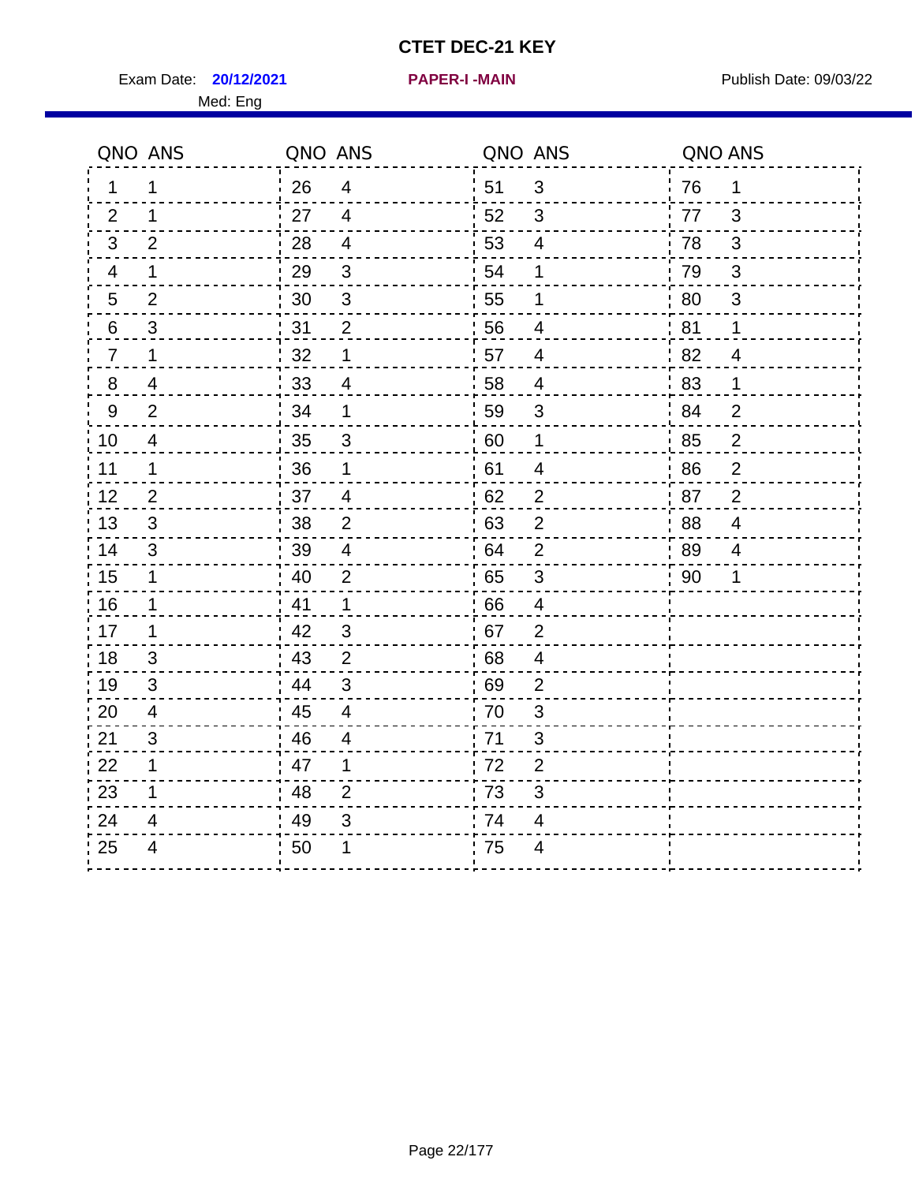# CTET DEC-21 KEY

Exam Date: **20/12/2021** **PAPER-I -MAIN** Publish Date: 09/03/22

Med: Eng

| QNO | ANS | QNO | ANS | QNO | ANS | QNO | ANS |
|---|---|---|---|---|---|---|---|
| 1 | 1 | 26 | 4 | 51 | 3 | 76 | 1 |
| 2 | 1 | 27 | 4 | 52 | 3 | 77 | 3 |
| 3 | 2 | 28 | 4 | 53 | 4 | 78 | 3 |
| 4 | 1 | 29 | 3 | 54 | 1 | 79 | 3 |
| 5 | 2 | 30 | 3 | 55 | 1 | 80 | 3 |
| 6 | 3 | 31 | 2 | 56 | 4 | 81 | 1 |
| 7 | 1 | 32 | 1 | 57 | 4 | 82 | 4 |
| 8 | 4 | 33 | 4 | 58 | 4 | 83 | 1 |
| 9 | 2 | 34 | 1 | 59 | 3 | 84 | 2 |
| 10 | 4 | 35 | 3 | 60 | 1 | 85 | 2 |
| 11 | 1 | 36 | 1 | 61 | 4 | 86 | 2 |
| 12 | 2 | 37 | 4 | 62 | 2 | 87 | 2 |
| 13 | 3 | 38 | 2 | 63 | 2 | 88 | 4 |
| 14 | 3 | 39 | 4 | 64 | 2 | 89 | 4 |
| 15 | 1 | 40 | 2 | 65 | 3 | 90 | 1 |
| 16 | 1 | 41 | 1 | 66 | 4 | | |
| 17 | 1 | 42 | 3 | 67 | 2 | | |
| 18 | 3 | 43 | 2 | 68 | 4 | | |
| 19 | 3 | 44 | 3 | 69 | 2 | | |
| 20 | 4 | 45 | 4 | 70 | 3 | | |
| 21 | 3 | 46 | 4 | 71 | 3 | | |
| 22 | 1 | 47 | 1 | 72 | 2 | | |
| 23 | 1 | 48 | 2 | 73 | 3 | | |
| 24 | 4 | 49 | 3 | 74 | 4 | | |
| 25 | 4 | 50 | 1 | 75 | 4 | | |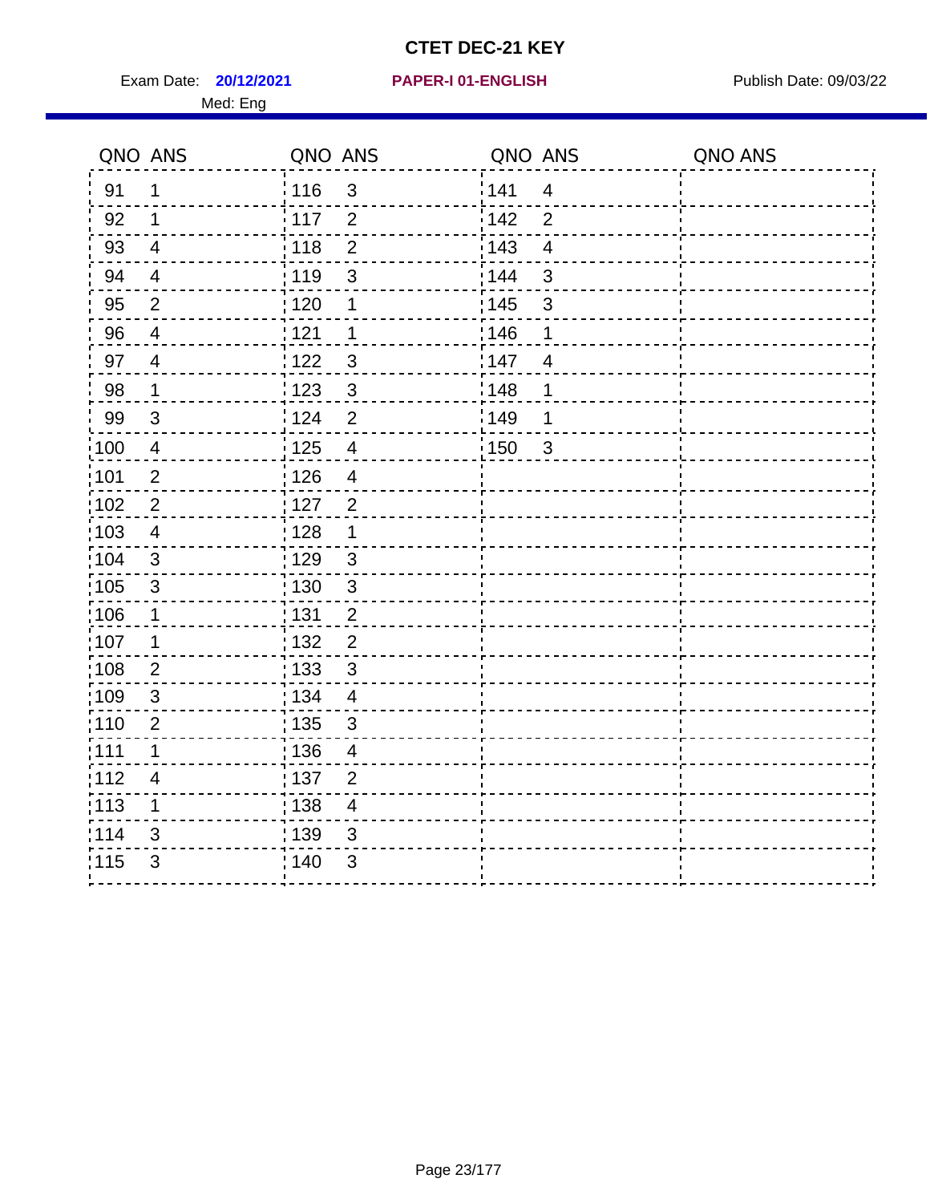# CTET DEC-21 KEY

Exam Date: **20/12/2021** **PAPER-I 01-ENGLISH** Publish Date: 09/03/22

Med: Eng

| QNO | ANS | QNO | ANS | QNO | ANS | QNO | ANS |
|---|---|---|---|---|---|---|---|
| 91 | 1 | 116 | 3 | 141 | 4 | | |
| 92 | 1 | 117 | 2 | 142 | 2 | | |
| 93 | 4 | 118 | 2 | 143 | 4 | | |
| 94 | 4 | 119 | 3 | 144 | 3 | | |
| 95 | 2 | 120 | 1 | 145 | 3 | | |
| 96 | 4 | 121 | 1 | 146 | 1 | | |
| 97 | 4 | 122 | 3 | 147 | 4 | | |
| 98 | 1 | 123 | 3 | 148 | 1 | | |
| 99 | 3 | 124 | 2 | 149 | 1 | | |
| 100 | 4 | 125 | 4 | 150 | 3 | | |
| 101 | 2 | 126 | 4 | | | | |
| 102 | 2 | 127 | 2 | | | | |
| 103 | 4 | 128 | 1 | | | | |
| 104 | 3 | 129 | 3 | | | | |
| 105 | 3 | 130 | 3 | | | | |
| 106 | 1 | 131 | 2 | | | | |
| 107 | 1 | 132 | 2 | | | | |
| 108 | 2 | 133 | 3 | | | | |
| 109 | 3 | 134 | 4 | | | | |
| 110 | 2 | 135 | 3 | | | | |
| 111 | 1 | 136 | 4 | | | | |
| 112 | 4 | 137 | 2 | | | | |
| 113 | 1 | 138 | 4 | | | | |
| 114 | 3 | 139 | 3 | | | | |
| 115 | 3 | 140 | 3 | | | | |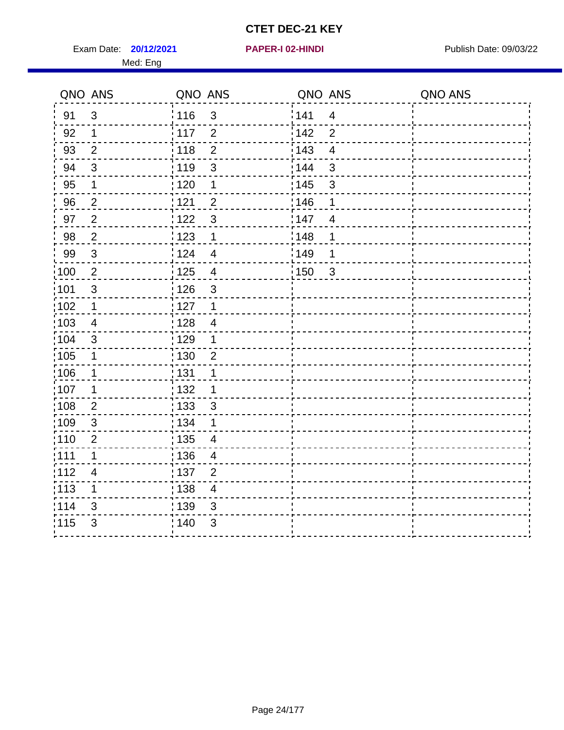# CTET DEC-21 KEY

Exam Date: **20/12/2021** **PAPER-I 02-HINDI** Publish Date: 09/03/22

Med: Eng

| QNO | ANS | QNO | ANS | QNO | ANS | QNO | ANS |
|---|---|---|---|---|---|---|---|
| 91 | 3 | 116 | 3 | 141 | 4 | | |
| 92 | 1 | 117 | 2 | 142 | 2 | | |
| 93 | 2 | 118 | 2 | 143 | 4 | | |
| 94 | 3 | 119 | 3 | 144 | 3 | | |
| 95 | 1 | 120 | 1 | 145 | 3 | | |
| 96 | 2 | 121 | 2 | 146 | 1 | | |
| 97 | 2 | 122 | 3 | 147 | 4 | | |
| 98 | 2 | 123 | 1 | 148 | 1 | | |
| 99 | 3 | 124 | 4 | 149 | 1 | | |
| 100 | 2 | 125 | 4 | 150 | 3 | | |
| 101 | 3 | 126 | 3 | | | | |
| 102 | 1 | 127 | 1 | | | | |
| 103 | 4 | 128 | 4 | | | | |
| 104 | 3 | 129 | 1 | | | | |
| 105 | 1 | 130 | 2 | | | | |
| 106 | 1 | 131 | 1 | | | | |
| 107 | 1 | 132 | 1 | | | | |
| 108 | 2 | 133 | 3 | | | | |
| 109 | 3 | 134 | 1 | | | | |
| 110 | 2 | 135 | 4 | | | | |
| 111 | 1 | 136 | 4 | | | | |
| 112 | 4 | 137 | 2 | | | | |
| 113 | 1 | 138 | 4 | | | | |
| 114 | 3 | 139 | 3 | | | | |
| 115 | 3 | 140 | 3 | | | | |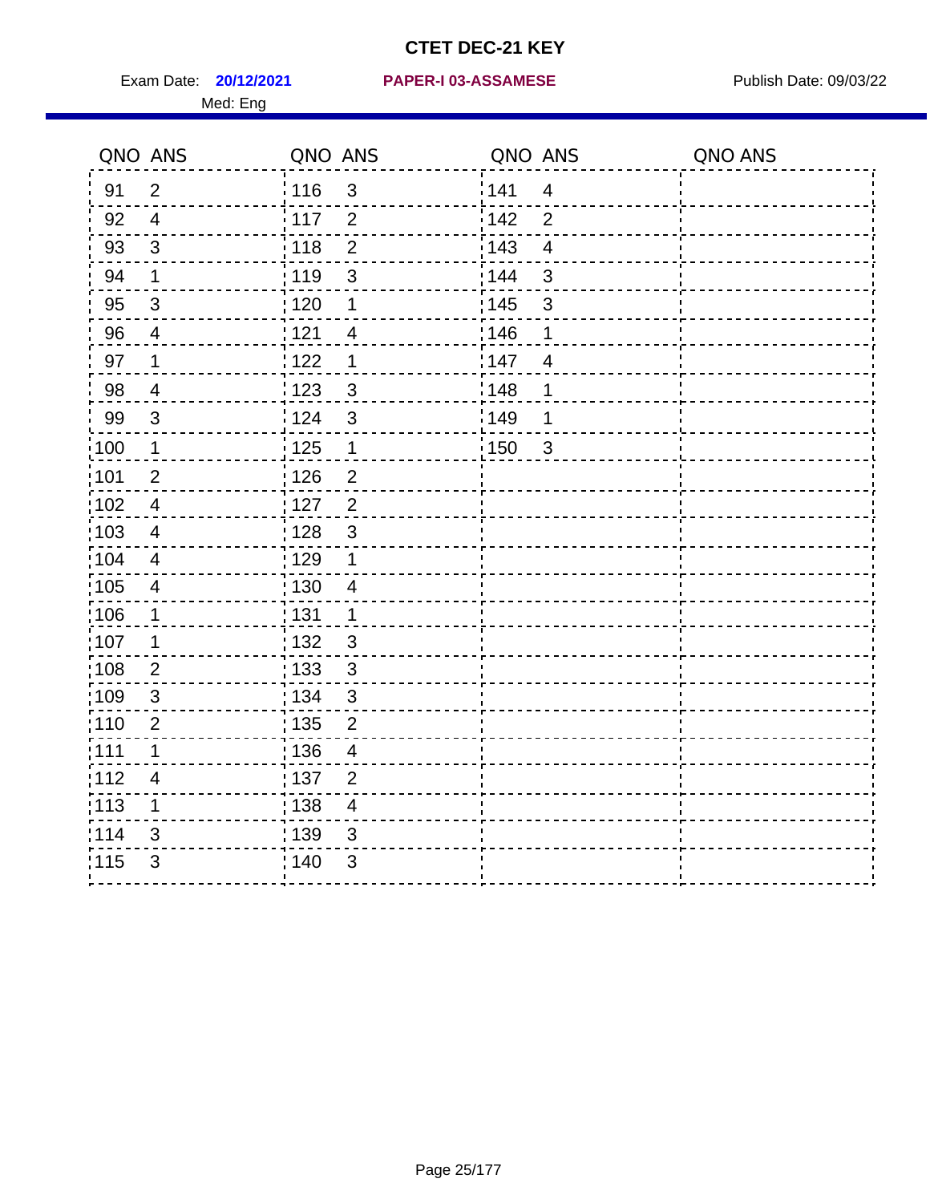# CTET DEC-21 KEY

Exam Date: **20/12/2021** **PAPER-I 03-ASSAMESE** Publish Date: 09/03/22

Med: Eng

| QNO | ANS | QNO | ANS | QNO | ANS | QNO | ANS |
|---|---|---|---|---|---|---|---|
| 91 | 2 | 116 | 3 | 141 | 4 | | |
| 92 | 4 | 117 | 2 | 142 | 2 | | |
| 93 | 3 | 118 | 2 | 143 | 4 | | |
| 94 | 1 | 119 | 3 | 144 | 3 | | |
| 95 | 3 | 120 | 1 | 145 | 3 | | |
| 96 | 4 | 121 | 4 | 146 | 1 | | |
| 97 | 1 | 122 | 1 | 147 | 4 | | |
| 98 | 4 | 123 | 3 | 148 | 1 | | |
| 99 | 3 | 124 | 3 | 149 | 1 | | |
| 100 | 1 | 125 | 1 | 150 | 3 | | |
| 101 | 2 | 126 | 2 | | | | |
| 102 | 4 | 127 | 2 | | | | |
| 103 | 4 | 128 | 3 | | | | |
| 104 | 4 | 129 | 1 | | | | |
| 105 | 4 | 130 | 4 | | | | |
| 106 | 1 | 131 | 1 | | | | |
| 107 | 1 | 132 | 3 | | | | |
| 108 | 2 | 133 | 3 | | | | |
| 109 | 3 | 134 | 3 | | | | |
| 110 | 2 | 135 | 2 | | | | |
| 111 | 1 | 136 | 4 | | | | |
| 112 | 4 | 137 | 2 | | | | |
| 113 | 1 | 138 | 4 | | | | |
| 114 | 3 | 139 | 3 | | | | |
| 115 | 3 | 140 | 3 | | | | |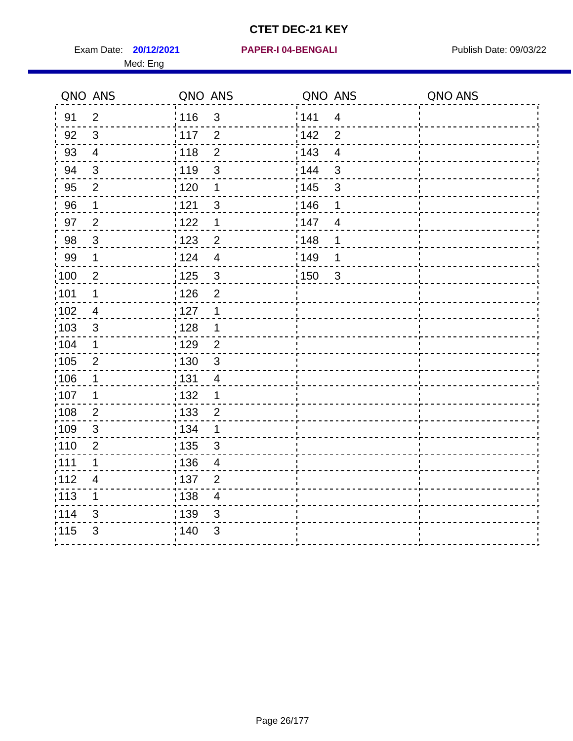# CTET DEC-21 KEY

Exam Date: **20/12/2021** **PAPER-I 04-BENGALI** Publish Date: 09/03/22

Med: Eng

| QNO | ANS | QNO | ANS | QNO | ANS | QNO | ANS |
|---|---|---|---|---|---|---|---|
| 91 | 2 | 116 | 3 | 141 | 4 | | |
| 92 | 3 | 117 | 2 | 142 | 2 | | |
| 93 | 4 | 118 | 2 | 143 | 4 | | |
| 94 | 3 | 119 | 3 | 144 | 3 | | |
| 95 | 2 | 120 | 1 | 145 | 3 | | |
| 96 | 1 | 121 | 3 | 146 | 1 | | |
| 97 | 2 | 122 | 1 | 147 | 4 | | |
| 98 | 3 | 123 | 2 | 148 | 1 | | |
| 99 | 1 | 124 | 4 | 149 | 1 | | |
| 100 | 2 | 125 | 3 | 150 | 3 | | |
| 101 | 1 | 126 | 2 | | | | |
| 102 | 4 | 127 | 1 | | | | |
| 103 | 3 | 128 | 1 | | | | |
| 104 | 1 | 129 | 2 | | | | |
| 105 | 2 | 130 | 3 | | | | |
| 106 | 1 | 131 | 4 | | | | |
| 107 | 1 | 132 | 1 | | | | |
| 108 | 2 | 133 | 2 | | | | |
| 109 | 3 | 134 | 1 | | | | |
| 110 | 2 | 135 | 3 | | | | |
| 111 | 1 | 136 | 4 | | | | |
| 112 | 4 | 137 | 2 | | | | |
| 113 | 1 | 138 | 4 | | | | |
| 114 | 3 | 139 | 3 | | | | |
| 115 | 3 | 140 | 3 | | | | |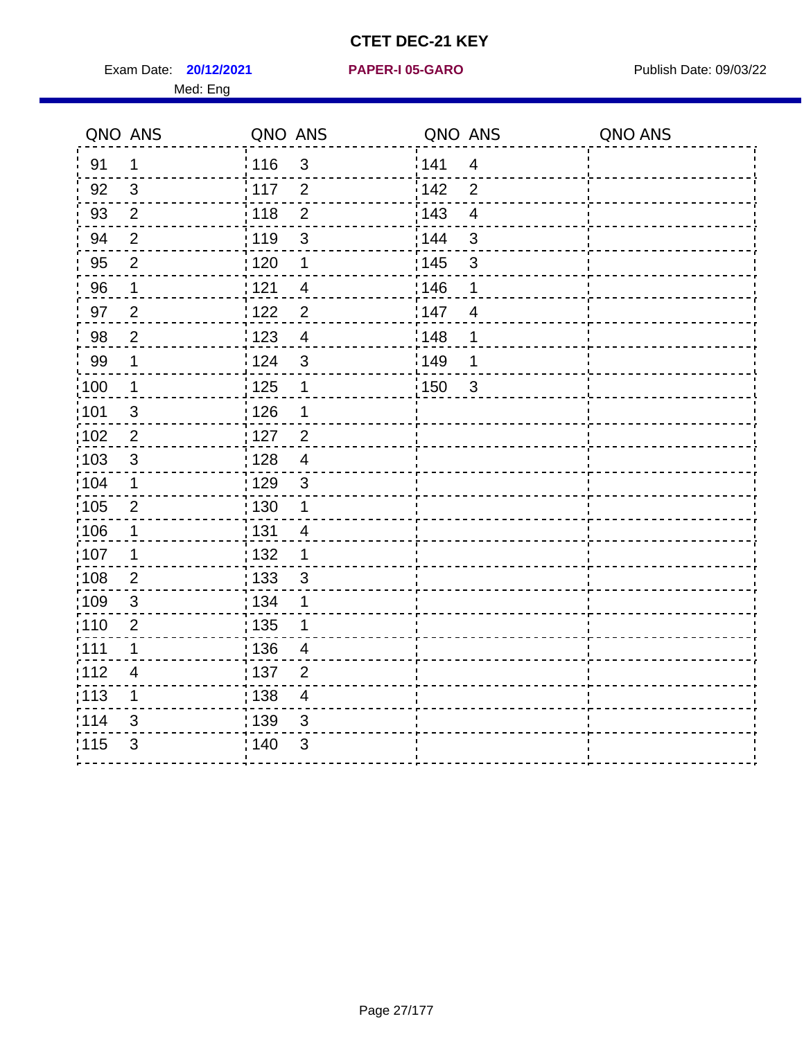# CTET DEC-21 KEY

Exam Date: **20/12/2021** **PAPER-I 05-GARO** Publish Date: 09/03/22

Med: Eng

| QNO | ANS | QNO | ANS | QNO | ANS | QNO | ANS |
|---|---|---|---|---|---|---|---|
| 91 | 1 | 116 | 3 | 141 | 4 | | |
| 92 | 3 | 117 | 2 | 142 | 2 | | |
| 93 | 2 | 118 | 2 | 143 | 4 | | |
| 94 | 2 | 119 | 3 | 144 | 3 | | |
| 95 | 2 | 120 | 1 | 145 | 3 | | |
| 96 | 1 | 121 | 4 | 146 | 1 | | |
| 97 | 2 | 122 | 2 | 147 | 4 | | |
| 98 | 2 | 123 | 4 | 148 | 1 | | |
| 99 | 1 | 124 | 3 | 149 | 1 | | |
| 100 | 1 | 125 | 1 | 150 | 3 | | |
| 101 | 3 | 126 | 1 | | | | |
| 102 | 2 | 127 | 2 | | | | |
| 103 | 3 | 128 | 4 | | | | |
| 104 | 1 | 129 | 3 | | | | |
| 105 | 2 | 130 | 1 | | | | |
| 106 | 1 | 131 | 4 | | | | |
| 107 | 1 | 132 | 1 | | | | |
| 108 | 2 | 133 | 3 | | | | |
| 109 | 3 | 134 | 1 | | | | |
| 110 | 2 | 135 | 1 | | | | |
| 111 | 1 | 136 | 4 | | | | |
| 112 | 4 | 137 | 2 | | | | |
| 113 | 1 | 138 | 4 | | | | |
| 114 | 3 | 139 | 3 | | | | |
| 115 | 3 | 140 | 3 | | | | |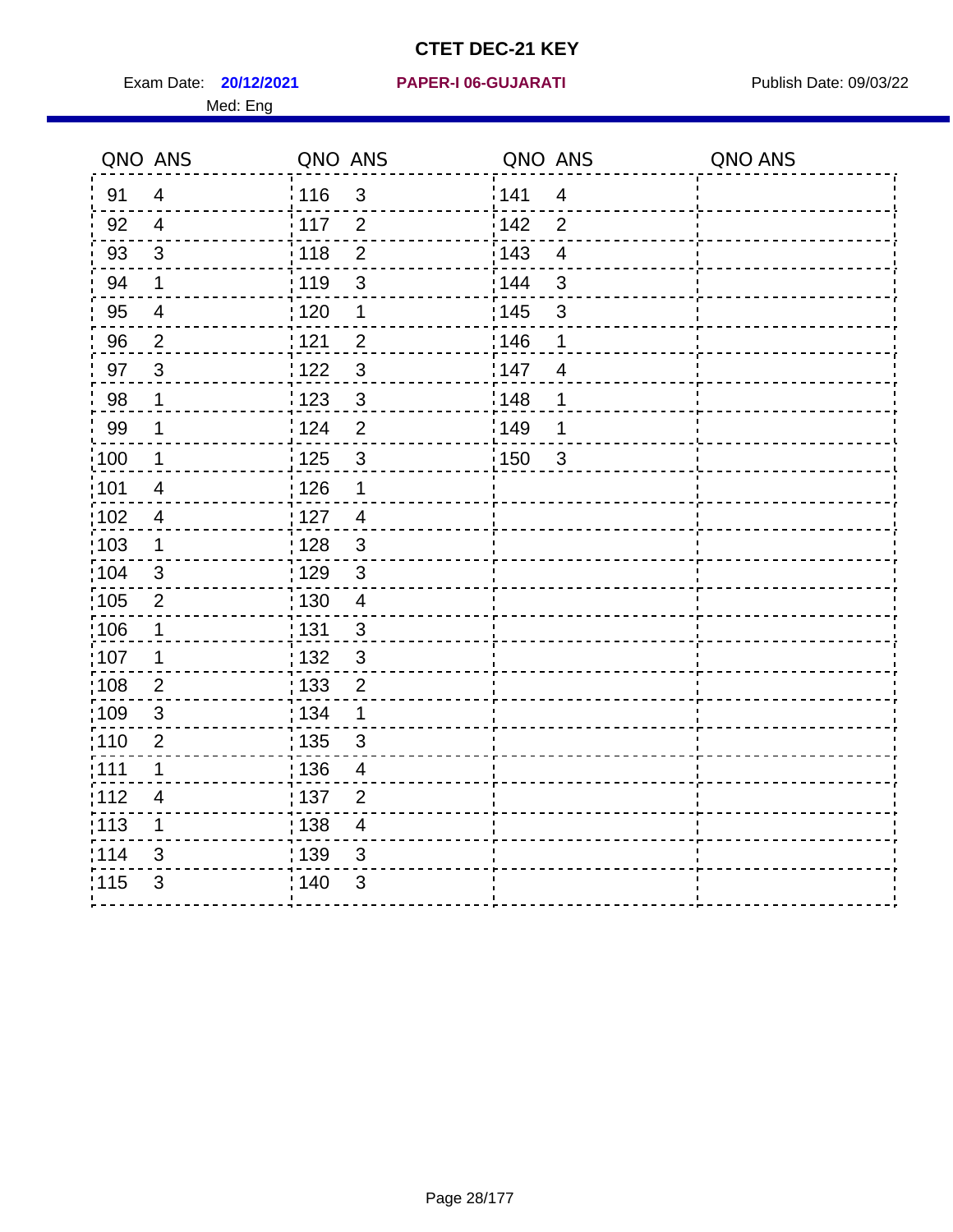# CTET DEC-21 KEY

Exam Date: **20/12/2021** **PAPER-I 06-GUJARATI** Publish Date: 09/03/22

Med: Eng

| QNO | ANS | QNO | ANS | QNO | ANS | QNO | ANS |
|---|---|---|---|---|---|---|---|
| 91 | 4 | 116 | 3 | 141 | 4 | | |
| 92 | 4 | 117 | 2 | 142 | 2 | | |
| 93 | 3 | 118 | 2 | 143 | 4 | | |
| 94 | 1 | 119 | 3 | 144 | 3 | | |
| 95 | 4 | 120 | 1 | 145 | 3 | | |
| 96 | 2 | 121 | 2 | 146 | 1 | | |
| 97 | 3 | 122 | 3 | 147 | 4 | | |
| 98 | 1 | 123 | 3 | 148 | 1 | | |
| 99 | 1 | 124 | 2 | 149 | 1 | | |
| 100 | 1 | 125 | 3 | 150 | 3 | | |
| 101 | 4 | 126 | 1 | | | | |
| 102 | 4 | 127 | 4 | | | | |
| 103 | 1 | 128 | 3 | | | | |
| 104 | 3 | 129 | 3 | | | | |
| 105 | 2 | 130 | 4 | | | | |
| 106 | 1 | 131 | 3 | | | | |
| 107 | 1 | 132 | 3 | | | | |
| 108 | 2 | 133 | 2 | | | | |
| 109 | 3 | 134 | 1 | | | | |
| 110 | 2 | 135 | 3 | | | | |
| 111 | 1 | 136 | 4 | | | | |
| 112 | 4 | 137 | 2 | | | | |
| 113 | 1 | 138 | 4 | | | | |
| 114 | 3 | 139 | 3 | | | | |
| 115 | 3 | 140 | 3 | | | | |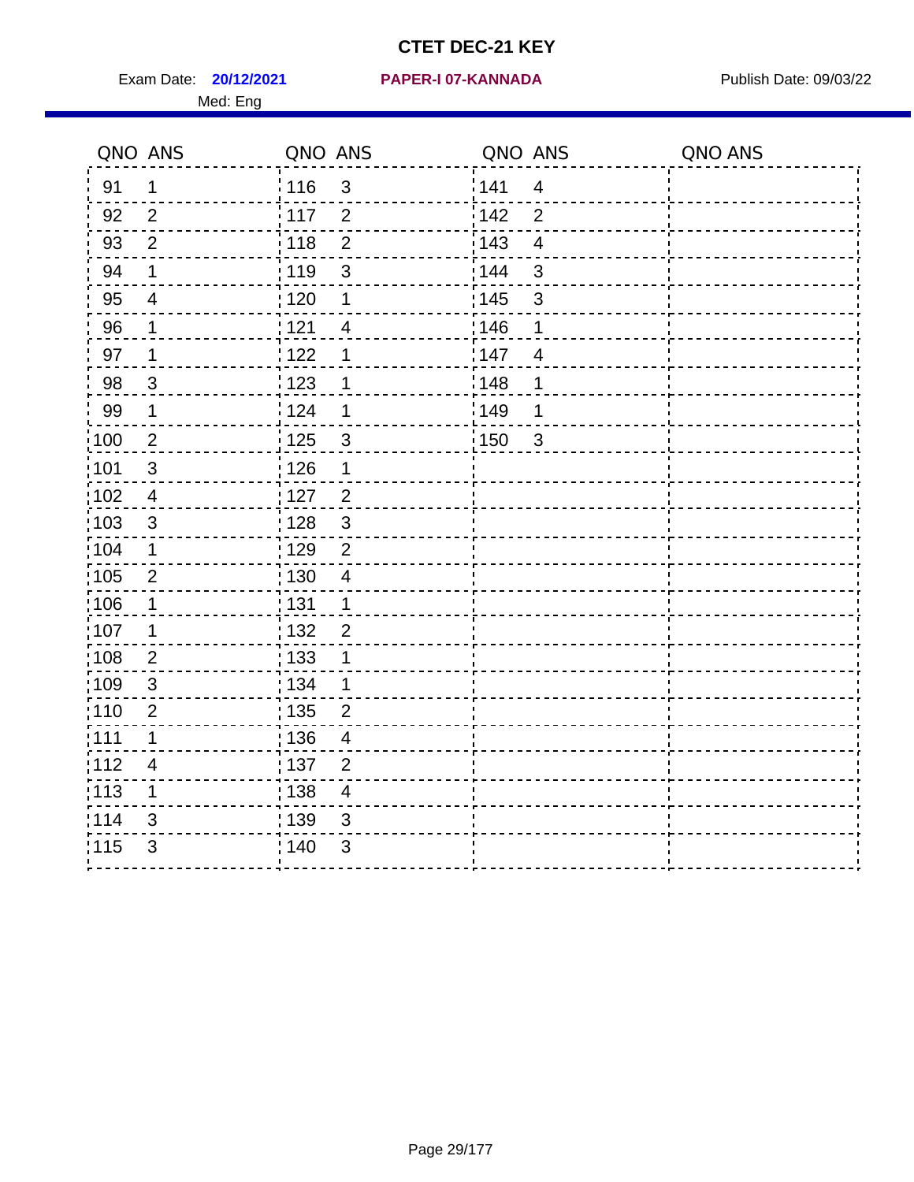# CTET DEC-21 KEY

Exam Date: **20/12/2021** **PAPER-I 07-KANNADA** Publish Date: 09/03/22

Med: Eng

| QNO | ANS | QNO | ANS | QNO | ANS | QNO | ANS |
|---|---|---|---|---|---|---|---|
| 91 | 1 | 116 | 3 | 141 | 4 | | |
| 92 | 2 | 117 | 2 | 142 | 2 | | |
| 93 | 2 | 118 | 2 | 143 | 4 | | |
| 94 | 1 | 119 | 3 | 144 | 3 | | |
| 95 | 4 | 120 | 1 | 145 | 3 | | |
| 96 | 1 | 121 | 4 | 146 | 1 | | |
| 97 | 1 | 122 | 1 | 147 | 4 | | |
| 98 | 3 | 123 | 1 | 148 | 1 | | |
| 99 | 1 | 124 | 1 | 149 | 1 | | |
| 100 | 2 | 125 | 3 | 150 | 3 | | |
| 101 | 3 | 126 | 1 | | | | |
| 102 | 4 | 127 | 2 | | | | |
| 103 | 3 | 128 | 3 | | | | |
| 104 | 1 | 129 | 2 | | | | |
| 105 | 2 | 130 | 4 | | | | |
| 106 | 1 | 131 | 1 | | | | |
| 107 | 1 | 132 | 2 | | | | |
| 108 | 2 | 133 | 1 | | | | |
| 109 | 3 | 134 | 1 | | | | |
| 110 | 2 | 135 | 2 | | | | |
| 111 | 1 | 136 | 4 | | | | |
| 112 | 4 | 137 | 2 | | | | |
| 113 | 1 | 138 | 4 | | | | |
| 114 | 3 | 139 | 3 | | | | |
| 115 | 3 | 140 | 3 | | | | |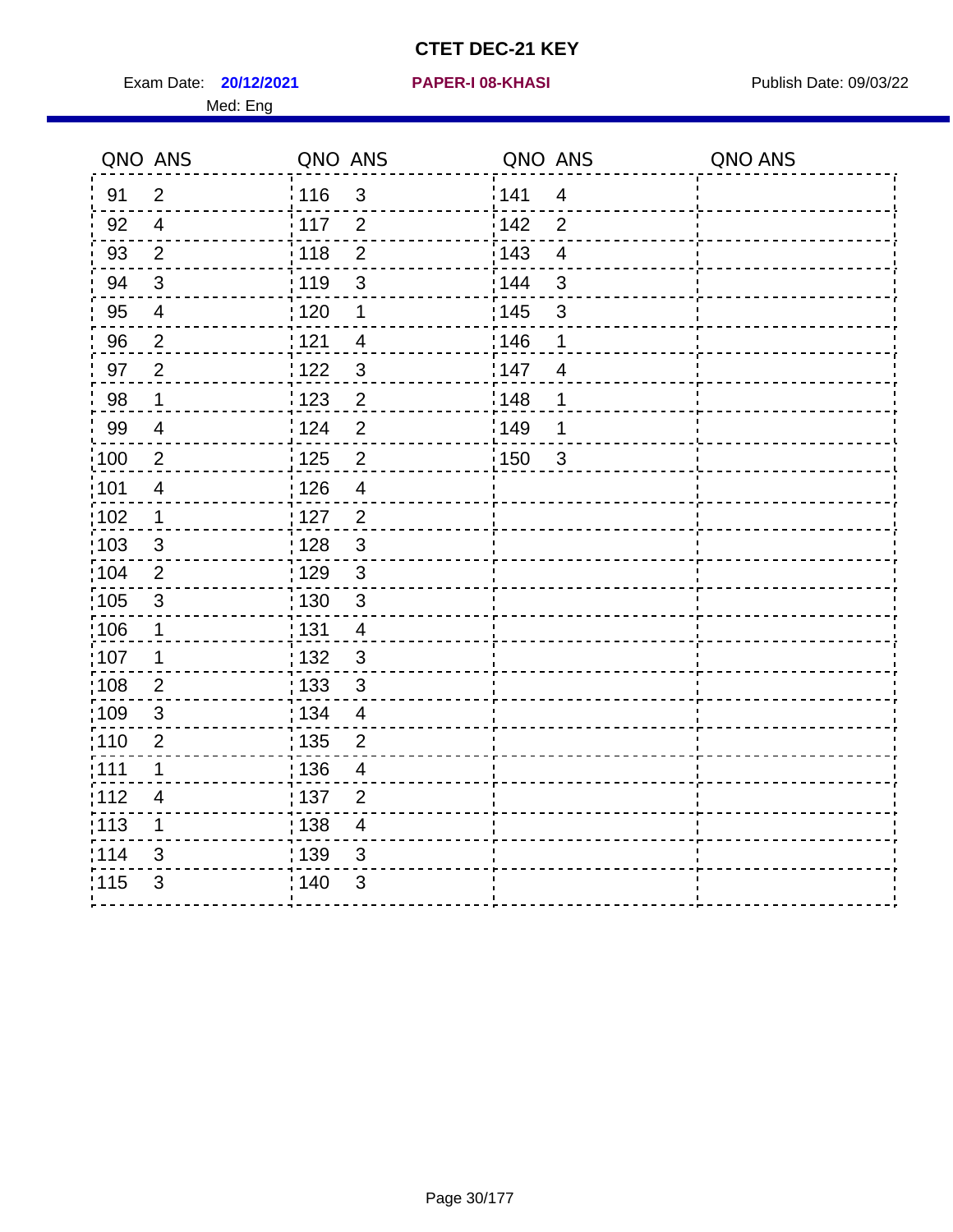# CTET DEC-21 KEY

Exam Date: **20/12/2021** **PAPER-I 08-KHASI** Publish Date: 09/03/22

Med: Eng

| QNO | ANS | QNO | ANS | QNO | ANS | QNO | ANS |
|---|---|---|---|---|---|---|---|
| 91 | 2 | 116 | 3 | 141 | 4 | | |
| 92 | 4 | 117 | 2 | 142 | 2 | | |
| 93 | 2 | 118 | 2 | 143 | 4 | | |
| 94 | 3 | 119 | 3 | 144 | 3 | | |
| 95 | 4 | 120 | 1 | 145 | 3 | | |
| 96 | 2 | 121 | 4 | 146 | 1 | | |
| 97 | 2 | 122 | 3 | 147 | 4 | | |
| 98 | 1 | 123 | 2 | 148 | 1 | | |
| 99 | 4 | 124 | 2 | 149 | 1 | | |
| 100 | 2 | 125 | 2 | 150 | 3 | | |
| 101 | 4 | 126 | 4 | | | | |
| 102 | 1 | 127 | 2 | | | | |
| 103 | 3 | 128 | 3 | | | | |
| 104 | 2 | 129 | 3 | | | | |
| 105 | 3 | 130 | 3 | | | | |
| 106 | 1 | 131 | 4 | | | | |
| 107 | 1 | 132 | 3 | | | | |
| 108 | 2 | 133 | 3 | | | | |
| 109 | 3 | 134 | 4 | | | | |
| 110 | 2 | 135 | 2 | | | | |
| 111 | 1 | 136 | 4 | | | | |
| 112 | 4 | 137 | 2 | | | | |
| 113 | 1 | 138 | 4 | | | | |
| 114 | 3 | 139 | 3 | | | | |
| 115 | 3 | 140 | 3 | | | | |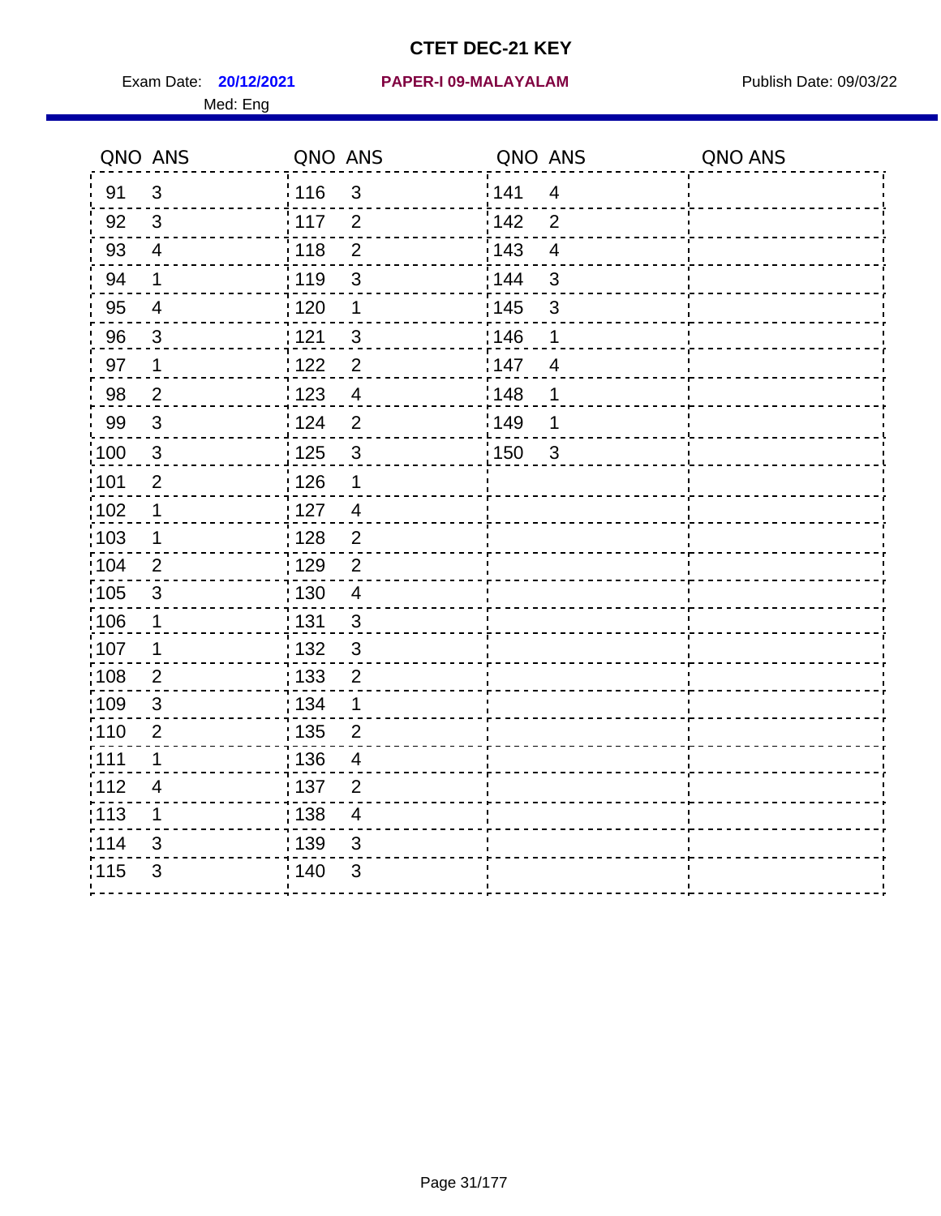# CTET DEC-21 KEY

Exam Date: **20/12/2021** **PAPER-I 09-MALAYALAM** Publish Date: 09/03/22

Med: Eng

| QNO | ANS | QNO | ANS | QNO | ANS | QNO | ANS |
|---|---|---|---|---|---|---|---|
| 91 | 3 | 116 | 3 | 141 | 4 | | |
| 92 | 3 | 117 | 2 | 142 | 2 | | |
| 93 | 4 | 118 | 2 | 143 | 4 | | |
| 94 | 1 | 119 | 3 | 144 | 3 | | |
| 95 | 4 | 120 | 1 | 145 | 3 | | |
| 96 | 3 | 121 | 3 | 146 | 1 | | |
| 97 | 1 | 122 | 2 | 147 | 4 | | |
| 98 | 2 | 123 | 4 | 148 | 1 | | |
| 99 | 3 | 124 | 2 | 149 | 1 | | |
| 100 | 3 | 125 | 3 | 150 | 3 | | |
| 101 | 2 | 126 | 1 | | | | |
| 102 | 1 | 127 | 4 | | | | |
| 103 | 1 | 128 | 2 | | | | |
| 104 | 2 | 129 | 2 | | | | |
| 105 | 3 | 130 | 4 | | | | |
| 106 | 1 | 131 | 3 | | | | |
| 107 | 1 | 132 | 3 | | | | |
| 108 | 2 | 133 | 2 | | | | |
| 109 | 3 | 134 | 1 | | | | |
| 110 | 2 | 135 | 2 | | | | |
| 111 | 1 | 136 | 4 | | | | |
| 112 | 4 | 137 | 2 | | | | |
| 113 | 1 | 138 | 4 | | | | |
| 114 | 3 | 139 | 3 | | | | |
| 115 | 3 | 140 | 3 | | | | |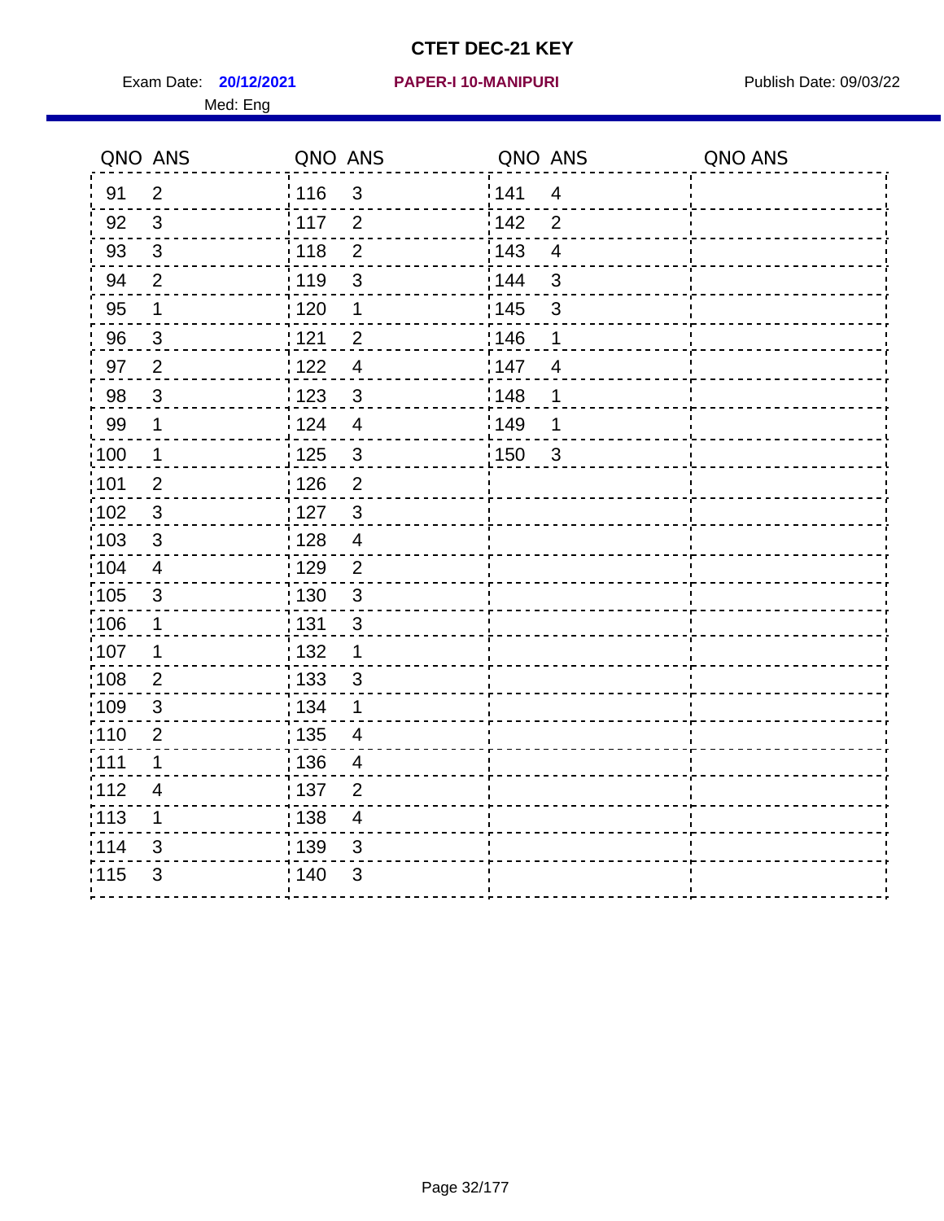# CTET DEC-21 KEY

Exam Date: **20/12/2021** **PAPER-I 10-MANIPURI** Publish Date: 09/03/22

Med: Eng

| QNO | ANS | QNO | ANS | QNO | ANS | QNO | ANS |
|---|---|---|---|---|---|---|---|
| 91 | 2 | 116 | 3 | 141 | 4 | | |
| 92 | 3 | 117 | 2 | 142 | 2 | | |
| 93 | 3 | 118 | 2 | 143 | 4 | | |
| 94 | 2 | 119 | 3 | 144 | 3 | | |
| 95 | 1 | 120 | 1 | 145 | 3 | | |
| 96 | 3 | 121 | 2 | 146 | 1 | | |
| 97 | 2 | 122 | 4 | 147 | 4 | | |
| 98 | 3 | 123 | 3 | 148 | 1 | | |
| 99 | 1 | 124 | 4 | 149 | 1 | | |
| 100 | 1 | 125 | 3 | 150 | 3 | | |
| 101 | 2 | 126 | 2 | | | | |
| 102 | 3 | 127 | 3 | | | | |
| 103 | 3 | 128 | 4 | | | | |
| 104 | 4 | 129 | 2 | | | | |
| 105 | 3 | 130 | 3 | | | | |
| 106 | 1 | 131 | 3 | | | | |
| 107 | 1 | 132 | 1 | | | | |
| 108 | 2 | 133 | 3 | | | | |
| 109 | 3 | 134 | 1 | | | | |
| 110 | 2 | 135 | 4 | | | | |
| 111 | 1 | 136 | 4 | | | | |
| 112 | 4 | 137 | 2 | | | | |
| 113 | 1 | 138 | 4 | | | | |
| 114 | 3 | 139 | 3 | | | | |
| 115 | 3 | 140 | 3 | | | | |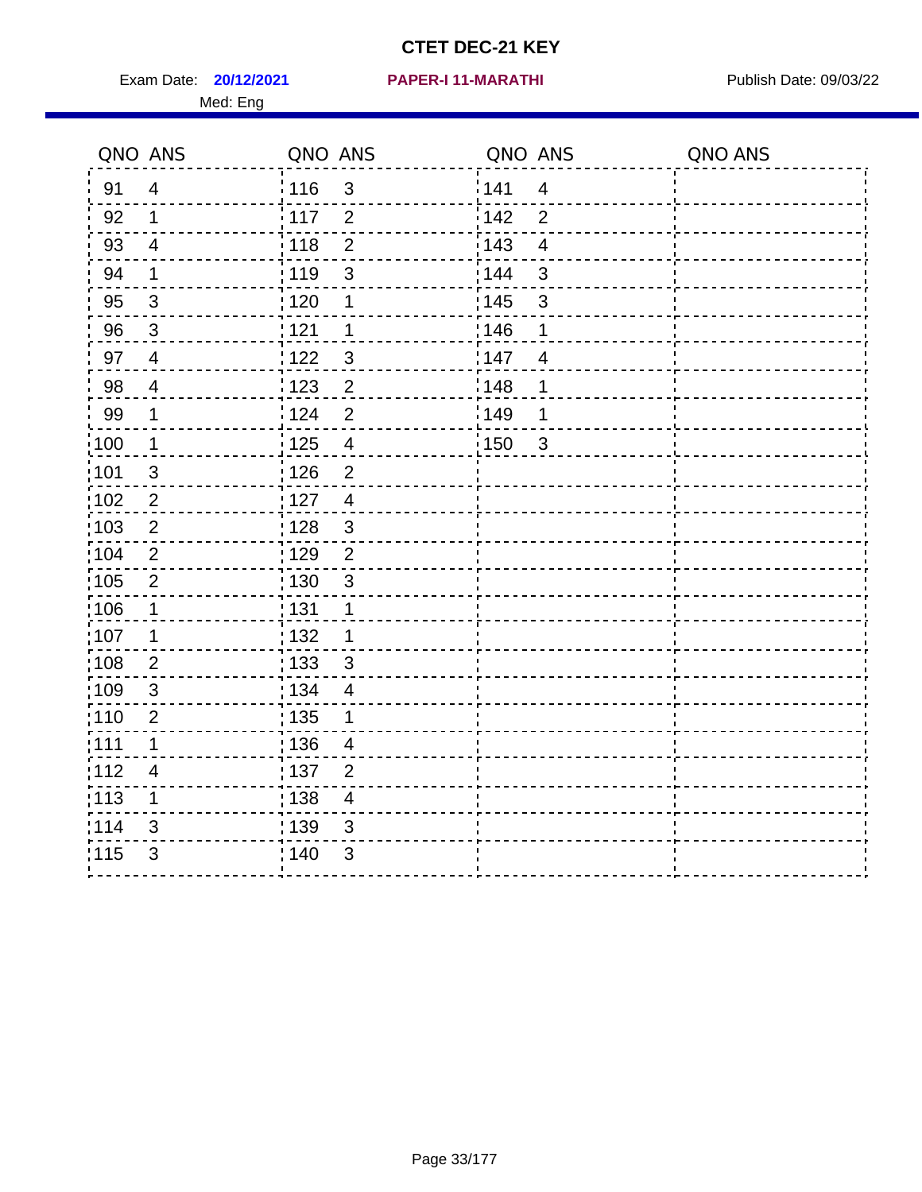# CTET DEC-21 KEY

Exam Date: **20/12/2021** **PAPER-I 11-MARATHI** Publish Date: 09/03/22

Med: Eng

| QNO | ANS | QNO | ANS | QNO | ANS | QNO | ANS |
|---|---|---|---|---|---|---|---|
| 91 | 4 | 116 | 3 | 141 | 4 | | |
| 92 | 1 | 117 | 2 | 142 | 2 | | |
| 93 | 4 | 118 | 2 | 143 | 4 | | |
| 94 | 1 | 119 | 3 | 144 | 3 | | |
| 95 | 3 | 120 | 1 | 145 | 3 | | |
| 96 | 3 | 121 | 1 | 146 | 1 | | |
| 97 | 4 | 122 | 3 | 147 | 4 | | |
| 98 | 4 | 123 | 2 | 148 | 1 | | |
| 99 | 1 | 124 | 2 | 149 | 1 | | |
| 100 | 1 | 125 | 4 | 150 | 3 | | |
| 101 | 3 | 126 | 2 | | | | |
| 102 | 2 | 127 | 4 | | | | |
| 103 | 2 | 128 | 3 | | | | |
| 104 | 2 | 129 | 2 | | | | |
| 105 | 2 | 130 | 3 | | | | |
| 106 | 1 | 131 | 1 | | | | |
| 107 | 1 | 132 | 1 | | | | |
| 108 | 2 | 133 | 3 | | | | |
| 109 | 3 | 134 | 4 | | | | |
| 110 | 2 | 135 | 1 | | | | |
| 111 | 1 | 136 | 4 | | | | |
| 112 | 4 | 137 | 2 | | | | |
| 113 | 1 | 138 | 4 | | | | |
| 114 | 3 | 139 | 3 | | | | |
| 115 | 3 | 140 | 3 | | | | |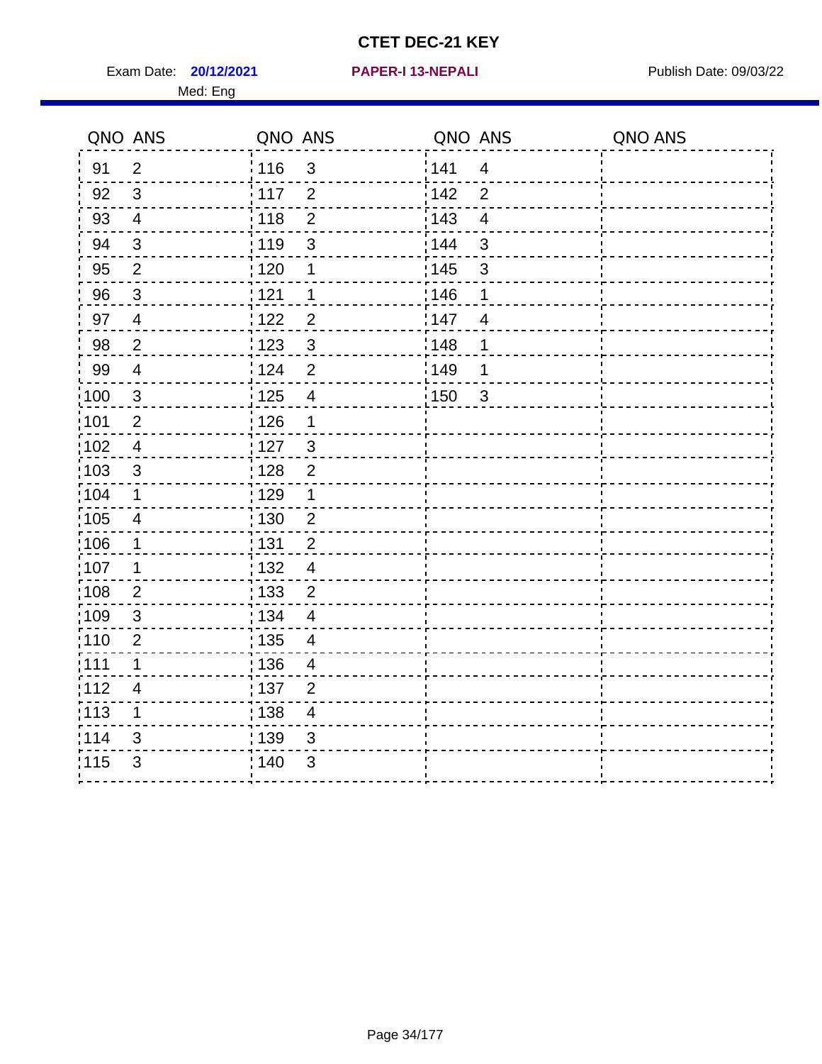# CTET DEC-21 KEY

Exam Date: **20/12/2021** **PAPER-I 13-NEPALI** Publish Date: 09/03/22

Med: Eng

| QNO | ANS | QNO | ANS | QNO | ANS | QNO | ANS |
|---|---|---|---|---|---|---|---|
| 91 | 2 | 116 | 3 | 141 | 4 | | |
| 92 | 3 | 117 | 2 | 142 | 2 | | |
| 93 | 4 | 118 | 2 | 143 | 4 | | |
| 94 | 3 | 119 | 3 | 144 | 3 | | |
| 95 | 2 | 120 | 1 | 145 | 3 | | |
| 96 | 3 | 121 | 1 | 146 | 1 | | |
| 97 | 4 | 122 | 2 | 147 | 4 | | |
| 98 | 2 | 123 | 3 | 148 | 1 | | |
| 99 | 4 | 124 | 2 | 149 | 1 | | |
| 100 | 3 | 125 | 4 | 150 | 3 | | |
| 101 | 2 | 126 | 1 | | | | |
| 102 | 4 | 127 | 3 | | | | |
| 103 | 3 | 128 | 2 | | | | |
| 104 | 1 | 129 | 1 | | | | |
| 105 | 4 | 130 | 2 | | | | |
| 106 | 1 | 131 | 2 | | | | |
| 107 | 1 | 132 | 4 | | | | |
| 108 | 2 | 133 | 2 | | | | |
| 109 | 3 | 134 | 4 | | | | |
| 110 | 2 | 135 | 4 | | | | |
| 111 | 1 | 136 | 4 | | | | |
| 112 | 4 | 137 | 2 | | | | |
| 113 | 1 | 138 | 4 | | | | |
| 114 | 3 | 139 | 3 | | | | |
| 115 | 3 | 140 | 3 | | | | |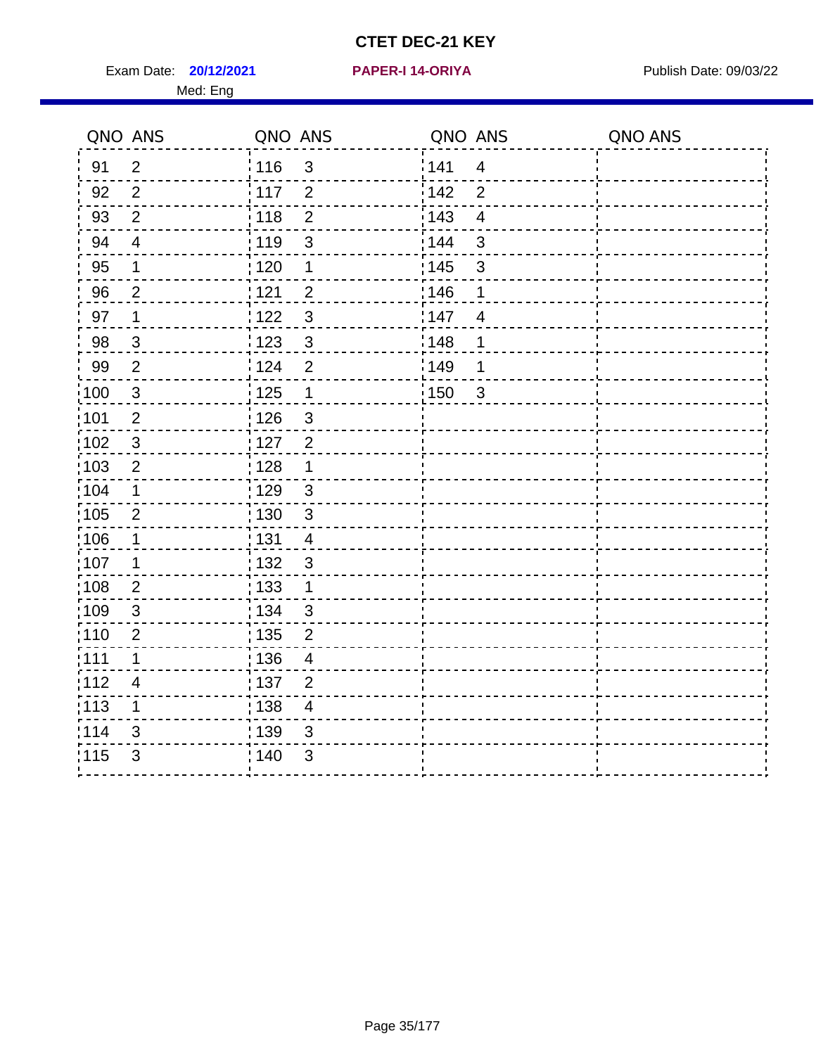# CTET DEC-21 KEY

Exam Date: **20/12/2021** **PAPER-I 14-ORIYA** Publish Date: 09/03/22

Med: Eng

| QNO | ANS | QNO | ANS | QNO | ANS | QNO | ANS |
|---|---|---|---|---|---|---|---|
| 91 | 2 | 116 | 3 | 141 | 4 | | |
| 92 | 2 | 117 | 2 | 142 | 2 | | |
| 93 | 2 | 118 | 2 | 143 | 4 | | |
| 94 | 4 | 119 | 3 | 144 | 3 | | |
| 95 | 1 | 120 | 1 | 145 | 3 | | |
| 96 | 2 | 121 | 2 | 146 | 1 | | |
| 97 | 1 | 122 | 3 | 147 | 4 | | |
| 98 | 3 | 123 | 3 | 148 | 1 | | |
| 99 | 2 | 124 | 2 | 149 | 1 | | |
| 100 | 3 | 125 | 1 | 150 | 3 | | |
| 101 | 2 | 126 | 3 | | | | |
| 102 | 3 | 127 | 2 | | | | |
| 103 | 2 | 128 | 1 | | | | |
| 104 | 1 | 129 | 3 | | | | |
| 105 | 2 | 130 | 3 | | | | |
| 106 | 1 | 131 | 4 | | | | |
| 107 | 1 | 132 | 3 | | | | |
| 108 | 2 | 133 | 1 | | | | |
| 109 | 3 | 134 | 3 | | | | |
| 110 | 2 | 135 | 2 | | | | |
| 111 | 1 | 136 | 4 | | | | |
| 112 | 4 | 137 | 2 | | | | |
| 113 | 1 | 138 | 4 | | | | |
| 114 | 3 | 139 | 3 | | | | |
| 115 | 3 | 140 | 3 | | | | |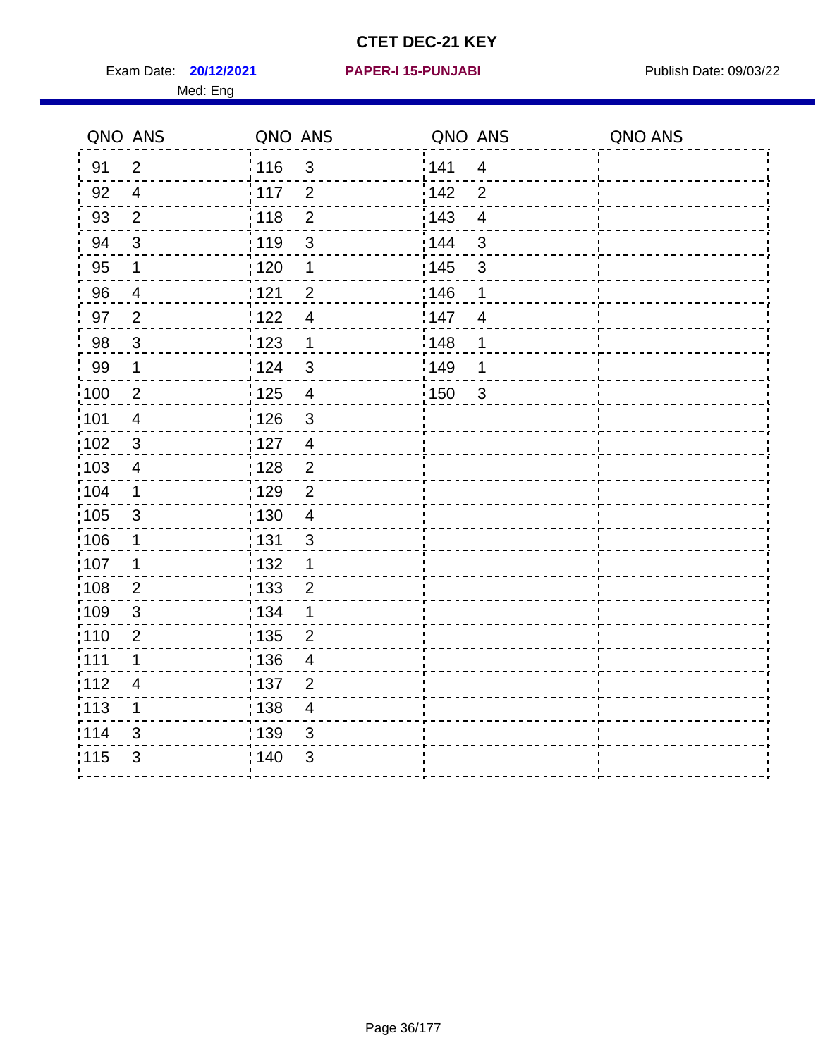# CTET DEC-21 KEY

Exam Date: **20/12/2021** **PAPER-I 15-PUNJABI** Publish Date: 09/03/22

Med: Eng

| QNO | ANS | QNO | ANS | QNO | ANS | QNO | ANS |
|---|---|---|---|---|---|---|---|
| 91 | 2 | 116 | 3 | 141 | 4 | | |
| 92 | 4 | 117 | 2 | 142 | 2 | | |
| 93 | 2 | 118 | 2 | 143 | 4 | | |
| 94 | 3 | 119 | 3 | 144 | 3 | | |
| 95 | 1 | 120 | 1 | 145 | 3 | | |
| 96 | 4 | 121 | 2 | 146 | 1 | | |
| 97 | 2 | 122 | 4 | 147 | 4 | | |
| 98 | 3 | 123 | 1 | 148 | 1 | | |
| 99 | 1 | 124 | 3 | 149 | 1 | | |
| 100 | 2 | 125 | 4 | 150 | 3 | | |
| 101 | 4 | 126 | 3 | | | | |
| 102 | 3 | 127 | 4 | | | | |
| 103 | 4 | 128 | 2 | | | | |
| 104 | 1 | 129 | 2 | | | | |
| 105 | 3 | 130 | 4 | | | | |
| 106 | 1 | 131 | 3 | | | | |
| 107 | 1 | 132 | 1 | | | | |
| 108 | 2 | 133 | 2 | | | | |
| 109 | 3 | 134 | 1 | | | | |
| 110 | 2 | 135 | 2 | | | | |
| 111 | 1 | 136 | 4 | | | | |
| 112 | 4 | 137 | 2 | | | | |
| 113 | 1 | 138 | 4 | | | | |
| 114 | 3 | 139 | 3 | | | | |
| 115 | 3 | 140 | 3 | | | | |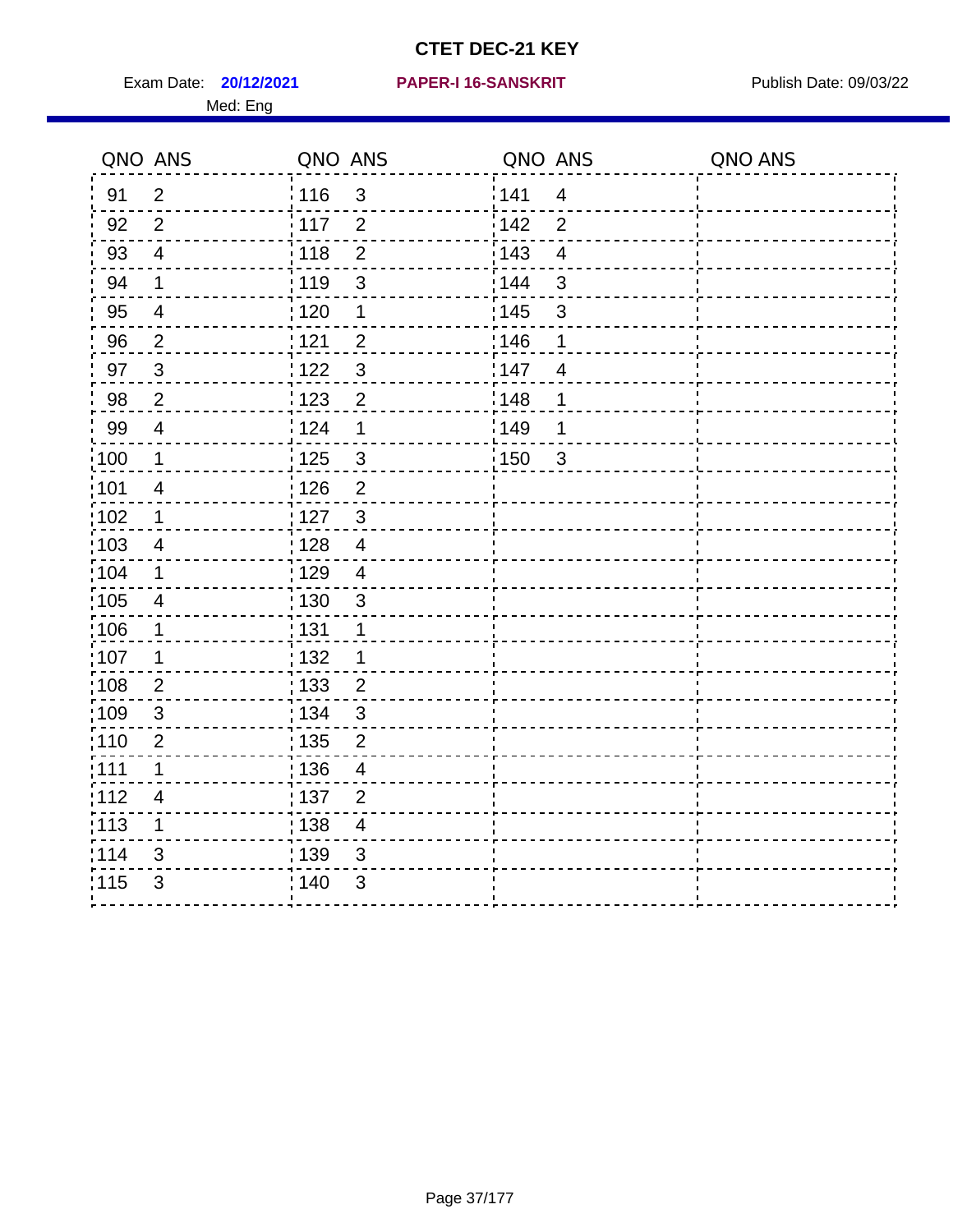# CTET DEC-21 KEY

Exam Date: **20/12/2021** **PAPER-I 16-SANSKRIT** Publish Date: 09/03/22

Med: Eng

| QNO | ANS | QNO | ANS | QNO | ANS | QNO | ANS |
|---|---|---|---|---|---|---|---|
| 91 | 2 | 116 | 3 | 141 | 4 | | |
| 92 | 2 | 117 | 2 | 142 | 2 | | |
| 93 | 4 | 118 | 2 | 143 | 4 | | |
| 94 | 1 | 119 | 3 | 144 | 3 | | |
| 95 | 4 | 120 | 1 | 145 | 3 | | |
| 96 | 2 | 121 | 2 | 146 | 1 | | |
| 97 | 3 | 122 | 3 | 147 | 4 | | |
| 98 | 2 | 123 | 2 | 148 | 1 | | |
| 99 | 4 | 124 | 1 | 149 | 1 | | |
| 100 | 1 | 125 | 3 | 150 | 3 | | |
| 101 | 4 | 126 | 2 | | | | |
| 102 | 1 | 127 | 3 | | | | |
| 103 | 4 | 128 | 4 | | | | |
| 104 | 1 | 129 | 4 | | | | |
| 105 | 4 | 130 | 3 | | | | |
| 106 | 1 | 131 | 1 | | | | |
| 107 | 1 | 132 | 1 | | | | |
| 108 | 2 | 133 | 2 | | | | |
| 109 | 3 | 134 | 3 | | | | |
| 110 | 2 | 135 | 2 | | | | |
| 111 | 1 | 136 | 4 | | | | |
| 112 | 4 | 137 | 2 | | | | |
| 113 | 1 | 138 | 4 | | | | |
| 114 | 3 | 139 | 3 | | | | |
| 115 | 3 | 140 | 3 | | | | |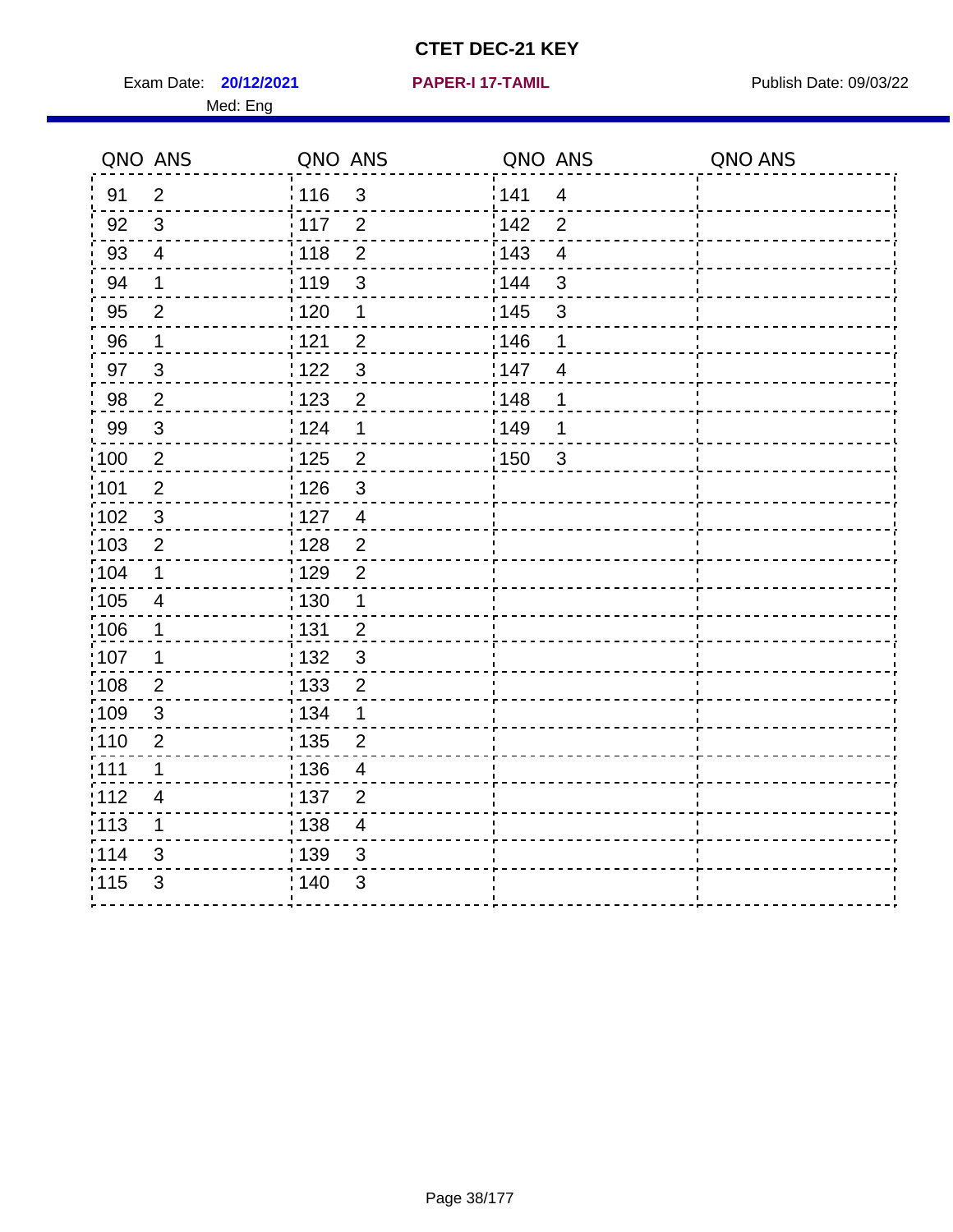# CTET DEC-21 KEY

Exam Date: **20/12/2021** **PAPER-I 17-TAMIL** Publish Date: 09/03/22

Med: Eng

| QNO | ANS | QNO | ANS | QNO | ANS | QNO | ANS |
|---|---|---|---|---|---|---|---|
| 91 | 2 | 116 | 3 | 141 | 4 | | |
| 92 | 3 | 117 | 2 | 142 | 2 | | |
| 93 | 4 | 118 | 2 | 143 | 4 | | |
| 94 | 1 | 119 | 3 | 144 | 3 | | |
| 95 | 2 | 120 | 1 | 145 | 3 | | |
| 96 | 1 | 121 | 2 | 146 | 1 | | |
| 97 | 3 | 122 | 3 | 147 | 4 | | |
| 98 | 2 | 123 | 2 | 148 | 1 | | |
| 99 | 3 | 124 | 1 | 149 | 1 | | |
| 100 | 2 | 125 | 2 | 150 | 3 | | |
| 101 | 2 | 126 | 3 | | | | |
| 102 | 3 | 127 | 4 | | | | |
| 103 | 2 | 128 | 2 | | | | |
| 104 | 1 | 129 | 2 | | | | |
| 105 | 4 | 130 | 1 | | | | |
| 106 | 1 | 131 | 2 | | | | |
| 107 | 1 | 132 | 3 | | | | |
| 108 | 2 | 133 | 2 | | | | |
| 109 | 3 | 134 | 1 | | | | |
| 110 | 2 | 135 | 2 | | | | |
| 111 | 1 | 136 | 4 | | | | |
| 112 | 4 | 137 | 2 | | | | |
| 113 | 1 | 138 | 4 | | | | |
| 114 | 3 | 139 | 3 | | | | |
| 115 | 3 | 140 | 3 | | | | |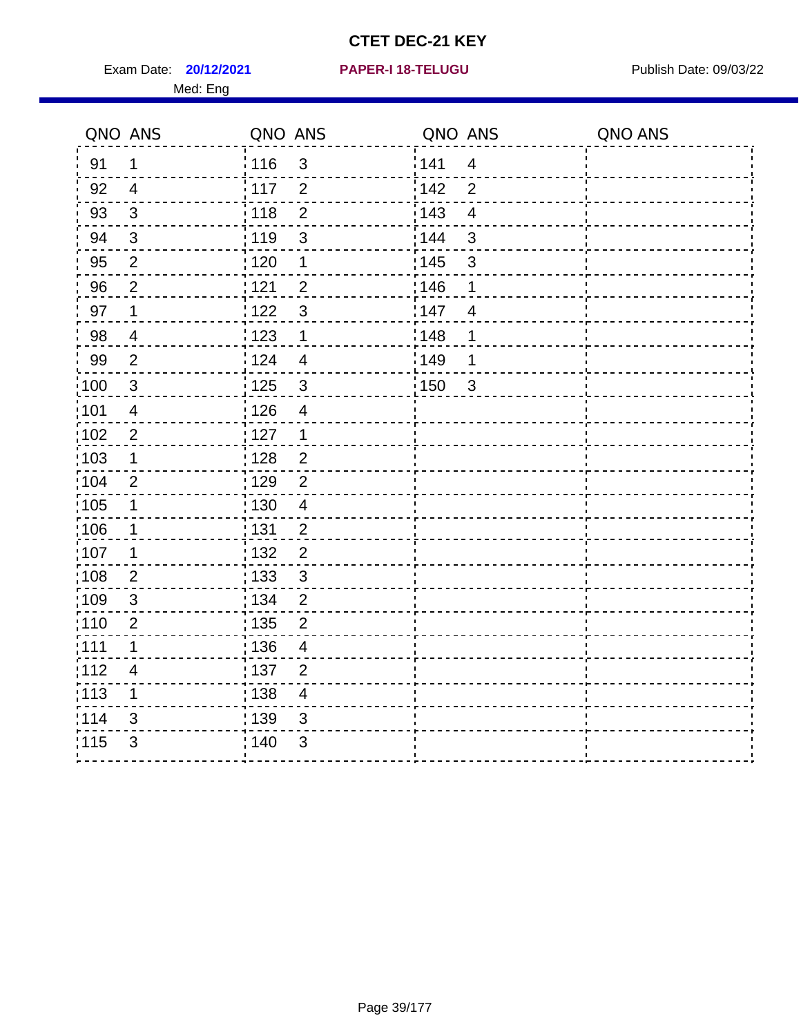# CTET DEC-21 KEY

Exam Date: **20/12/2021** **PAPER-I 18-TELUGU** Publish Date: 09/03/22

Med: Eng

| QNO | ANS | QNO | ANS | QNO | ANS | QNO | ANS |
|---|---|---|---|---|---|---|---|
| 91 | 1 | 116 | 3 | 141 | 4 | | |
| 92 | 4 | 117 | 2 | 142 | 2 | | |
| 93 | 3 | 118 | 2 | 143 | 4 | | |
| 94 | 3 | 119 | 3 | 144 | 3 | | |
| 95 | 2 | 120 | 1 | 145 | 3 | | |
| 96 | 2 | 121 | 2 | 146 | 1 | | |
| 97 | 1 | 122 | 3 | 147 | 4 | | |
| 98 | 4 | 123 | 1 | 148 | 1 | | |
| 99 | 2 | 124 | 4 | 149 | 1 | | |
| 100 | 3 | 125 | 3 | 150 | 3 | | |
| 101 | 4 | 126 | 4 | | | | |
| 102 | 2 | 127 | 1 | | | | |
| 103 | 1 | 128 | 2 | | | | |
| 104 | 2 | 129 | 2 | | | | |
| 105 | 1 | 130 | 4 | | | | |
| 106 | 1 | 131 | 2 | | | | |
| 107 | 1 | 132 | 2 | | | | |
| 108 | 2 | 133 | 3 | | | | |
| 109 | 3 | 134 | 2 | | | | |
| 110 | 2 | 135 | 2 | | | | |
| 111 | 1 | 136 | 4 | | | | |
| 112 | 4 | 137 | 2 | | | | |
| 113 | 1 | 138 | 4 | | | | |
| 114 | 3 | 139 | 3 | | | | |
| 115 | 3 | 140 | 3 | | | | |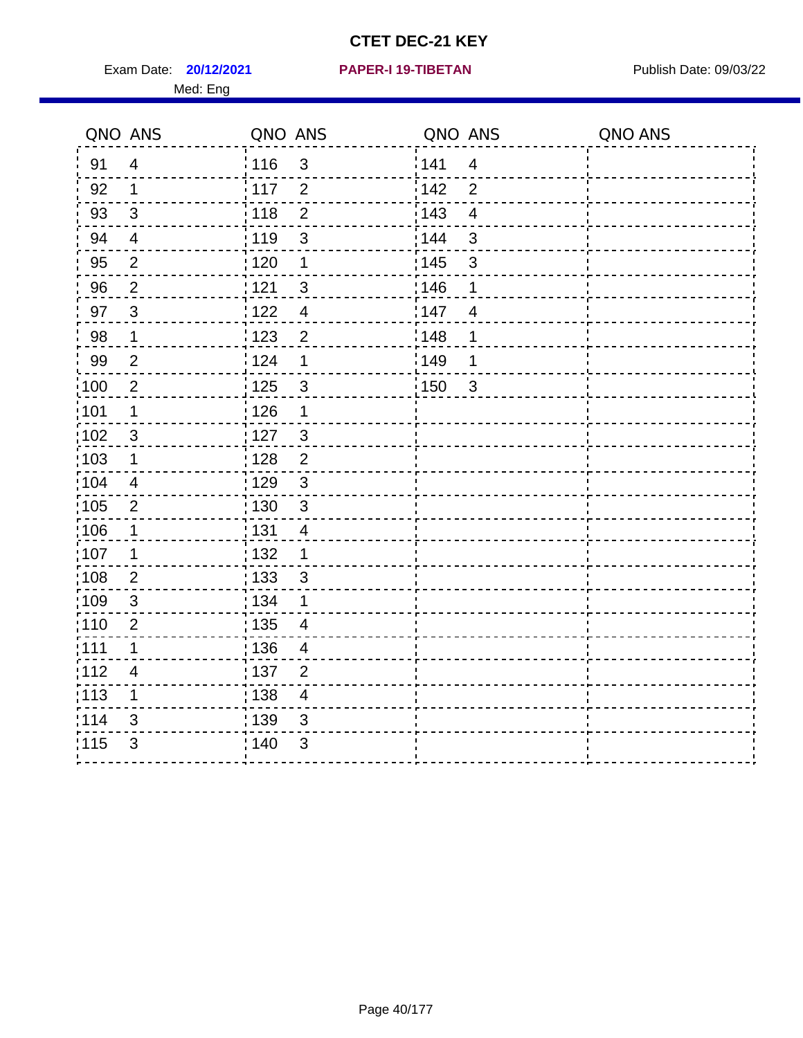# CTET DEC-21 KEY

Exam Date: **20/12/2021** **PAPER-I 19-TIBETAN** Publish Date: 09/03/22

Med: Eng

| QNO | ANS | QNO | ANS | QNO | ANS | QNO | ANS |
|---|---|---|---|---|---|---|---|
| 91 | 4 | 116 | 3 | 141 | 4 | | |
| 92 | 1 | 117 | 2 | 142 | 2 | | |
| 93 | 3 | 118 | 2 | 143 | 4 | | |
| 94 | 4 | 119 | 3 | 144 | 3 | | |
| 95 | 2 | 120 | 1 | 145 | 3 | | |
| 96 | 2 | 121 | 3 | 146 | 1 | | |
| 97 | 3 | 122 | 4 | 147 | 4 | | |
| 98 | 1 | 123 | 2 | 148 | 1 | | |
| 99 | 2 | 124 | 1 | 149 | 1 | | |
| 100 | 2 | 125 | 3 | 150 | 3 | | |
| 101 | 1 | 126 | 1 | | | | |
| 102 | 3 | 127 | 3 | | | | |
| 103 | 1 | 128 | 2 | | | | |
| 104 | 4 | 129 | 3 | | | | |
| 105 | 2 | 130 | 3 | | | | |
| 106 | 1 | 131 | 4 | | | | |
| 107 | 1 | 132 | 1 | | | | |
| 108 | 2 | 133 | 3 | | | | |
| 109 | 3 | 134 | 1 | | | | |
| 110 | 2 | 135 | 4 | | | | |
| 111 | 1 | 136 | 4 | | | | |
| 112 | 4 | 137 | 2 | | | | |
| 113 | 1 | 138 | 4 | | | | |
| 114 | 3 | 139 | 3 | | | | |
| 115 | 3 | 140 | 3 | | | | |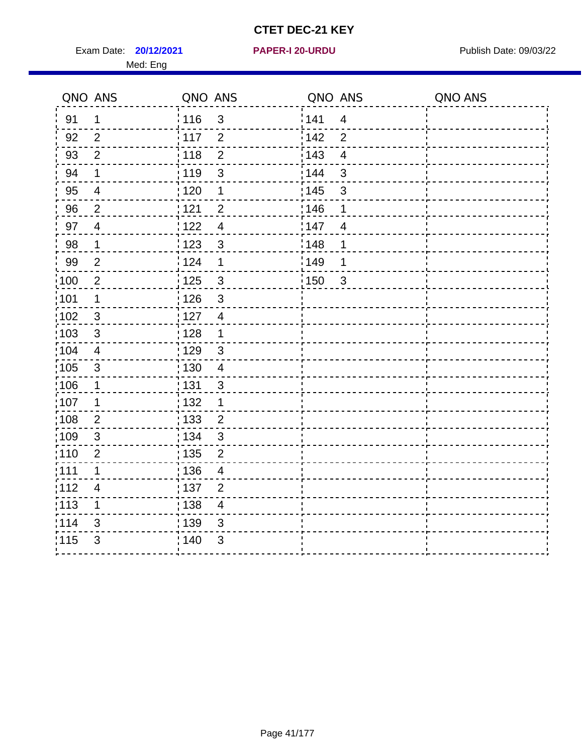# CTET DEC-21 KEY

Exam Date: **20/12/2021** **PAPER-I 20-URDU** Publish Date: 09/03/22

Med: Eng

| QNO | ANS | QNO | ANS | QNO | ANS | QNO | ANS |
|---|---|---|---|---|---|---|---|
| 91 | 1 | 116 | 3 | 141 | 4 | | |
| 92 | 2 | 117 | 2 | 142 | 2 | | |
| 93 | 2 | 118 | 2 | 143 | 4 | | |
| 94 | 1 | 119 | 3 | 144 | 3 | | |
| 95 | 4 | 120 | 1 | 145 | 3 | | |
| 96 | 2 | 121 | 2 | 146 | 1 | | |
| 97 | 4 | 122 | 4 | 147 | 4 | | |
| 98 | 1 | 123 | 3 | 148 | 1 | | |
| 99 | 2 | 124 | 1 | 149 | 1 | | |
| 100 | 2 | 125 | 3 | 150 | 3 | | |
| 101 | 1 | 126 | 3 | | | | |
| 102 | 3 | 127 | 4 | | | | |
| 103 | 3 | 128 | 1 | | | | |
| 104 | 4 | 129 | 3 | | | | |
| 105 | 3 | 130 | 4 | | | | |
| 106 | 1 | 131 | 3 | | | | |
| 107 | 1 | 132 | 1 | | | | |
| 108 | 2 | 133 | 2 | | | | |
| 109 | 3 | 134 | 3 | | | | |
| 110 | 2 | 135 | 2 | | | | |
| 111 | 1 | 136 | 4 | | | | |
| 112 | 4 | 137 | 2 | | | | |
| 113 | 1 | 138 | 4 | | | | |
| 114 | 3 | 139 | 3 | | | | |
| 115 | 3 | 140 | 3 | | | | |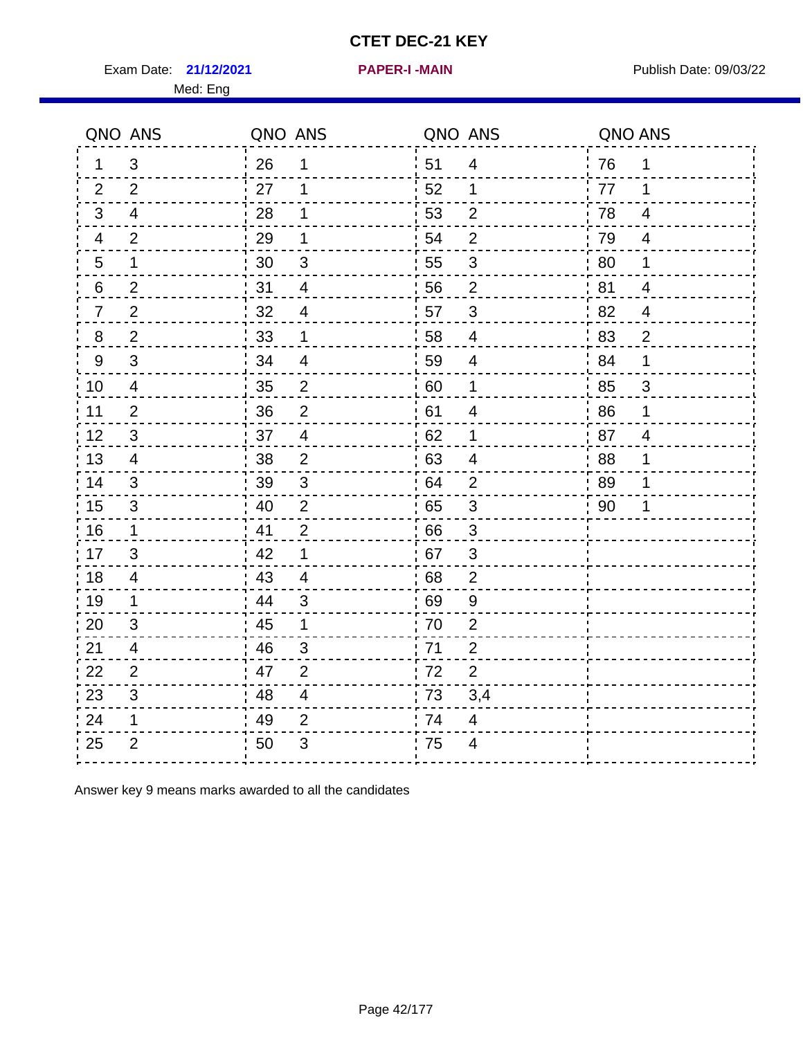# CTET DEC-21 KEY

Exam Date: **21/12/2021** **PAPER-I -MAIN** Publish Date: 09/03/22

Med: Eng

| QNO | ANS | QNO | ANS | QNO | ANS | QNO | ANS |
|---|---|---|---|---|---|---|---|
| 1 | 3 | 26 | 1 | 51 | 4 | 76 | 1 |
| 2 | 2 | 27 | 1 | 52 | 1 | 77 | 1 |
| 3 | 4 | 28 | 1 | 53 | 2 | 78 | 4 |
| 4 | 2 | 29 | 1 | 54 | 2 | 79 | 4 |
| 5 | 1 | 30 | 3 | 55 | 3 | 80 | 1 |
| 6 | 2 | 31 | 4 | 56 | 2 | 81 | 4 |
| 7 | 2 | 32 | 4 | 57 | 3 | 82 | 4 |
| 8 | 2 | 33 | 1 | 58 | 4 | 83 | 2 |
| 9 | 3 | 34 | 4 | 59 | 4 | 84 | 1 |
| 10 | 4 | 35 | 2 | 60 | 1 | 85 | 3 |
| 11 | 2 | 36 | 2 | 61 | 4 | 86 | 1 |
| 12 | 3 | 37 | 4 | 62 | 1 | 87 | 4 |
| 13 | 4 | 38 | 2 | 63 | 4 | 88 | 1 |
| 14 | 3 | 39 | 3 | 64 | 2 | 89 | 1 |
| 15 | 3 | 40 | 2 | 65 | 3 | 90 | 1 |
| 16 | 1 | 41 | 2 | 66 | 3 | | |
| 17 | 3 | 42 | 1 | 67 | 3 | | |
| 18 | 4 | 43 | 4 | 68 | 2 | | |
| 19 | 1 | 44 | 3 | 69 | 9 | | |
| 20 | 3 | 45 | 1 | 70 | 2 | | |
| 21 | 4 | 46 | 3 | 71 | 2 | | |
| 22 | 2 | 47 | 2 | 72 | 2 | | |
| 23 | 3 | 48 | 4 | 73 | 3,4 | | |
| 24 | 1 | 49 | 2 | 74 | 4 | | |
| 25 | 2 | 50 | 3 | 75 | 4 | | |

Answer key 9 means marks awarded to all the candidates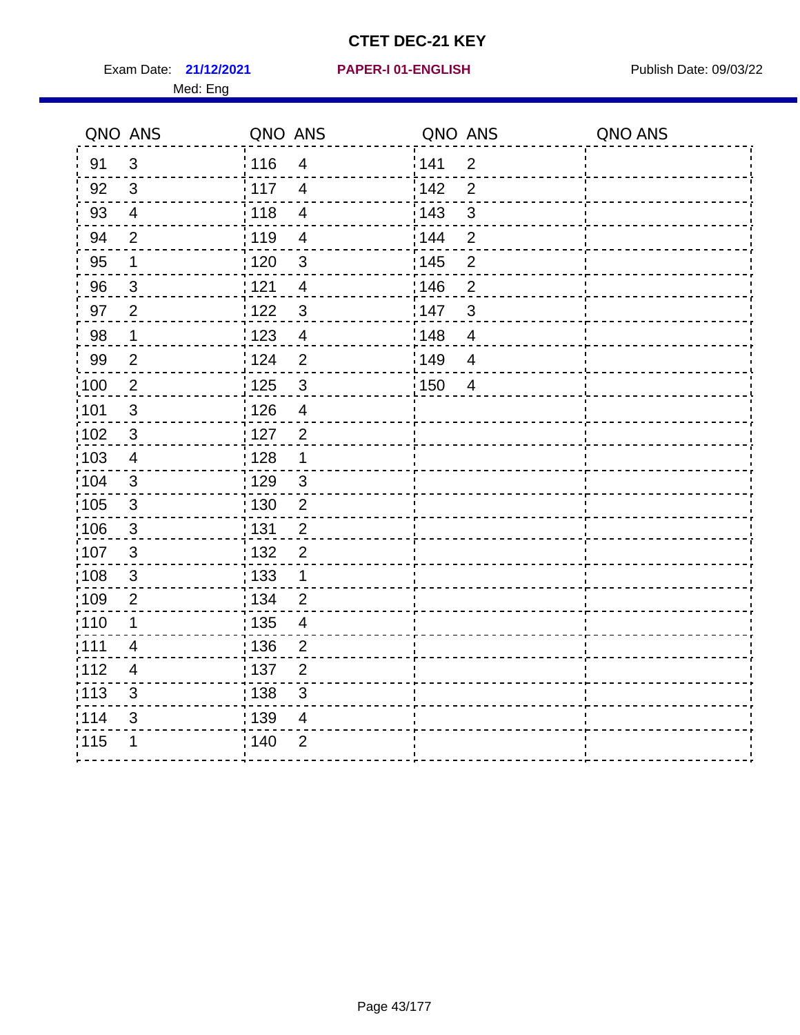# CTET DEC-21 KEY

Exam Date: **21/12/2021** **PAPER-I 01-ENGLISH** Publish Date: 09/03/22

Med: Eng

| QNO | ANS | QNO | ANS | QNO | ANS | QNO | ANS |
|---|---|---|---|---|---|---|---|
| 91 | 3 | 116 | 4 | 141 | 2 | | |
| 92 | 3 | 117 | 4 | 142 | 2 | | |
| 93 | 4 | 118 | 4 | 143 | 3 | | |
| 94 | 2 | 119 | 4 | 144 | 2 | | |
| 95 | 1 | 120 | 3 | 145 | 2 | | |
| 96 | 3 | 121 | 4 | 146 | 2 | | |
| 97 | 2 | 122 | 3 | 147 | 3 | | |
| 98 | 1 | 123 | 4 | 148 | 4 | | |
| 99 | 2 | 124 | 2 | 149 | 4 | | |
| 100 | 2 | 125 | 3 | 150 | 4 | | |
| 101 | 3 | 126 | 4 | | | | |
| 102 | 3 | 127 | 2 | | | | |
| 103 | 4 | 128 | 1 | | | | |
| 104 | 3 | 129 | 3 | | | | |
| 105 | 3 | 130 | 2 | | | | |
| 106 | 3 | 131 | 2 | | | | |
| 107 | 3 | 132 | 2 | | | | |
| 108 | 3 | 133 | 1 | | | | |
| 109 | 2 | 134 | 2 | | | | |
| 110 | 1 | 135 | 4 | | | | |
| 111 | 4 | 136 | 2 | | | | |
| 112 | 4 | 137 | 2 | | | | |
| 113 | 3 | 138 | 3 | | | | |
| 114 | 3 | 139 | 4 | | | | |
| 115 | 1 | 140 | 2 | | | | |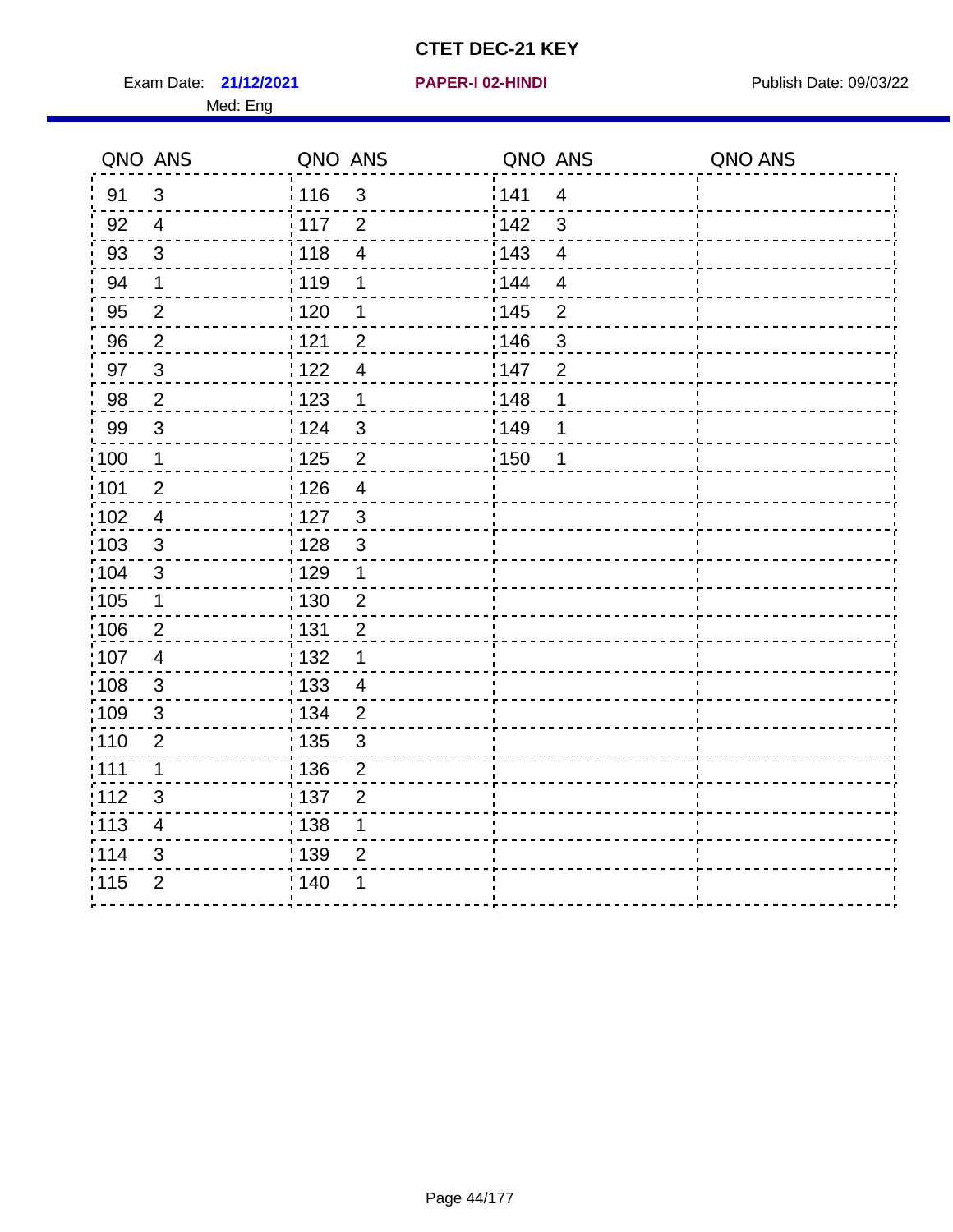# CTET DEC-21 KEY

Exam Date: **21/12/2021** **PAPER-I 02-HINDI** Publish Date: 09/03/22

Med: Eng

| QNO | ANS | QNO | ANS | QNO | ANS | QNO | ANS |
|---|---|---|---|---|---|---|---|
| 91 | 3 | 116 | 3 | 141 | 4 | | |
| 92 | 4 | 117 | 2 | 142 | 3 | | |
| 93 | 3 | 118 | 4 | 143 | 4 | | |
| 94 | 1 | 119 | 1 | 144 | 4 | | |
| 95 | 2 | 120 | 1 | 145 | 2 | | |
| 96 | 2 | 121 | 2 | 146 | 3 | | |
| 97 | 3 | 122 | 4 | 147 | 2 | | |
| 98 | 2 | 123 | 1 | 148 | 1 | | |
| 99 | 3 | 124 | 3 | 149 | 1 | | |
| 100 | 1 | 125 | 2 | 150 | 1 | | |
| 101 | 2 | 126 | 4 | | | | |
| 102 | 4 | 127 | 3 | | | | |
| 103 | 3 | 128 | 3 | | | | |
| 104 | 3 | 129 | 1 | | | | |
| 105 | 1 | 130 | 2 | | | | |
| 106 | 2 | 131 | 2 | | | | |
| 107 | 4 | 132 | 1 | | | | |
| 108 | 3 | 133 | 4 | | | | |
| 109 | 3 | 134 | 2 | | | | |
| 110 | 2 | 135 | 3 | | | | |
| 111 | 1 | 136 | 2 | | | | |
| 112 | 3 | 137 | 2 | | | | |
| 113 | 4 | 138 | 1 | | | | |
| 114 | 3 | 139 | 2 | | | | |
| 115 | 2 | 140 | 1 | | | | |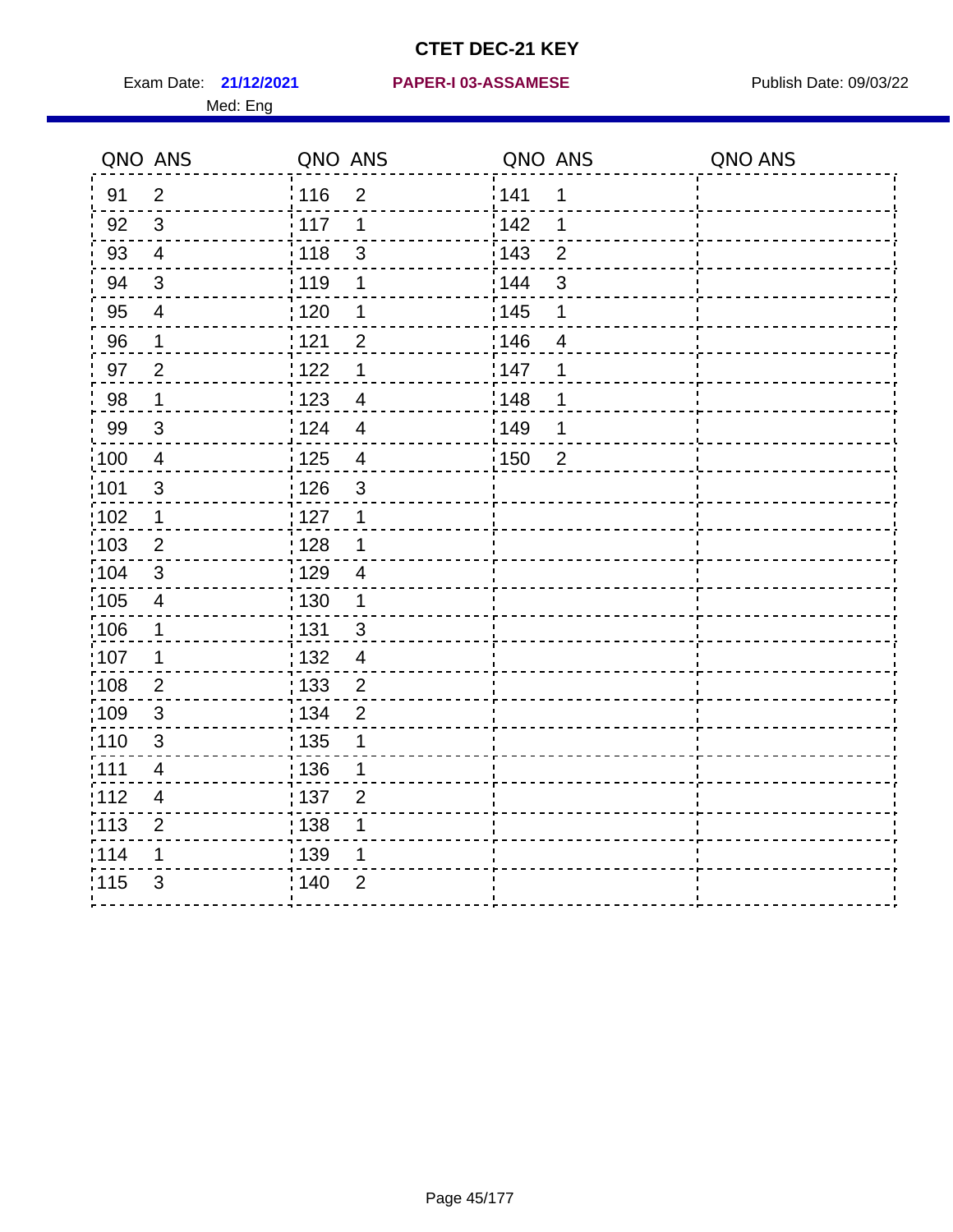# CTET DEC-21 KEY

Exam Date: **21/12/2021** **PAPER-I 03-ASSAMESE** Publish Date: 09/03/22

Med: Eng

| QNO | ANS | QNO | ANS | QNO | ANS | QNO | ANS |
|---|---|---|---|---|---|---|---|
| 91 | 2 | 116 | 2 | 141 | 1 | | |
| 92 | 3 | 117 | 1 | 142 | 1 | | |
| 93 | 4 | 118 | 3 | 143 | 2 | | |
| 94 | 3 | 119 | 1 | 144 | 3 | | |
| 95 | 4 | 120 | 1 | 145 | 1 | | |
| 96 | 1 | 121 | 2 | 146 | 4 | | |
| 97 | 2 | 122 | 1 | 147 | 1 | | |
| 98 | 1 | 123 | 4 | 148 | 1 | | |
| 99 | 3 | 124 | 4 | 149 | 1 | | |
| 100 | 4 | 125 | 4 | 150 | 2 | | |
| 101 | 3 | 126 | 3 | | | | |
| 102 | 1 | 127 | 1 | | | | |
| 103 | 2 | 128 | 1 | | | | |
| 104 | 3 | 129 | 4 | | | | |
| 105 | 4 | 130 | 1 | | | | |
| 106 | 1 | 131 | 3 | | | | |
| 107 | 1 | 132 | 4 | | | | |
| 108 | 2 | 133 | 2 | | | | |
| 109 | 3 | 134 | 2 | | | | |
| 110 | 3 | 135 | 1 | | | | |
| 111 | 4 | 136 | 1 | | | | |
| 112 | 4 | 137 | 2 | | | | |
| 113 | 2 | 138 | 1 | | | | |
| 114 | 1 | 139 | 1 | | | | |
| 115 | 3 | 140 | 2 | | | | |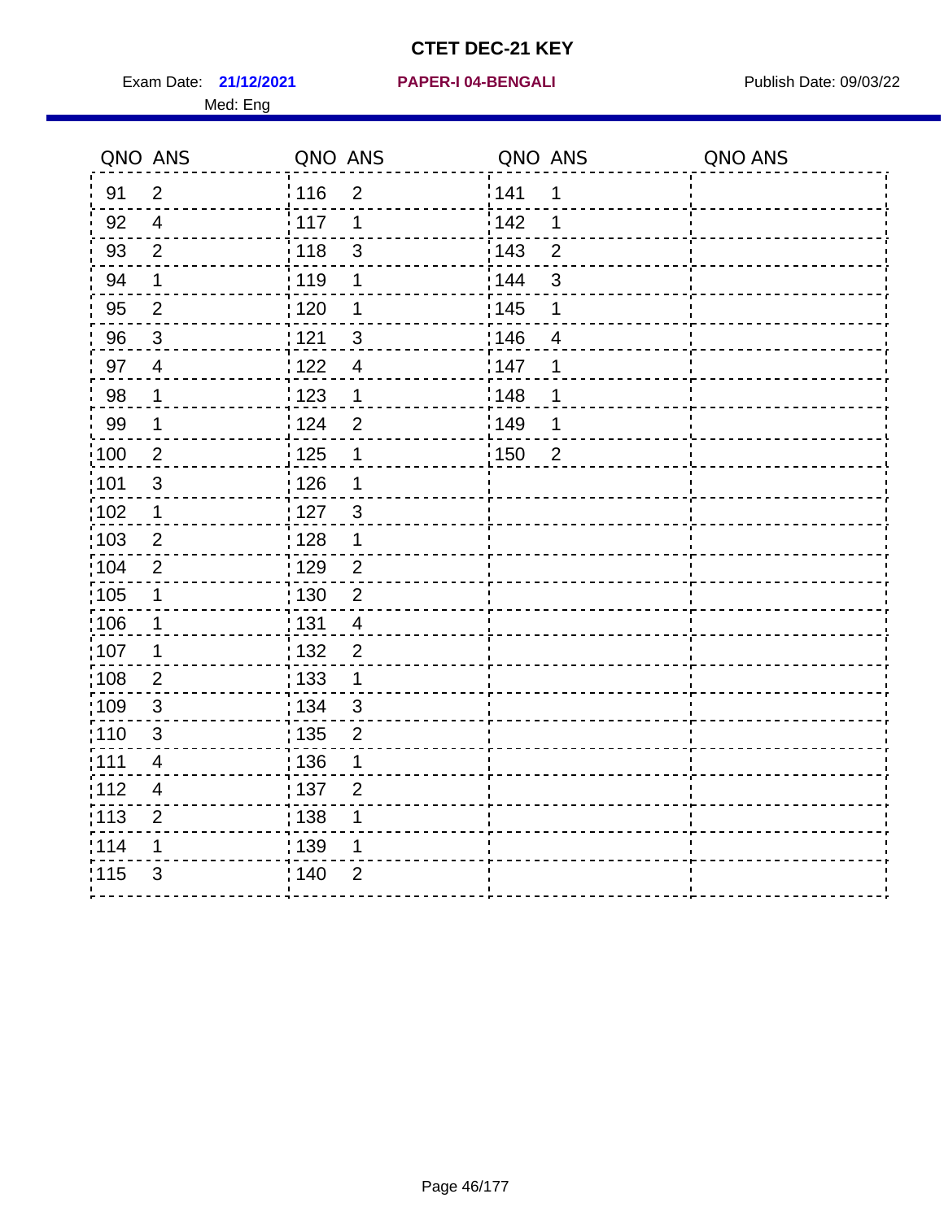# CTET DEC-21 KEY

Exam Date: **21/12/2021** **PAPER-I 04-BENGALI** Publish Date: 09/03/22

Med: Eng

| QNO | ANS | QNO | ANS | QNO | ANS | QNO | ANS |
|---|---|---|---|---|---|---|---|
| 91 | 2 | 116 | 2 | 141 | 1 | | |
| 92 | 4 | 117 | 1 | 142 | 1 | | |
| 93 | 2 | 118 | 3 | 143 | 2 | | |
| 94 | 1 | 119 | 1 | 144 | 3 | | |
| 95 | 2 | 120 | 1 | 145 | 1 | | |
| 96 | 3 | 121 | 3 | 146 | 4 | | |
| 97 | 4 | 122 | 4 | 147 | 1 | | |
| 98 | 1 | 123 | 1 | 148 | 1 | | |
| 99 | 1 | 124 | 2 | 149 | 1 | | |
| 100 | 2 | 125 | 1 | 150 | 2 | | |
| 101 | 3 | 126 | 1 | | | | |
| 102 | 1 | 127 | 3 | | | | |
| 103 | 2 | 128 | 1 | | | | |
| 104 | 2 | 129 | 2 | | | | |
| 105 | 1 | 130 | 2 | | | | |
| 106 | 1 | 131 | 4 | | | | |
| 107 | 1 | 132 | 2 | | | | |
| 108 | 2 | 133 | 1 | | | | |
| 109 | 3 | 134 | 3 | | | | |
| 110 | 3 | 135 | 2 | | | | |
| 111 | 4 | 136 | 1 | | | | |
| 112 | 4 | 137 | 2 | | | | |
| 113 | 2 | 138 | 1 | | | | |
| 114 | 1 | 139 | 1 | | | | |
| 115 | 3 | 140 | 2 | | | | |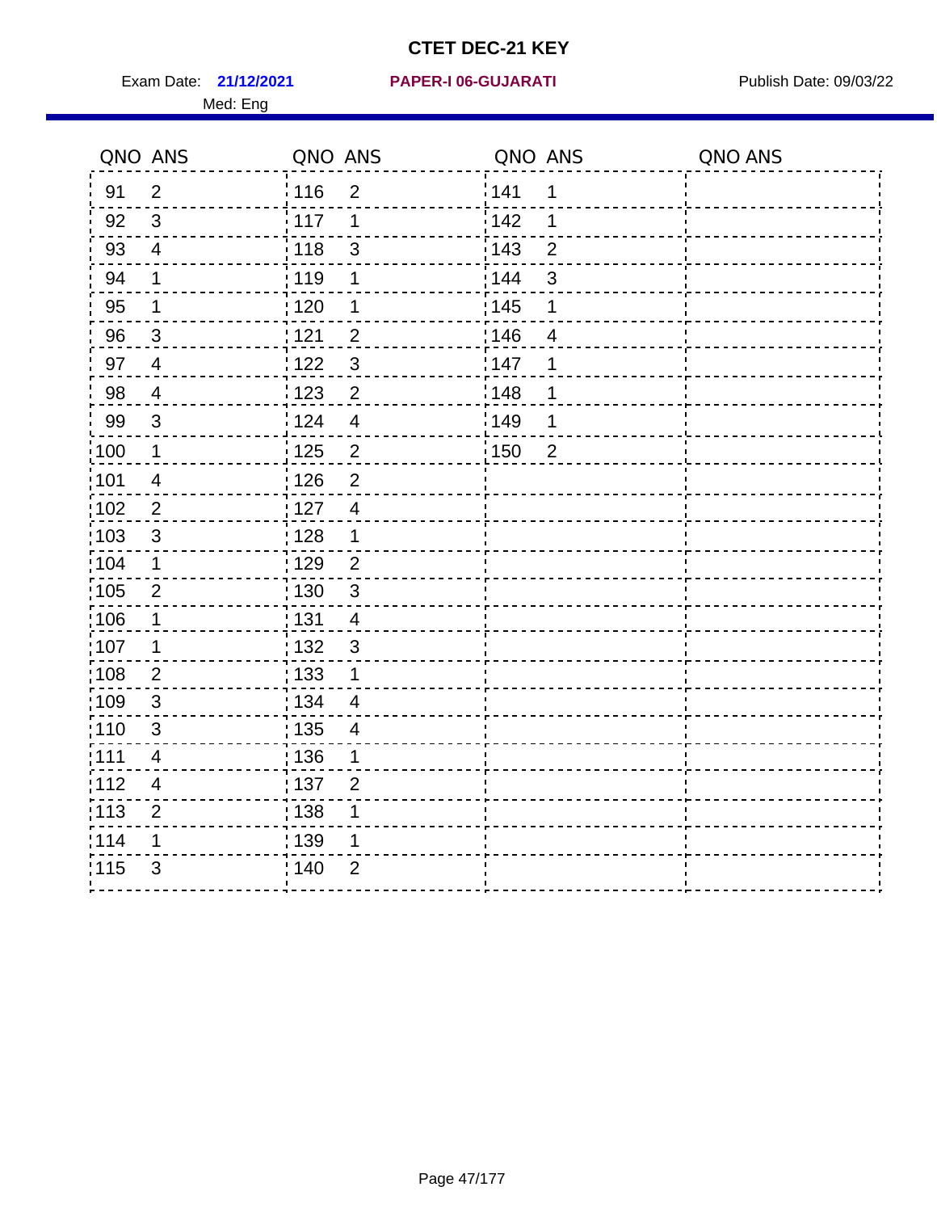# CTET DEC-21 KEY

Exam Date: **21/12/2021** **PAPER-I 06-GUJARATI** Publish Date: 09/03/22

Med: Eng

| QNO | ANS | QNO | ANS | QNO | ANS | QNO | ANS |
|---|---|---|---|---|---|---|---|
| 91 | 2 | 116 | 2 | 141 | 1 | | |
| 92 | 3 | 117 | 1 | 142 | 1 | | |
| 93 | 4 | 118 | 3 | 143 | 2 | | |
| 94 | 1 | 119 | 1 | 144 | 3 | | |
| 95 | 1 | 120 | 1 | 145 | 1 | | |
| 96 | 3 | 121 | 2 | 146 | 4 | | |
| 97 | 4 | 122 | 3 | 147 | 1 | | |
| 98 | 4 | 123 | 2 | 148 | 1 | | |
| 99 | 3 | 124 | 4 | 149 | 1 | | |
| 100 | 1 | 125 | 2 | 150 | 2 | | |
| 101 | 4 | 126 | 2 | | | | |
| 102 | 2 | 127 | 4 | | | | |
| 103 | 3 | 128 | 1 | | | | |
| 104 | 1 | 129 | 2 | | | | |
| 105 | 2 | 130 | 3 | | | | |
| 106 | 1 | 131 | 4 | | | | |
| 107 | 1 | 132 | 3 | | | | |
| 108 | 2 | 133 | 1 | | | | |
| 109 | 3 | 134 | 4 | | | | |
| 110 | 3 | 135 | 4 | | | | |
| 111 | 4 | 136 | 1 | | | | |
| 112 | 4 | 137 | 2 | | | | |
| 113 | 2 | 138 | 1 | | | | |
| 114 | 1 | 139 | 1 | | | | |
| 115 | 3 | 140 | 2 | | | | |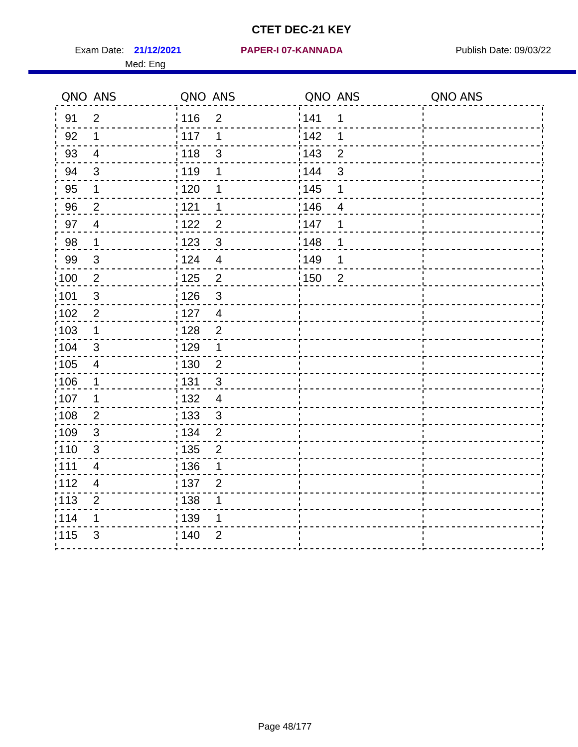# CTET DEC-21 KEY

Exam Date: **21/12/2021** **PAPER-I 07-KANNADA** Publish Date: 09/03/22

Med: Eng

| QNO | ANS | QNO | ANS | QNO | ANS | QNO | ANS |
|---|---|---|---|---|---|---|---|
| 91 | 2 | 116 | 2 | 141 | 1 | | |
| 92 | 1 | 117 | 1 | 142 | 1 | | |
| 93 | 4 | 118 | 3 | 143 | 2 | | |
| 94 | 3 | 119 | 1 | 144 | 3 | | |
| 95 | 1 | 120 | 1 | 145 | 1 | | |
| 96 | 2 | 121 | 1 | 146 | 4 | | |
| 97 | 4 | 122 | 2 | 147 | 1 | | |
| 98 | 1 | 123 | 3 | 148 | 1 | | |
| 99 | 3 | 124 | 4 | 149 | 1 | | |
| 100 | 2 | 125 | 2 | 150 | 2 | | |
| 101 | 3 | 126 | 3 | | | | |
| 102 | 2 | 127 | 4 | | | | |
| 103 | 1 | 128 | 2 | | | | |
| 104 | 3 | 129 | 1 | | | | |
| 105 | 4 | 130 | 2 | | | | |
| 106 | 1 | 131 | 3 | | | | |
| 107 | 1 | 132 | 4 | | | | |
| 108 | 2 | 133 | 3 | | | | |
| 109 | 3 | 134 | 2 | | | | |
| 110 | 3 | 135 | 2 | | | | |
| 111 | 4 | 136 | 1 | | | | |
| 112 | 4 | 137 | 2 | | | | |
| 113 | 2 | 138 | 1 | | | | |
| 114 | 1 | 139 | 1 | | | | |
| 115 | 3 | 140 | 2 | | | | |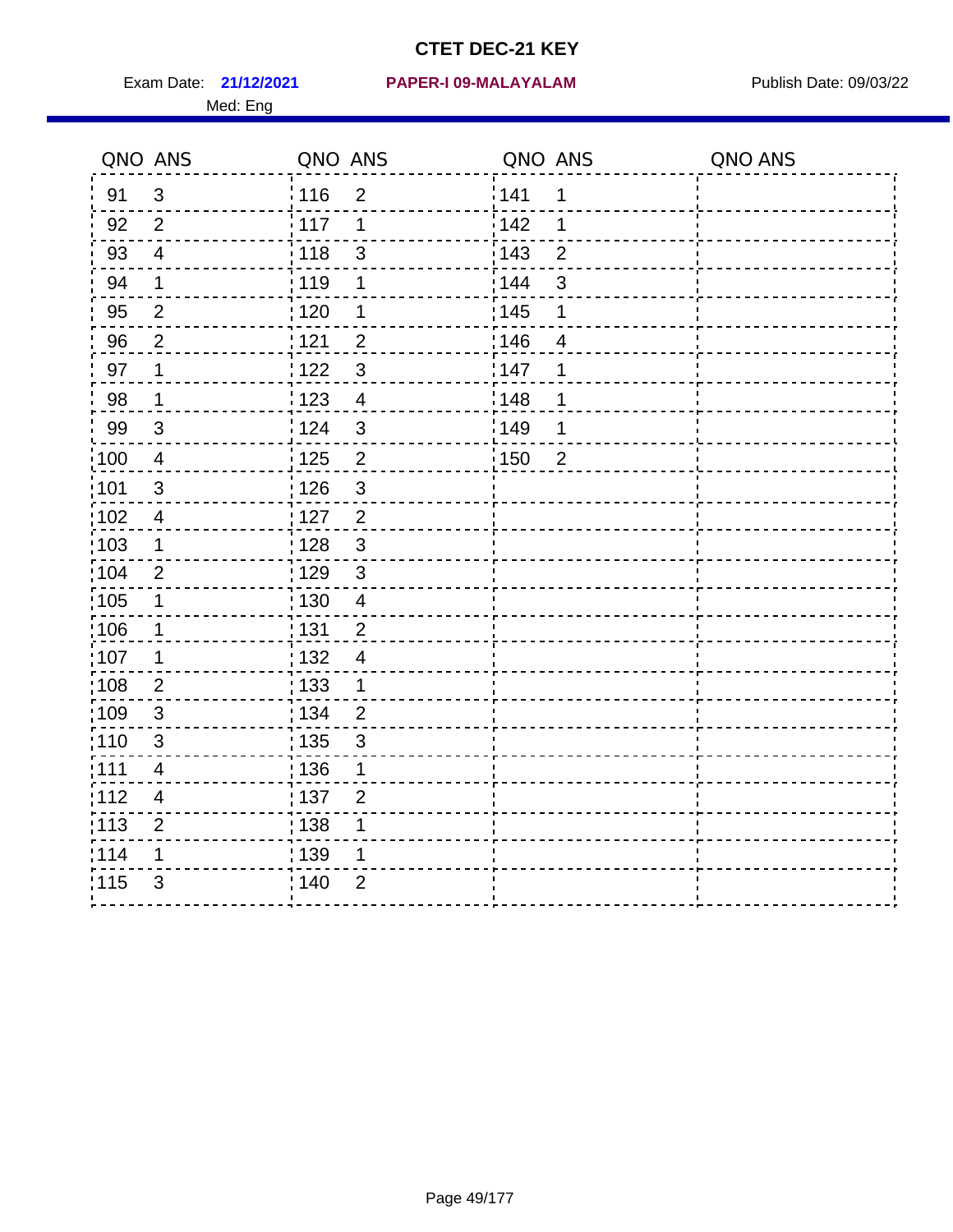# CTET DEC-21 KEY

Exam Date: **21/12/2021** **PAPER-I 09-MALAYALAM** Publish Date: 09/03/22

Med: Eng

| QNO | ANS | QNO | ANS | QNO | ANS | QNO | ANS |
|---|---|---|---|---|---|---|---|
| 91 | 3 | 116 | 2 | 141 | 1 | | |
| 92 | 2 | 117 | 1 | 142 | 1 | | |
| 93 | 4 | 118 | 3 | 143 | 2 | | |
| 94 | 1 | 119 | 1 | 144 | 3 | | |
| 95 | 2 | 120 | 1 | 145 | 1 | | |
| 96 | 2 | 121 | 2 | 146 | 4 | | |
| 97 | 1 | 122 | 3 | 147 | 1 | | |
| 98 | 1 | 123 | 4 | 148 | 1 | | |
| 99 | 3 | 124 | 3 | 149 | 1 | | |
| 100 | 4 | 125 | 2 | 150 | 2 | | |
| 101 | 3 | 126 | 3 | | | | |
| 102 | 4 | 127 | 2 | | | | |
| 103 | 1 | 128 | 3 | | | | |
| 104 | 2 | 129 | 3 | | | | |
| 105 | 1 | 130 | 4 | | | | |
| 106 | 1 | 131 | 2 | | | | |
| 107 | 1 | 132 | 4 | | | | |
| 108 | 2 | 133 | 1 | | | | |
| 109 | 3 | 134 | 2 | | | | |
| 110 | 3 | 135 | 3 | | | | |
| 111 | 4 | 136 | 1 | | | | |
| 112 | 4 | 137 | 2 | | | | |
| 113 | 2 | 138 | 1 | | | | |
| 114 | 1 | 139 | 1 | | | | |
| 115 | 3 | 140 | 2 | | | | |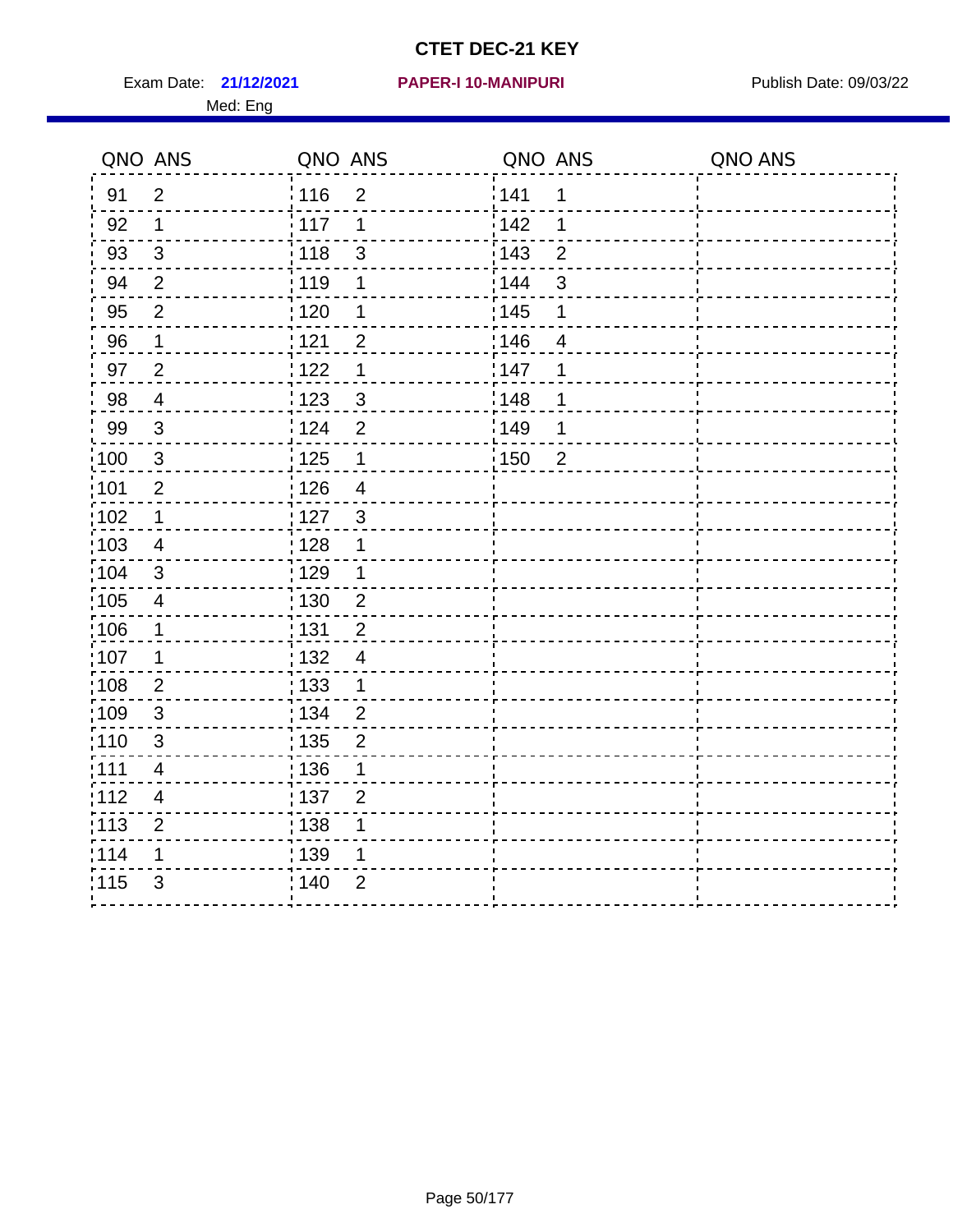# CTET DEC-21 KEY

Exam Date: **21/12/2021** **PAPER-I 10-MANIPURI** Publish Date: 09/03/22

Med: Eng

| QNO | ANS | QNO | ANS | QNO | ANS | QNO | ANS |
|---|---|---|---|---|---|---|---|
| 91 | 2 | 116 | 2 | 141 | 1 | | |
| 92 | 1 | 117 | 1 | 142 | 1 | | |
| 93 | 3 | 118 | 3 | 143 | 2 | | |
| 94 | 2 | 119 | 1 | 144 | 3 | | |
| 95 | 2 | 120 | 1 | 145 | 1 | | |
| 96 | 1 | 121 | 2 | 146 | 4 | | |
| 97 | 2 | 122 | 1 | 147 | 1 | | |
| 98 | 4 | 123 | 3 | 148 | 1 | | |
| 99 | 3 | 124 | 2 | 149 | 1 | | |
| 100 | 3 | 125 | 1 | 150 | 2 | | |
| 101 | 2 | 126 | 4 | | | | |
| 102 | 1 | 127 | 3 | | | | |
| 103 | 4 | 128 | 1 | | | | |
| 104 | 3 | 129 | 1 | | | | |
| 105 | 4 | 130 | 2 | | | | |
| 106 | 1 | 131 | 2 | | | | |
| 107 | 1 | 132 | 4 | | | | |
| 108 | 2 | 133 | 1 | | | | |
| 109 | 3 | 134 | 2 | | | | |
| 110 | 3 | 135 | 2 | | | | |
| 111 | 4 | 136 | 1 | | | | |
| 112 | 4 | 137 | 2 | | | | |
| 113 | 2 | 138 | 1 | | | | |
| 114 | 1 | 139 | 1 | | | | |
| 115 | 3 | 140 | 2 | | | | |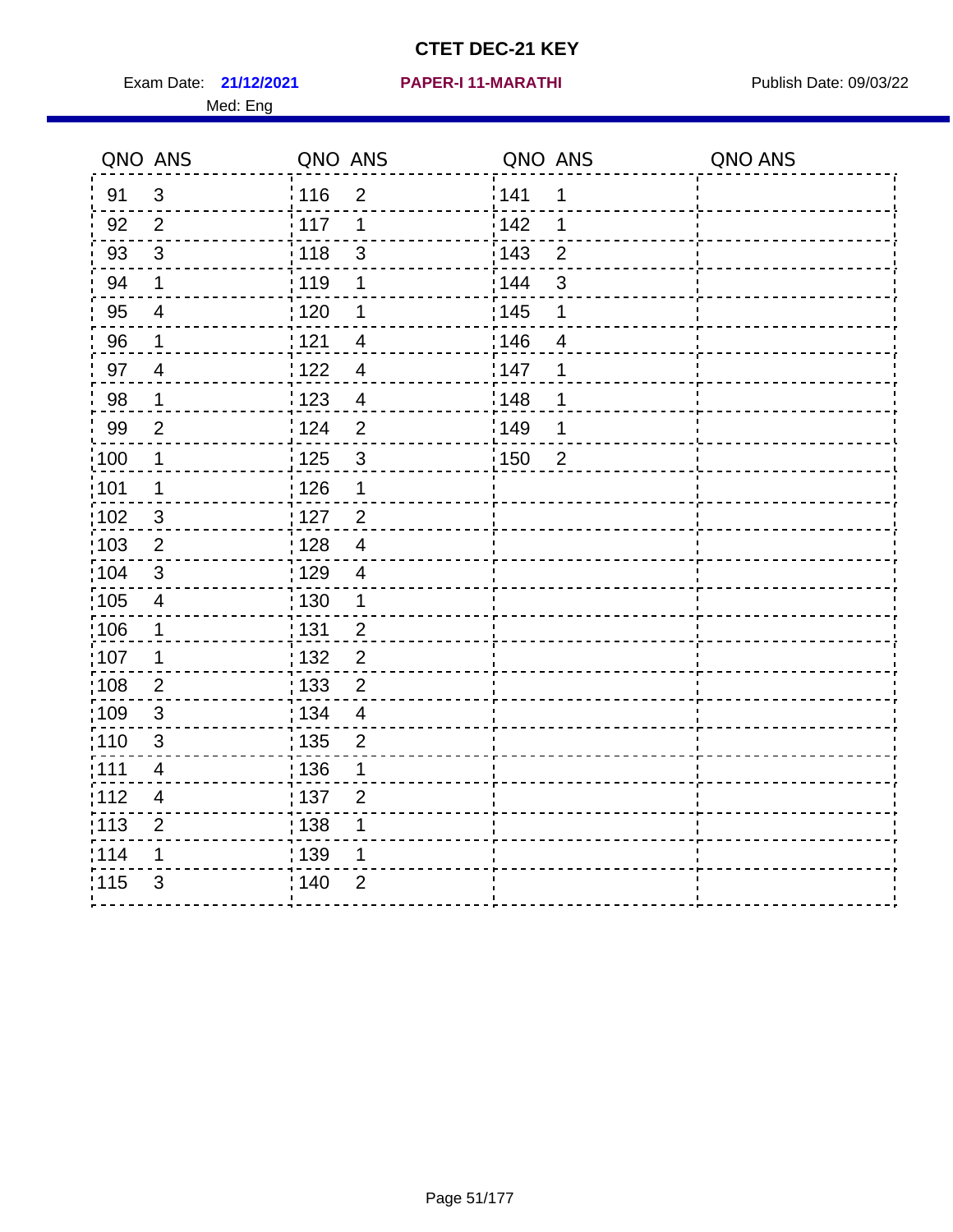# CTET DEC-21 KEY

Exam Date: **21/12/2021** **PAPER-I 11-MARATHI** Publish Date: 09/03/22

Med: Eng

| QNO | ANS | QNO | ANS | QNO | ANS | QNO | ANS |
|---|---|---|---|---|---|---|---|
| 91 | 3 | 116 | 2 | 141 | 1 | | |
| 92 | 2 | 117 | 1 | 142 | 1 | | |
| 93 | 3 | 118 | 3 | 143 | 2 | | |
| 94 | 1 | 119 | 1 | 144 | 3 | | |
| 95 | 4 | 120 | 1 | 145 | 1 | | |
| 96 | 1 | 121 | 4 | 146 | 4 | | |
| 97 | 4 | 122 | 4 | 147 | 1 | | |
| 98 | 1 | 123 | 4 | 148 | 1 | | |
| 99 | 2 | 124 | 2 | 149 | 1 | | |
| 100 | 1 | 125 | 3 | 150 | 2 | | |
| 101 | 1 | 126 | 1 | | | | |
| 102 | 3 | 127 | 2 | | | | |
| 103 | 2 | 128 | 4 | | | | |
| 104 | 3 | 129 | 4 | | | | |
| 105 | 4 | 130 | 1 | | | | |
| 106 | 1 | 131 | 2 | | | | |
| 107 | 1 | 132 | 2 | | | | |
| 108 | 2 | 133 | 2 | | | | |
| 109 | 3 | 134 | 4 | | | | |
| 110 | 3 | 135 | 2 | | | | |
| 111 | 4 | 136 | 1 | | | | |
| 112 | 4 | 137 | 2 | | | | |
| 113 | 2 | 138 | 1 | | | | |
| 114 | 1 | 139 | 1 | | | | |
| 115 | 3 | 140 | 2 | | | | |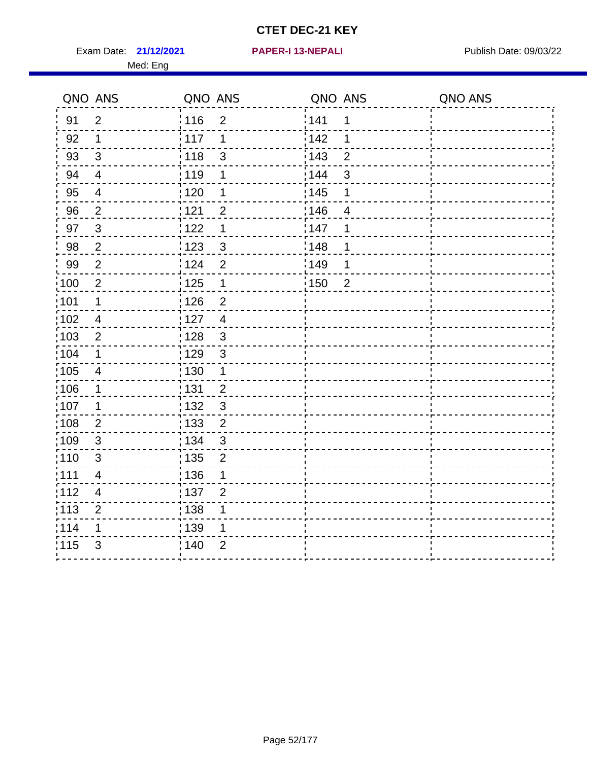# CTET DEC-21 KEY

Exam Date: **21/12/2021** **PAPER-I 13-NEPALI** Publish Date: 09/03/22

Med: Eng

| QNO | ANS | QNO | ANS | QNO | ANS | QNO | ANS |
|---|---|---|---|---|---|---|---|
| 91 | 2 | 116 | 2 | 141 | 1 | | |
| 92 | 1 | 117 | 1 | 142 | 1 | | |
| 93 | 3 | 118 | 3 | 143 | 2 | | |
| 94 | 4 | 119 | 1 | 144 | 3 | | |
| 95 | 4 | 120 | 1 | 145 | 1 | | |
| 96 | 2 | 121 | 2 | 146 | 4 | | |
| 97 | 3 | 122 | 1 | 147 | 1 | | |
| 98 | 2 | 123 | 3 | 148 | 1 | | |
| 99 | 2 | 124 | 2 | 149 | 1 | | |
| 100 | 2 | 125 | 1 | 150 | 2 | | |
| 101 | 1 | 126 | 2 | | | | |
| 102 | 4 | 127 | 4 | | | | |
| 103 | 2 | 128 | 3 | | | | |
| 104 | 1 | 129 | 3 | | | | |
| 105 | 4 | 130 | 1 | | | | |
| 106 | 1 | 131 | 2 | | | | |
| 107 | 1 | 132 | 3 | | | | |
| 108 | 2 | 133 | 2 | | | | |
| 109 | 3 | 134 | 3 | | | | |
| 110 | 3 | 135 | 2 | | | | |
| 111 | 4 | 136 | 1 | | | | |
| 112 | 4 | 137 | 2 | | | | |
| 113 | 2 | 138 | 1 | | | | |
| 114 | 1 | 139 | 1 | | | | |
| 115 | 3 | 140 | 2 | | | | |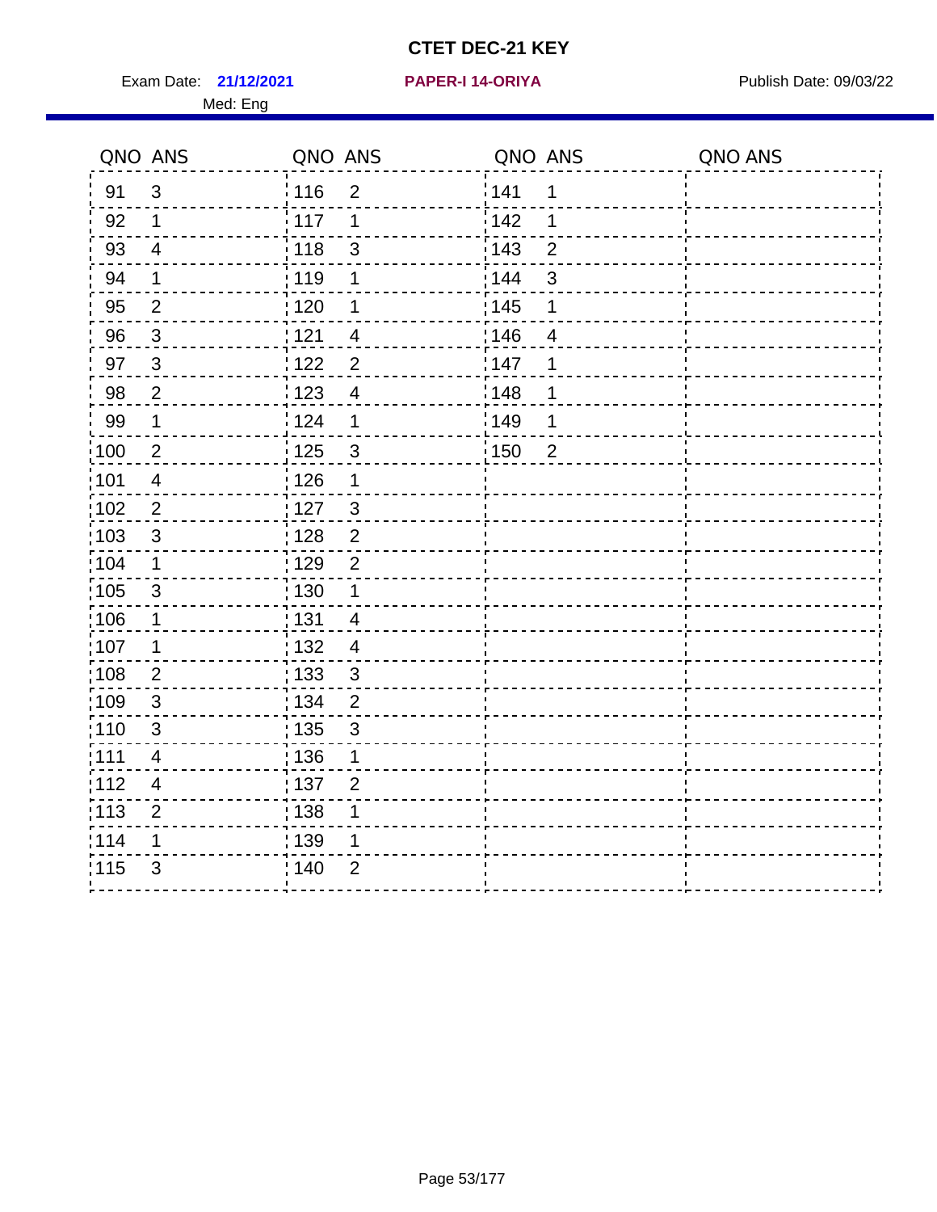# CTET DEC-21 KEY

Exam Date: **21/12/2021** **PAPER-I 14-ORIYA** Publish Date: 09/03/22

Med: Eng

| QNO | ANS | QNO | ANS | QNO | ANS | QNO | ANS |
|---|---|---|---|---|---|---|---|
| 91 | 3 | 116 | 2 | 141 | 1 | | |
| 92 | 1 | 117 | 1 | 142 | 1 | | |
| 93 | 4 | 118 | 3 | 143 | 2 | | |
| 94 | 1 | 119 | 1 | 144 | 3 | | |
| 95 | 2 | 120 | 1 | 145 | 1 | | |
| 96 | 3 | 121 | 4 | 146 | 4 | | |
| 97 | 3 | 122 | 2 | 147 | 1 | | |
| 98 | 2 | 123 | 4 | 148 | 1 | | |
| 99 | 1 | 124 | 1 | 149 | 1 | | |
| 100 | 2 | 125 | 3 | 150 | 2 | | |
| 101 | 4 | 126 | 1 | | | | |
| 102 | 2 | 127 | 3 | | | | |
| 103 | 3 | 128 | 2 | | | | |
| 104 | 1 | 129 | 2 | | | | |
| 105 | 3 | 130 | 1 | | | | |
| 106 | 1 | 131 | 4 | | | | |
| 107 | 1 | 132 | 4 | | | | |
| 108 | 2 | 133 | 3 | | | | |
| 109 | 3 | 134 | 2 | | | | |
| 110 | 3 | 135 | 3 | | | | |
| 111 | 4 | 136 | 1 | | | | |
| 112 | 4 | 137 | 2 | | | | |
| 113 | 2 | 138 | 1 | | | | |
| 114 | 1 | 139 | 1 | | | | |
| 115 | 3 | 140 | 2 | | | | |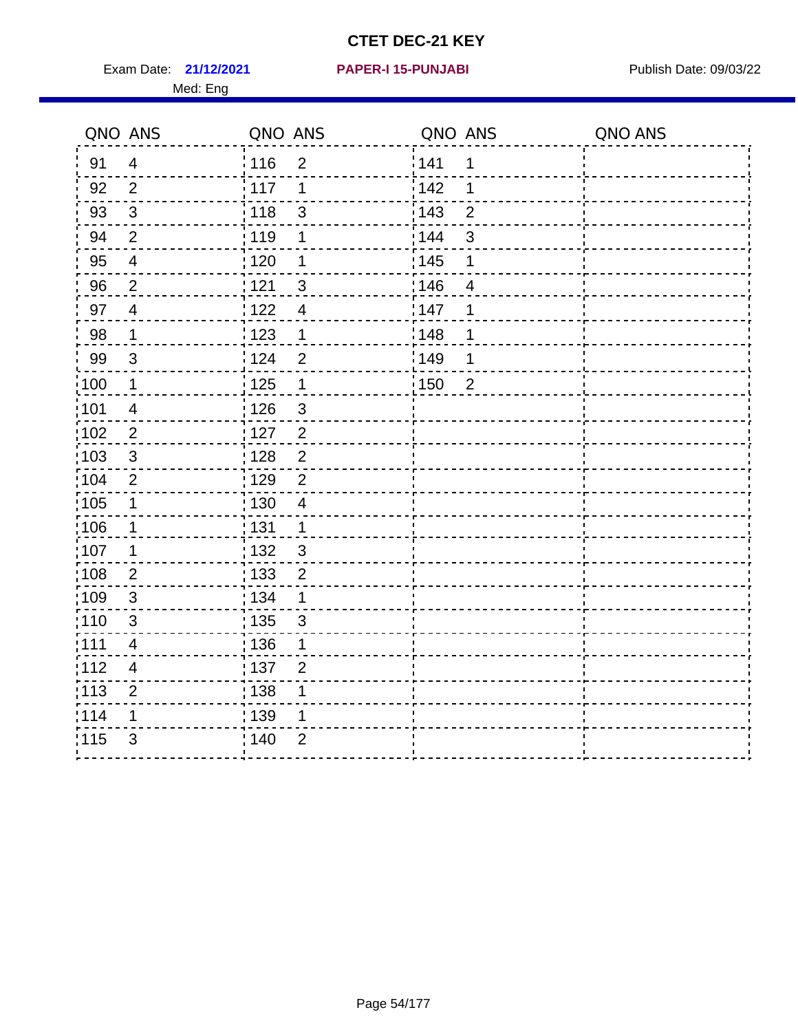# CTET DEC-21 KEY

Exam Date: **21/12/2021** **PAPER-I 15-PUNJABI** Publish Date: 09/03/22

Med: Eng

| QNO | ANS | QNO | ANS | QNO | ANS | QNO | ANS |
|---|---|---|---|---|---|---|---|
| 91 | 4 | 116 | 2 | 141 | 1 | | |
| 92 | 2 | 117 | 1 | 142 | 1 | | |
| 93 | 3 | 118 | 3 | 143 | 2 | | |
| 94 | 2 | 119 | 1 | 144 | 3 | | |
| 95 | 4 | 120 | 1 | 145 | 1 | | |
| 96 | 2 | 121 | 3 | 146 | 4 | | |
| 97 | 4 | 122 | 4 | 147 | 1 | | |
| 98 | 1 | 123 | 1 | 148 | 1 | | |
| 99 | 3 | 124 | 2 | 149 | 1 | | |
| 100 | 1 | 125 | 1 | 150 | 2 | | |
| 101 | 4 | 126 | 3 | | | | |
| 102 | 2 | 127 | 2 | | | | |
| 103 | 3 | 128 | 2 | | | | |
| 104 | 2 | 129 | 2 | | | | |
| 105 | 1 | 130 | 4 | | | | |
| 106 | 1 | 131 | 1 | | | | |
| 107 | 1 | 132 | 3 | | | | |
| 108 | 2 | 133 | 2 | | | | |
| 109 | 3 | 134 | 1 | | | | |
| 110 | 3 | 135 | 3 | | | | |
| 111 | 4 | 136 | 1 | | | | |
| 112 | 4 | 137 | 2 | | | | |
| 113 | 2 | 138 | 1 | | | | |
| 114 | 1 | 139 | 1 | | | | |
| 115 | 3 | 140 | 2 | | | | |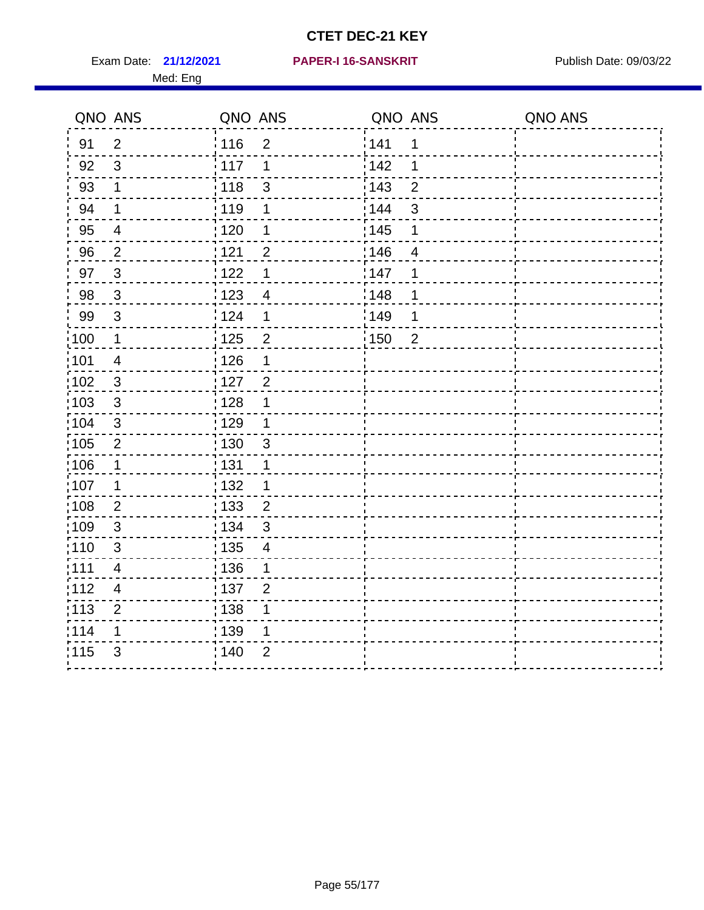# CTET DEC-21 KEY

Exam Date: **21/12/2021** **PAPER-I 16-SANSKRIT** Publish Date: 09/03/22

Med: Eng

| QNO | ANS | QNO | ANS | QNO | ANS | QNO | ANS |
|---|---|---|---|---|---|---|---|
| 91 | 2 | 116 | 2 | 141 | 1 | | |
| 92 | 3 | 117 | 1 | 142 | 1 | | |
| 93 | 1 | 118 | 3 | 143 | 2 | | |
| 94 | 1 | 119 | 1 | 144 | 3 | | |
| 95 | 4 | 120 | 1 | 145 | 1 | | |
| 96 | 2 | 121 | 2 | 146 | 4 | | |
| 97 | 3 | 122 | 1 | 147 | 1 | | |
| 98 | 3 | 123 | 4 | 148 | 1 | | |
| 99 | 3 | 124 | 1 | 149 | 1 | | |
| 100 | 1 | 125 | 2 | 150 | 2 | | |
| 101 | 4 | 126 | 1 | | | | |
| 102 | 3 | 127 | 2 | | | | |
| 103 | 3 | 128 | 1 | | | | |
| 104 | 3 | 129 | 1 | | | | |
| 105 | 2 | 130 | 3 | | | | |
| 106 | 1 | 131 | 1 | | | | |
| 107 | 1 | 132 | 1 | | | | |
| 108 | 2 | 133 | 2 | | | | |
| 109 | 3 | 134 | 3 | | | | |
| 110 | 3 | 135 | 4 | | | | |
| 111 | 4 | 136 | 1 | | | | |
| 112 | 4 | 137 | 2 | | | | |
| 113 | 2 | 138 | 1 | | | | |
| 114 | 1 | 139 | 1 | | | | |
| 115 | 3 | 140 | 2 | | | | |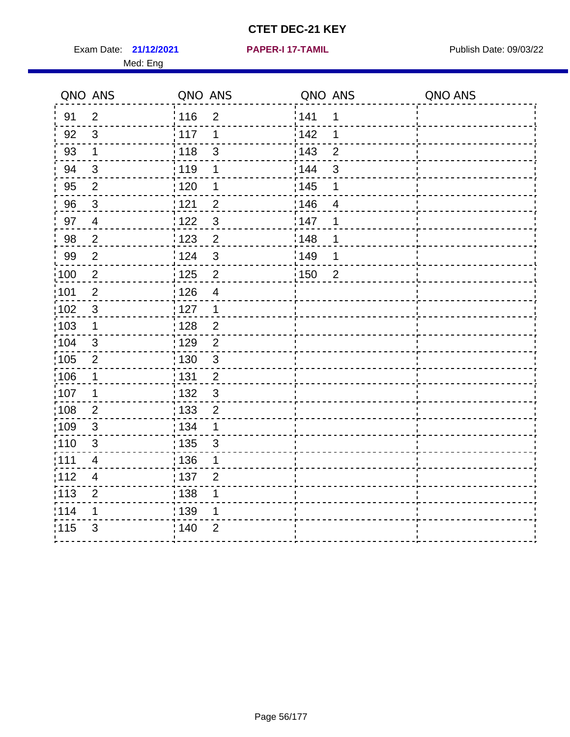# CTET DEC-21 KEY

Exam Date: **21/12/2021** **PAPER-I 17-TAMIL** Publish Date: 09/03/22

Med: Eng

| QNO | ANS | QNO | ANS | QNO | ANS | QNO | ANS |
|---|---|---|---|---|---|---|---|
| 91 | 2 | 116 | 2 | 141 | 1 | | |
| 92 | 3 | 117 | 1 | 142 | 1 | | |
| 93 | 1 | 118 | 3 | 143 | 2 | | |
| 94 | 3 | 119 | 1 | 144 | 3 | | |
| 95 | 2 | 120 | 1 | 145 | 1 | | |
| 96 | 3 | 121 | 2 | 146 | 4 | | |
| 97 | 4 | 122 | 3 | 147 | 1 | | |
| 98 | 2 | 123 | 2 | 148 | 1 | | |
| 99 | 2 | 124 | 3 | 149 | 1 | | |
| 100 | 2 | 125 | 2 | 150 | 2 | | |
| 101 | 2 | 126 | 4 | | | | |
| 102 | 3 | 127 | 1 | | | | |
| 103 | 1 | 128 | 2 | | | | |
| 104 | 3 | 129 | 2 | | | | |
| 105 | 2 | 130 | 3 | | | | |
| 106 | 1 | 131 | 2 | | | | |
| 107 | 1 | 132 | 3 | | | | |
| 108 | 2 | 133 | 2 | | | | |
| 109 | 3 | 134 | 1 | | | | |
| 110 | 3 | 135 | 3 | | | | |
| 111 | 4 | 136 | 1 | | | | |
| 112 | 4 | 137 | 2 | | | | |
| 113 | 2 | 138 | 1 | | | | |
| 114 | 1 | 139 | 1 | | | | |
| 115 | 3 | 140 | 2 | | | | |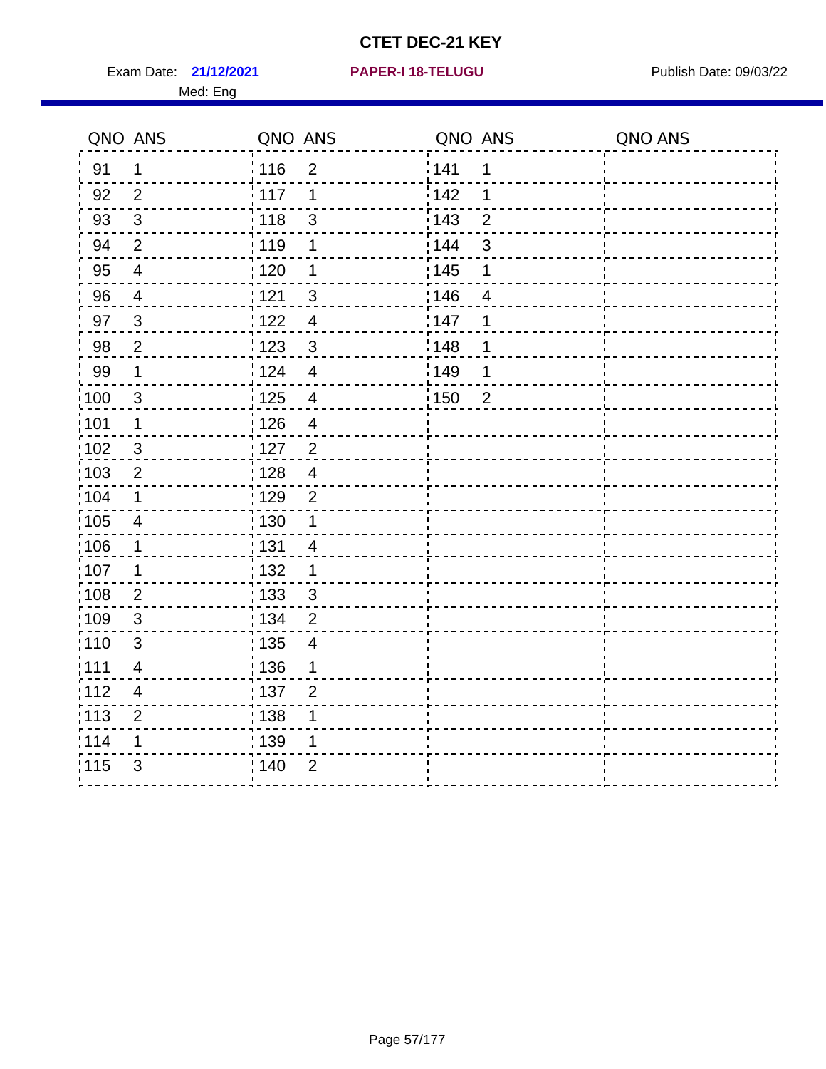# CTET DEC-21 KEY

Exam Date: **21/12/2021** **PAPER-I 18-TELUGU** Publish Date: 09/03/22

Med: Eng

| QNO | ANS | QNO | ANS | QNO | ANS | QNO | ANS |
|---|---|---|---|---|---|---|---|
| 91 | 1 | 116 | 2 | 141 | 1 | | |
| 92 | 2 | 117 | 1 | 142 | 1 | | |
| 93 | 3 | 118 | 3 | 143 | 2 | | |
| 94 | 2 | 119 | 1 | 144 | 3 | | |
| 95 | 4 | 120 | 1 | 145 | 1 | | |
| 96 | 4 | 121 | 3 | 146 | 4 | | |
| 97 | 3 | 122 | 4 | 147 | 1 | | |
| 98 | 2 | 123 | 3 | 148 | 1 | | |
| 99 | 1 | 124 | 4 | 149 | 1 | | |
| 100 | 3 | 125 | 4 | 150 | 2 | | |
| 101 | 1 | 126 | 4 | | | | |
| 102 | 3 | 127 | 2 | | | | |
| 103 | 2 | 128 | 4 | | | | |
| 104 | 1 | 129 | 2 | | | | |
| 105 | 4 | 130 | 1 | | | | |
| 106 | 1 | 131 | 4 | | | | |
| 107 | 1 | 132 | 1 | | | | |
| 108 | 2 | 133 | 3 | | | | |
| 109 | 3 | 134 | 2 | | | | |
| 110 | 3 | 135 | 4 | | | | |
| 111 | 4 | 136 | 1 | | | | |
| 112 | 4 | 137 | 2 | | | | |
| 113 | 2 | 138 | 1 | | | | |
| 114 | 1 | 139 | 1 | | | | |
| 115 | 3 | 140 | 2 | | | | |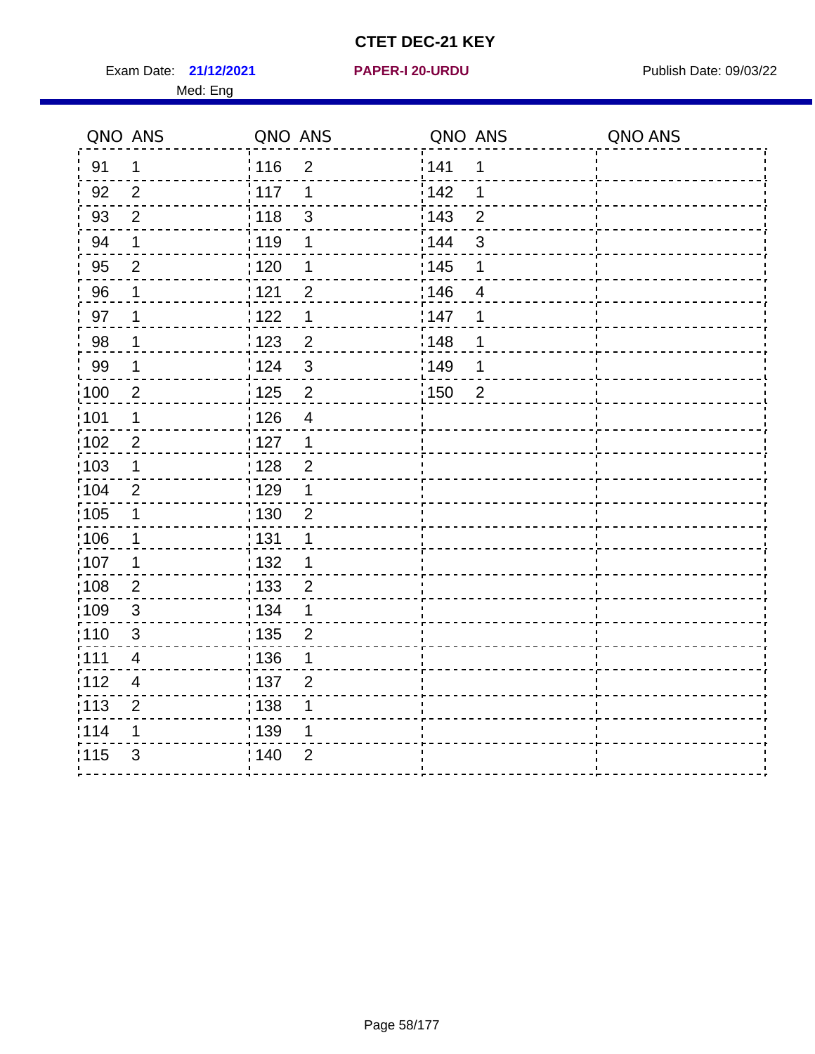# CTET DEC-21 KEY

Exam Date: **21/12/2021** **PAPER-I 20-URDU** Publish Date: 09/03/22

Med: Eng

| QNO | ANS | QNO | ANS | QNO | ANS | QNO | ANS |
|---|---|---|---|---|---|---|---|
| 91 | 1 | 116 | 2 | 141 | 1 | | |
| 92 | 2 | 117 | 1 | 142 | 1 | | |
| 93 | 2 | 118 | 3 | 143 | 2 | | |
| 94 | 1 | 119 | 1 | 144 | 3 | | |
| 95 | 2 | 120 | 1 | 145 | 1 | | |
| 96 | 1 | 121 | 2 | 146 | 4 | | |
| 97 | 1 | 122 | 1 | 147 | 1 | | |
| 98 | 1 | 123 | 2 | 148 | 1 | | |
| 99 | 1 | 124 | 3 | 149 | 1 | | |
| 100 | 2 | 125 | 2 | 150 | 2 | | |
| 101 | 1 | 126 | 4 | | | | |
| 102 | 2 | 127 | 1 | | | | |
| 103 | 1 | 128 | 2 | | | | |
| 104 | 2 | 129 | 1 | | | | |
| 105 | 1 | 130 | 2 | | | | |
| 106 | 1 | 131 | 1 | | | | |
| 107 | 1 | 132 | 1 | | | | |
| 108 | 2 | 133 | 2 | | | | |
| 109 | 3 | 134 | 1 | | | | |
| 110 | 3 | 135 | 2 | | | | |
| 111 | 4 | 136 | 1 | | | | |
| 112 | 4 | 137 | 2 | | | | |
| 113 | 2 | 138 | 1 | | | | |
| 114 | 1 | 139 | 1 | | | | |
| 115 | 3 | 140 | 2 | | | | |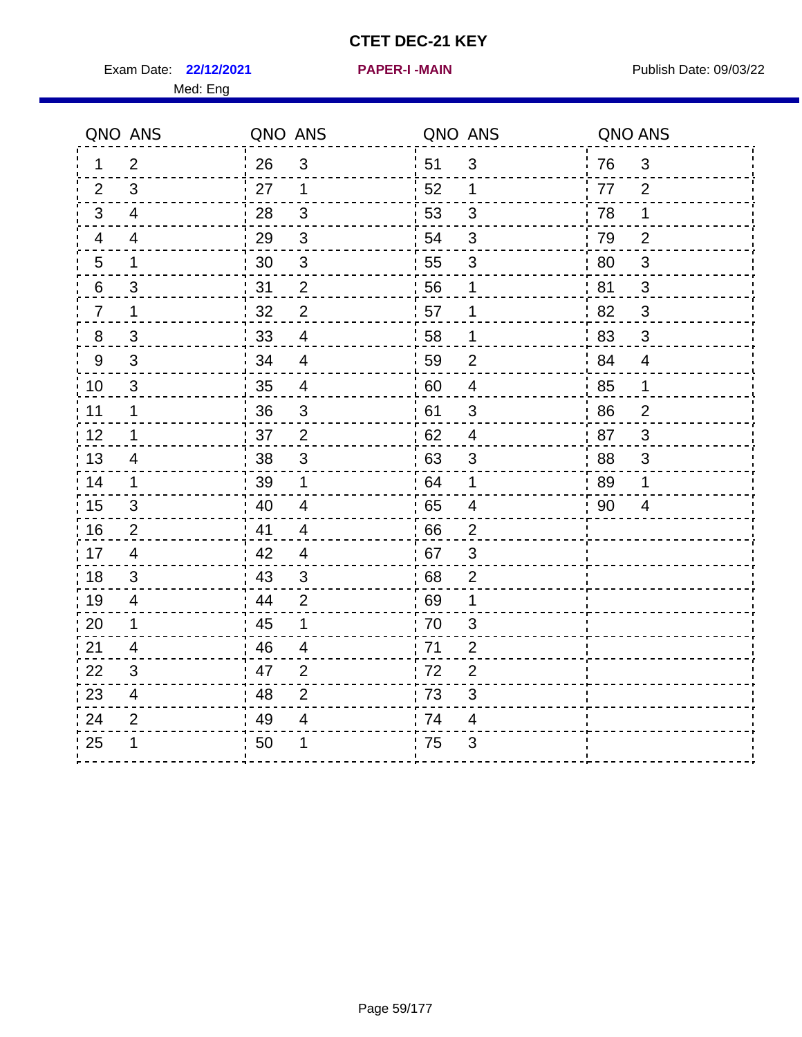# CTET DEC-21 KEY

Exam Date: **22/12/2021** **PAPER-I -MAIN** Publish Date: 09/03/22

Med: Eng

| QNO | ANS | QNO | ANS | QNO | ANS | QNO | ANS |
|---|---|---|---|---|---|---|---|
| 1 | 2 | 26 | 3 | 51 | 3 | 76 | 3 |
| 2 | 3 | 27 | 1 | 52 | 1 | 77 | 2 |
| 3 | 4 | 28 | 3 | 53 | 3 | 78 | 1 |
| 4 | 4 | 29 | 3 | 54 | 3 | 79 | 2 |
| 5 | 1 | 30 | 3 | 55 | 3 | 80 | 3 |
| 6 | 3 | 31 | 2 | 56 | 1 | 81 | 3 |
| 7 | 1 | 32 | 2 | 57 | 1 | 82 | 3 |
| 8 | 3 | 33 | 4 | 58 | 1 | 83 | 3 |
| 9 | 3 | 34 | 4 | 59 | 2 | 84 | 4 |
| 10 | 3 | 35 | 4 | 60 | 4 | 85 | 1 |
| 11 | 1 | 36 | 3 | 61 | 3 | 86 | 2 |
| 12 | 1 | 37 | 2 | 62 | 4 | 87 | 3 |
| 13 | 4 | 38 | 3 | 63 | 3 | 88 | 3 |
| 14 | 1 | 39 | 1 | 64 | 1 | 89 | 1 |
| 15 | 3 | 40 | 4 | 65 | 4 | 90 | 4 |
| 16 | 2 | 41 | 4 | 66 | 2 | | |
| 17 | 4 | 42 | 4 | 67 | 3 | | |
| 18 | 3 | 43 | 3 | 68 | 2 | | |
| 19 | 4 | 44 | 2 | 69 | 1 | | |
| 20 | 1 | 45 | 1 | 70 | 3 | | |
| 21 | 4 | 46 | 4 | 71 | 2 | | |
| 22 | 3 | 47 | 2 | 72 | 2 | | |
| 23 | 4 | 48 | 2 | 73 | 3 | | |
| 24 | 2 | 49 | 4 | 74 | 4 | | |
| 25 | 1 | 50 | 1 | 75 | 3 | | |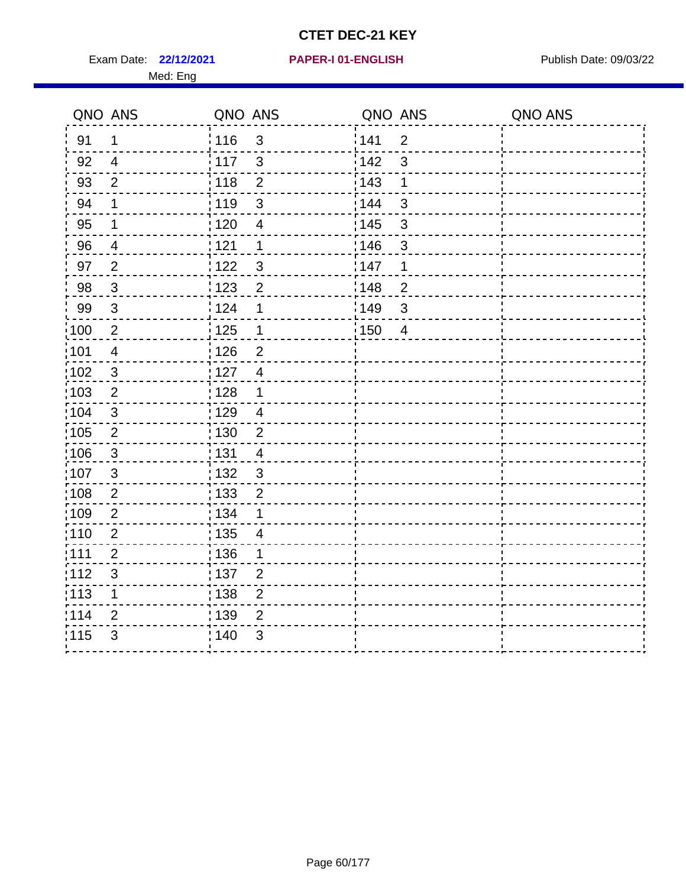# CTET DEC-21 KEY

Exam Date: **22/12/2021** **PAPER-I 01-ENGLISH** Publish Date: 09/03/22

Med: Eng

| QNO | ANS | QNO | ANS | QNO | ANS | QNO | ANS |
|---|---|---|---|---|---|---|---|
| 91 | 1 | 116 | 3 | 141 | 2 | | |
| 92 | 4 | 117 | 3 | 142 | 3 | | |
| 93 | 2 | 118 | 2 | 143 | 1 | | |
| 94 | 1 | 119 | 3 | 144 | 3 | | |
| 95 | 1 | 120 | 4 | 145 | 3 | | |
| 96 | 4 | 121 | 1 | 146 | 3 | | |
| 97 | 2 | 122 | 3 | 147 | 1 | | |
| 98 | 3 | 123 | 2 | 148 | 2 | | |
| 99 | 3 | 124 | 1 | 149 | 3 | | |
| 100 | 2 | 125 | 1 | 150 | 4 | | |
| 101 | 4 | 126 | 2 | | | | |
| 102 | 3 | 127 | 4 | | | | |
| 103 | 2 | 128 | 1 | | | | |
| 104 | 3 | 129 | 4 | | | | |
| 105 | 2 | 130 | 2 | | | | |
| 106 | 3 | 131 | 4 | | | | |
| 107 | 3 | 132 | 3 | | | | |
| 108 | 2 | 133 | 2 | | | | |
| 109 | 2 | 134 | 1 | | | | |
| 110 | 2 | 135 | 4 | | | | |
| 111 | 2 | 136 | 1 | | | | |
| 112 | 3 | 137 | 2 | | | | |
| 113 | 1 | 138 | 2 | | | | |
| 114 | 2 | 139 | 2 | | | | |
| 115 | 3 | 140 | 3 | | | | |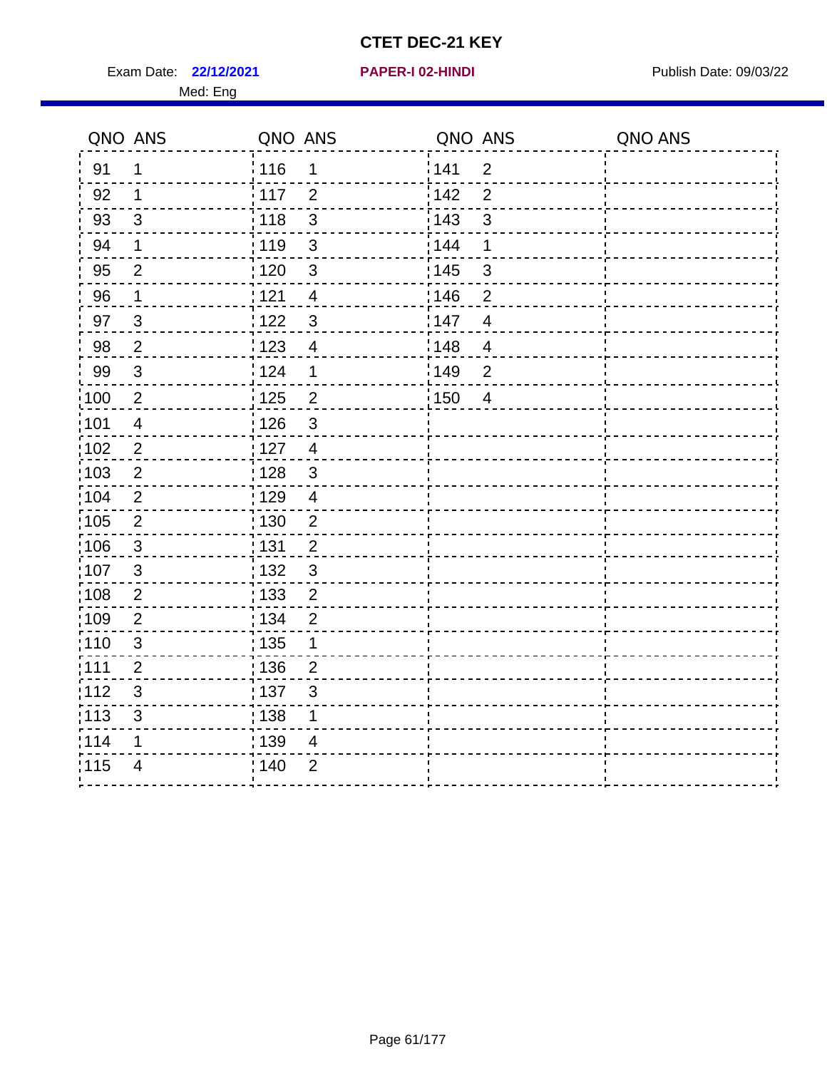# CTET DEC-21 KEY

Exam Date: **22/12/2021** **PAPER-I 02-HINDI** Publish Date: 09/03/22

Med: Eng

| QNO | ANS | QNO | ANS | QNO | ANS | QNO | ANS |
|---|---|---|---|---|---|---|---|
| 91 | 1 | 116 | 1 | 141 | 2 | | |
| 92 | 1 | 117 | 2 | 142 | 2 | | |
| 93 | 3 | 118 | 3 | 143 | 3 | | |
| 94 | 1 | 119 | 3 | 144 | 1 | | |
| 95 | 2 | 120 | 3 | 145 | 3 | | |
| 96 | 1 | 121 | 4 | 146 | 2 | | |
| 97 | 3 | 122 | 3 | 147 | 4 | | |
| 98 | 2 | 123 | 4 | 148 | 4 | | |
| 99 | 3 | 124 | 1 | 149 | 2 | | |
| 100 | 2 | 125 | 2 | 150 | 4 | | |
| 101 | 4 | 126 | 3 | | | | |
| 102 | 2 | 127 | 4 | | | | |
| 103 | 2 | 128 | 3 | | | | |
| 104 | 2 | 129 | 4 | | | | |
| 105 | 2 | 130 | 2 | | | | |
| 106 | 3 | 131 | 2 | | | | |
| 107 | 3 | 132 | 3 | | | | |
| 108 | 2 | 133 | 2 | | | | |
| 109 | 2 | 134 | 2 | | | | |
| 110 | 3 | 135 | 1 | | | | |
| 111 | 2 | 136 | 2 | | | | |
| 112 | 3 | 137 | 3 | | | | |
| 113 | 3 | 138 | 1 | | | | |
| 114 | 1 | 139 | 4 | | | | |
| 115 | 4 | 140 | 2 | | | | |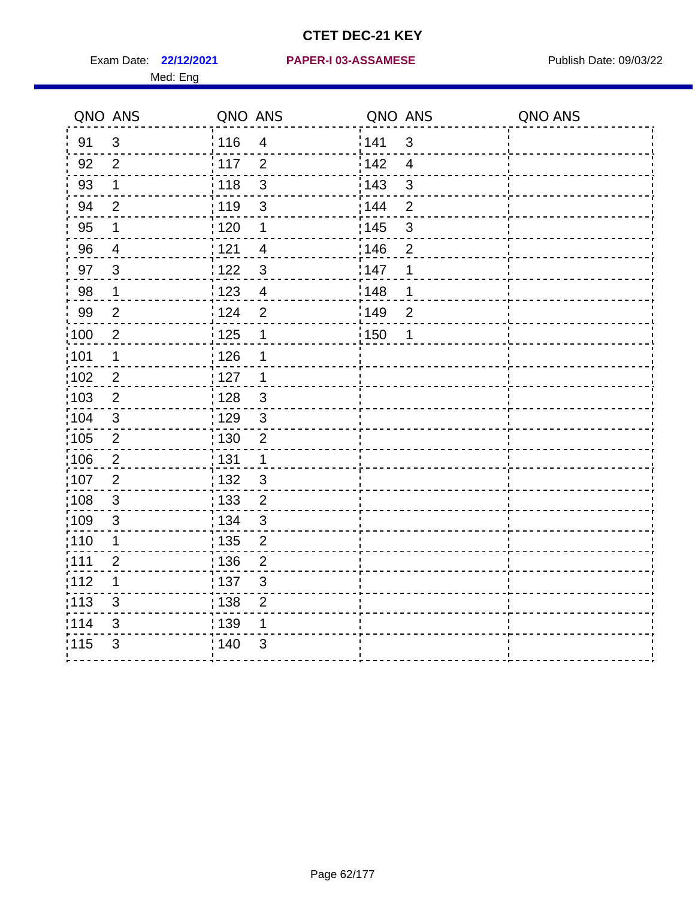# CTET DEC-21 KEY

Exam Date: **22/12/2021** **PAPER-I 03-ASSAMESE** Publish Date: 09/03/22

Med: Eng

| QNO | ANS | QNO | ANS | QNO | ANS | QNO | ANS |
|---|---|---|---|---|---|---|---|
| 91 | 3 | 116 | 4 | 141 | 3 | | |
| 92 | 2 | 117 | 2 | 142 | 4 | | |
| 93 | 1 | 118 | 3 | 143 | 3 | | |
| 94 | 2 | 119 | 3 | 144 | 2 | | |
| 95 | 1 | 120 | 1 | 145 | 3 | | |
| 96 | 4 | 121 | 4 | 146 | 2 | | |
| 97 | 3 | 122 | 3 | 147 | 1 | | |
| 98 | 1 | 123 | 4 | 148 | 1 | | |
| 99 | 2 | 124 | 2 | 149 | 2 | | |
| 100 | 2 | 125 | 1 | 150 | 1 | | |
| 101 | 1 | 126 | 1 | | | | |
| 102 | 2 | 127 | 1 | | | | |
| 103 | 2 | 128 | 3 | | | | |
| 104 | 3 | 129 | 3 | | | | |
| 105 | 2 | 130 | 2 | | | | |
| 106 | 2 | 131 | 1 | | | | |
| 107 | 2 | 132 | 3 | | | | |
| 108 | 3 | 133 | 2 | | | | |
| 109 | 3 | 134 | 3 | | | | |
| 110 | 1 | 135 | 2 | | | | |
| 111 | 2 | 136 | 2 | | | | |
| 112 | 1 | 137 | 3 | | | | |
| 113 | 3 | 138 | 2 | | | | |
| 114 | 3 | 139 | 1 | | | | |
| 115 | 3 | 140 | 3 | | | | |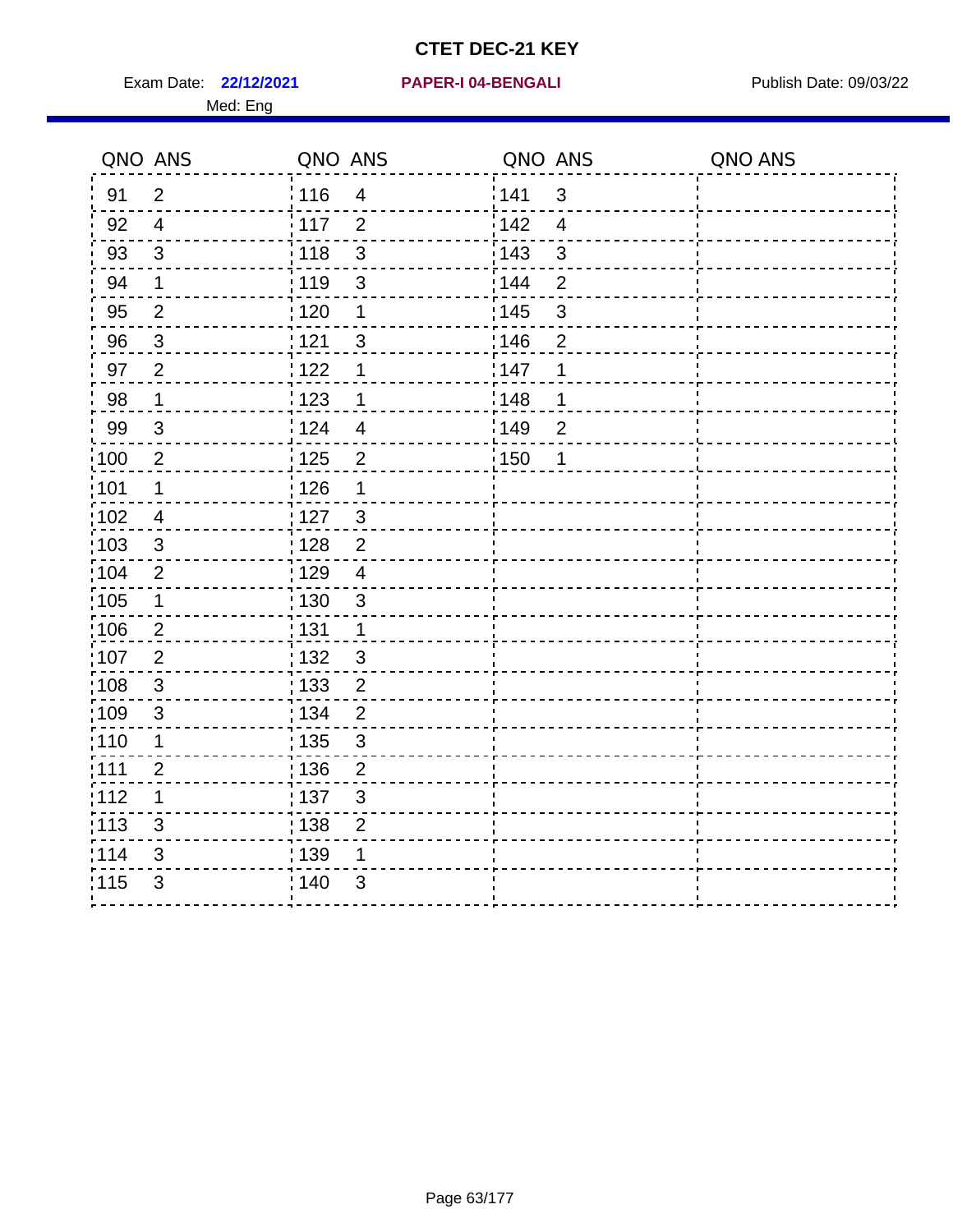# CTET DEC-21 KEY

Exam Date: **22/12/2021** **PAPER-I 04-BENGALI** Publish Date: 09/03/22

Med: Eng

| QNO | ANS | QNO | ANS | QNO | ANS | QNO | ANS |
|---|---|---|---|---|---|---|---|
| 91 | 2 | 116 | 4 | 141 | 3 | | |
| 92 | 4 | 117 | 2 | 142 | 4 | | |
| 93 | 3 | 118 | 3 | 143 | 3 | | |
| 94 | 1 | 119 | 3 | 144 | 2 | | |
| 95 | 2 | 120 | 1 | 145 | 3 | | |
| 96 | 3 | 121 | 3 | 146 | 2 | | |
| 97 | 2 | 122 | 1 | 147 | 1 | | |
| 98 | 1 | 123 | 1 | 148 | 1 | | |
| 99 | 3 | 124 | 4 | 149 | 2 | | |
| 100 | 2 | 125 | 2 | 150 | 1 | | |
| 101 | 1 | 126 | 1 | | | | |
| 102 | 4 | 127 | 3 | | | | |
| 103 | 3 | 128 | 2 | | | | |
| 104 | 2 | 129 | 4 | | | | |
| 105 | 1 | 130 | 3 | | | | |
| 106 | 2 | 131 | 1 | | | | |
| 107 | 2 | 132 | 3 | | | | |
| 108 | 3 | 133 | 2 | | | | |
| 109 | 3 | 134 | 2 | | | | |
| 110 | 1 | 135 | 3 | | | | |
| 111 | 2 | 136 | 2 | | | | |
| 112 | 1 | 137 | 3 | | | | |
| 113 | 3 | 138 | 2 | | | | |
| 114 | 3 | 139 | 1 | | | | |
| 115 | 3 | 140 | 3 | | | | |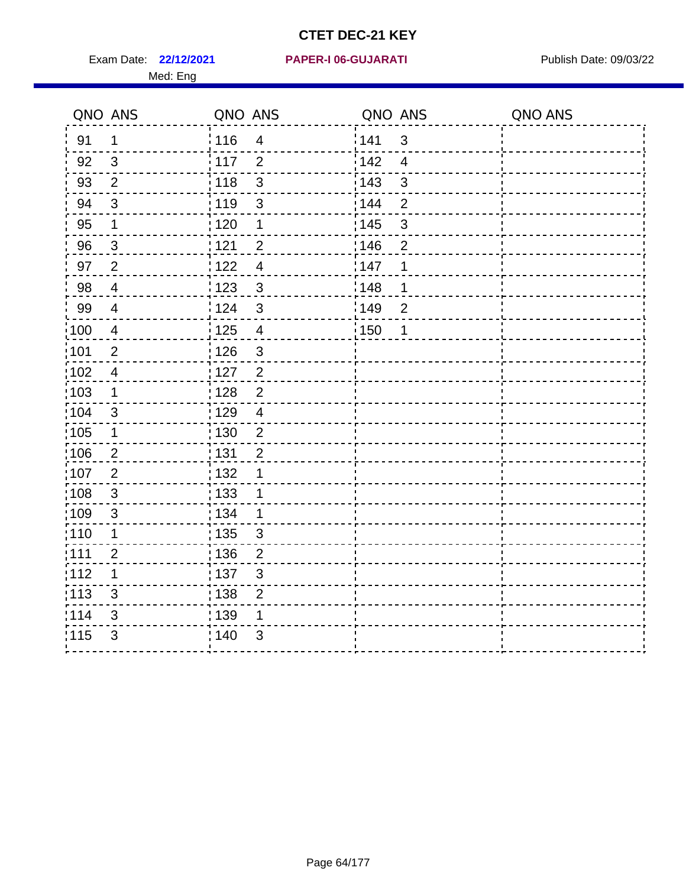# CTET DEC-21 KEY

Exam Date: **22/12/2021** **PAPER-I 06-GUJARATI** Publish Date: 09/03/22

Med: Eng

| QNO | ANS | QNO | ANS | QNO | ANS | QNO | ANS |
|---|---|---|---|---|---|---|---|
| 91 | 1 | 116 | 4 | 141 | 3 | | |
| 92 | 3 | 117 | 2 | 142 | 4 | | |
| 93 | 2 | 118 | 3 | 143 | 3 | | |
| 94 | 3 | 119 | 3 | 144 | 2 | | |
| 95 | 1 | 120 | 1 | 145 | 3 | | |
| 96 | 3 | 121 | 2 | 146 | 2 | | |
| 97 | 2 | 122 | 4 | 147 | 1 | | |
| 98 | 4 | 123 | 3 | 148 | 1 | | |
| 99 | 4 | 124 | 3 | 149 | 2 | | |
| 100 | 4 | 125 | 4 | 150 | 1 | | |
| 101 | 2 | 126 | 3 | | | | |
| 102 | 4 | 127 | 2 | | | | |
| 103 | 1 | 128 | 2 | | | | |
| 104 | 3 | 129 | 4 | | | | |
| 105 | 1 | 130 | 2 | | | | |
| 106 | 2 | 131 | 2 | | | | |
| 107 | 2 | 132 | 1 | | | | |
| 108 | 3 | 133 | 1 | | | | |
| 109 | 3 | 134 | 1 | | | | |
| 110 | 1 | 135 | 3 | | | | |
| 111 | 2 | 136 | 2 | | | | |
| 112 | 1 | 137 | 3 | | | | |
| 113 | 3 | 138 | 2 | | | | |
| 114 | 3 | 139 | 1 | | | | |
| 115 | 3 | 140 | 3 | | | | |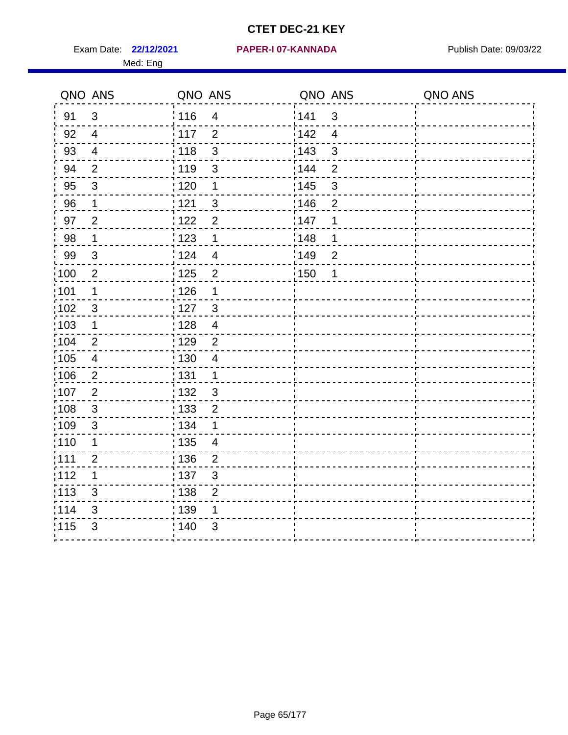# CTET DEC-21 KEY

Exam Date: **22/12/2021** **PAPER-I 07-KANNADA** Publish Date: 09/03/22

Med: Eng

| QNO | ANS | QNO | ANS | QNO | ANS | QNO | ANS |
|---|---|---|---|---|---|---|---|
| 91 | 3 | 116 | 4 | 141 | 3 | | |
| 92 | 4 | 117 | 2 | 142 | 4 | | |
| 93 | 4 | 118 | 3 | 143 | 3 | | |
| 94 | 2 | 119 | 3 | 144 | 2 | | |
| 95 | 3 | 120 | 1 | 145 | 3 | | |
| 96 | 1 | 121 | 3 | 146 | 2 | | |
| 97 | 2 | 122 | 2 | 147 | 1 | | |
| 98 | 1 | 123 | 1 | 148 | 1 | | |
| 99 | 3 | 124 | 4 | 149 | 2 | | |
| 100 | 2 | 125 | 2 | 150 | 1 | | |
| 101 | 1 | 126 | 1 | | | | |
| 102 | 3 | 127 | 3 | | | | |
| 103 | 1 | 128 | 4 | | | | |
| 104 | 2 | 129 | 2 | | | | |
| 105 | 4 | 130 | 4 | | | | |
| 106 | 2 | 131 | 1 | | | | |
| 107 | 2 | 132 | 3 | | | | |
| 108 | 3 | 133 | 2 | | | | |
| 109 | 3 | 134 | 1 | | | | |
| 110 | 1 | 135 | 4 | | | | |
| 111 | 2 | 136 | 2 | | | | |
| 112 | 1 | 137 | 3 | | | | |
| 113 | 3 | 138 | 2 | | | | |
| 114 | 3 | 139 | 1 | | | | |
| 115 | 3 | 140 | 3 | | | | |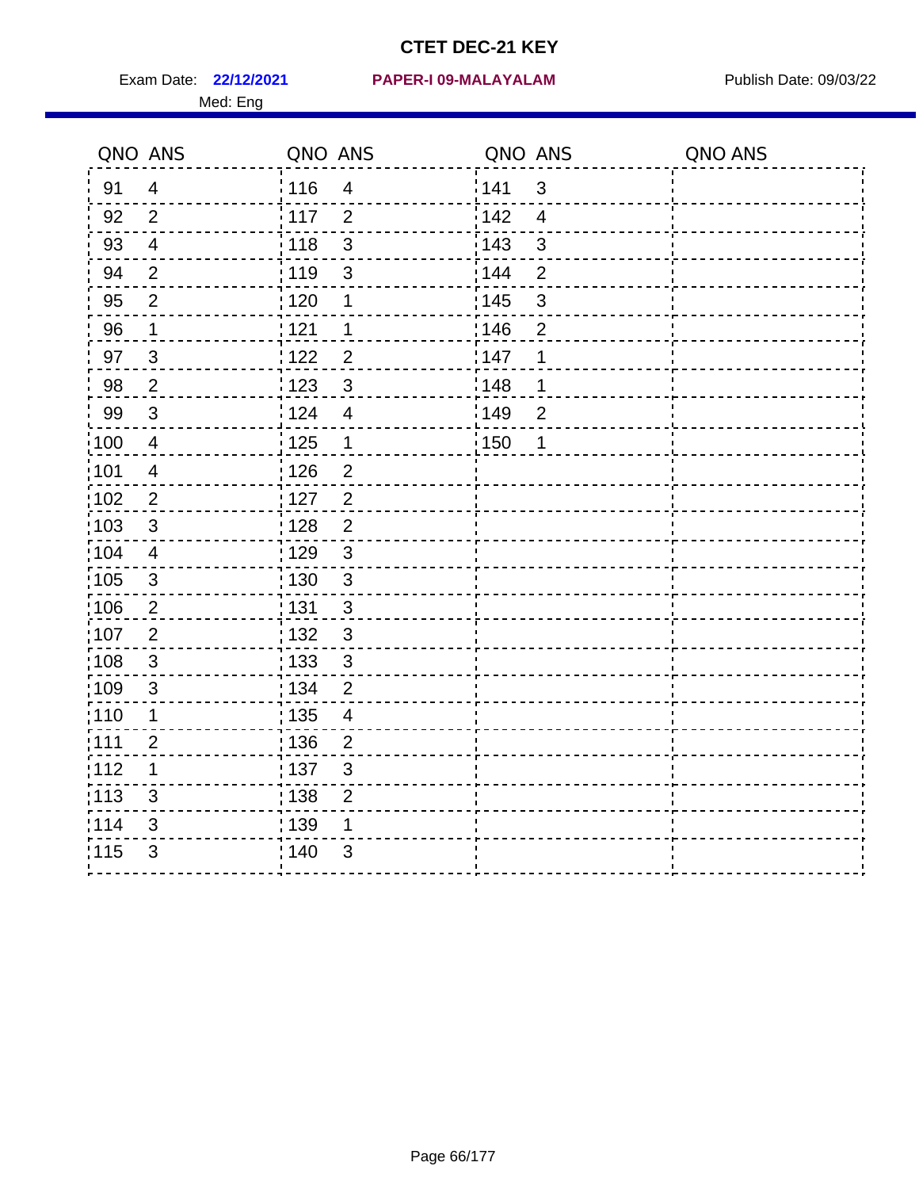# CTET DEC-21 KEY

Exam Date: **22/12/2021** **PAPER-I 09-MALAYALAM** Publish Date: 09/03/22

Med: Eng

| QNO | ANS | QNO | ANS | QNO | ANS | QNO | ANS |
|---|---|---|---|---|---|---|---|
| 91 | 4 | 116 | 4 | 141 | 3 | | |
| 92 | 2 | 117 | 2 | 142 | 4 | | |
| 93 | 4 | 118 | 3 | 143 | 3 | | |
| 94 | 2 | 119 | 3 | 144 | 2 | | |
| 95 | 2 | 120 | 1 | 145 | 3 | | |
| 96 | 1 | 121 | 1 | 146 | 2 | | |
| 97 | 3 | 122 | 2 | 147 | 1 | | |
| 98 | 2 | 123 | 3 | 148 | 1 | | |
| 99 | 3 | 124 | 4 | 149 | 2 | | |
| 100 | 4 | 125 | 1 | 150 | 1 | | |
| 101 | 4 | 126 | 2 | | | | |
| 102 | 2 | 127 | 2 | | | | |
| 103 | 3 | 128 | 2 | | | | |
| 104 | 4 | 129 | 3 | | | | |
| 105 | 3 | 130 | 3 | | | | |
| 106 | 2 | 131 | 3 | | | | |
| 107 | 2 | 132 | 3 | | | | |
| 108 | 3 | 133 | 3 | | | | |
| 109 | 3 | 134 | 2 | | | | |
| 110 | 1 | 135 | 4 | | | | |
| 111 | 2 | 136 | 2 | | | | |
| 112 | 1 | 137 | 3 | | | | |
| 113 | 3 | 138 | 2 | | | | |
| 114 | 3 | 139 | 1 | | | | |
| 115 | 3 | 140 | 3 | | | | |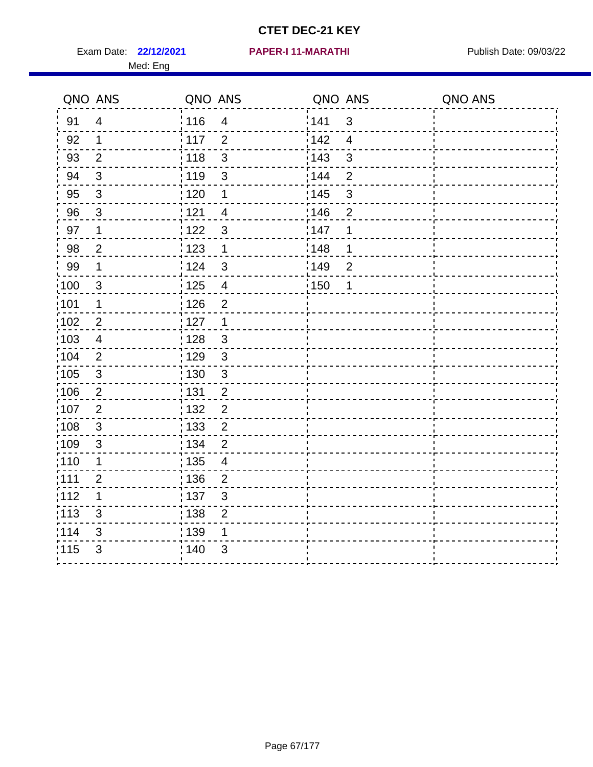# CTET DEC-21 KEY

Exam Date: **22/12/2021** **PAPER-I 11-MARATHI** Publish Date: 09/03/22

Med: Eng

| QNO | ANS | QNO | ANS | QNO | ANS | QNO | ANS |
|---|---|---|---|---|---|---|---|
| 91 | 4 | 116 | 4 | 141 | 3 | | |
| 92 | 1 | 117 | 2 | 142 | 4 | | |
| 93 | 2 | 118 | 3 | 143 | 3 | | |
| 94 | 3 | 119 | 3 | 144 | 2 | | |
| 95 | 3 | 120 | 1 | 145 | 3 | | |
| 96 | 3 | 121 | 4 | 146 | 2 | | |
| 97 | 1 | 122 | 3 | 147 | 1 | | |
| 98 | 2 | 123 | 1 | 148 | 1 | | |
| 99 | 1 | 124 | 3 | 149 | 2 | | |
| 100 | 3 | 125 | 4 | 150 | 1 | | |
| 101 | 1 | 126 | 2 | | | | |
| 102 | 2 | 127 | 1 | | | | |
| 103 | 4 | 128 | 3 | | | | |
| 104 | 2 | 129 | 3 | | | | |
| 105 | 3 | 130 | 3 | | | | |
| 106 | 2 | 131 | 2 | | | | |
| 107 | 2 | 132 | 2 | | | | |
| 108 | 3 | 133 | 2 | | | | |
| 109 | 3 | 134 | 2 | | | | |
| 110 | 1 | 135 | 4 | | | | |
| 111 | 2 | 136 | 2 | | | | |
| 112 | 1 | 137 | 3 | | | | |
| 113 | 3 | 138 | 2 | | | | |
| 114 | 3 | 139 | 1 | | | | |
| 115 | 3 | 140 | 3 | | | | |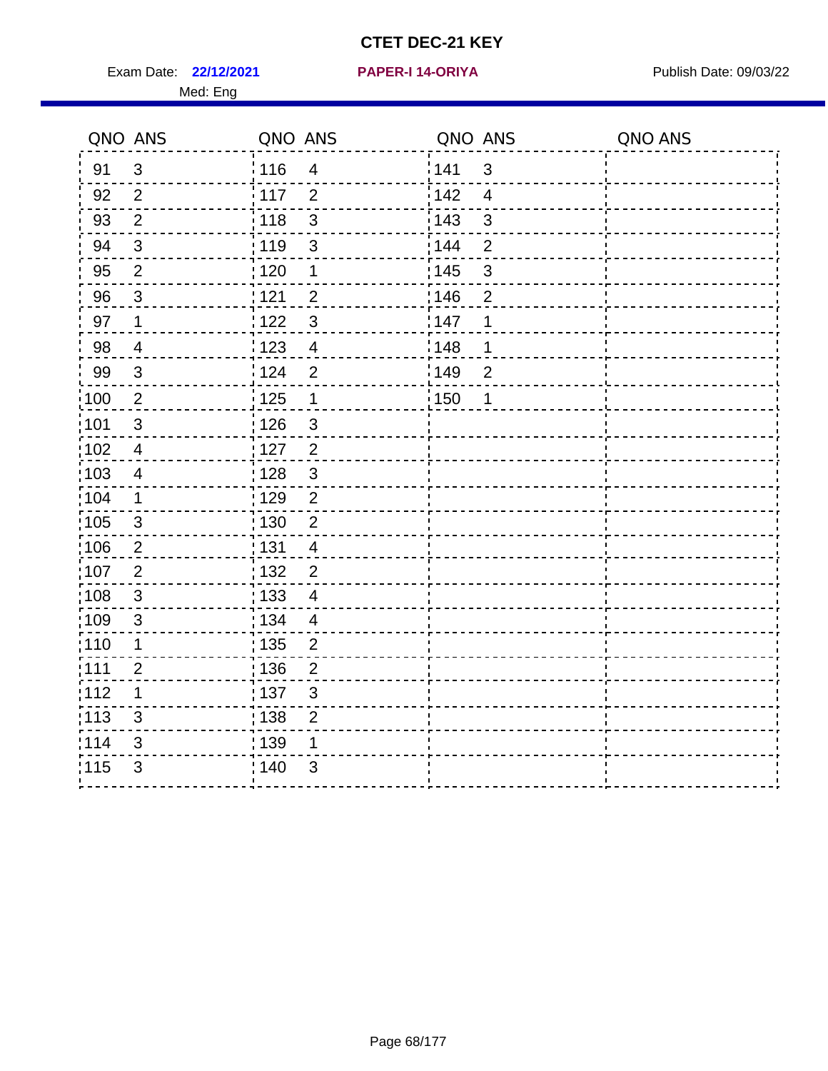# CTET DEC-21 KEY

Exam Date: **22/12/2021** **PAPER-I 14-ORIYA** Publish Date: 09/03/22

Med: Eng

| QNO | ANS | QNO | ANS | QNO | ANS | QNO | ANS |
|---|---|---|---|---|---|---|---|
| 91 | 3 | 116 | 4 | 141 | 3 | | |
| 92 | 2 | 117 | 2 | 142 | 4 | | |
| 93 | 2 | 118 | 3 | 143 | 3 | | |
| 94 | 3 | 119 | 3 | 144 | 2 | | |
| 95 | 2 | 120 | 1 | 145 | 3 | | |
| 96 | 3 | 121 | 2 | 146 | 2 | | |
| 97 | 1 | 122 | 3 | 147 | 1 | | |
| 98 | 4 | 123 | 4 | 148 | 1 | | |
| 99 | 3 | 124 | 2 | 149 | 2 | | |
| 100 | 2 | 125 | 1 | 150 | 1 | | |
| 101 | 3 | 126 | 3 | | | | |
| 102 | 4 | 127 | 2 | | | | |
| 103 | 4 | 128 | 3 | | | | |
| 104 | 1 | 129 | 2 | | | | |
| 105 | 3 | 130 | 2 | | | | |
| 106 | 2 | 131 | 4 | | | | |
| 107 | 2 | 132 | 2 | | | | |
| 108 | 3 | 133 | 4 | | | | |
| 109 | 3 | 134 | 4 | | | | |
| 110 | 1 | 135 | 2 | | | | |
| 111 | 2 | 136 | 2 | | | | |
| 112 | 1 | 137 | 3 | | | | |
| 113 | 3 | 138 | 2 | | | | |
| 114 | 3 | 139 | 1 | | | | |
| 115 | 3 | 140 | 3 | | | | |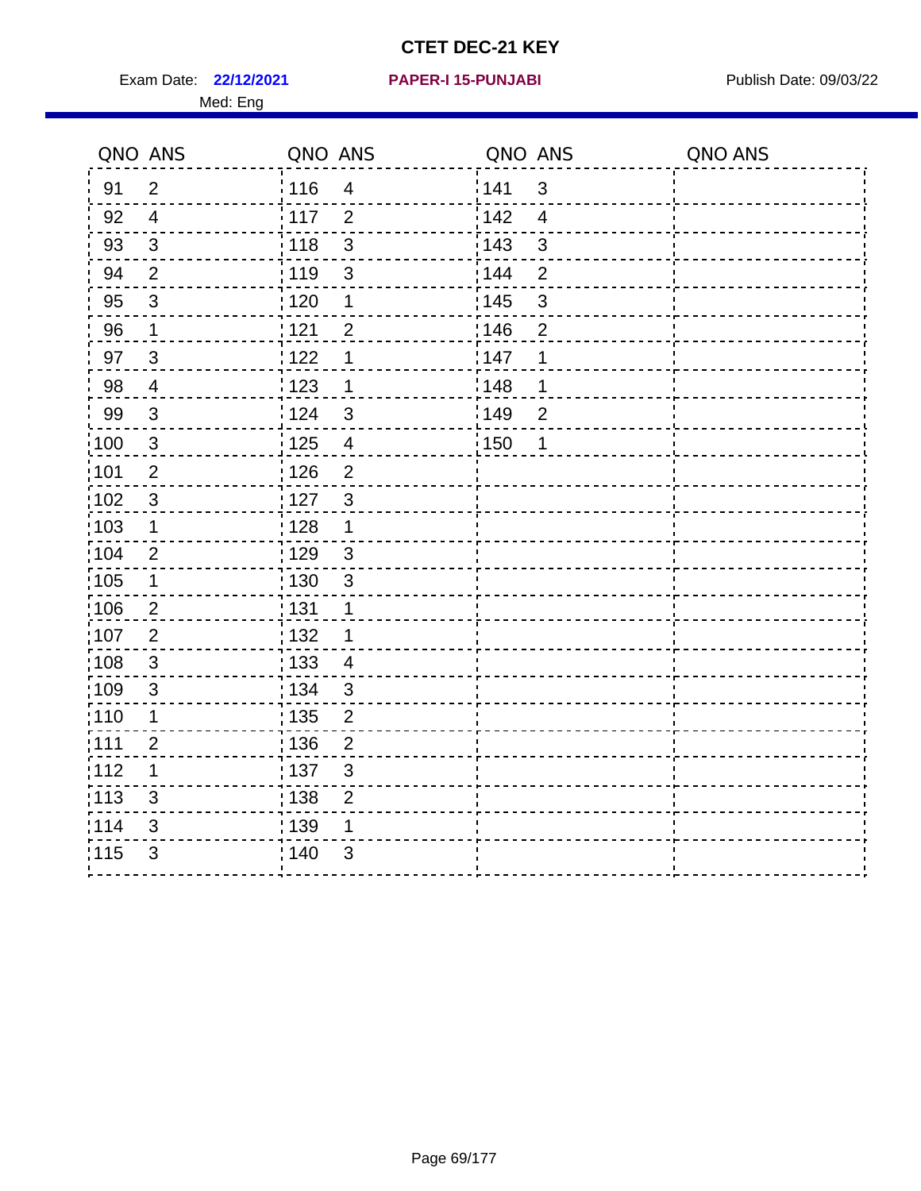# CTET DEC-21 KEY

Exam Date: **22/12/2021** **PAPER-I 15-PUNJABI** Publish Date: 09/03/22

Med: Eng

| QNO | ANS | QNO | ANS | QNO | ANS | QNO | ANS |
|---|---|---|---|---|---|---|---|
| 91 | 2 | 116 | 4 | 141 | 3 | | |
| 92 | 4 | 117 | 2 | 142 | 4 | | |
| 93 | 3 | 118 | 3 | 143 | 3 | | |
| 94 | 2 | 119 | 3 | 144 | 2 | | |
| 95 | 3 | 120 | 1 | 145 | 3 | | |
| 96 | 1 | 121 | 2 | 146 | 2 | | |
| 97 | 3 | 122 | 1 | 147 | 1 | | |
| 98 | 4 | 123 | 1 | 148 | 1 | | |
| 99 | 3 | 124 | 3 | 149 | 2 | | |
| 100 | 3 | 125 | 4 | 150 | 1 | | |
| 101 | 2 | 126 | 2 | | | | |
| 102 | 3 | 127 | 3 | | | | |
| 103 | 1 | 128 | 1 | | | | |
| 104 | 2 | 129 | 3 | | | | |
| 105 | 1 | 130 | 3 | | | | |
| 106 | 2 | 131 | 1 | | | | |
| 107 | 2 | 132 | 1 | | | | |
| 108 | 3 | 133 | 4 | | | | |
| 109 | 3 | 134 | 3 | | | | |
| 110 | 1 | 135 | 2 | | | | |
| 111 | 2 | 136 | 2 | | | | |
| 112 | 1 | 137 | 3 | | | | |
| 113 | 3 | 138 | 2 | | | | |
| 114 | 3 | 139 | 1 | | | | |
| 115 | 3 | 140 | 3 | | | | |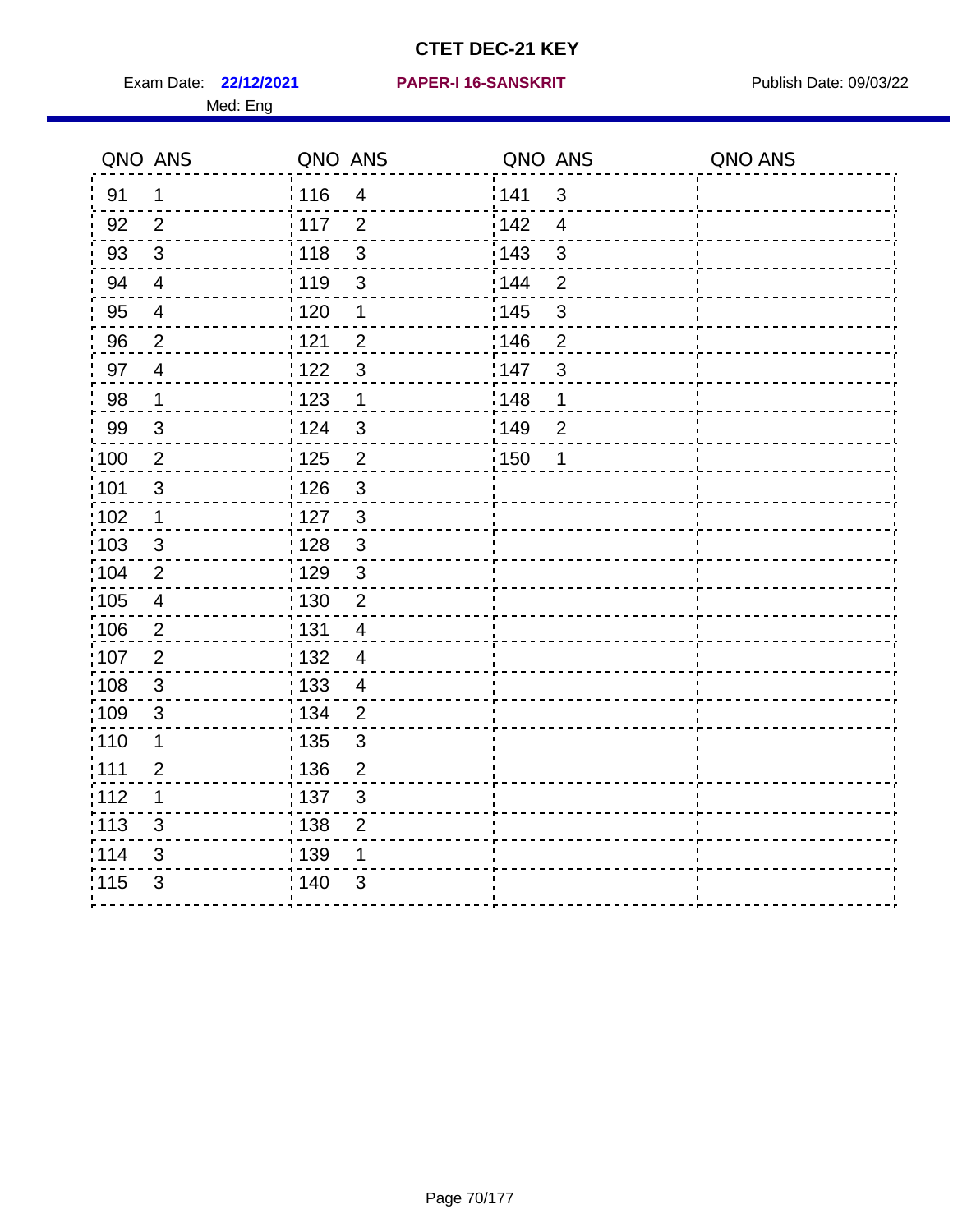# CTET DEC-21 KEY

Exam Date: **22/12/2021** **PAPER-I 16-SANSKRIT** Publish Date: 09/03/22

Med: Eng

| QNO | ANS | QNO | ANS | QNO | ANS | QNO | ANS |
|---|---|---|---|---|---|---|---|
| 91 | 1 | 116 | 4 | 141 | 3 | | |
| 92 | 2 | 117 | 2 | 142 | 4 | | |
| 93 | 3 | 118 | 3 | 143 | 3 | | |
| 94 | 4 | 119 | 3 | 144 | 2 | | |
| 95 | 4 | 120 | 1 | 145 | 3 | | |
| 96 | 2 | 121 | 2 | 146 | 2 | | |
| 97 | 4 | 122 | 3 | 147 | 3 | | |
| 98 | 1 | 123 | 1 | 148 | 1 | | |
| 99 | 3 | 124 | 3 | 149 | 2 | | |
| 100 | 2 | 125 | 2 | 150 | 1 | | |
| 101 | 3 | 126 | 3 | | | | |
| 102 | 1 | 127 | 3 | | | | |
| 103 | 3 | 128 | 3 | | | | |
| 104 | 2 | 129 | 3 | | | | |
| 105 | 4 | 130 | 2 | | | | |
| 106 | 2 | 131 | 4 | | | | |
| 107 | 2 | 132 | 4 | | | | |
| 108 | 3 | 133 | 4 | | | | |
| 109 | 3 | 134 | 2 | | | | |
| 110 | 1 | 135 | 3 | | | | |
| 111 | 2 | 136 | 2 | | | | |
| 112 | 1 | 137 | 3 | | | | |
| 113 | 3 | 138 | 2 | | | | |
| 114 | 3 | 139 | 1 | | | | |
| 115 | 3 | 140 | 3 | | | | |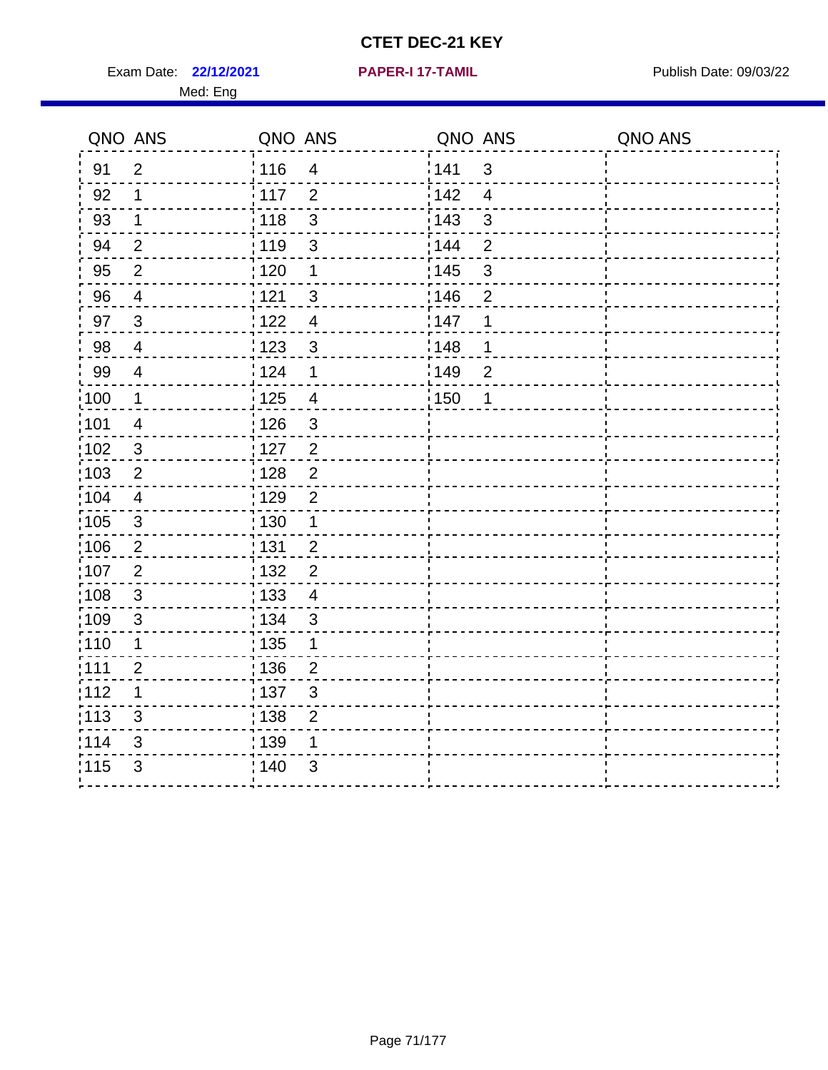# CTET DEC-21 KEY

Exam Date: **22/12/2021** **PAPER-I 17-TAMIL** Publish Date: 09/03/22

Med: Eng

| QNO | ANS | QNO | ANS | QNO | ANS | QNO | ANS |
|---|---|---|---|---|---|---|---|
| 91 | 2 | 116 | 4 | 141 | 3 | | |
| 92 | 1 | 117 | 2 | 142 | 4 | | |
| 93 | 1 | 118 | 3 | 143 | 3 | | |
| 94 | 2 | 119 | 3 | 144 | 2 | | |
| 95 | 2 | 120 | 1 | 145 | 3 | | |
| 96 | 4 | 121 | 3 | 146 | 2 | | |
| 97 | 3 | 122 | 4 | 147 | 1 | | |
| 98 | 4 | 123 | 3 | 148 | 1 | | |
| 99 | 4 | 124 | 1 | 149 | 2 | | |
| 100 | 1 | 125 | 4 | 150 | 1 | | |
| 101 | 4 | 126 | 3 | | | | |
| 102 | 3 | 127 | 2 | | | | |
| 103 | 2 | 128 | 2 | | | | |
| 104 | 4 | 129 | 2 | | | | |
| 105 | 3 | 130 | 1 | | | | |
| 106 | 2 | 131 | 2 | | | | |
| 107 | 2 | 132 | 2 | | | | |
| 108 | 3 | 133 | 4 | | | | |
| 109 | 3 | 134 | 3 | | | | |
| 110 | 1 | 135 | 1 | | | | |
| 111 | 2 | 136 | 2 | | | | |
| 112 | 1 | 137 | 3 | | | | |
| 113 | 3 | 138 | 2 | | | | |
| 114 | 3 | 139 | 1 | | | | |
| 115 | 3 | 140 | 3 | | | | |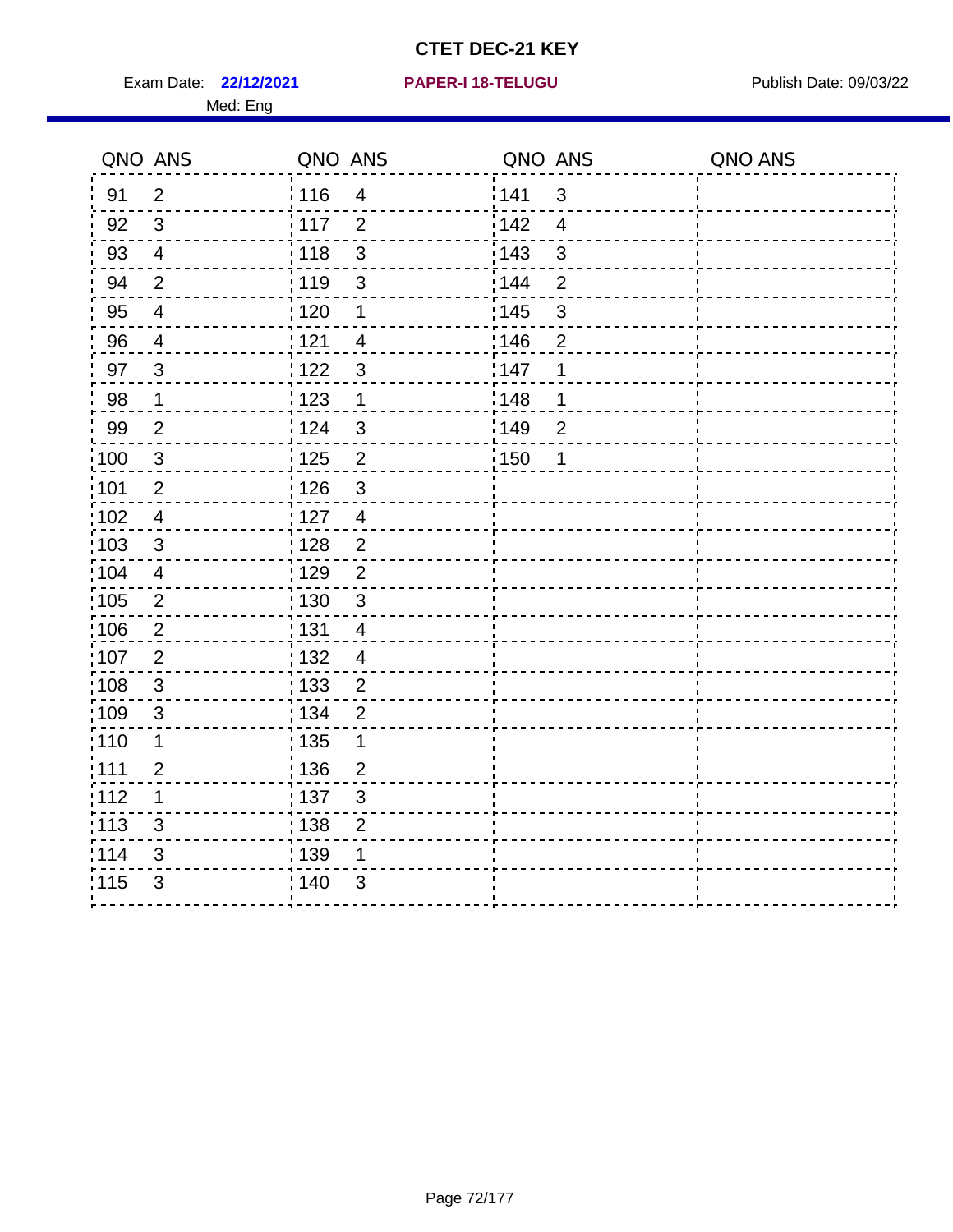# CTET DEC-21 KEY

Exam Date: **22/12/2021** **PAPER-I 18-TELUGU** Publish Date: 09/03/22

Med: Eng

| QNO | ANS | QNO | ANS | QNO | ANS | QNO | ANS |
|---|---|---|---|---|---|---|---|
| 91 | 2 | 116 | 4 | 141 | 3 | | |
| 92 | 3 | 117 | 2 | 142 | 4 | | |
| 93 | 4 | 118 | 3 | 143 | 3 | | |
| 94 | 2 | 119 | 3 | 144 | 2 | | |
| 95 | 4 | 120 | 1 | 145 | 3 | | |
| 96 | 4 | 121 | 4 | 146 | 2 | | |
| 97 | 3 | 122 | 3 | 147 | 1 | | |
| 98 | 1 | 123 | 1 | 148 | 1 | | |
| 99 | 2 | 124 | 3 | 149 | 2 | | |
| 100 | 3 | 125 | 2 | 150 | 1 | | |
| 101 | 2 | 126 | 3 | | | | |
| 102 | 4 | 127 | 4 | | | | |
| 103 | 3 | 128 | 2 | | | | |
| 104 | 4 | 129 | 2 | | | | |
| 105 | 2 | 130 | 3 | | | | |
| 106 | 2 | 131 | 4 | | | | |
| 107 | 2 | 132 | 4 | | | | |
| 108 | 3 | 133 | 2 | | | | |
| 109 | 3 | 134 | 2 | | | | |
| 110 | 1 | 135 | 1 | | | | |
| 111 | 2 | 136 | 2 | | | | |
| 112 | 1 | 137 | 3 | | | | |
| 113 | 3 | 138 | 2 | | | | |
| 114 | 3 | 139 | 1 | | | | |
| 115 | 3 | 140 | 3 | | | | |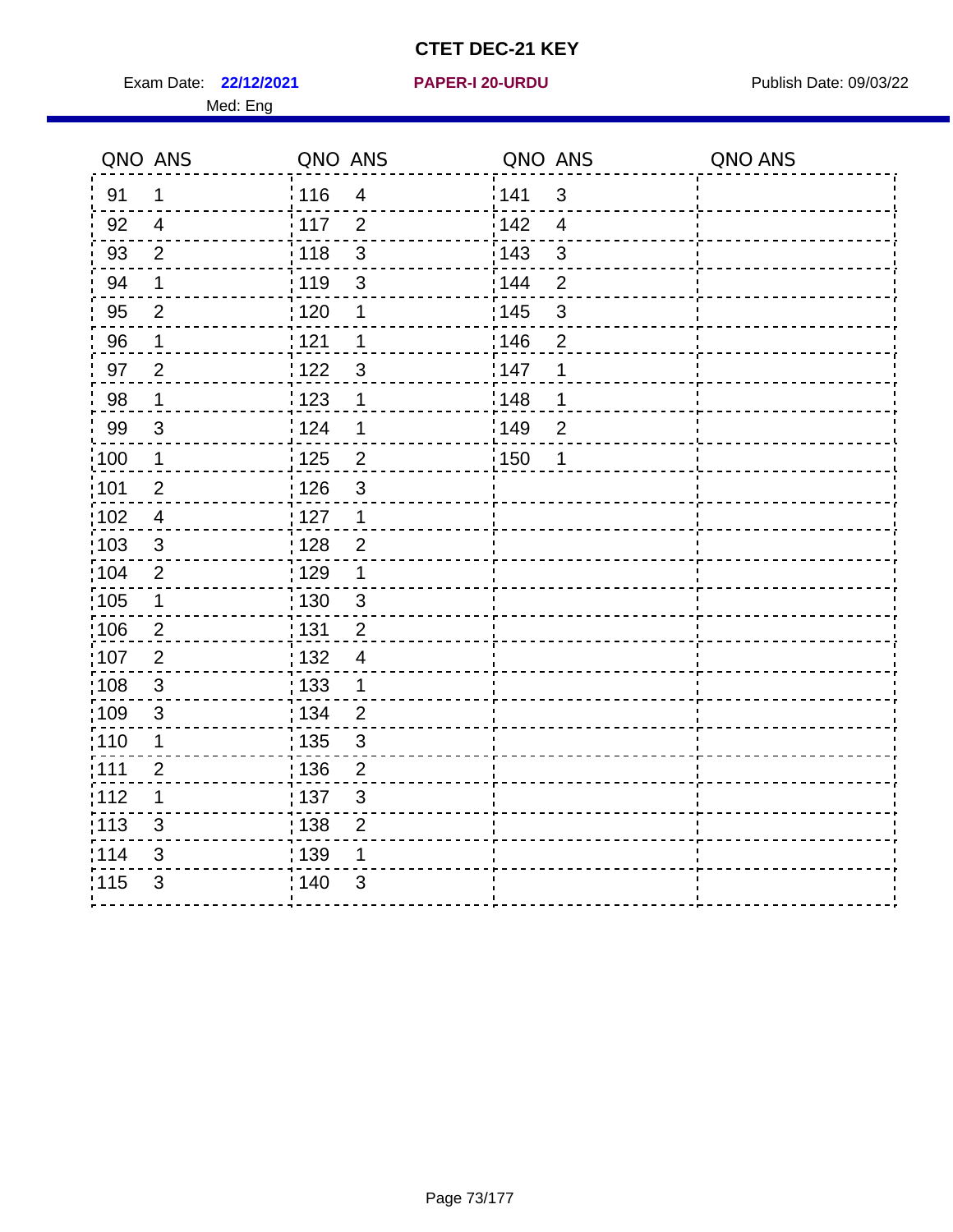# CTET DEC-21 KEY

Exam Date: **22/12/2021** **PAPER-I 20-URDU** Publish Date: 09/03/22

Med: Eng

| QNO | ANS | QNO | ANS | QNO | ANS | QNO | ANS |
|---|---|---|---|---|---|---|---|
| 91 | 1 | 116 | 4 | 141 | 3 | | |
| 92 | 4 | 117 | 2 | 142 | 4 | | |
| 93 | 2 | 118 | 3 | 143 | 3 | | |
| 94 | 1 | 119 | 3 | 144 | 2 | | |
| 95 | 2 | 120 | 1 | 145 | 3 | | |
| 96 | 1 | 121 | 1 | 146 | 2 | | |
| 97 | 2 | 122 | 3 | 147 | 1 | | |
| 98 | 1 | 123 | 1 | 148 | 1 | | |
| 99 | 3 | 124 | 1 | 149 | 2 | | |
| 100 | 1 | 125 | 2 | 150 | 1 | | |
| 101 | 2 | 126 | 3 | | | | |
| 102 | 4 | 127 | 1 | | | | |
| 103 | 3 | 128 | 2 | | | | |
| 104 | 2 | 129 | 1 | | | | |
| 105 | 1 | 130 | 3 | | | | |
| 106 | 2 | 131 | 2 | | | | |
| 107 | 2 | 132 | 4 | | | | |
| 108 | 3 | 133 | 1 | | | | |
| 109 | 3 | 134 | 2 | | | | |
| 110 | 1 | 135 | 3 | | | | |
| 111 | 2 | 136 | 2 | | | | |
| 112 | 1 | 137 | 3 | | | | |
| 113 | 3 | 138 | 2 | | | | |
| 114 | 3 | 139 | 1 | | | | |
| 115 | 3 | 140 | 3 | | | | |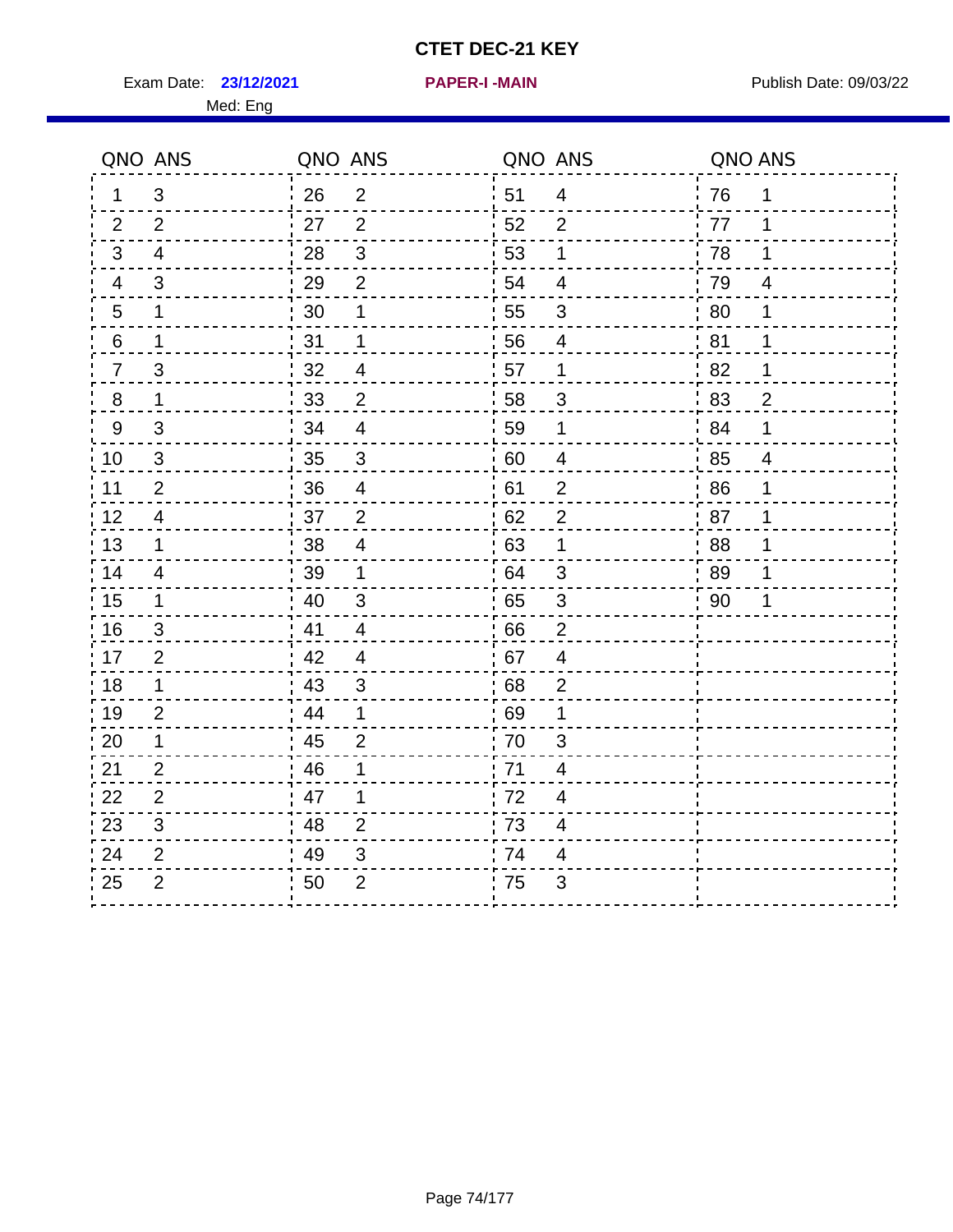# CTET DEC-21 KEY

Exam Date: **23/12/2021** **PAPER-I -MAIN** Publish Date: 09/03/22

Med: Eng

| QNO | ANS | QNO | ANS | QNO | ANS | QNO | ANS |
|---|---|---|---|---|---|---|---|
| 1 | 3 | 26 | 2 | 51 | 4 | 76 | 1 |
| 2 | 2 | 27 | 2 | 52 | 2 | 77 | 1 |
| 3 | 4 | 28 | 3 | 53 | 1 | 78 | 1 |
| 4 | 3 | 29 | 2 | 54 | 4 | 79 | 4 |
| 5 | 1 | 30 | 1 | 55 | 3 | 80 | 1 |
| 6 | 1 | 31 | 1 | 56 | 4 | 81 | 1 |
| 7 | 3 | 32 | 4 | 57 | 1 | 82 | 1 |
| 8 | 1 | 33 | 2 | 58 | 3 | 83 | 2 |
| 9 | 3 | 34 | 4 | 59 | 1 | 84 | 1 |
| 10 | 3 | 35 | 3 | 60 | 4 | 85 | 4 |
| 11 | 2 | 36 | 4 | 61 | 2 | 86 | 1 |
| 12 | 4 | 37 | 2 | 62 | 2 | 87 | 1 |
| 13 | 1 | 38 | 4 | 63 | 1 | 88 | 1 |
| 14 | 4 | 39 | 1 | 64 | 3 | 89 | 1 |
| 15 | 1 | 40 | 3 | 65 | 3 | 90 | 1 |
| 16 | 3 | 41 | 4 | 66 | 2 | | |
| 17 | 2 | 42 | 4 | 67 | 4 | | |
| 18 | 1 | 43 | 3 | 68 | 2 | | |
| 19 | 2 | 44 | 1 | 69 | 1 | | |
| 20 | 1 | 45 | 2 | 70 | 3 | | |
| 21 | 2 | 46 | 1 | 71 | 4 | | |
| 22 | 2 | 47 | 1 | 72 | 4 | | |
| 23 | 3 | 48 | 2 | 73 | 4 | | |
| 24 | 2 | 49 | 3 | 74 | 4 | | |
| 25 | 2 | 50 | 2 | 75 | 3 | | |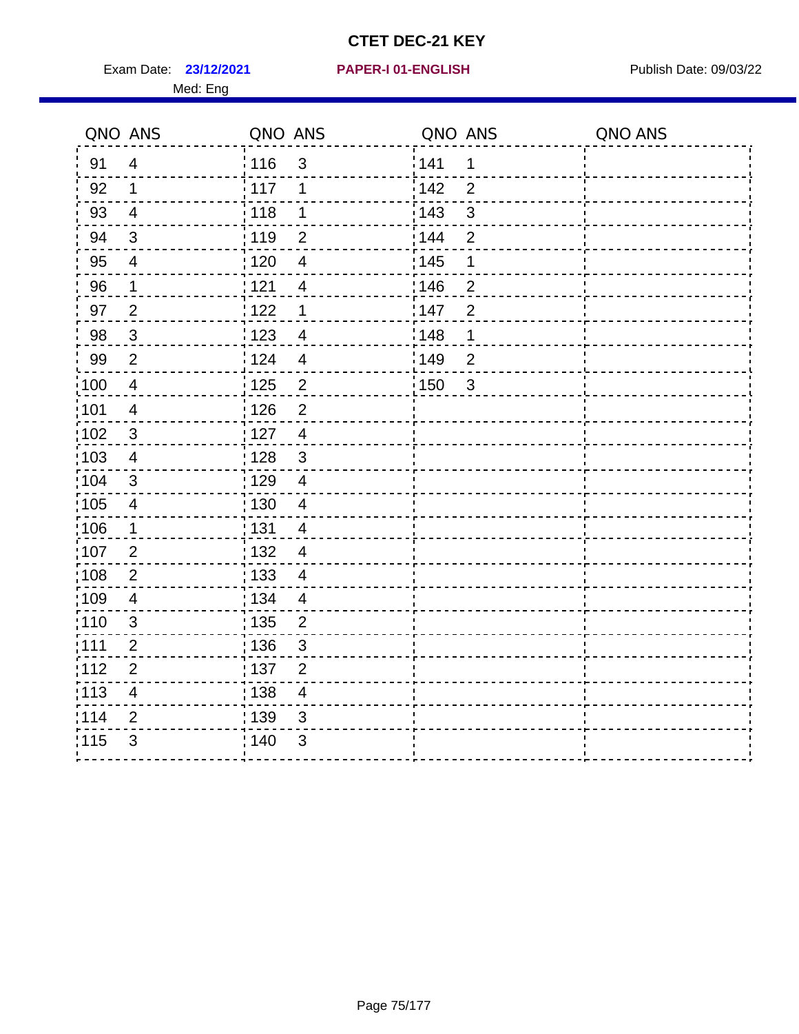# CTET DEC-21 KEY

Exam Date: **23/12/2021** **PAPER-I 01-ENGLISH** Publish Date: 09/03/22

Med: Eng

| QNO | ANS | QNO | ANS | QNO | ANS | QNO | ANS |
|---|---|---|---|---|---|---|---|
| 91 | 4 | 116 | 3 | 141 | 1 | | |
| 92 | 1 | 117 | 1 | 142 | 2 | | |
| 93 | 4 | 118 | 1 | 143 | 3 | | |
| 94 | 3 | 119 | 2 | 144 | 2 | | |
| 95 | 4 | 120 | 4 | 145 | 1 | | |
| 96 | 1 | 121 | 4 | 146 | 2 | | |
| 97 | 2 | 122 | 1 | 147 | 2 | | |
| 98 | 3 | 123 | 4 | 148 | 1 | | |
| 99 | 2 | 124 | 4 | 149 | 2 | | |
| 100 | 4 | 125 | 2 | 150 | 3 | | |
| 101 | 4 | 126 | 2 | | | | |
| 102 | 3 | 127 | 4 | | | | |
| 103 | 4 | 128 | 3 | | | | |
| 104 | 3 | 129 | 4 | | | | |
| 105 | 4 | 130 | 4 | | | | |
| 106 | 1 | 131 | 4 | | | | |
| 107 | 2 | 132 | 4 | | | | |
| 108 | 2 | 133 | 4 | | | | |
| 109 | 4 | 134 | 4 | | | | |
| 110 | 3 | 135 | 2 | | | | |
| 111 | 2 | 136 | 3 | | | | |
| 112 | 2 | 137 | 2 | | | | |
| 113 | 4 | 138 | 4 | | | | |
| 114 | 2 | 139 | 3 | | | | |
| 115 | 3 | 140 | 3 | | | | |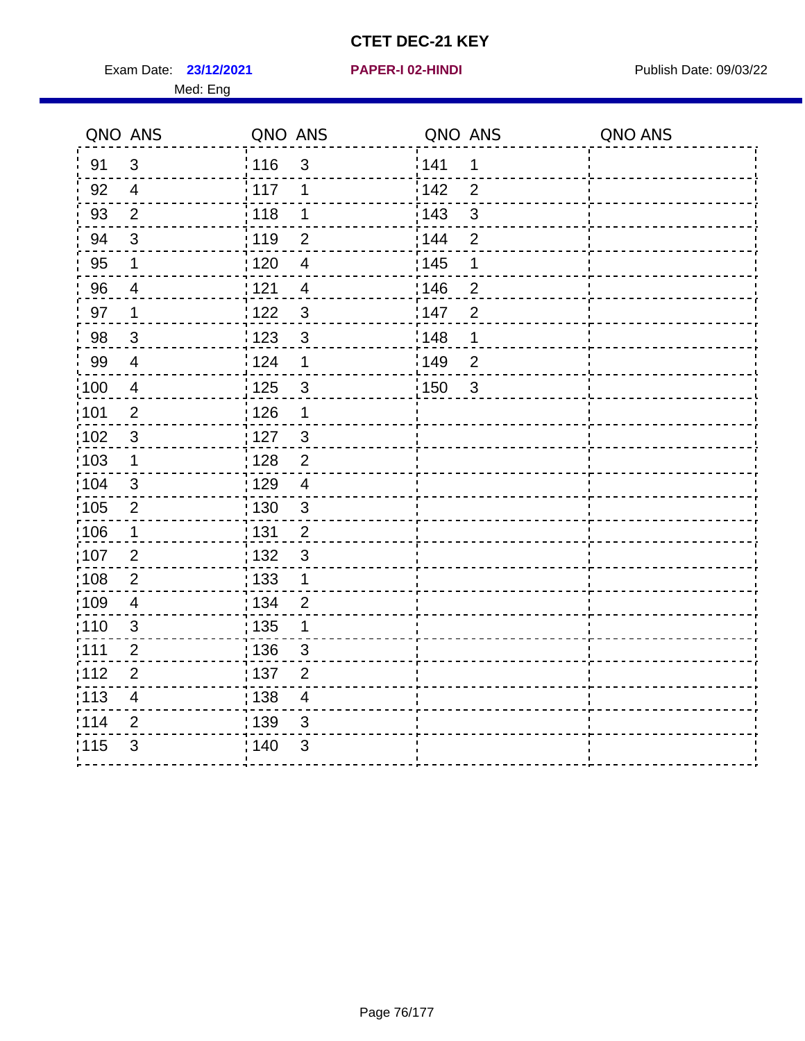# CTET DEC-21 KEY

Exam Date: **23/12/2021** **PAPER-I 02-HINDI** Publish Date: 09/03/22

Med: Eng

| QNO | ANS | QNO | ANS | QNO | ANS | QNO | ANS |
|---|---|---|---|---|---|---|---|
| 91 | 3 | 116 | 3 | 141 | 1 | | |
| 92 | 4 | 117 | 1 | 142 | 2 | | |
| 93 | 2 | 118 | 1 | 143 | 3 | | |
| 94 | 3 | 119 | 2 | 144 | 2 | | |
| 95 | 1 | 120 | 4 | 145 | 1 | | |
| 96 | 4 | 121 | 4 | 146 | 2 | | |
| 97 | 1 | 122 | 3 | 147 | 2 | | |
| 98 | 3 | 123 | 3 | 148 | 1 | | |
| 99 | 4 | 124 | 1 | 149 | 2 | | |
| 100 | 4 | 125 | 3 | 150 | 3 | | |
| 101 | 2 | 126 | 1 | | | | |
| 102 | 3 | 127 | 3 | | | | |
| 103 | 1 | 128 | 2 | | | | |
| 104 | 3 | 129 | 4 | | | | |
| 105 | 2 | 130 | 3 | | | | |
| 106 | 1 | 131 | 2 | | | | |
| 107 | 2 | 132 | 3 | | | | |
| 108 | 2 | 133 | 1 | | | | |
| 109 | 4 | 134 | 2 | | | | |
| 110 | 3 | 135 | 1 | | | | |
| 111 | 2 | 136 | 3 | | | | |
| 112 | 2 | 137 | 2 | | | | |
| 113 | 4 | 138 | 4 | | | | |
| 114 | 2 | 139 | 3 | | | | |
| 115 | 3 | 140 | 3 | | | | |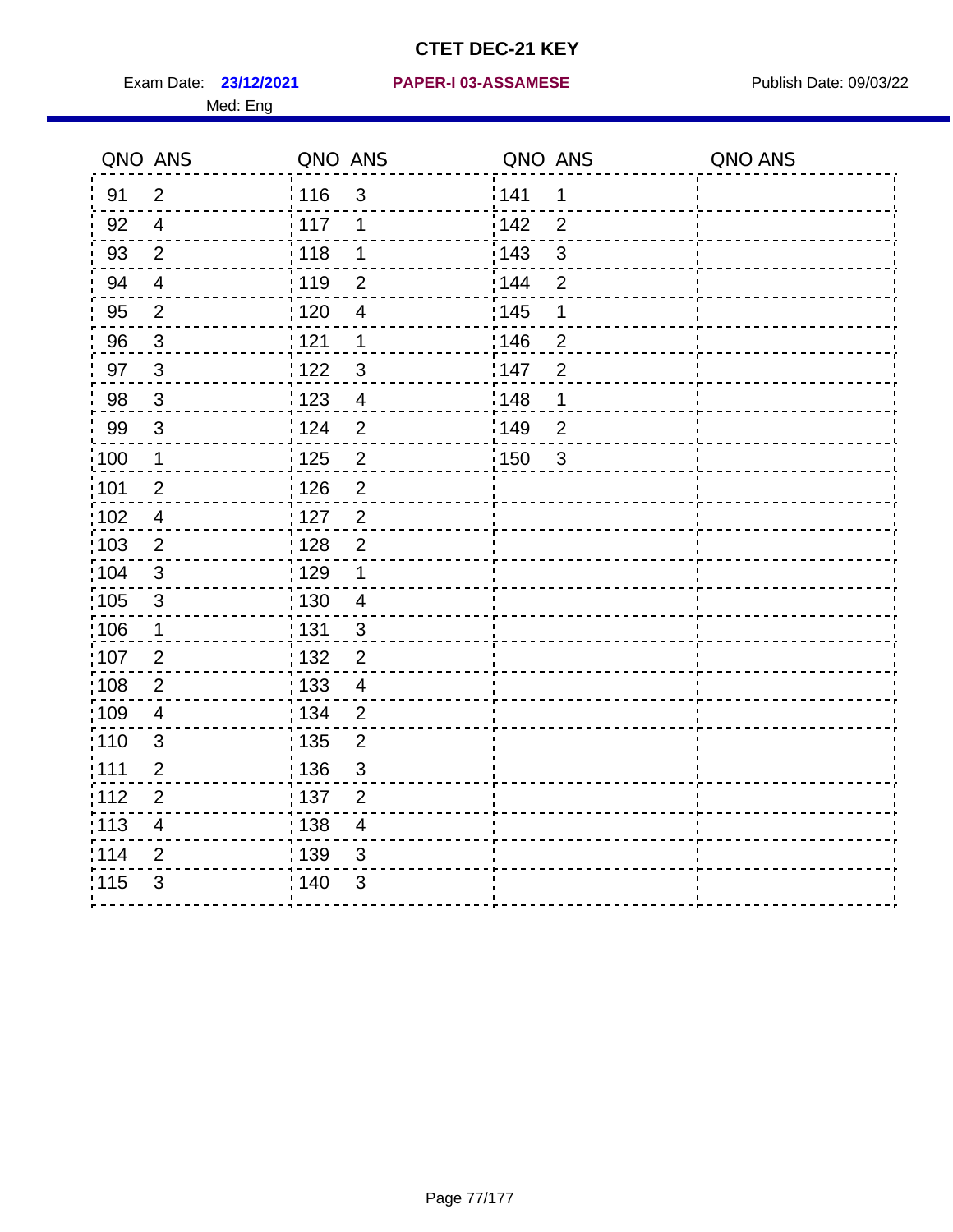# CTET DEC-21 KEY

Exam Date: **23/12/2021** **PAPER-I 03-ASSAMESE** Publish Date: 09/03/22

Med: Eng

| QNO | ANS | QNO | ANS | QNO | ANS | QNO | ANS |
|---|---|---|---|---|---|---|---|
| 91 | 2 | 116 | 3 | 141 | 1 | | |
| 92 | 4 | 117 | 1 | 142 | 2 | | |
| 93 | 2 | 118 | 1 | 143 | 3 | | |
| 94 | 4 | 119 | 2 | 144 | 2 | | |
| 95 | 2 | 120 | 4 | 145 | 1 | | |
| 96 | 3 | 121 | 1 | 146 | 2 | | |
| 97 | 3 | 122 | 3 | 147 | 2 | | |
| 98 | 3 | 123 | 4 | 148 | 1 | | |
| 99 | 3 | 124 | 2 | 149 | 2 | | |
| 100 | 1 | 125 | 2 | 150 | 3 | | |
| 101 | 2 | 126 | 2 | | | | |
| 102 | 4 | 127 | 2 | | | | |
| 103 | 2 | 128 | 2 | | | | |
| 104 | 3 | 129 | 1 | | | | |
| 105 | 3 | 130 | 4 | | | | |
| 106 | 1 | 131 | 3 | | | | |
| 107 | 2 | 132 | 2 | | | | |
| 108 | 2 | 133 | 4 | | | | |
| 109 | 4 | 134 | 2 | | | | |
| 110 | 3 | 135 | 2 | | | | |
| 111 | 2 | 136 | 3 | | | | |
| 112 | 2 | 137 | 2 | | | | |
| 113 | 4 | 138 | 4 | | | | |
| 114 | 2 | 139 | 3 | | | | |
| 115 | 3 | 140 | 3 | | | | |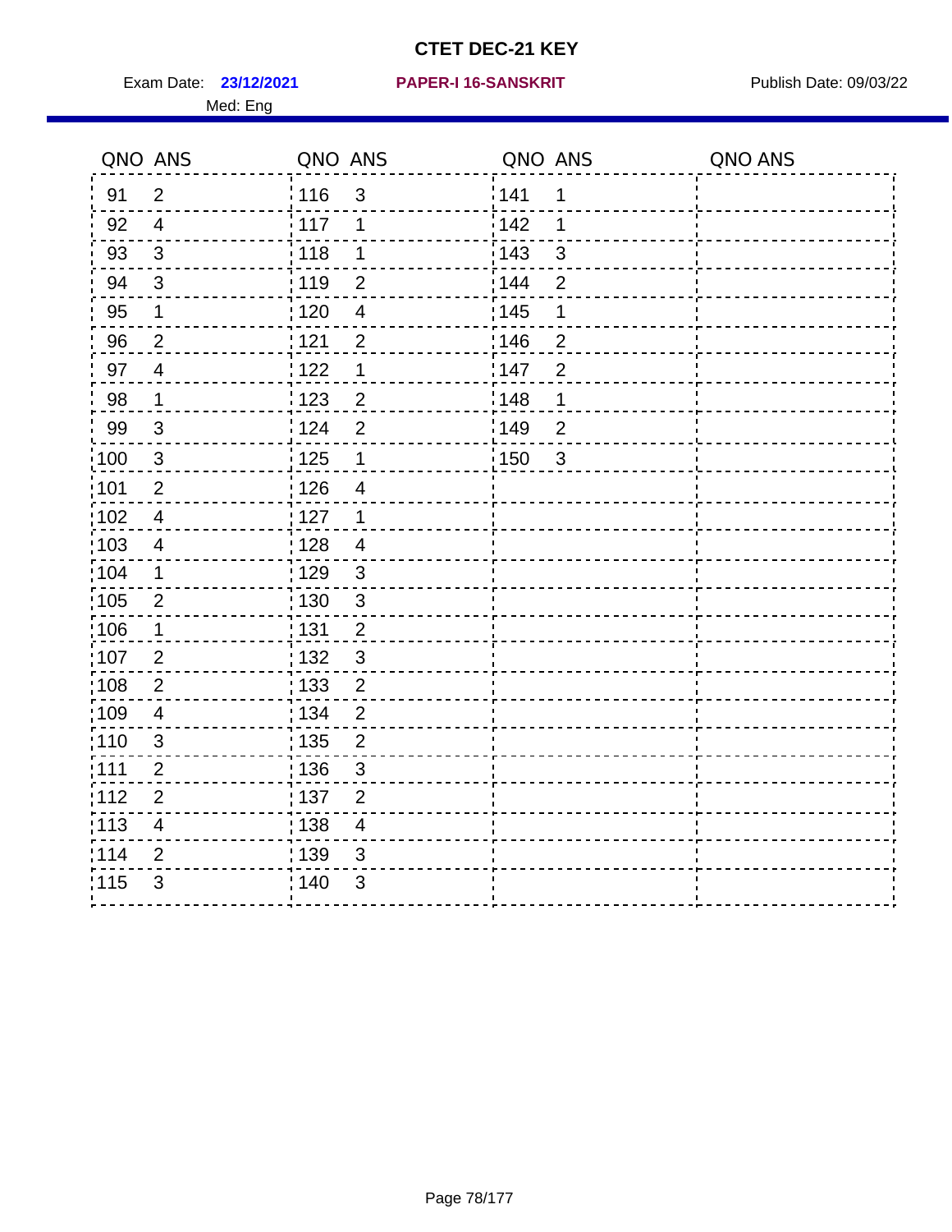# CTET DEC-21 KEY

Exam Date: **23/12/2021** **PAPER-I 16-SANSKRIT** Publish Date: 09/03/22

Med: Eng

| QNO | ANS | QNO | ANS | QNO | ANS | QNO | ANS |
|---|---|---|---|---|---|---|---|
| 91 | 2 | 116 | 3 | 141 | 1 | | |
| 92 | 4 | 117 | 1 | 142 | 1 | | |
| 93 | 3 | 118 | 1 | 143 | 3 | | |
| 94 | 3 | 119 | 2 | 144 | 2 | | |
| 95 | 1 | 120 | 4 | 145 | 1 | | |
| 96 | 2 | 121 | 2 | 146 | 2 | | |
| 97 | 4 | 122 | 1 | 147 | 2 | | |
| 98 | 1 | 123 | 2 | 148 | 1 | | |
| 99 | 3 | 124 | 2 | 149 | 2 | | |
| 100 | 3 | 125 | 1 | 150 | 3 | | |
| 101 | 2 | 126 | 4 | | | | |
| 102 | 4 | 127 | 1 | | | | |
| 103 | 4 | 128 | 4 | | | | |
| 104 | 1 | 129 | 3 | | | | |
| 105 | 2 | 130 | 3 | | | | |
| 106 | 1 | 131 | 2 | | | | |
| 107 | 2 | 132 | 3 | | | | |
| 108 | 2 | 133 | 2 | | | | |
| 109 | 4 | 134 | 2 | | | | |
| 110 | 3 | 135 | 2 | | | | |
| 111 | 2 | 136 | 3 | | | | |
| 112 | 2 | 137 | 2 | | | | |
| 113 | 4 | 138 | 4 | | | | |
| 114 | 2 | 139 | 3 | | | | |
| 115 | 3 | 140 | 3 | | | | |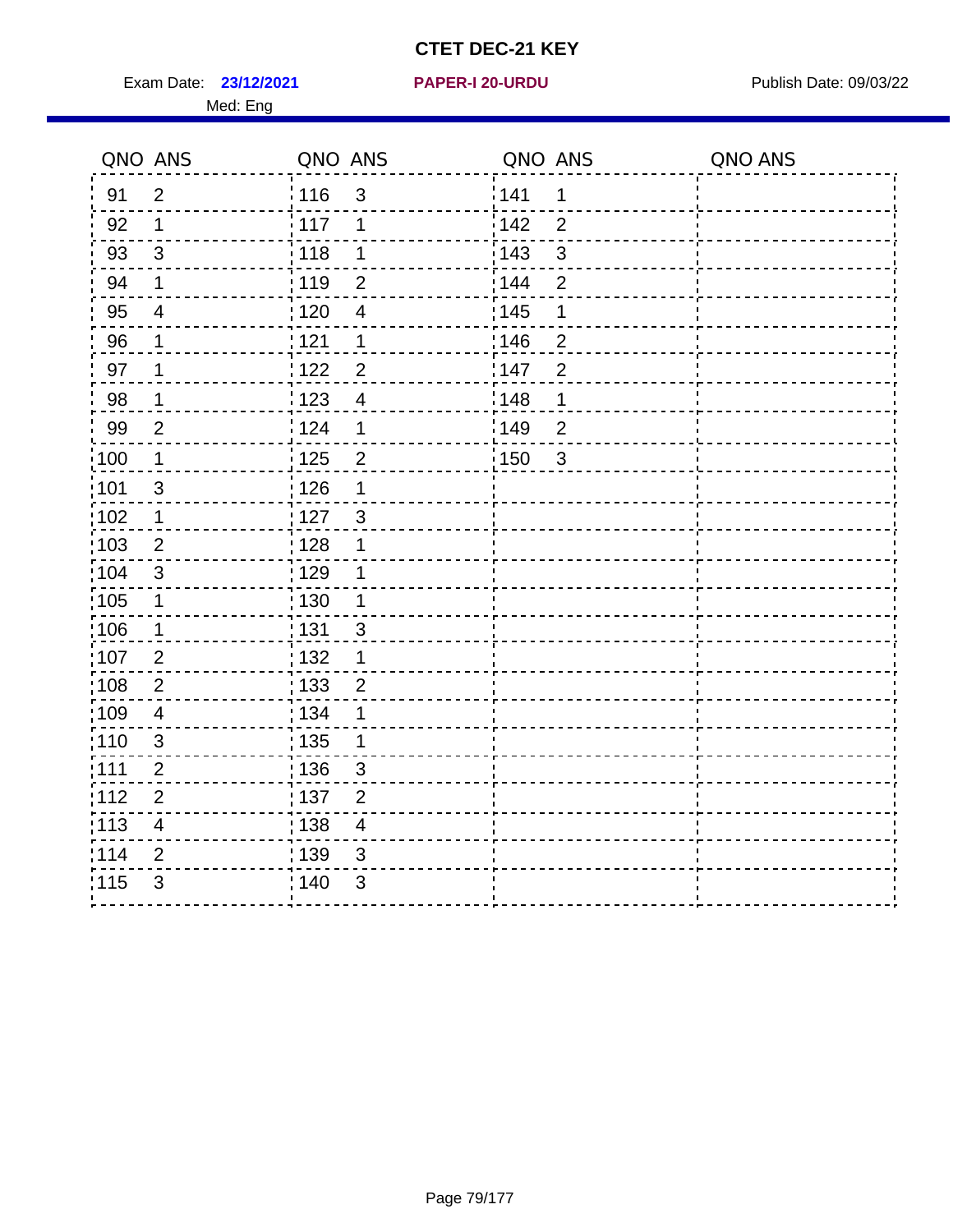# CTET DEC-21 KEY

Exam Date: **23/12/2021** **PAPER-I 20-URDU** Publish Date: 09/03/22

Med: Eng

| QNO | ANS | QNO | ANS | QNO | ANS | QNO | ANS |
|---|---|---|---|---|---|---|---|
| 91 | 2 | 116 | 3 | 141 | 1 | | |
| 92 | 1 | 117 | 1 | 142 | 2 | | |
| 93 | 3 | 118 | 1 | 143 | 3 | | |
| 94 | 1 | 119 | 2 | 144 | 2 | | |
| 95 | 4 | 120 | 4 | 145 | 1 | | |
| 96 | 1 | 121 | 1 | 146 | 2 | | |
| 97 | 1 | 122 | 2 | 147 | 2 | | |
| 98 | 1 | 123 | 4 | 148 | 1 | | |
| 99 | 2 | 124 | 1 | 149 | 2 | | |
| 100 | 1 | 125 | 2 | 150 | 3 | | |
| 101 | 3 | 126 | 1 | | | | |
| 102 | 1 | 127 | 3 | | | | |
| 103 | 2 | 128 | 1 | | | | |
| 104 | 3 | 129 | 1 | | | | |
| 105 | 1 | 130 | 1 | | | | |
| 106 | 1 | 131 | 3 | | | | |
| 107 | 2 | 132 | 1 | | | | |
| 108 | 2 | 133 | 2 | | | | |
| 109 | 4 | 134 | 1 | | | | |
| 110 | 3 | 135 | 1 | | | | |
| 111 | 2 | 136 | 3 | | | | |
| 112 | 2 | 137 | 2 | | | | |
| 113 | 4 | 138 | 4 | | | | |
| 114 | 2 | 139 | 3 | | | | |
| 115 | 3 | 140 | 3 | | | | |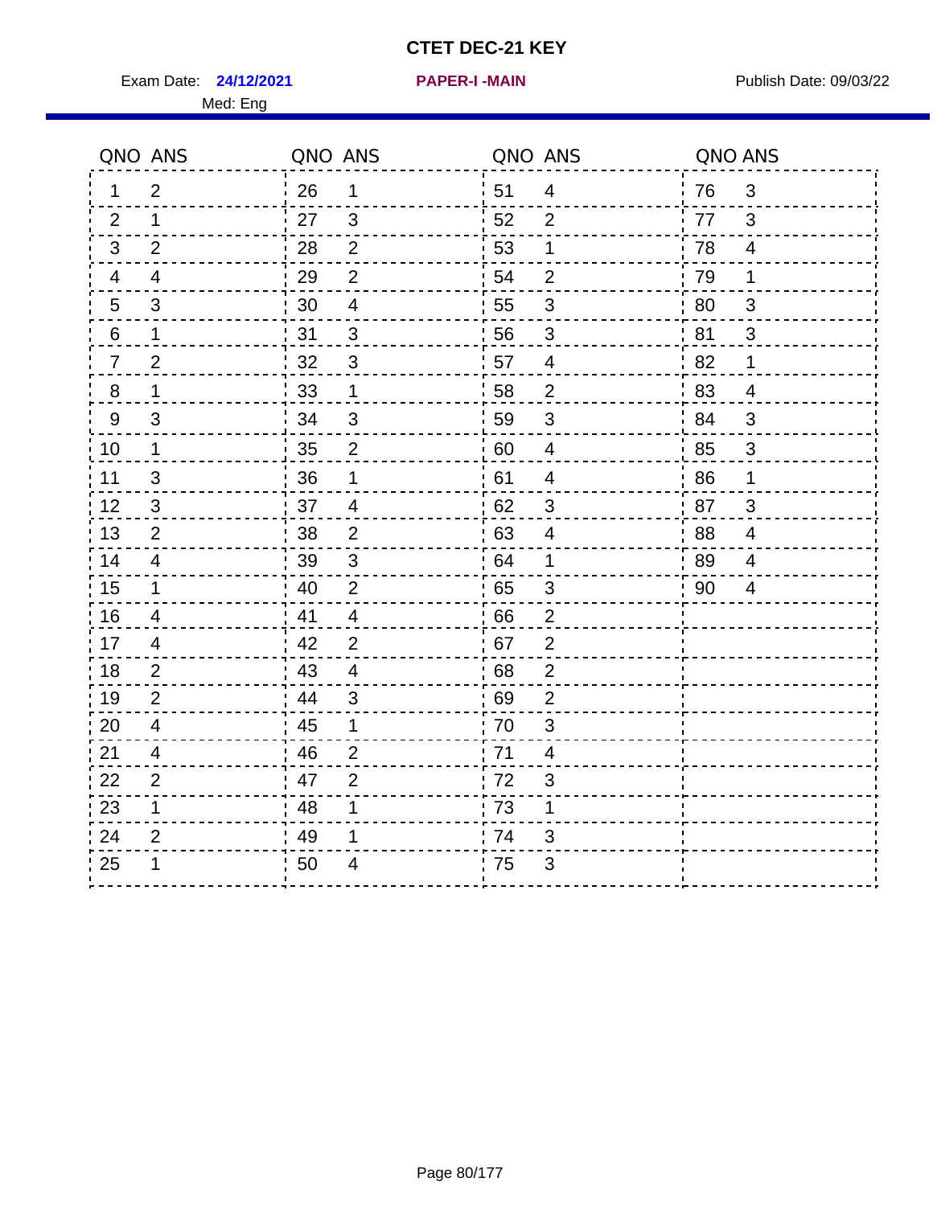# CTET DEC-21 KEY

Exam Date: **24/12/2021** **PAPER-I -MAIN** Publish Date: 09/03/22

Med: Eng

| QNO | ANS | QNO | ANS | QNO | ANS | QNO | ANS |
|---|---|---|---|---|---|---|---|
| 1 | 2 | 26 | 1 | 51 | 4 | 76 | 3 |
| 2 | 1 | 27 | 3 | 52 | 2 | 77 | 3 |
| 3 | 2 | 28 | 2 | 53 | 1 | 78 | 4 |
| 4 | 4 | 29 | 2 | 54 | 2 | 79 | 1 |
| 5 | 3 | 30 | 4 | 55 | 3 | 80 | 3 |
| 6 | 1 | 31 | 3 | 56 | 3 | 81 | 3 |
| 7 | 2 | 32 | 3 | 57 | 4 | 82 | 1 |
| 8 | 1 | 33 | 1 | 58 | 2 | 83 | 4 |
| 9 | 3 | 34 | 3 | 59 | 3 | 84 | 3 |
| 10 | 1 | 35 | 2 | 60 | 4 | 85 | 3 |
| 11 | 3 | 36 | 1 | 61 | 4 | 86 | 1 |
| 12 | 3 | 37 | 4 | 62 | 3 | 87 | 3 |
| 13 | 2 | 38 | 2 | 63 | 4 | 88 | 4 |
| 14 | 4 | 39 | 3 | 64 | 1 | 89 | 4 |
| 15 | 1 | 40 | 2 | 65 | 3 | 90 | 4 |
| 16 | 4 | 41 | 4 | 66 | 2 | | |
| 17 | 4 | 42 | 2 | 67 | 2 | | |
| 18 | 2 | 43 | 4 | 68 | 2 | | |
| 19 | 2 | 44 | 3 | 69 | 2 | | |
| 20 | 4 | 45 | 1 | 70 | 3 | | |
| 21 | 4 | 46 | 2 | 71 | 4 | | |
| 22 | 2 | 47 | 2 | 72 | 3 | | |
| 23 | 1 | 48 | 1 | 73 | 1 | | |
| 24 | 2 | 49 | 1 | 74 | 3 | | |
| 25 | 1 | 50 | 4 | 75 | 3 | | |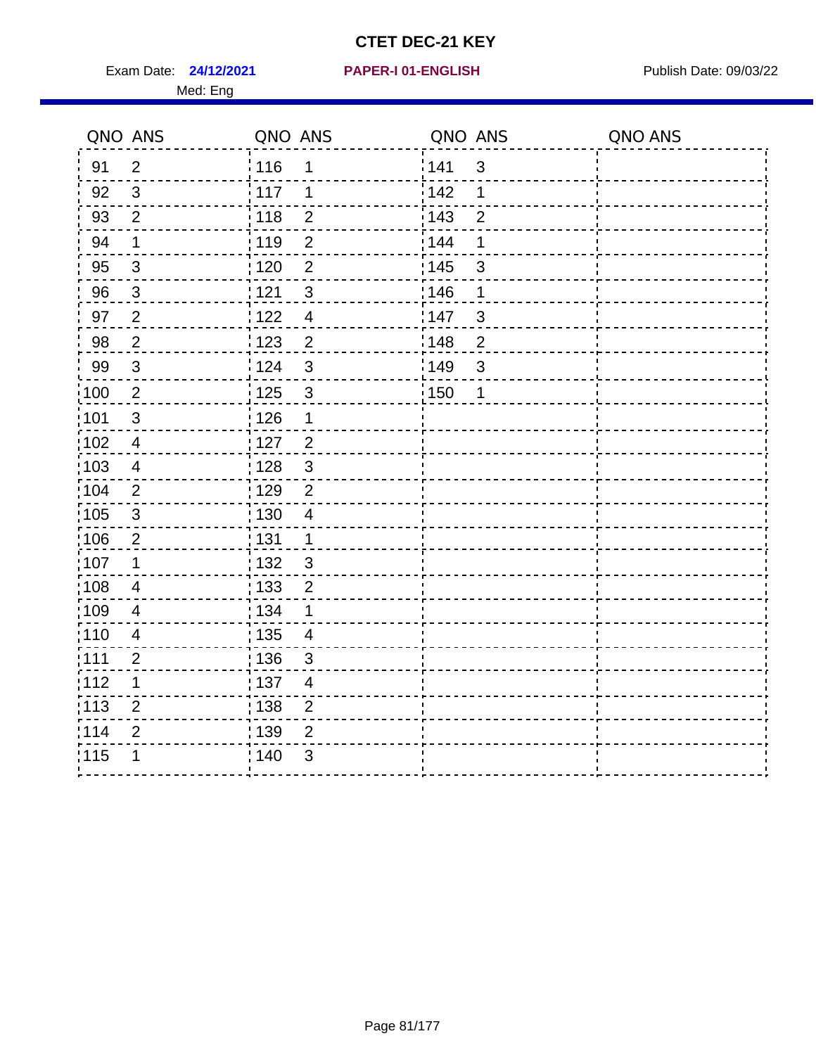# CTET DEC-21 KEY

Exam Date: **24/12/2021** **PAPER-I 01-ENGLISH** Publish Date: 09/03/22

Med: Eng

| QNO | ANS | QNO | ANS | QNO | ANS | QNO | ANS |
|---|---|---|---|---|---|---|---|
| 91 | 2 | 116 | 1 | 141 | 3 | | |
| 92 | 3 | 117 | 1 | 142 | 1 | | |
| 93 | 2 | 118 | 2 | 143 | 2 | | |
| 94 | 1 | 119 | 2 | 144 | 1 | | |
| 95 | 3 | 120 | 2 | 145 | 3 | | |
| 96 | 3 | 121 | 3 | 146 | 1 | | |
| 97 | 2 | 122 | 4 | 147 | 3 | | |
| 98 | 2 | 123 | 2 | 148 | 2 | | |
| 99 | 3 | 124 | 3 | 149 | 3 | | |
| 100 | 2 | 125 | 3 | 150 | 1 | | |
| 101 | 3 | 126 | 1 | | | | |
| 102 | 4 | 127 | 2 | | | | |
| 103 | 4 | 128 | 3 | | | | |
| 104 | 2 | 129 | 2 | | | | |
| 105 | 3 | 130 | 4 | | | | |
| 106 | 2 | 131 | 1 | | | | |
| 107 | 1 | 132 | 3 | | | | |
| 108 | 4 | 133 | 2 | | | | |
| 109 | 4 | 134 | 1 | | | | |
| 110 | 4 | 135 | 4 | | | | |
| 111 | 2 | 136 | 3 | | | | |
| 112 | 1 | 137 | 4 | | | | |
| 113 | 2 | 138 | 2 | | | | |
| 114 | 2 | 139 | 2 | | | | |
| 115 | 1 | 140 | 3 | | | | |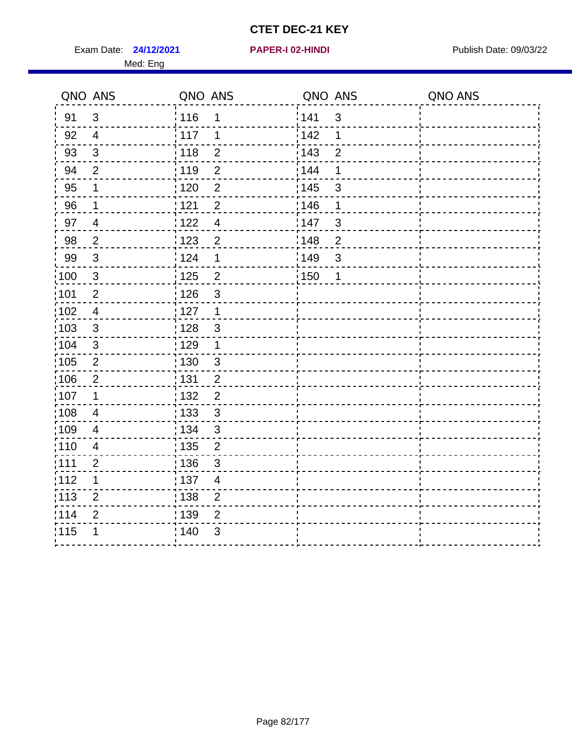# CTET DEC-21 KEY

Exam Date: **24/12/2021** **PAPER-I 02-HINDI** Publish Date: 09/03/22

Med: Eng

| QNO | ANS | QNO | ANS | QNO | ANS | QNO | ANS |
|---|---|---|---|---|---|---|---|
| 91 | 3 | 116 | 1 | 141 | 3 | | |
| 92 | 4 | 117 | 1 | 142 | 1 | | |
| 93 | 3 | 118 | 2 | 143 | 2 | | |
| 94 | 2 | 119 | 2 | 144 | 1 | | |
| 95 | 1 | 120 | 2 | 145 | 3 | | |
| 96 | 1 | 121 | 2 | 146 | 1 | | |
| 97 | 4 | 122 | 4 | 147 | 3 | | |
| 98 | 2 | 123 | 2 | 148 | 2 | | |
| 99 | 3 | 124 | 1 | 149 | 3 | | |
| 100 | 3 | 125 | 2 | 150 | 1 | | |
| 101 | 2 | 126 | 3 | | | | |
| 102 | 4 | 127 | 1 | | | | |
| 103 | 3 | 128 | 3 | | | | |
| 104 | 3 | 129 | 1 | | | | |
| 105 | 2 | 130 | 3 | | | | |
| 106 | 2 | 131 | 2 | | | | |
| 107 | 1 | 132 | 2 | | | | |
| 108 | 4 | 133 | 3 | | | | |
| 109 | 4 | 134 | 3 | | | | |
| 110 | 4 | 135 | 2 | | | | |
| 111 | 2 | 136 | 3 | | | | |
| 112 | 1 | 137 | 4 | | | | |
| 113 | 2 | 138 | 2 | | | | |
| 114 | 2 | 139 | 2 | | | | |
| 115 | 1 | 140 | 3 | | | | |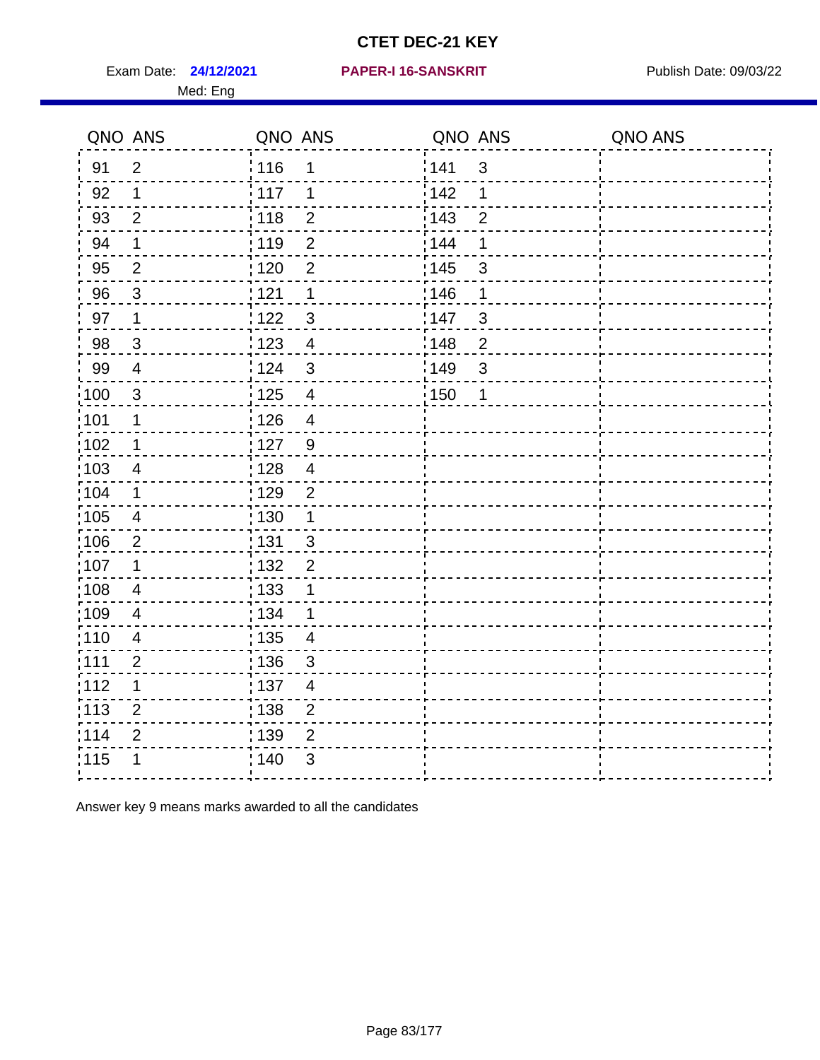# CTET DEC-21 KEY

Exam Date: **24/12/2021** **PAPER-I 16-SANSKRIT** Publish Date: 09/03/22

Med: Eng

| QNO | ANS | QNO | ANS | QNO | ANS | QNO | ANS |
|---|---|---|---|---|---|---|---|
| 91 | 2 | 116 | 1 | 141 | 3 | | |
| 92 | 1 | 117 | 1 | 142 | 1 | | |
| 93 | 2 | 118 | 2 | 143 | 2 | | |
| 94 | 1 | 119 | 2 | 144 | 1 | | |
| 95 | 2 | 120 | 2 | 145 | 3 | | |
| 96 | 3 | 121 | 1 | 146 | 1 | | |
| 97 | 1 | 122 | 3 | 147 | 3 | | |
| 98 | 3 | 123 | 4 | 148 | 2 | | |
| 99 | 4 | 124 | 3 | 149 | 3 | | |
| 100 | 3 | 125 | 4 | 150 | 1 | | |
| 101 | 1 | 126 | 4 | | | | |
| 102 | 1 | 127 | 9 | | | | |
| 103 | 4 | 128 | 4 | | | | |
| 104 | 1 | 129 | 2 | | | | |
| 105 | 4 | 130 | 1 | | | | |
| 106 | 2 | 131 | 3 | | | | |
| 107 | 1 | 132 | 2 | | | | |
| 108 | 4 | 133 | 1 | | | | |
| 109 | 4 | 134 | 1 | | | | |
| 110 | 4 | 135 | 4 | | | | |
| 111 | 2 | 136 | 3 | | | | |
| 112 | 1 | 137 | 4 | | | | |
| 113 | 2 | 138 | 2 | | | | |
| 114 | 2 | 139 | 2 | | | | |
| 115 | 1 | 140 | 3 | | | | |

Answer key 9 means marks awarded to all the candidates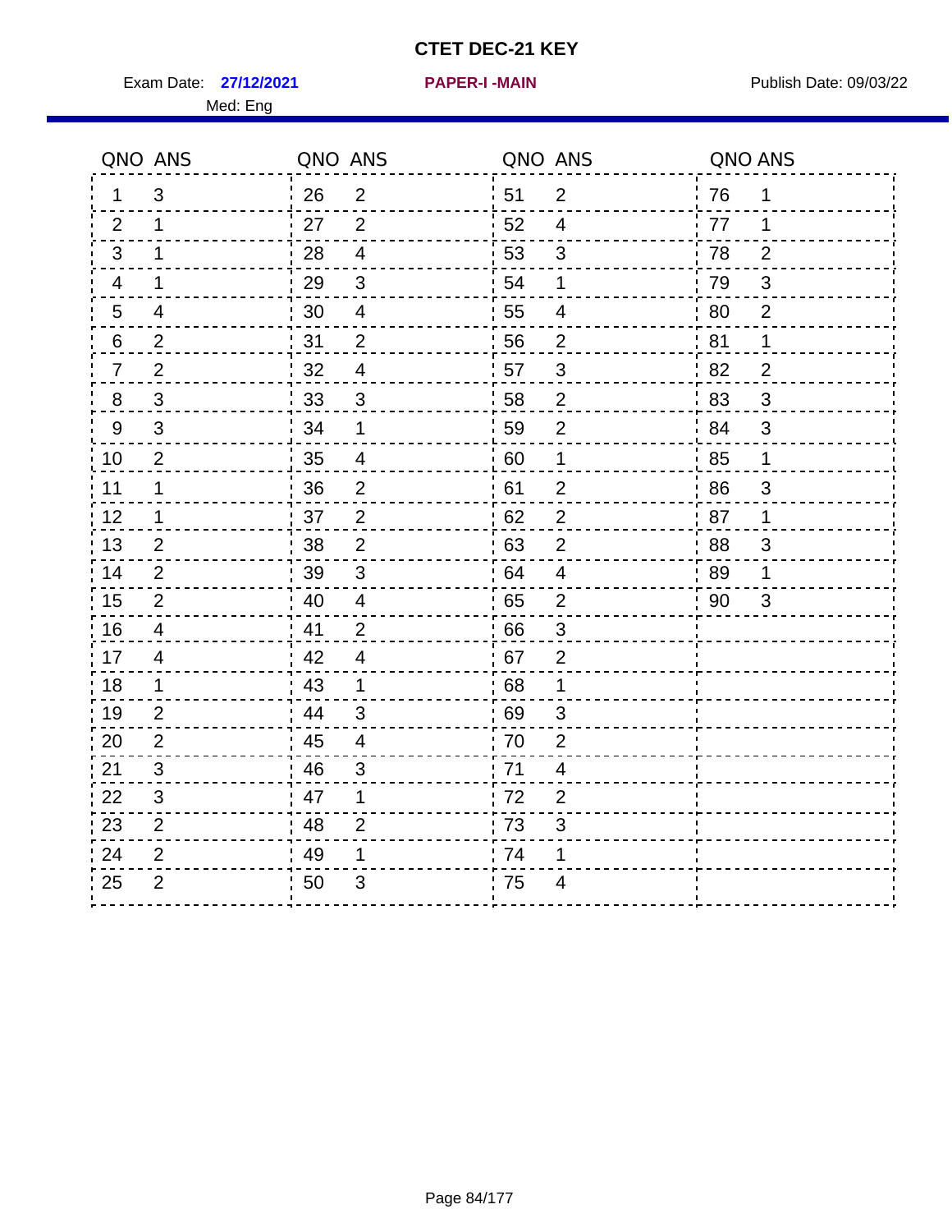# CTET DEC-21 KEY

Exam Date: **27/12/2021** **PAPER-I -MAIN** Publish Date: 09/03/22

Med: Eng

| QNO | ANS | QNO | ANS | QNO | ANS | QNO | ANS |
|---|---|---|---|---|---|---|---|
| 1 | 3 | 26 | 2 | 51 | 2 | 76 | 1 |
| 2 | 1 | 27 | 2 | 52 | 4 | 77 | 1 |
| 3 | 1 | 28 | 4 | 53 | 3 | 78 | 2 |
| 4 | 1 | 29 | 3 | 54 | 1 | 79 | 3 |
| 5 | 4 | 30 | 4 | 55 | 4 | 80 | 2 |
| 6 | 2 | 31 | 2 | 56 | 2 | 81 | 1 |
| 7 | 2 | 32 | 4 | 57 | 3 | 82 | 2 |
| 8 | 3 | 33 | 3 | 58 | 2 | 83 | 3 |
| 9 | 3 | 34 | 1 | 59 | 2 | 84 | 3 |
| 10 | 2 | 35 | 4 | 60 | 1 | 85 | 1 |
| 11 | 1 | 36 | 2 | 61 | 2 | 86 | 3 |
| 12 | 1 | 37 | 2 | 62 | 2 | 87 | 1 |
| 13 | 2 | 38 | 2 | 63 | 2 | 88 | 3 |
| 14 | 2 | 39 | 3 | 64 | 4 | 89 | 1 |
| 15 | 2 | 40 | 4 | 65 | 2 | 90 | 3 |
| 16 | 4 | 41 | 2 | 66 | 3 | | |
| 17 | 4 | 42 | 4 | 67 | 2 | | |
| 18 | 1 | 43 | 1 | 68 | 1 | | |
| 19 | 2 | 44 | 3 | 69 | 3 | | |
| 20 | 2 | 45 | 4 | 70 | 2 | | |
| 21 | 3 | 46 | 3 | 71 | 4 | | |
| 22 | 3 | 47 | 1 | 72 | 2 | | |
| 23 | 2 | 48 | 2 | 73 | 3 | | |
| 24 | 2 | 49 | 1 | 74 | 1 | | |
| 25 | 2 | 50 | 3 | 75 | 4 | | |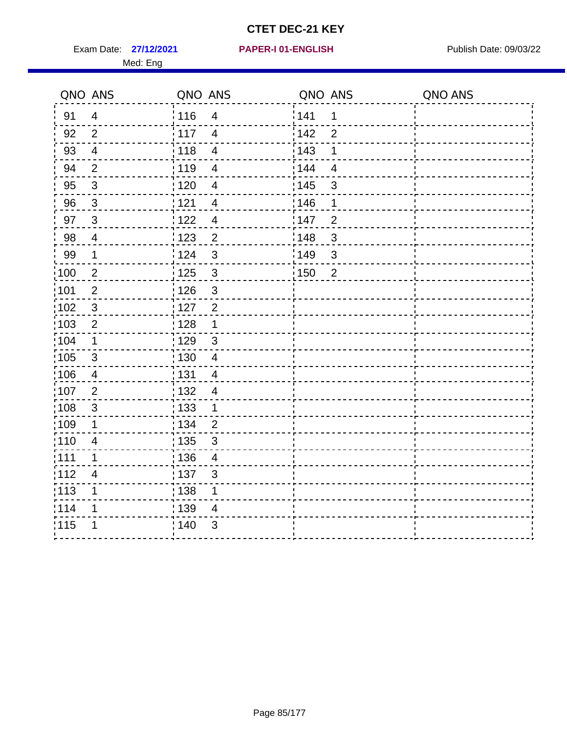# CTET DEC-21 KEY

Exam Date: **27/12/2021** **PAPER-I 01-ENGLISH** Publish Date: 09/03/22

Med: Eng

| QNO | ANS | QNO | ANS | QNO | ANS | QNO | ANS |
|---|---|---|---|---|---|---|---|
| 91 | 4 | 116 | 4 | 141 | 1 | | |
| 92 | 2 | 117 | 4 | 142 | 2 | | |
| 93 | 4 | 118 | 4 | 143 | 1 | | |
| 94 | 2 | 119 | 4 | 144 | 4 | | |
| 95 | 3 | 120 | 4 | 145 | 3 | | |
| 96 | 3 | 121 | 4 | 146 | 1 | | |
| 97 | 3 | 122 | 4 | 147 | 2 | | |
| 98 | 4 | 123 | 2 | 148 | 3 | | |
| 99 | 1 | 124 | 3 | 149 | 3 | | |
| 100 | 2 | 125 | 3 | 150 | 2 | | |
| 101 | 2 | 126 | 3 | | | | |
| 102 | 3 | 127 | 2 | | | | |
| 103 | 2 | 128 | 1 | | | | |
| 104 | 1 | 129 | 3 | | | | |
| 105 | 3 | 130 | 4 | | | | |
| 106 | 4 | 131 | 4 | | | | |
| 107 | 2 | 132 | 4 | | | | |
| 108 | 3 | 133 | 1 | | | | |
| 109 | 1 | 134 | 2 | | | | |
| 110 | 4 | 135 | 3 | | | | |
| 111 | 1 | 136 | 4 | | | | |
| 112 | 4 | 137 | 3 | | | | |
| 113 | 1 | 138 | 1 | | | | |
| 114 | 1 | 139 | 4 | | | | |
| 115 | 1 | 140 | 3 | | | | |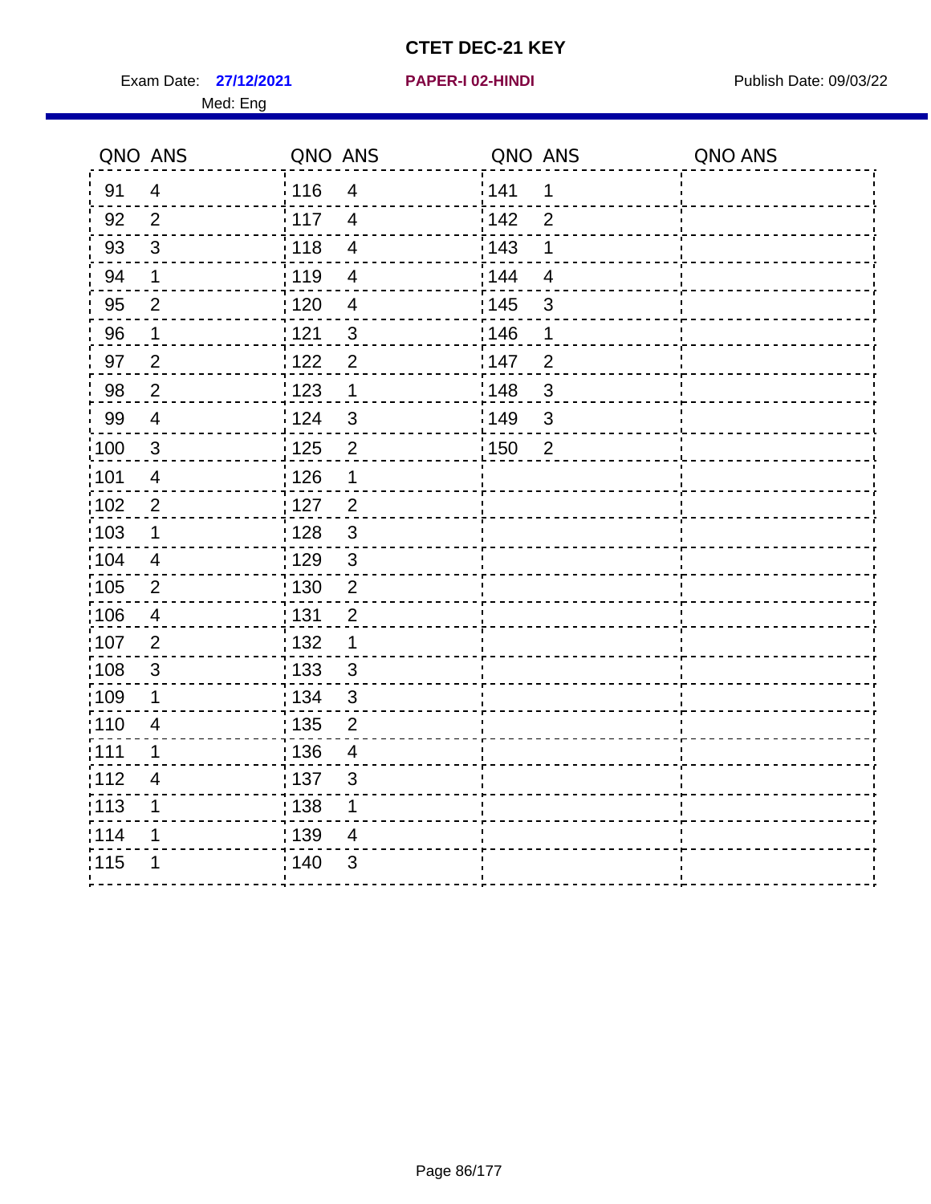# CTET DEC-21 KEY

Exam Date: **27/12/2021** **PAPER-I 02-HINDI** Publish Date: 09/03/22

Med: Eng

| QNO | ANS | QNO | ANS | QNO | ANS | QNO | ANS |
|---|---|---|---|---|---|---|---|
| 91 | 4 | 116 | 4 | 141 | 1 | | |
| 92 | 2 | 117 | 4 | 142 | 2 | | |
| 93 | 3 | 118 | 4 | 143 | 1 | | |
| 94 | 1 | 119 | 4 | 144 | 4 | | |
| 95 | 2 | 120 | 4 | 145 | 3 | | |
| 96 | 1 | 121 | 3 | 146 | 1 | | |
| 97 | 2 | 122 | 2 | 147 | 2 | | |
| 98 | 2 | 123 | 1 | 148 | 3 | | |
| 99 | 4 | 124 | 3 | 149 | 3 | | |
| 100 | 3 | 125 | 2 | 150 | 2 | | |
| 101 | 4 | 126 | 1 | | | | |
| 102 | 2 | 127 | 2 | | | | |
| 103 | 1 | 128 | 3 | | | | |
| 104 | 4 | 129 | 3 | | | | |
| 105 | 2 | 130 | 2 | | | | |
| 106 | 4 | 131 | 2 | | | | |
| 107 | 2 | 132 | 1 | | | | |
| 108 | 3 | 133 | 3 | | | | |
| 109 | 1 | 134 | 3 | | | | |
| 110 | 4 | 135 | 2 | | | | |
| 111 | 1 | 136 | 4 | | | | |
| 112 | 4 | 137 | 3 | | | | |
| 113 | 1 | 138 | 1 | | | | |
| 114 | 1 | 139 | 4 | | | | |
| 115 | 1 | 140 | 3 | | | | |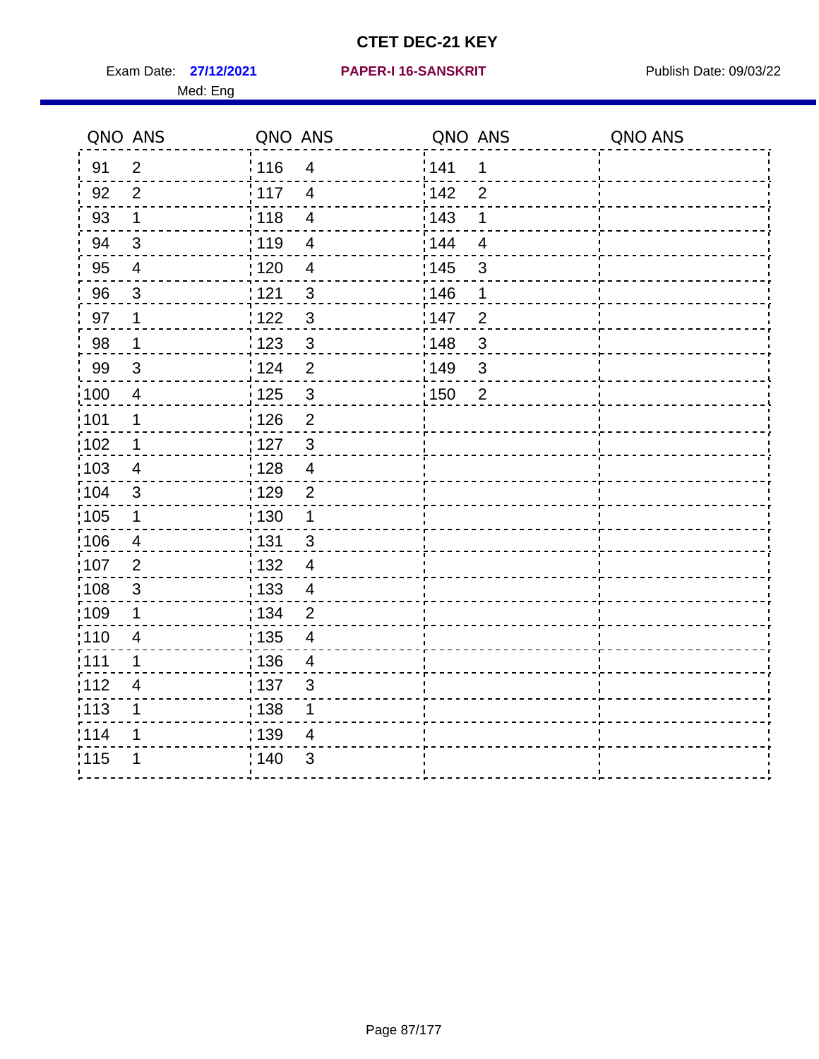# CTET DEC-21 KEY

Exam Date: **27/12/2021** **PAPER-I 16-SANSKRIT** Publish Date: 09/03/22

Med: Eng

| QNO | ANS | QNO | ANS | QNO | ANS | QNO | ANS |
|---|---|---|---|---|---|---|---|
| 91 | 2 | 116 | 4 | 141 | 1 | | |
| 92 | 2 | 117 | 4 | 142 | 2 | | |
| 93 | 1 | 118 | 4 | 143 | 1 | | |
| 94 | 3 | 119 | 4 | 144 | 4 | | |
| 95 | 4 | 120 | 4 | 145 | 3 | | |
| 96 | 3 | 121 | 3 | 146 | 1 | | |
| 97 | 1 | 122 | 3 | 147 | 2 | | |
| 98 | 1 | 123 | 3 | 148 | 3 | | |
| 99 | 3 | 124 | 2 | 149 | 3 | | |
| 100 | 4 | 125 | 3 | 150 | 2 | | |
| 101 | 1 | 126 | 2 | | | | |
| 102 | 1 | 127 | 3 | | | | |
| 103 | 4 | 128 | 4 | | | | |
| 104 | 3 | 129 | 2 | | | | |
| 105 | 1 | 130 | 1 | | | | |
| 106 | 4 | 131 | 3 | | | | |
| 107 | 2 | 132 | 4 | | | | |
| 108 | 3 | 133 | 4 | | | | |
| 109 | 1 | 134 | 2 | | | | |
| 110 | 4 | 135 | 4 | | | | |
| 111 | 1 | 136 | 4 | | | | |
| 112 | 4 | 137 | 3 | | | | |
| 113 | 1 | 138 | 1 | | | | |
| 114 | 1 | 139 | 4 | | | | |
| 115 | 1 | 140 | 3 | | | | |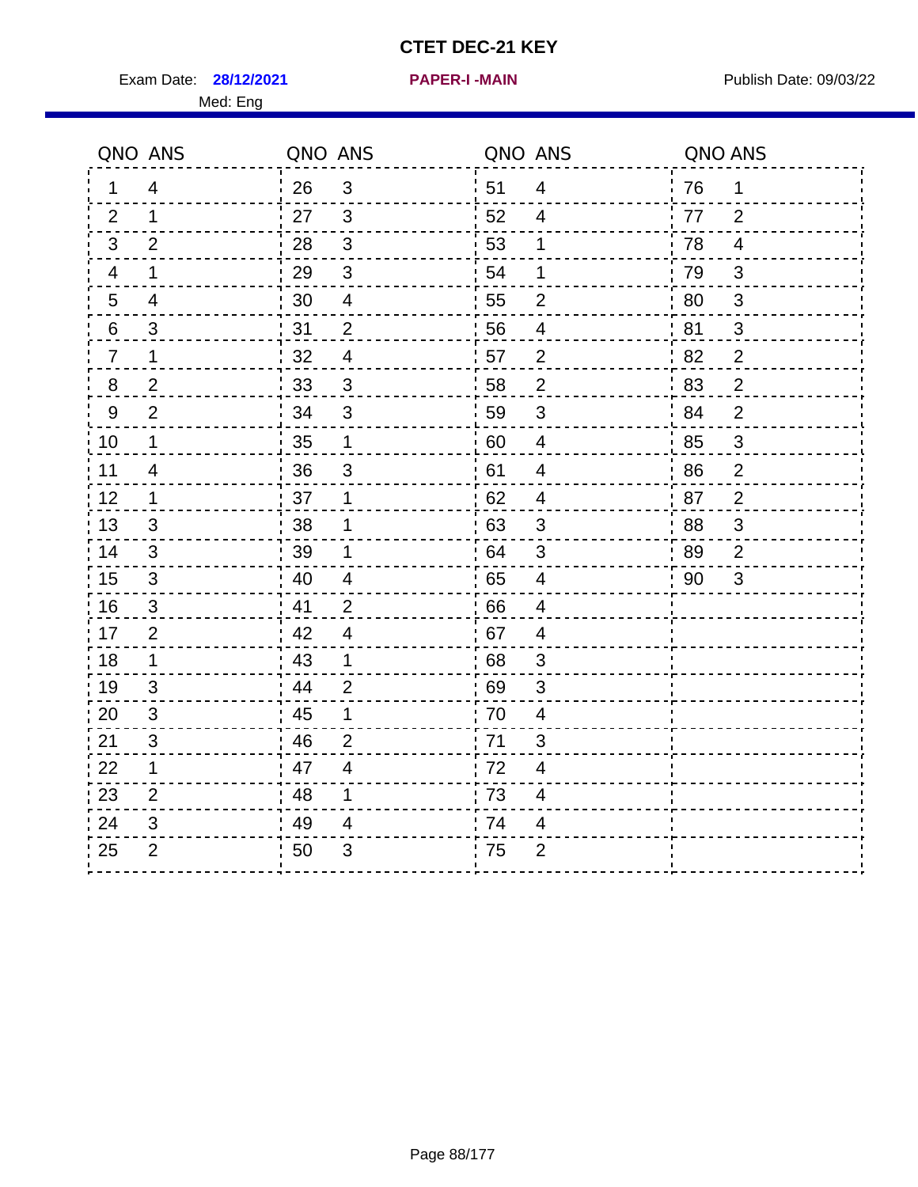# CTET DEC-21 KEY

Exam Date: **28/12/2021** **PAPER-I -MAIN** Publish Date: 09/03/22

Med: Eng

| QNO | ANS | QNO | ANS | QNO | ANS | QNO | ANS |
|---|---|---|---|---|---|---|---|
| 1 | 4 | 26 | 3 | 51 | 4 | 76 | 1 |
| 2 | 1 | 27 | 3 | 52 | 4 | 77 | 2 |
| 3 | 2 | 28 | 3 | 53 | 1 | 78 | 4 |
| 4 | 1 | 29 | 3 | 54 | 1 | 79 | 3 |
| 5 | 4 | 30 | 4 | 55 | 2 | 80 | 3 |
| 6 | 3 | 31 | 2 | 56 | 4 | 81 | 3 |
| 7 | 1 | 32 | 4 | 57 | 2 | 82 | 2 |
| 8 | 2 | 33 | 3 | 58 | 2 | 83 | 2 |
| 9 | 2 | 34 | 3 | 59 | 3 | 84 | 2 |
| 10 | 1 | 35 | 1 | 60 | 4 | 85 | 3 |
| 11 | 4 | 36 | 3 | 61 | 4 | 86 | 2 |
| 12 | 1 | 37 | 1 | 62 | 4 | 87 | 2 |
| 13 | 3 | 38 | 1 | 63 | 3 | 88 | 3 |
| 14 | 3 | 39 | 1 | 64 | 3 | 89 | 2 |
| 15 | 3 | 40 | 4 | 65 | 4 | 90 | 3 |
| 16 | 3 | 41 | 2 | 66 | 4 | | |
| 17 | 2 | 42 | 4 | 67 | 4 | | |
| 18 | 1 | 43 | 1 | 68 | 3 | | |
| 19 | 3 | 44 | 2 | 69 | 3 | | |
| 20 | 3 | 45 | 1 | 70 | 4 | | |
| 21 | 3 | 46 | 2 | 71 | 3 | | |
| 22 | 1 | 47 | 4 | 72 | 4 | | |
| 23 | 2 | 48 | 1 | 73 | 4 | | |
| 24 | 3 | 49 | 4 | 74 | 4 | | |
| 25 | 2 | 50 | 3 | 75 | 2 | | |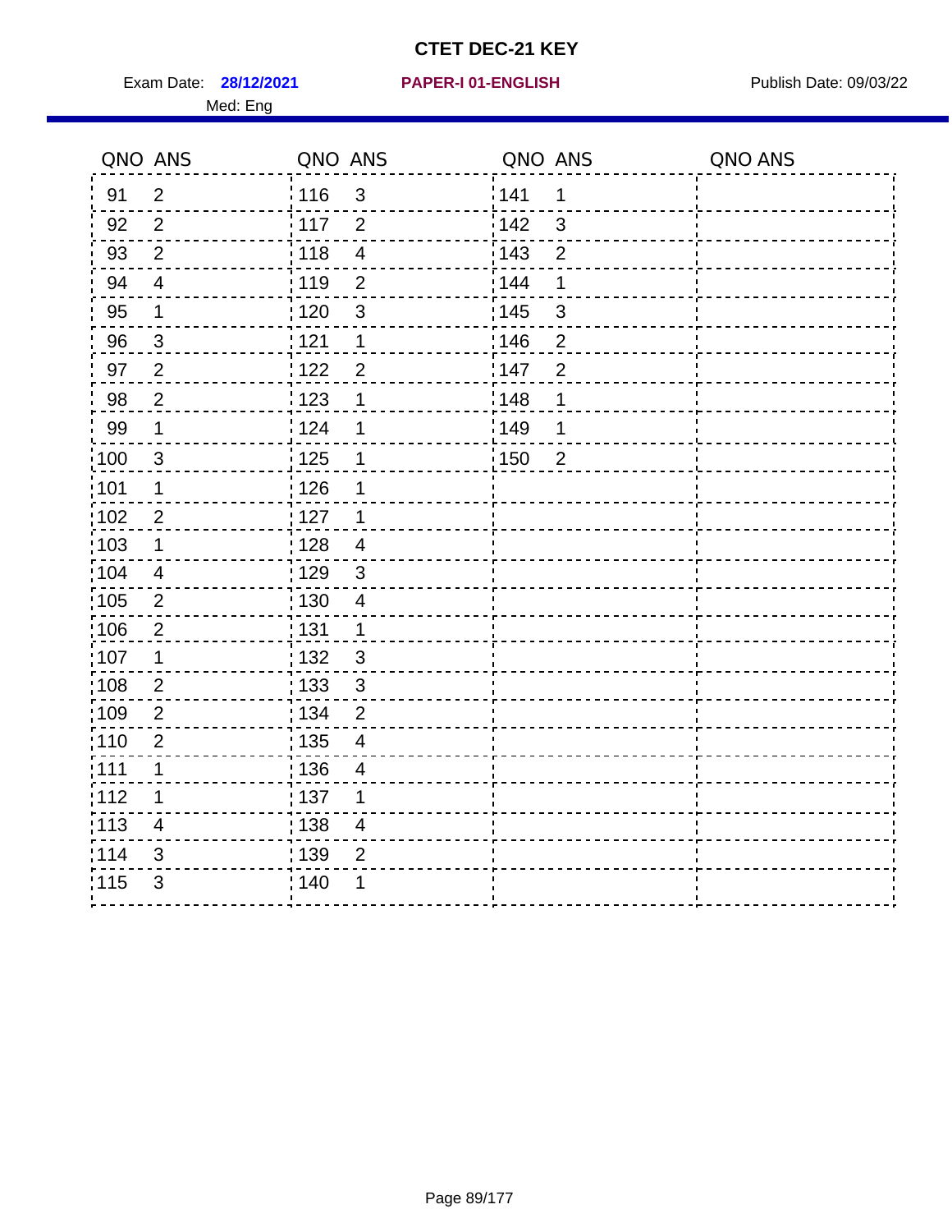# CTET DEC-21 KEY

Exam Date: **28/12/2021** **PAPER-I 01-ENGLISH** Publish Date: 09/03/22

Med: Eng

| QNO | ANS | QNO | ANS | QNO | ANS | QNO | ANS |
|---|---|---|---|---|---|---|---|
| 91 | 2 | 116 | 3 | 141 | 1 | | |
| 92 | 2 | 117 | 2 | 142 | 3 | | |
| 93 | 2 | 118 | 4 | 143 | 2 | | |
| 94 | 4 | 119 | 2 | 144 | 1 | | |
| 95 | 1 | 120 | 3 | 145 | 3 | | |
| 96 | 3 | 121 | 1 | 146 | 2 | | |
| 97 | 2 | 122 | 2 | 147 | 2 | | |
| 98 | 2 | 123 | 1 | 148 | 1 | | |
| 99 | 1 | 124 | 1 | 149 | 1 | | |
| 100 | 3 | 125 | 1 | 150 | 2 | | |
| 101 | 1 | 126 | 1 | | | | |
| 102 | 2 | 127 | 1 | | | | |
| 103 | 1 | 128 | 4 | | | | |
| 104 | 4 | 129 | 3 | | | | |
| 105 | 2 | 130 | 4 | | | | |
| 106 | 2 | 131 | 1 | | | | |
| 107 | 1 | 132 | 3 | | | | |
| 108 | 2 | 133 | 3 | | | | |
| 109 | 2 | 134 | 2 | | | | |
| 110 | 2 | 135 | 4 | | | | |
| 111 | 1 | 136 | 4 | | | | |
| 112 | 1 | 137 | 1 | | | | |
| 113 | 4 | 138 | 4 | | | | |
| 114 | 3 | 139 | 2 | | | | |
| 115 | 3 | 140 | 1 | | | | |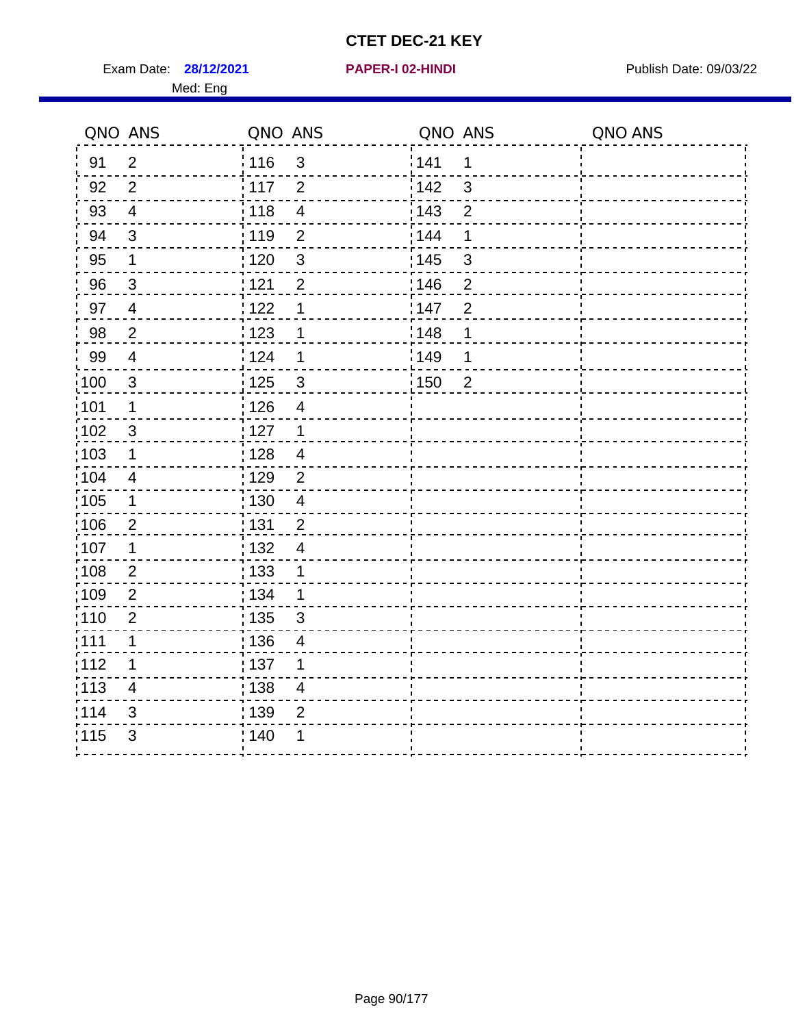# CTET DEC-21 KEY

Exam Date: **28/12/2021** **PAPER-I 02-HINDI** Publish Date: 09/03/22

Med: Eng

| QNO | ANS | QNO | ANS | QNO | ANS | QNO | ANS |
|---|---|---|---|---|---|---|---|
| 91 | 2 | 116 | 3 | 141 | 1 | | |
| 92 | 2 | 117 | 2 | 142 | 3 | | |
| 93 | 4 | 118 | 4 | 143 | 2 | | |
| 94 | 3 | 119 | 2 | 144 | 1 | | |
| 95 | 1 | 120 | 3 | 145 | 3 | | |
| 96 | 3 | 121 | 2 | 146 | 2 | | |
| 97 | 4 | 122 | 1 | 147 | 2 | | |
| 98 | 2 | 123 | 1 | 148 | 1 | | |
| 99 | 4 | 124 | 1 | 149 | 1 | | |
| 100 | 3 | 125 | 3 | 150 | 2 | | |
| 101 | 1 | 126 | 4 | | | | |
| 102 | 3 | 127 | 1 | | | | |
| 103 | 1 | 128 | 4 | | | | |
| 104 | 4 | 129 | 2 | | | | |
| 105 | 1 | 130 | 4 | | | | |
| 106 | 2 | 131 | 2 | | | | |
| 107 | 1 | 132 | 4 | | | | |
| 108 | 2 | 133 | 1 | | | | |
| 109 | 2 | 134 | 1 | | | | |
| 110 | 2 | 135 | 3 | | | | |
| 111 | 1 | 136 | 4 | | | | |
| 112 | 1 | 137 | 1 | | | | |
| 113 | 4 | 138 | 4 | | | | |
| 114 | 3 | 139 | 2 | | | | |
| 115 | 3 | 140 | 1 | | | | |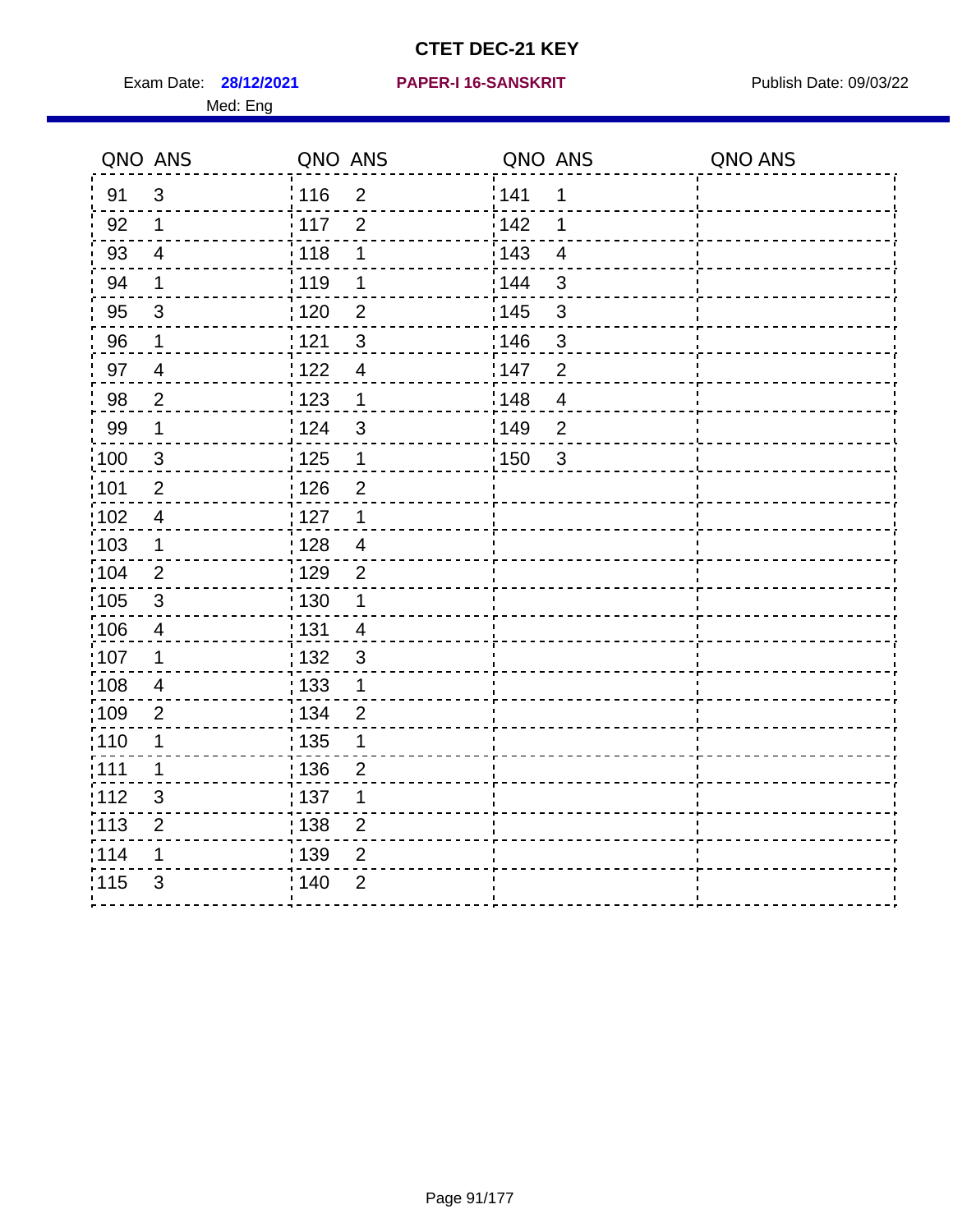# CTET DEC-21 KEY

Exam Date: **28/12/2021** **PAPER-I 16-SANSKRIT** Publish Date: 09/03/22

Med: Eng

| QNO | ANS | QNO | ANS | QNO | ANS | QNO | ANS |
|---|---|---|---|---|---|---|---|
| 91 | 3 | 116 | 2 | 141 | 1 | | |
| 92 | 1 | 117 | 2 | 142 | 1 | | |
| 93 | 4 | 118 | 1 | 143 | 4 | | |
| 94 | 1 | 119 | 1 | 144 | 3 | | |
| 95 | 3 | 120 | 2 | 145 | 3 | | |
| 96 | 1 | 121 | 3 | 146 | 3 | | |
| 97 | 4 | 122 | 4 | 147 | 2 | | |
| 98 | 2 | 123 | 1 | 148 | 4 | | |
| 99 | 1 | 124 | 3 | 149 | 2 | | |
| 100 | 3 | 125 | 1 | 150 | 3 | | |
| 101 | 2 | 126 | 2 | | | | |
| 102 | 4 | 127 | 1 | | | | |
| 103 | 1 | 128 | 4 | | | | |
| 104 | 2 | 129 | 2 | | | | |
| 105 | 3 | 130 | 1 | | | | |
| 106 | 4 | 131 | 4 | | | | |
| 107 | 1 | 132 | 3 | | | | |
| 108 | 4 | 133 | 1 | | | | |
| 109 | 2 | 134 | 2 | | | | |
| 110 | 1 | 135 | 1 | | | | |
| 111 | 1 | 136 | 2 | | | | |
| 112 | 3 | 137 | 1 | | | | |
| 113 | 2 | 138 | 2 | | | | |
| 114 | 1 | 139 | 2 | | | | |
| 115 | 3 | 140 | 2 | | | | |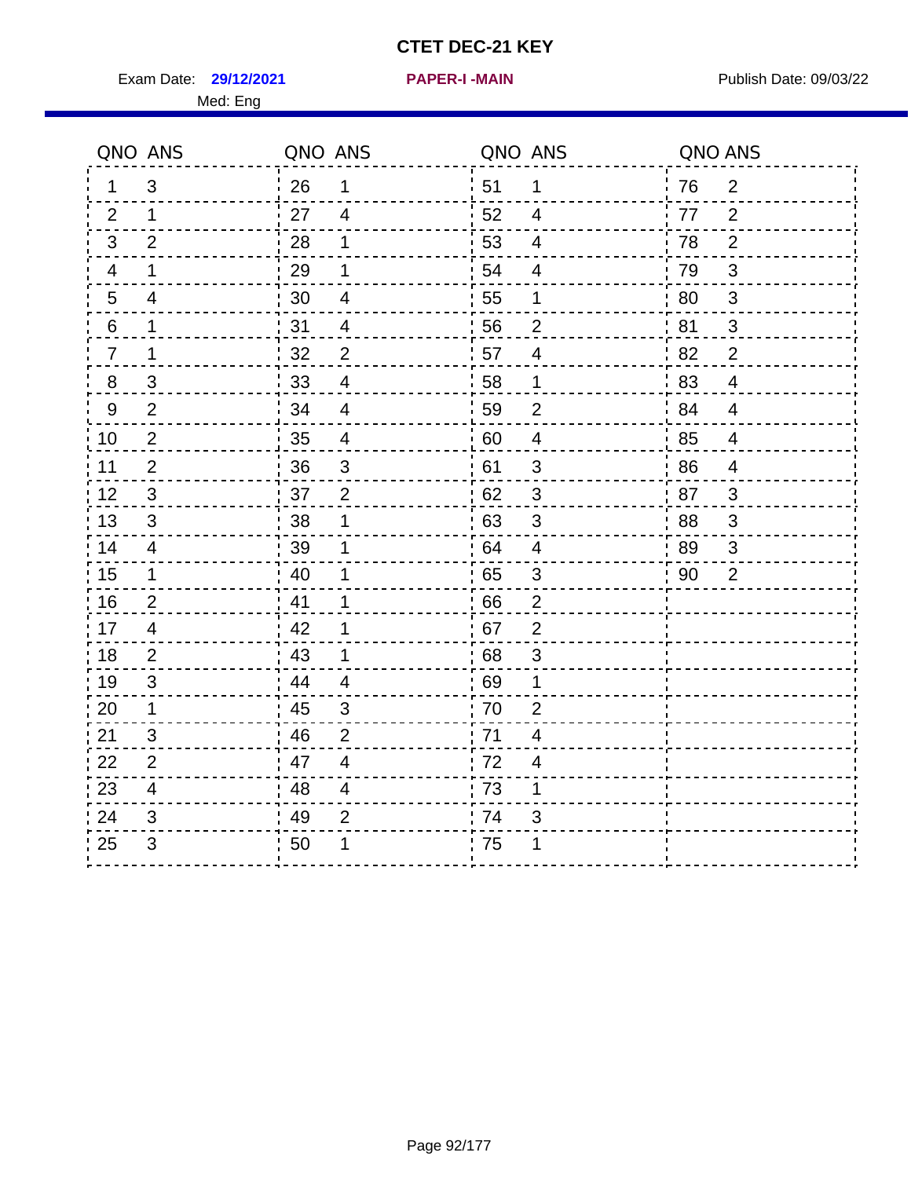# CTET DEC-21 KEY

Exam Date: **29/12/2021** **PAPER-I -MAIN** Publish Date: 09/03/22

Med: Eng

| QNO | ANS | QNO | ANS | QNO | ANS | QNO | ANS |
|---|---|---|---|---|---|---|---|
| 1 | 3 | 26 | 1 | 51 | 1 | 76 | 2 |
| 2 | 1 | 27 | 4 | 52 | 4 | 77 | 2 |
| 3 | 2 | 28 | 1 | 53 | 4 | 78 | 2 |
| 4 | 1 | 29 | 1 | 54 | 4 | 79 | 3 |
| 5 | 4 | 30 | 4 | 55 | 1 | 80 | 3 |
| 6 | 1 | 31 | 4 | 56 | 2 | 81 | 3 |
| 7 | 1 | 32 | 2 | 57 | 4 | 82 | 2 |
| 8 | 3 | 33 | 4 | 58 | 1 | 83 | 4 |
| 9 | 2 | 34 | 4 | 59 | 2 | 84 | 4 |
| 10 | 2 | 35 | 4 | 60 | 4 | 85 | 4 |
| 11 | 2 | 36 | 3 | 61 | 3 | 86 | 4 |
| 12 | 3 | 37 | 2 | 62 | 3 | 87 | 3 |
| 13 | 3 | 38 | 1 | 63 | 3 | 88 | 3 |
| 14 | 4 | 39 | 1 | 64 | 4 | 89 | 3 |
| 15 | 1 | 40 | 1 | 65 | 3 | 90 | 2 |
| 16 | 2 | 41 | 1 | 66 | 2 | | |
| 17 | 4 | 42 | 1 | 67 | 2 | | |
| 18 | 2 | 43 | 1 | 68 | 3 | | |
| 19 | 3 | 44 | 4 | 69 | 1 | | |
| 20 | 1 | 45 | 3 | 70 | 2 | | |
| 21 | 3 | 46 | 2 | 71 | 4 | | |
| 22 | 2 | 47 | 4 | 72 | 4 | | |
| 23 | 4 | 48 | 4 | 73 | 1 | | |
| 24 | 3 | 49 | 2 | 74 | 3 | | |
| 25 | 3 | 50 | 1 | 75 | 1 | | |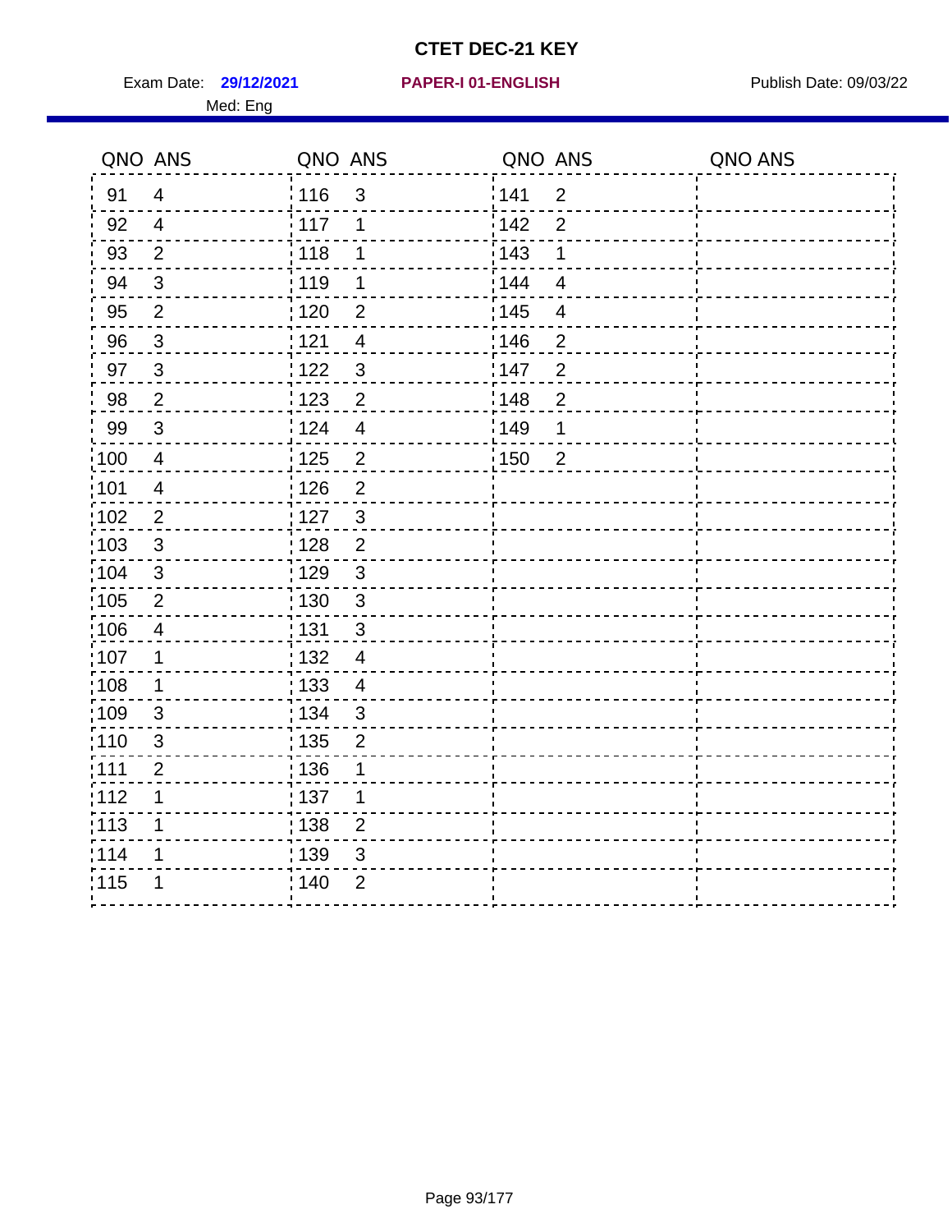# CTET DEC-21 KEY

Exam Date: **29/12/2021** **PAPER-I 01-ENGLISH** Publish Date: 09/03/22

Med: Eng

| QNO | ANS | QNO | ANS | QNO | ANS | QNO | ANS |
|---|---|---|---|---|---|---|---|
| 91 | 4 | 116 | 3 | 141 | 2 | | |
| 92 | 4 | 117 | 1 | 142 | 2 | | |
| 93 | 2 | 118 | 1 | 143 | 1 | | |
| 94 | 3 | 119 | 1 | 144 | 4 | | |
| 95 | 2 | 120 | 2 | 145 | 4 | | |
| 96 | 3 | 121 | 4 | 146 | 2 | | |
| 97 | 3 | 122 | 3 | 147 | 2 | | |
| 98 | 2 | 123 | 2 | 148 | 2 | | |
| 99 | 3 | 124 | 4 | 149 | 1 | | |
| 100 | 4 | 125 | 2 | 150 | 2 | | |
| 101 | 4 | 126 | 2 | | | | |
| 102 | 2 | 127 | 3 | | | | |
| 103 | 3 | 128 | 2 | | | | |
| 104 | 3 | 129 | 3 | | | | |
| 105 | 2 | 130 | 3 | | | | |
| 106 | 4 | 131 | 3 | | | | |
| 107 | 1 | 132 | 4 | | | | |
| 108 | 1 | 133 | 4 | | | | |
| 109 | 3 | 134 | 3 | | | | |
| 110 | 3 | 135 | 2 | | | | |
| 111 | 2 | 136 | 1 | | | | |
| 112 | 1 | 137 | 1 | | | | |
| 113 | 1 | 138 | 2 | | | | |
| 114 | 1 | 139 | 3 | | | | |
| 115 | 1 | 140 | 2 | | | | |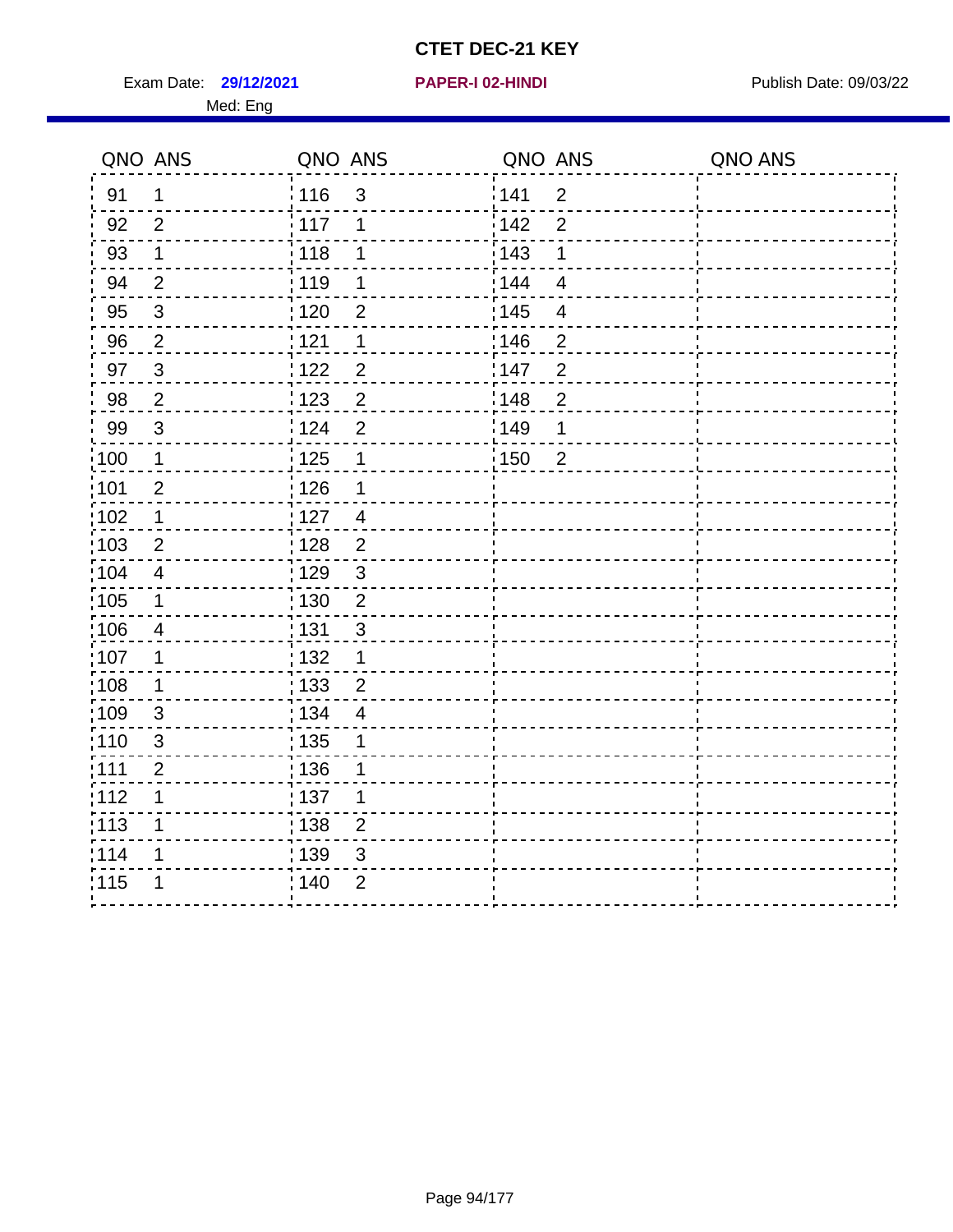# CTET DEC-21 KEY

Exam Date: **29/12/2021** **PAPER-I 02-HINDI** Publish Date: 09/03/22

Med: Eng

| QNO | ANS | QNO | ANS | QNO | ANS | QNO | ANS |
|---|---|---|---|---|---|---|---|
| 91 | 1 | 116 | 3 | 141 | 2 | | |
| 92 | 2 | 117 | 1 | 142 | 2 | | |
| 93 | 1 | 118 | 1 | 143 | 1 | | |
| 94 | 2 | 119 | 1 | 144 | 4 | | |
| 95 | 3 | 120 | 2 | 145 | 4 | | |
| 96 | 2 | 121 | 1 | 146 | 2 | | |
| 97 | 3 | 122 | 2 | 147 | 2 | | |
| 98 | 2 | 123 | 2 | 148 | 2 | | |
| 99 | 3 | 124 | 2 | 149 | 1 | | |
| 100 | 1 | 125 | 1 | 150 | 2 | | |
| 101 | 2 | 126 | 1 | | | | |
| 102 | 1 | 127 | 4 | | | | |
| 103 | 2 | 128 | 2 | | | | |
| 104 | 4 | 129 | 3 | | | | |
| 105 | 1 | 130 | 2 | | | | |
| 106 | 4 | 131 | 3 | | | | |
| 107 | 1 | 132 | 1 | | | | |
| 108 | 1 | 133 | 2 | | | | |
| 109 | 3 | 134 | 4 | | | | |
| 110 | 3 | 135 | 1 | | | | |
| 111 | 2 | 136 | 1 | | | | |
| 112 | 1 | 137 | 1 | | | | |
| 113 | 1 | 138 | 2 | | | | |
| 114 | 1 | 139 | 3 | | | | |
| 115 | 1 | 140 | 2 | | | | |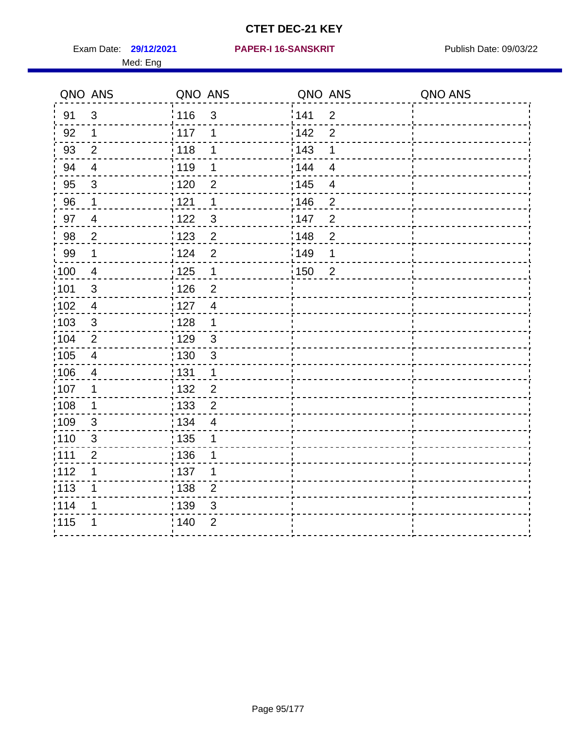# CTET DEC-21 KEY

Exam Date: **29/12/2021** **PAPER-I 16-SANSKRIT** Publish Date: 09/03/22

Med: Eng

| QNO | ANS | QNO | ANS | QNO | ANS | QNO | ANS |
|---|---|---|---|---|---|---|---|
| 91 | 3 | 116 | 3 | 141 | 2 | | |
| 92 | 1 | 117 | 1 | 142 | 2 | | |
| 93 | 2 | 118 | 1 | 143 | 1 | | |
| 94 | 4 | 119 | 1 | 144 | 4 | | |
| 95 | 3 | 120 | 2 | 145 | 4 | | |
| 96 | 1 | 121 | 1 | 146 | 2 | | |
| 97 | 4 | 122 | 3 | 147 | 2 | | |
| 98 | 2 | 123 | 2 | 148 | 2 | | |
| 99 | 1 | 124 | 2 | 149 | 1 | | |
| 100 | 4 | 125 | 1 | 150 | 2 | | |
| 101 | 3 | 126 | 2 | | | | |
| 102 | 4 | 127 | 4 | | | | |
| 103 | 3 | 128 | 1 | | | | |
| 104 | 2 | 129 | 3 | | | | |
| 105 | 4 | 130 | 3 | | | | |
| 106 | 4 | 131 | 1 | | | | |
| 107 | 1 | 132 | 2 | | | | |
| 108 | 1 | 133 | 2 | | | | |
| 109 | 3 | 134 | 4 | | | | |
| 110 | 3 | 135 | 1 | | | | |
| 111 | 2 | 136 | 1 | | | | |
| 112 | 1 | 137 | 1 | | | | |
| 113 | 1 | 138 | 2 | | | | |
| 114 | 1 | 139 | 3 | | | | |
| 115 | 1 | 140 | 2 | | | | |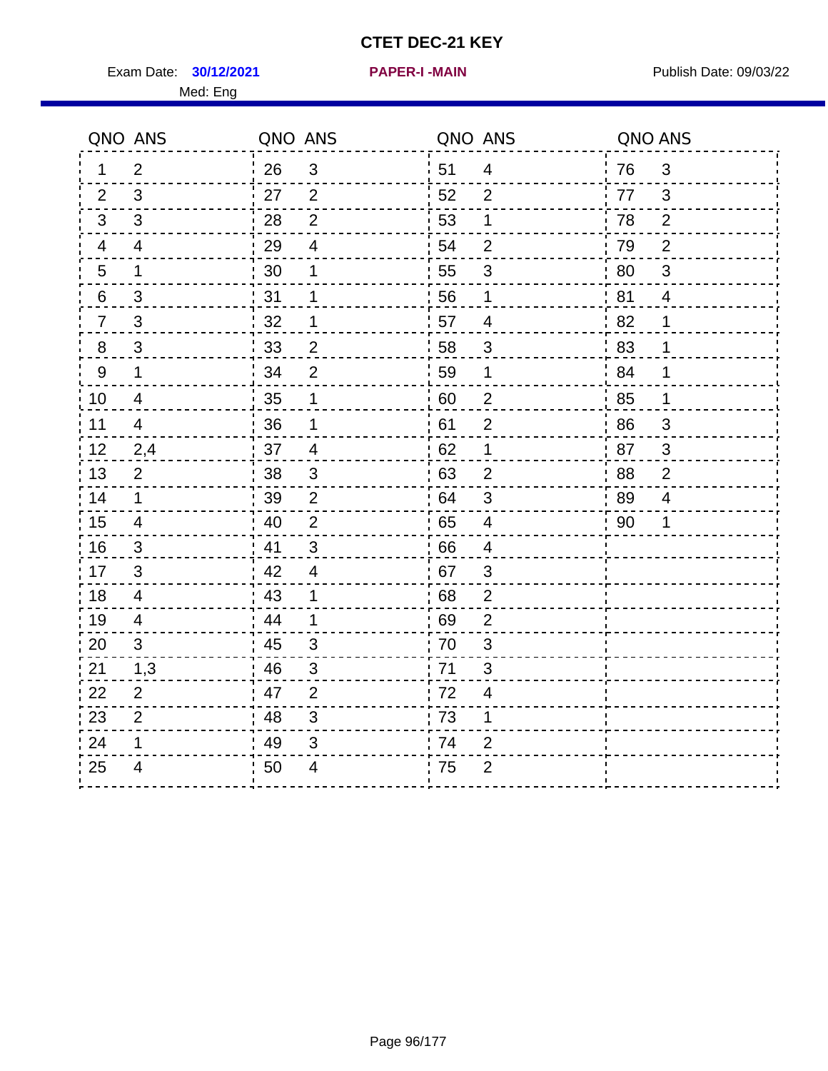# CTET DEC-21 KEY

Exam Date: **30/12/2021** **PAPER-I -MAIN** Publish Date: 09/03/22

Med: Eng

| QNO | ANS | QNO | ANS | QNO | ANS | QNO | ANS |
|---|---|---|---|---|---|---|---|
| 1 | 2 | 26 | 3 | 51 | 4 | 76 | 3 |
| 2 | 3 | 27 | 2 | 52 | 2 | 77 | 3 |
| 3 | 3 | 28 | 2 | 53 | 1 | 78 | 2 |
| 4 | 4 | 29 | 4 | 54 | 2 | 79 | 2 |
| 5 | 1 | 30 | 1 | 55 | 3 | 80 | 3 |
| 6 | 3 | 31 | 1 | 56 | 1 | 81 | 4 |
| 7 | 3 | 32 | 1 | 57 | 4 | 82 | 1 |
| 8 | 3 | 33 | 2 | 58 | 3 | 83 | 1 |
| 9 | 1 | 34 | 2 | 59 | 1 | 84 | 1 |
| 10 | 4 | 35 | 1 | 60 | 2 | 85 | 1 |
| 11 | 4 | 36 | 1 | 61 | 2 | 86 | 3 |
| 12 | 2,4 | 37 | 4 | 62 | 1 | 87 | 3 |
| 13 | 2 | 38 | 3 | 63 | 2 | 88 | 2 |
| 14 | 1 | 39 | 2 | 64 | 3 | 89 | 4 |
| 15 | 4 | 40 | 2 | 65 | 4 | 90 | 1 |
| 16 | 3 | 41 | 3 | 66 | 4 | | |
| 17 | 3 | 42 | 4 | 67 | 3 | | |
| 18 | 4 | 43 | 1 | 68 | 2 | | |
| 19 | 4 | 44 | 1 | 69 | 2 | | |
| 20 | 3 | 45 | 3 | 70 | 3 | | |
| 21 | 1,3 | 46 | 3 | 71 | 3 | | |
| 22 | 2 | 47 | 2 | 72 | 4 | | |
| 23 | 2 | 48 | 3 | 73 | 1 | | |
| 24 | 1 | 49 | 3 | 74 | 2 | | |
| 25 | 4 | 50 | 4 | 75 | 2 | | |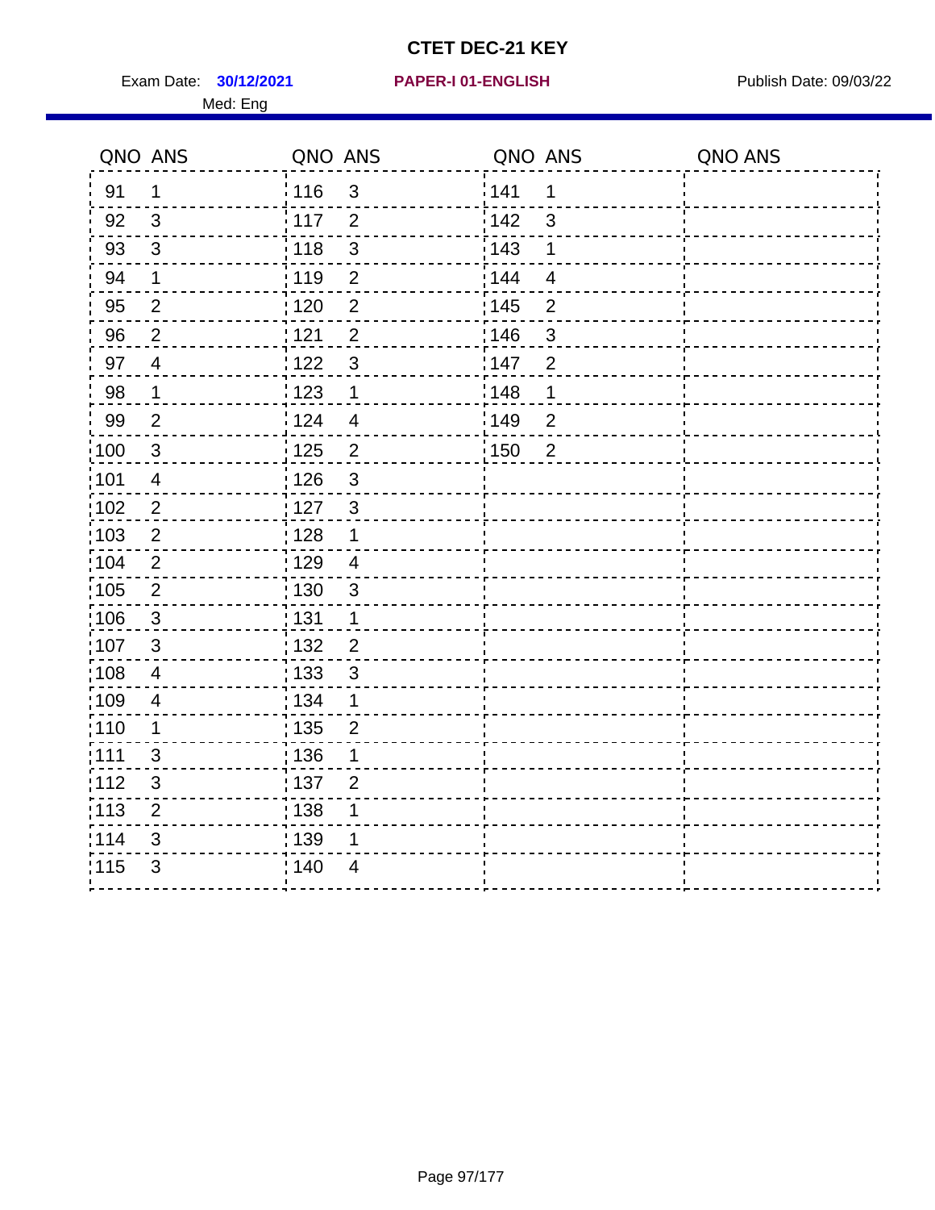# CTET DEC-21 KEY

Exam Date: **30/12/2021** **PAPER-I 01-ENGLISH** Publish Date: 09/03/22

Med: Eng

| QNO | ANS | QNO | ANS | QNO | ANS | QNO | ANS |
|---|---|---|---|---|---|---|---|
| 91 | 1 | 116 | 3 | 141 | 1 | | |
| 92 | 3 | 117 | 2 | 142 | 3 | | |
| 93 | 3 | 118 | 3 | 143 | 1 | | |
| 94 | 1 | 119 | 2 | 144 | 4 | | |
| 95 | 2 | 120 | 2 | 145 | 2 | | |
| 96 | 2 | 121 | 2 | 146 | 3 | | |
| 97 | 4 | 122 | 3 | 147 | 2 | | |
| 98 | 1 | 123 | 1 | 148 | 1 | | |
| 99 | 2 | 124 | 4 | 149 | 2 | | |
| 100 | 3 | 125 | 2 | 150 | 2 | | |
| 101 | 4 | 126 | 3 | | | | |
| 102 | 2 | 127 | 3 | | | | |
| 103 | 2 | 128 | 1 | | | | |
| 104 | 2 | 129 | 4 | | | | |
| 105 | 2 | 130 | 3 | | | | |
| 106 | 3 | 131 | 1 | | | | |
| 107 | 3 | 132 | 2 | | | | |
| 108 | 4 | 133 | 3 | | | | |
| 109 | 4 | 134 | 1 | | | | |
| 110 | 1 | 135 | 2 | | | | |
| 111 | 3 | 136 | 1 | | | | |
| 112 | 3 | 137 | 2 | | | | |
| 113 | 2 | 138 | 1 | | | | |
| 114 | 3 | 139 | 1 | | | | |
| 115 | 3 | 140 | 4 | | | | |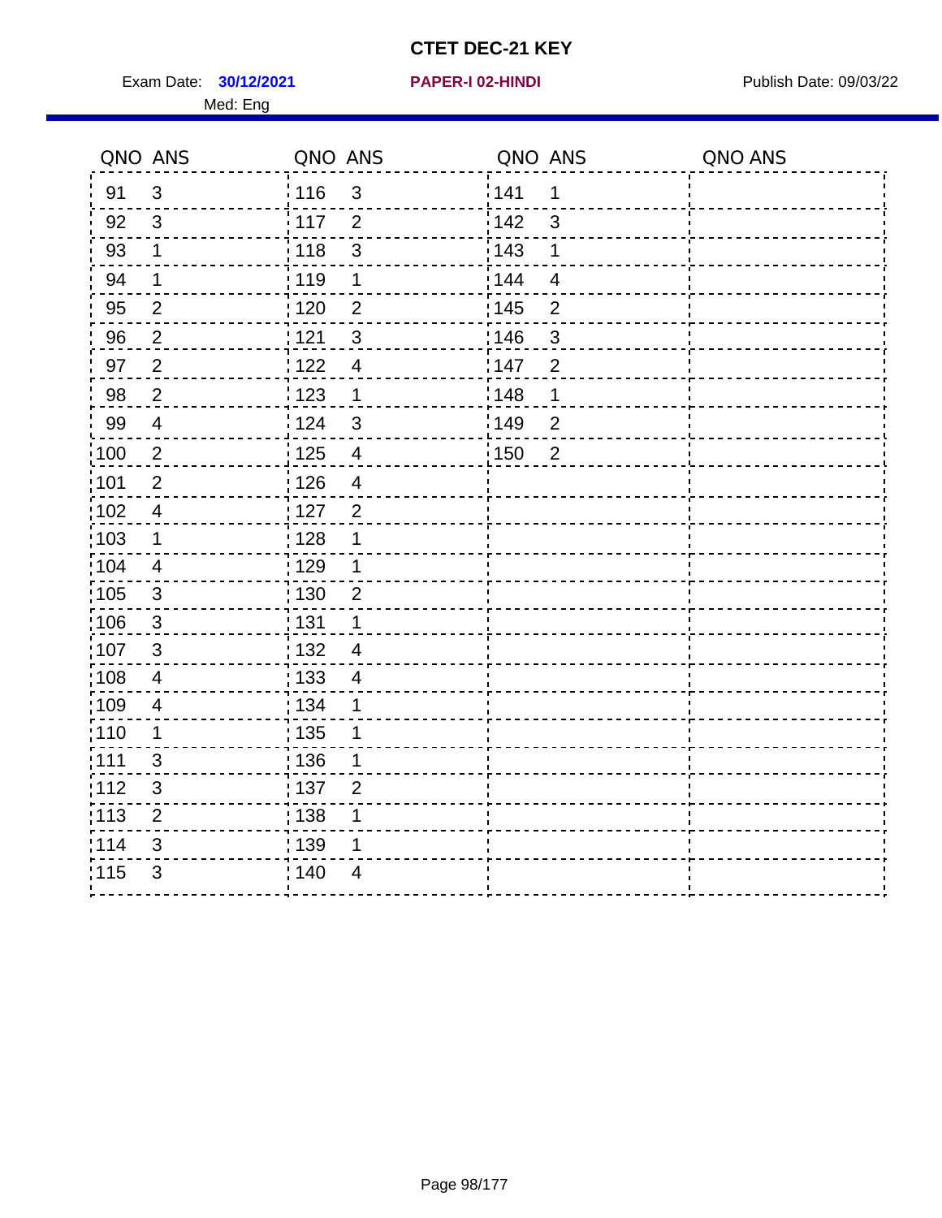# CTET DEC-21 KEY

Exam Date: **30/12/2021** **PAPER-I 02-HINDI** Publish Date: 09/03/22

Med: Eng

| QNO | ANS | QNO | ANS | QNO | ANS | QNO | ANS |
|---|---|---|---|---|---|---|---|
| 91 | 3 | 116 | 3 | 141 | 1 | | |
| 92 | 3 | 117 | 2 | 142 | 3 | | |
| 93 | 1 | 118 | 3 | 143 | 1 | | |
| 94 | 1 | 119 | 1 | 144 | 4 | | |
| 95 | 2 | 120 | 2 | 145 | 2 | | |
| 96 | 2 | 121 | 3 | 146 | 3 | | |
| 97 | 2 | 122 | 4 | 147 | 2 | | |
| 98 | 2 | 123 | 1 | 148 | 1 | | |
| 99 | 4 | 124 | 3 | 149 | 2 | | |
| 100 | 2 | 125 | 4 | 150 | 2 | | |
| 101 | 2 | 126 | 4 | | | | |
| 102 | 4 | 127 | 2 | | | | |
| 103 | 1 | 128 | 1 | | | | |
| 104 | 4 | 129 | 1 | | | | |
| 105 | 3 | 130 | 2 | | | | |
| 106 | 3 | 131 | 1 | | | | |
| 107 | 3 | 132 | 4 | | | | |
| 108 | 4 | 133 | 4 | | | | |
| 109 | 4 | 134 | 1 | | | | |
| 110 | 1 | 135 | 1 | | | | |
| 111 | 3 | 136 | 1 | | | | |
| 112 | 3 | 137 | 2 | | | | |
| 113 | 2 | 138 | 1 | | | | |
| 114 | 3 | 139 | 1 | | | | |
| 115 | 3 | 140 | 4 | | | | |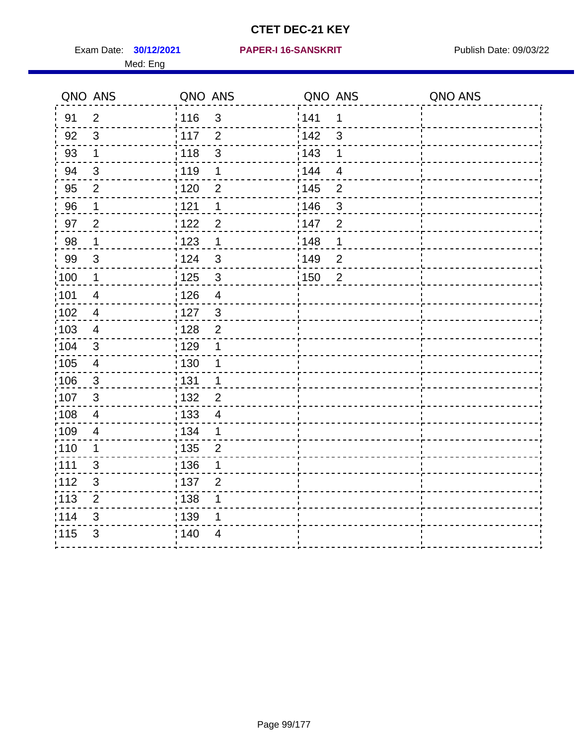# CTET DEC-21 KEY

Exam Date: **30/12/2021** **PAPER-I 16-SANSKRIT** Publish Date: 09/03/22

Med: Eng

| QNO | ANS | QNO | ANS | QNO | ANS | QNO | ANS |
|---|---|---|---|---|---|---|---|
| 91 | 2 | 116 | 3 | 141 | 1 | | |
| 92 | 3 | 117 | 2 | 142 | 3 | | |
| 93 | 1 | 118 | 3 | 143 | 1 | | |
| 94 | 3 | 119 | 1 | 144 | 4 | | |
| 95 | 2 | 120 | 2 | 145 | 2 | | |
| 96 | 1 | 121 | 1 | 146 | 3 | | |
| 97 | 2 | 122 | 2 | 147 | 2 | | |
| 98 | 1 | 123 | 1 | 148 | 1 | | |
| 99 | 3 | 124 | 3 | 149 | 2 | | |
| 100 | 1 | 125 | 3 | 150 | 2 | | |
| 101 | 4 | 126 | 4 | | | | |
| 102 | 4 | 127 | 3 | | | | |
| 103 | 4 | 128 | 2 | | | | |
| 104 | 3 | 129 | 1 | | | | |
| 105 | 4 | 130 | 1 | | | | |
| 106 | 3 | 131 | 1 | | | | |
| 107 | 3 | 132 | 2 | | | | |
| 108 | 4 | 133 | 4 | | | | |
| 109 | 4 | 134 | 1 | | | | |
| 110 | 1 | 135 | 2 | | | | |
| 111 | 3 | 136 | 1 | | | | |
| 112 | 3 | 137 | 2 | | | | |
| 113 | 2 | 138 | 1 | | | | |
| 114 | 3 | 139 | 1 | | | | |
| 115 | 3 | 140 | 4 | | | | |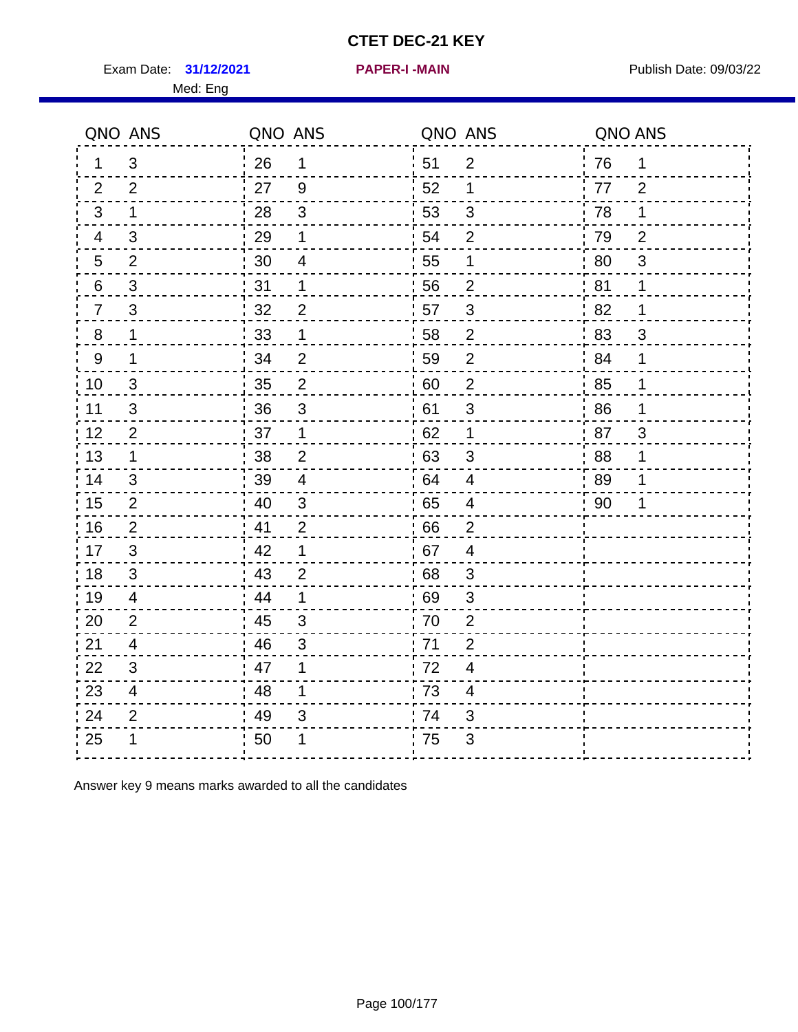# CTET DEC-21 KEY

Exam Date: **31/12/2021** **PAPER-I -MAIN** Publish Date: 09/03/22

Med: Eng

| QNO | ANS | QNO | ANS | QNO | ANS | QNO | ANS |
|---|---|---|---|---|---|---|---|
| 1 | 3 | 26 | 1 | 51 | 2 | 76 | 1 |
| 2 | 2 | 27 | 9 | 52 | 1 | 77 | 2 |
| 3 | 1 | 28 | 3 | 53 | 3 | 78 | 1 |
| 4 | 3 | 29 | 1 | 54 | 2 | 79 | 2 |
| 5 | 2 | 30 | 4 | 55 | 1 | 80 | 3 |
| 6 | 3 | 31 | 1 | 56 | 2 | 81 | 1 |
| 7 | 3 | 32 | 2 | 57 | 3 | 82 | 1 |
| 8 | 1 | 33 | 1 | 58 | 2 | 83 | 3 |
| 9 | 1 | 34 | 2 | 59 | 2 | 84 | 1 |
| 10 | 3 | 35 | 2 | 60 | 2 | 85 | 1 |
| 11 | 3 | 36 | 3 | 61 | 3 | 86 | 1 |
| 12 | 2 | 37 | 1 | 62 | 1 | 87 | 3 |
| 13 | 1 | 38 | 2 | 63 | 3 | 88 | 1 |
| 14 | 3 | 39 | 4 | 64 | 4 | 89 | 1 |
| 15 | 2 | 40 | 3 | 65 | 4 | 90 | 1 |
| 16 | 2 | 41 | 2 | 66 | 2 | | |
| 17 | 3 | 42 | 1 | 67 | 4 | | |
| 18 | 3 | 43 | 2 | 68 | 3 | | |
| 19 | 4 | 44 | 1 | 69 | 3 | | |
| 20 | 2 | 45 | 3 | 70 | 2 | | |
| 21 | 4 | 46 | 3 | 71 | 2 | | |
| 22 | 3 | 47 | 1 | 72 | 4 | | |
| 23 | 4 | 48 | 1 | 73 | 4 | | |
| 24 | 2 | 49 | 3 | 74 | 3 | | |
| 25 | 1 | 50 | 1 | 75 | 3 | | |

Answer key 9 means marks awarded to all the candidates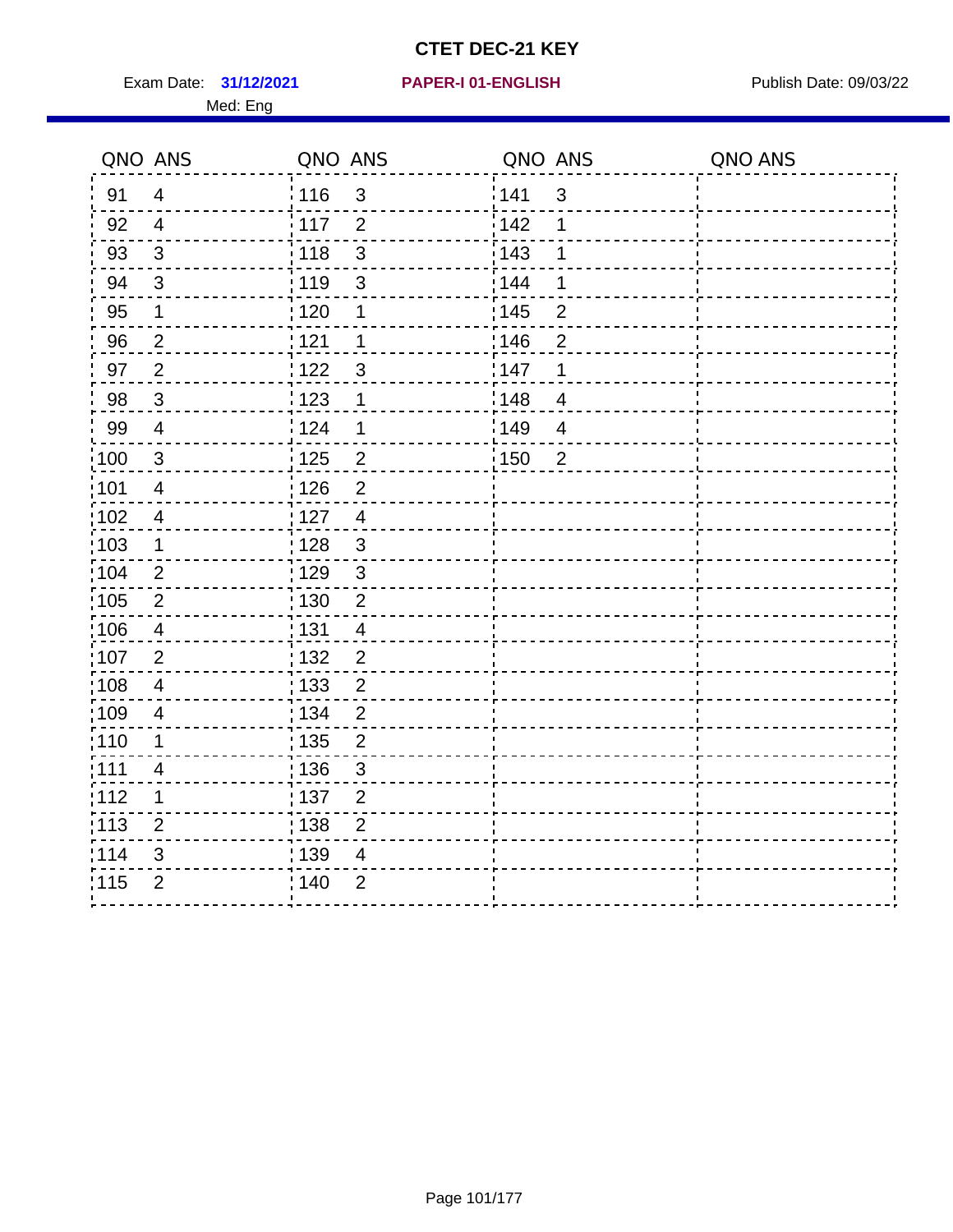# CTET DEC-21 KEY

Exam Date: **31/12/2021** **PAPER-I 01-ENGLISH** Publish Date: 09/03/22

Med: Eng

| QNO | ANS | QNO | ANS | QNO | ANS | QNO | ANS |
|---|---|---|---|---|---|---|---|
| 91 | 4 | 116 | 3 | 141 | 3 | | |
| 92 | 4 | 117 | 2 | 142 | 1 | | |
| 93 | 3 | 118 | 3 | 143 | 1 | | |
| 94 | 3 | 119 | 3 | 144 | 1 | | |
| 95 | 1 | 120 | 1 | 145 | 2 | | |
| 96 | 2 | 121 | 1 | 146 | 2 | | |
| 97 | 2 | 122 | 3 | 147 | 1 | | |
| 98 | 3 | 123 | 1 | 148 | 4 | | |
| 99 | 4 | 124 | 1 | 149 | 4 | | |
| 100 | 3 | 125 | 2 | 150 | 2 | | |
| 101 | 4 | 126 | 2 | | | | |
| 102 | 4 | 127 | 4 | | | | |
| 103 | 1 | 128 | 3 | | | | |
| 104 | 2 | 129 | 3 | | | | |
| 105 | 2 | 130 | 2 | | | | |
| 106 | 4 | 131 | 4 | | | | |
| 107 | 2 | 132 | 2 | | | | |
| 108 | 4 | 133 | 2 | | | | |
| 109 | 4 | 134 | 2 | | | | |
| 110 | 1 | 135 | 2 | | | | |
| 111 | 4 | 136 | 3 | | | | |
| 112 | 1 | 137 | 2 | | | | |
| 113 | 2 | 138 | 2 | | | | |
| 114 | 3 | 139 | 4 | | | | |
| 115 | 2 | 140 | 2 | | | | |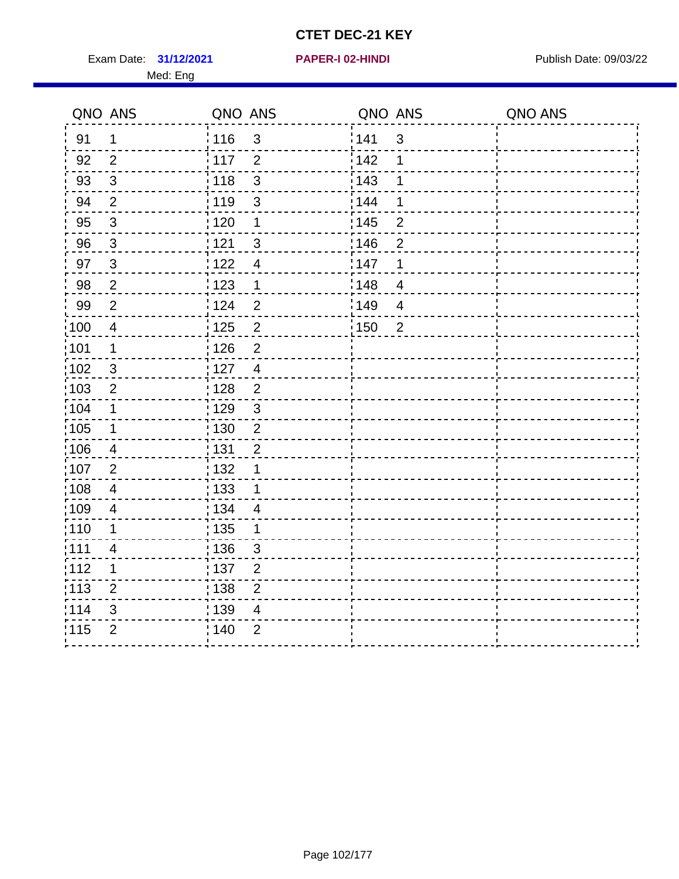# CTET DEC-21 KEY

Exam Date: **31/12/2021** **PAPER-I 02-HINDI** Publish Date: 09/03/22

Med: Eng

| QNO | ANS | QNO | ANS | QNO | ANS | QNO | ANS |
|---|---|---|---|---|---|---|---|
| 91 | 1 | 116 | 3 | 141 | 3 | | |
| 92 | 2 | 117 | 2 | 142 | 1 | | |
| 93 | 3 | 118 | 3 | 143 | 1 | | |
| 94 | 2 | 119 | 3 | 144 | 1 | | |
| 95 | 3 | 120 | 1 | 145 | 2 | | |
| 96 | 3 | 121 | 3 | 146 | 2 | | |
| 97 | 3 | 122 | 4 | 147 | 1 | | |
| 98 | 2 | 123 | 1 | 148 | 4 | | |
| 99 | 2 | 124 | 2 | 149 | 4 | | |
| 100 | 4 | 125 | 2 | 150 | 2 | | |
| 101 | 1 | 126 | 2 | | | | |
| 102 | 3 | 127 | 4 | | | | |
| 103 | 2 | 128 | 2 | | | | |
| 104 | 1 | 129 | 3 | | | | |
| 105 | 1 | 130 | 2 | | | | |
| 106 | 4 | 131 | 2 | | | | |
| 107 | 2 | 132 | 1 | | | | |
| 108 | 4 | 133 | 1 | | | | |
| 109 | 4 | 134 | 4 | | | | |
| 110 | 1 | 135 | 1 | | | | |
| 111 | 4 | 136 | 3 | | | | |
| 112 | 1 | 137 | 2 | | | | |
| 113 | 2 | 138 | 2 | | | | |
| 114 | 3 | 139 | 4 | | | | |
| 115 | 2 | 140 | 2 | | | | |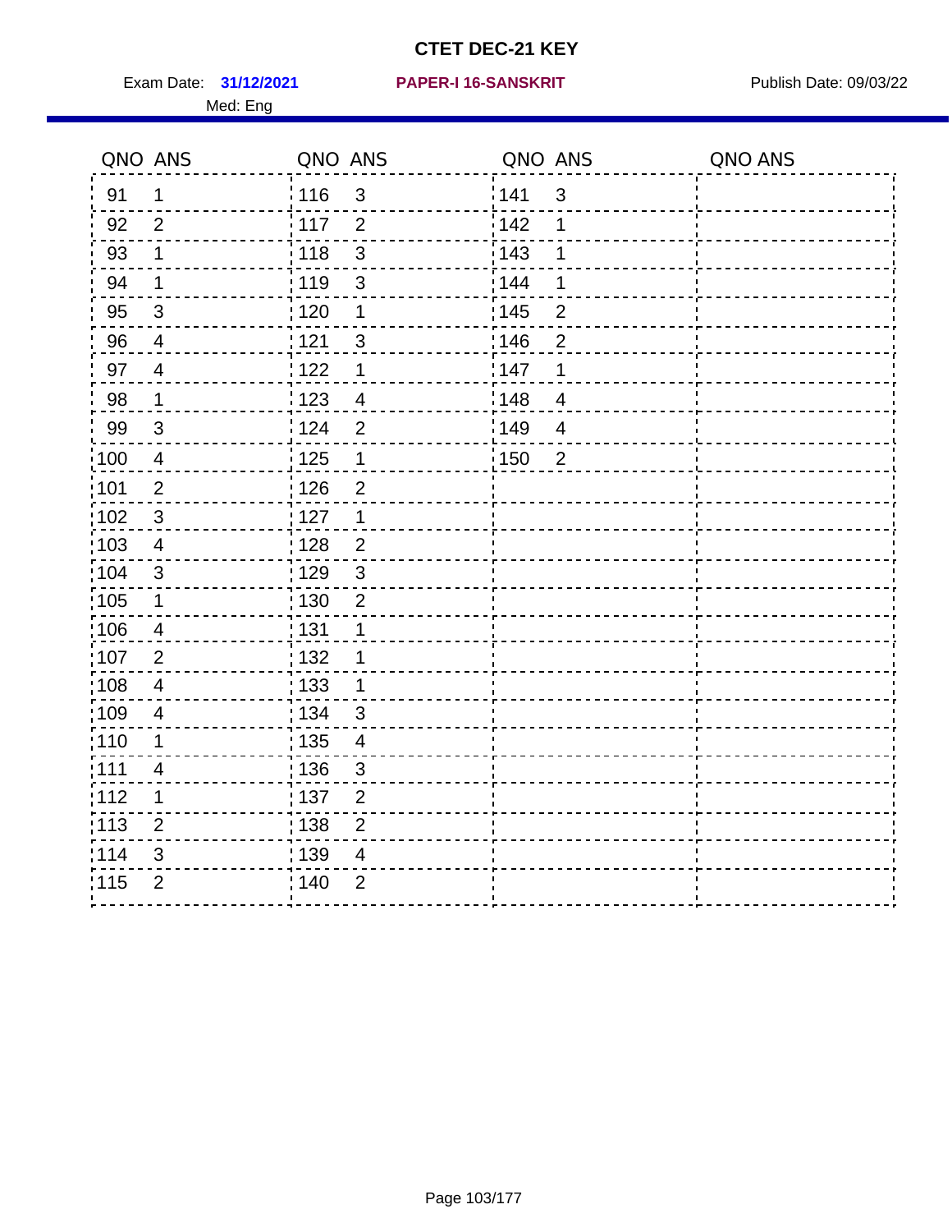# CTET DEC-21 KEY

Exam Date: **31/12/2021** **PAPER-I 16-SANSKRIT** Publish Date: 09/03/22

Med: Eng

| QNO | ANS | QNO | ANS | QNO | ANS | QNO | ANS |
|---|---|---|---|---|---|---|---|
| 91 | 1 | 116 | 3 | 141 | 3 | | |
| 92 | 2 | 117 | 2 | 142 | 1 | | |
| 93 | 1 | 118 | 3 | 143 | 1 | | |
| 94 | 1 | 119 | 3 | 144 | 1 | | |
| 95 | 3 | 120 | 1 | 145 | 2 | | |
| 96 | 4 | 121 | 3 | 146 | 2 | | |
| 97 | 4 | 122 | 1 | 147 | 1 | | |
| 98 | 1 | 123 | 4 | 148 | 4 | | |
| 99 | 3 | 124 | 2 | 149 | 4 | | |
| 100 | 4 | 125 | 1 | 150 | 2 | | |
| 101 | 2 | 126 | 2 | | | | |
| 102 | 3 | 127 | 1 | | | | |
| 103 | 4 | 128 | 2 | | | | |
| 104 | 3 | 129 | 3 | | | | |
| 105 | 1 | 130 | 2 | | | | |
| 106 | 4 | 131 | 1 | | | | |
| 107 | 2 | 132 | 1 | | | | |
| 108 | 4 | 133 | 1 | | | | |
| 109 | 4 | 134 | 3 | | | | |
| 110 | 1 | 135 | 4 | | | | |
| 111 | 4 | 136 | 3 | | | | |
| 112 | 1 | 137 | 2 | | | | |
| 113 | 2 | 138 | 2 | | | | |
| 114 | 3 | 139 | 4 | | | | |
| 115 | 2 | 140 | 2 | | | | |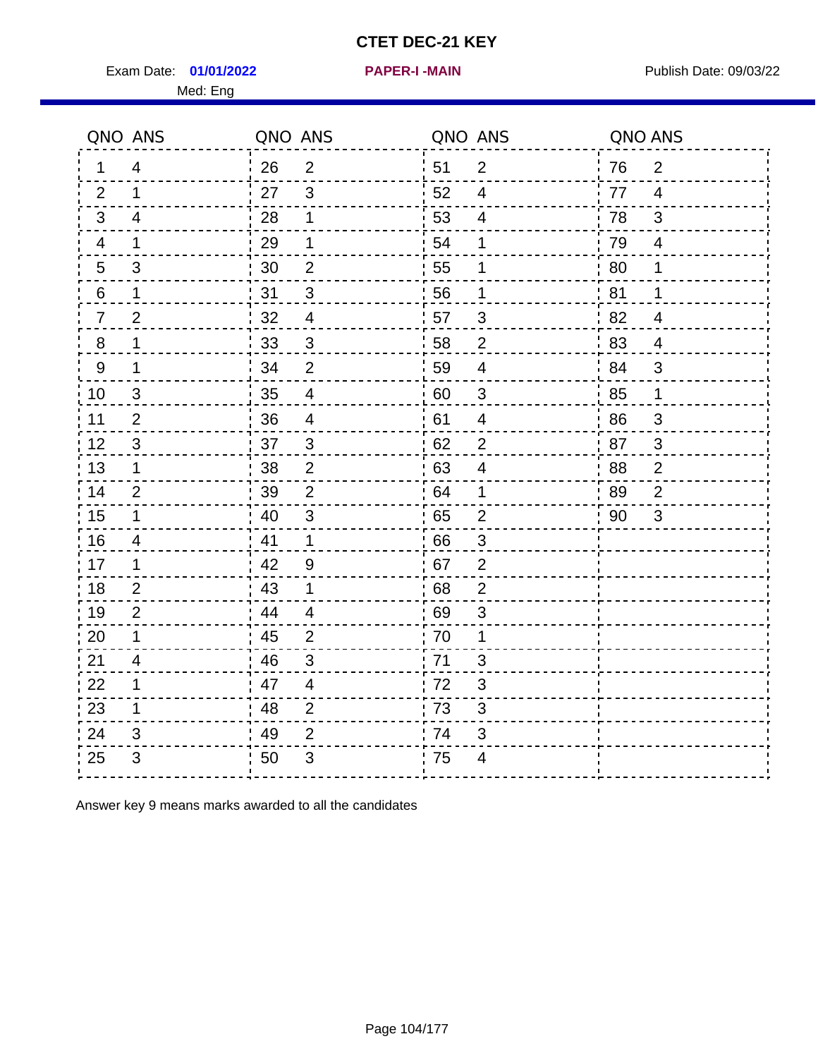# CTET DEC-21 KEY

Exam Date: **01/01/2022** **PAPER-I -MAIN** Publish Date: 09/03/22

Med: Eng

| QNO | ANS | QNO | ANS | QNO | ANS | QNO | ANS |
|---|---|---|---|---|---|---|---|
| 1 | 4 | 26 | 2 | 51 | 2 | 76 | 2 |
| 2 | 1 | 27 | 3 | 52 | 4 | 77 | 4 |
| 3 | 4 | 28 | 1 | 53 | 4 | 78 | 3 |
| 4 | 1 | 29 | 1 | 54 | 1 | 79 | 4 |
| 5 | 3 | 30 | 2 | 55 | 1 | 80 | 1 |
| 6 | 1 | 31 | 3 | 56 | 1 | 81 | 1 |
| 7 | 2 | 32 | 4 | 57 | 3 | 82 | 4 |
| 8 | 1 | 33 | 3 | 58 | 2 | 83 | 4 |
| 9 | 1 | 34 | 2 | 59 | 4 | 84 | 3 |
| 10 | 3 | 35 | 4 | 60 | 3 | 85 | 1 |
| 11 | 2 | 36 | 4 | 61 | 4 | 86 | 3 |
| 12 | 3 | 37 | 3 | 62 | 2 | 87 | 3 |
| 13 | 1 | 38 | 2 | 63 | 4 | 88 | 2 |
| 14 | 2 | 39 | 2 | 64 | 1 | 89 | 2 |
| 15 | 1 | 40 | 3 | 65 | 2 | 90 | 3 |
| 16 | 4 | 41 | 1 | 66 | 3 | | |
| 17 | 1 | 42 | 9 | 67 | 2 | | |
| 18 | 2 | 43 | 1 | 68 | 2 | | |
| 19 | 2 | 44 | 4 | 69 | 3 | | |
| 20 | 1 | 45 | 2 | 70 | 1 | | |
| 21 | 4 | 46 | 3 | 71 | 3 | | |
| 22 | 1 | 47 | 4 | 72 | 3 | | |
| 23 | 1 | 48 | 2 | 73 | 3 | | |
| 24 | 3 | 49 | 2 | 74 | 3 | | |
| 25 | 3 | 50 | 3 | 75 | 4 | | |

Answer key 9 means marks awarded to all the candidates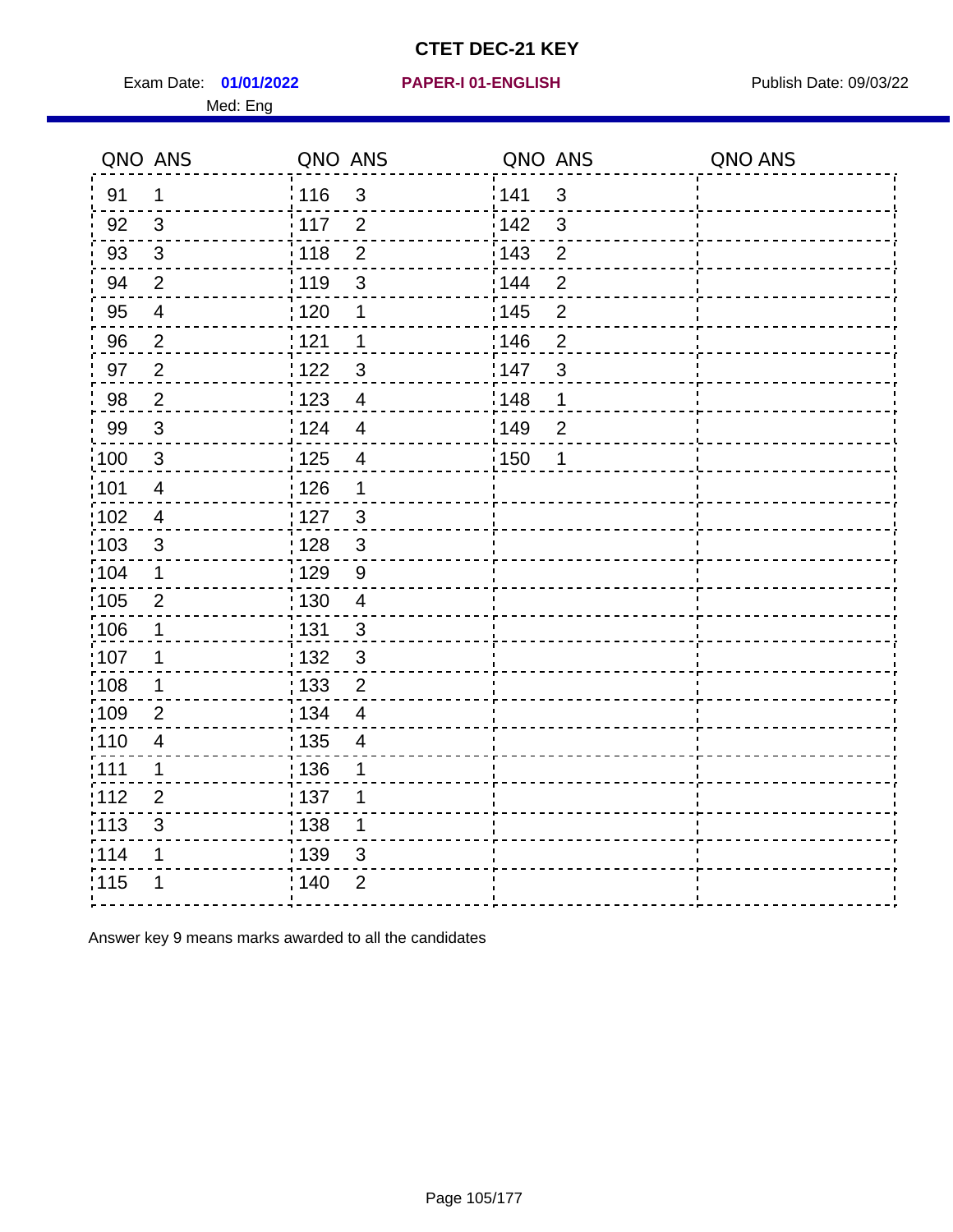# CTET DEC-21 KEY

Exam Date: **01/01/2022** **PAPER-I 01-ENGLISH** Publish Date: 09/03/22

Med: Eng

| QNO | ANS | QNO | ANS | QNO | ANS | QNO | ANS |
|---|---|---|---|---|---|---|---|
| 91 | 1 | 116 | 3 | 141 | 3 | | |
| 92 | 3 | 117 | 2 | 142 | 3 | | |
| 93 | 3 | 118 | 2 | 143 | 2 | | |
| 94 | 2 | 119 | 3 | 144 | 2 | | |
| 95 | 4 | 120 | 1 | 145 | 2 | | |
| 96 | 2 | 121 | 1 | 146 | 2 | | |
| 97 | 2 | 122 | 3 | 147 | 3 | | |
| 98 | 2 | 123 | 4 | 148 | 1 | | |
| 99 | 3 | 124 | 4 | 149 | 2 | | |
| 100 | 3 | 125 | 4 | 150 | 1 | | |
| 101 | 4 | 126 | 1 | | | | |
| 102 | 4 | 127 | 3 | | | | |
| 103 | 3 | 128 | 3 | | | | |
| 104 | 1 | 129 | 9 | | | | |
| 105 | 2 | 130 | 4 | | | | |
| 106 | 1 | 131 | 3 | | | | |
| 107 | 1 | 132 | 3 | | | | |
| 108 | 1 | 133 | 2 | | | | |
| 109 | 2 | 134 | 4 | | | | |
| 110 | 4 | 135 | 4 | | | | |
| 111 | 1 | 136 | 1 | | | | |
| 112 | 2 | 137 | 1 | | | | |
| 113 | 3 | 138 | 1 | | | | |
| 114 | 1 | 139 | 3 | | | | |
| 115 | 1 | 140 | 2 | | | | |

Answer key 9 means marks awarded to all the candidates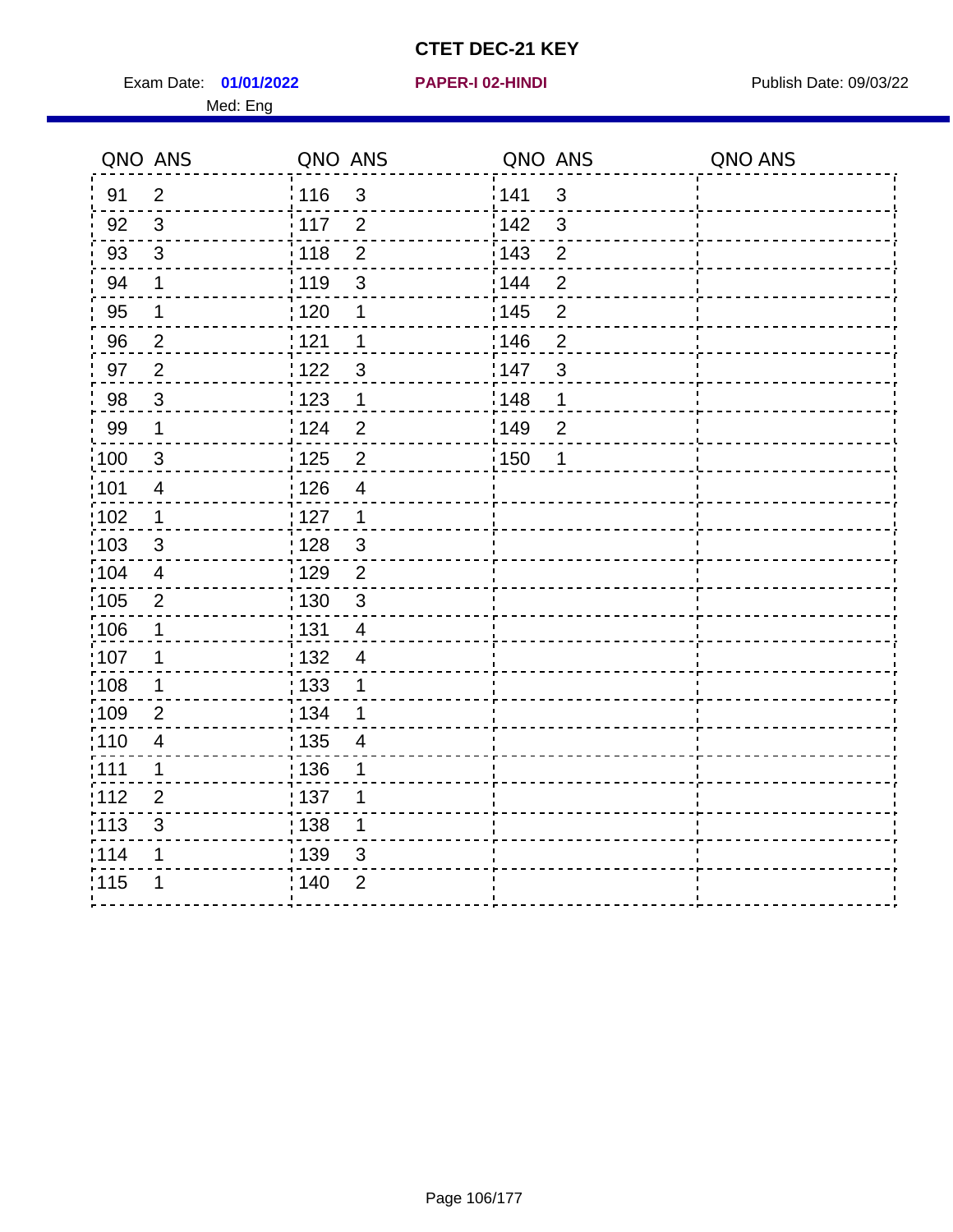# CTET DEC-21 KEY

Exam Date: **01/01/2022** **PAPER-I 02-HINDI** Publish Date: 09/03/22

Med: Eng

| QNO | ANS | QNO | ANS | QNO | ANS | QNO | ANS |
|---|---|---|---|---|---|---|---|
| 91 | 2 | 116 | 3 | 141 | 3 | | |
| 92 | 3 | 117 | 2 | 142 | 3 | | |
| 93 | 3 | 118 | 2 | 143 | 2 | | |
| 94 | 1 | 119 | 3 | 144 | 2 | | |
| 95 | 1 | 120 | 1 | 145 | 2 | | |
| 96 | 2 | 121 | 1 | 146 | 2 | | |
| 97 | 2 | 122 | 3 | 147 | 3 | | |
| 98 | 3 | 123 | 1 | 148 | 1 | | |
| 99 | 1 | 124 | 2 | 149 | 2 | | |
| 100 | 3 | 125 | 2 | 150 | 1 | | |
| 101 | 4 | 126 | 4 | | | | |
| 102 | 1 | 127 | 1 | | | | |
| 103 | 3 | 128 | 3 | | | | |
| 104 | 4 | 129 | 2 | | | | |
| 105 | 2 | 130 | 3 | | | | |
| 106 | 1 | 131 | 4 | | | | |
| 107 | 1 | 132 | 4 | | | | |
| 108 | 1 | 133 | 1 | | | | |
| 109 | 2 | 134 | 1 | | | | |
| 110 | 4 | 135 | 4 | | | | |
| 111 | 1 | 136 | 1 | | | | |
| 112 | 2 | 137 | 1 | | | | |
| 113 | 3 | 138 | 1 | | | | |
| 114 | 1 | 139 | 3 | | | | |
| 115 | 1 | 140 | 2 | | | | |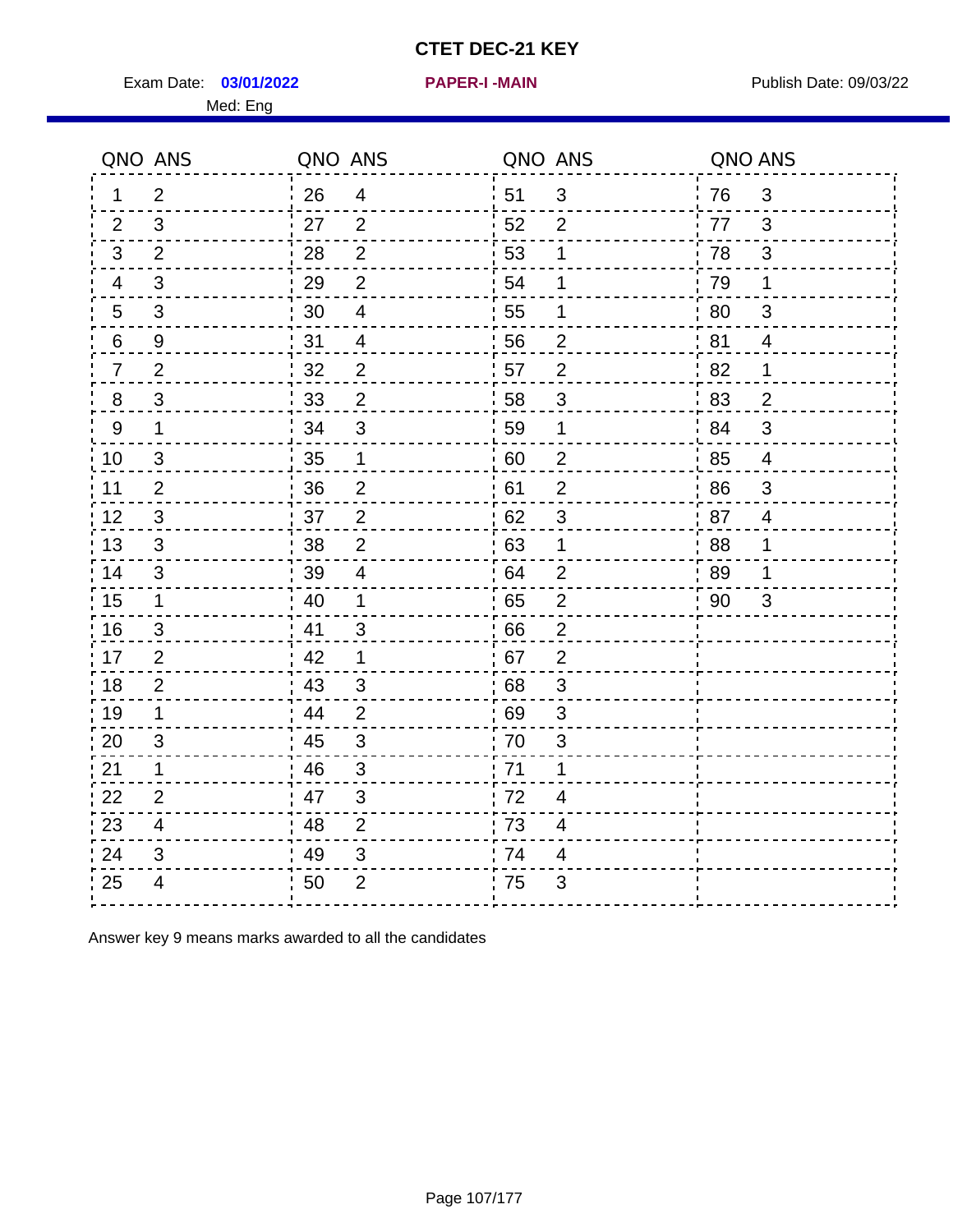# CTET DEC-21 KEY

Exam Date: **03/01/2022** **PAPER-I -MAIN** Publish Date: 09/03/22

Med: Eng

| QNO | ANS | QNO | ANS | QNO | ANS | QNO | ANS |
|---|---|---|---|---|---|---|---|
| 1 | 2 | 26 | 4 | 51 | 3 | 76 | 3 |
| 2 | 3 | 27 | 2 | 52 | 2 | 77 | 3 |
| 3 | 2 | 28 | 2 | 53 | 1 | 78 | 3 |
| 4 | 3 | 29 | 2 | 54 | 1 | 79 | 1 |
| 5 | 3 | 30 | 4 | 55 | 1 | 80 | 3 |
| 6 | 9 | 31 | 4 | 56 | 2 | 81 | 4 |
| 7 | 2 | 32 | 2 | 57 | 2 | 82 | 1 |
| 8 | 3 | 33 | 2 | 58 | 3 | 83 | 2 |
| 9 | 1 | 34 | 3 | 59 | 1 | 84 | 3 |
| 10 | 3 | 35 | 1 | 60 | 2 | 85 | 4 |
| 11 | 2 | 36 | 2 | 61 | 2 | 86 | 3 |
| 12 | 3 | 37 | 2 | 62 | 3 | 87 | 4 |
| 13 | 3 | 38 | 2 | 63 | 1 | 88 | 1 |
| 14 | 3 | 39 | 4 | 64 | 2 | 89 | 1 |
| 15 | 1 | 40 | 1 | 65 | 2 | 90 | 3 |
| 16 | 3 | 41 | 3 | 66 | 2 | | |
| 17 | 2 | 42 | 1 | 67 | 2 | | |
| 18 | 2 | 43 | 3 | 68 | 3 | | |
| 19 | 1 | 44 | 2 | 69 | 3 | | |
| 20 | 3 | 45 | 3 | 70 | 3 | | |
| 21 | 1 | 46 | 3 | 71 | 1 | | |
| 22 | 2 | 47 | 3 | 72 | 4 | | |
| 23 | 4 | 48 | 2 | 73 | 4 | | |
| 24 | 3 | 49 | 3 | 74 | 4 | | |
| 25 | 4 | 50 | 2 | 75 | 3 | | |

Answer key 9 means marks awarded to all the candidates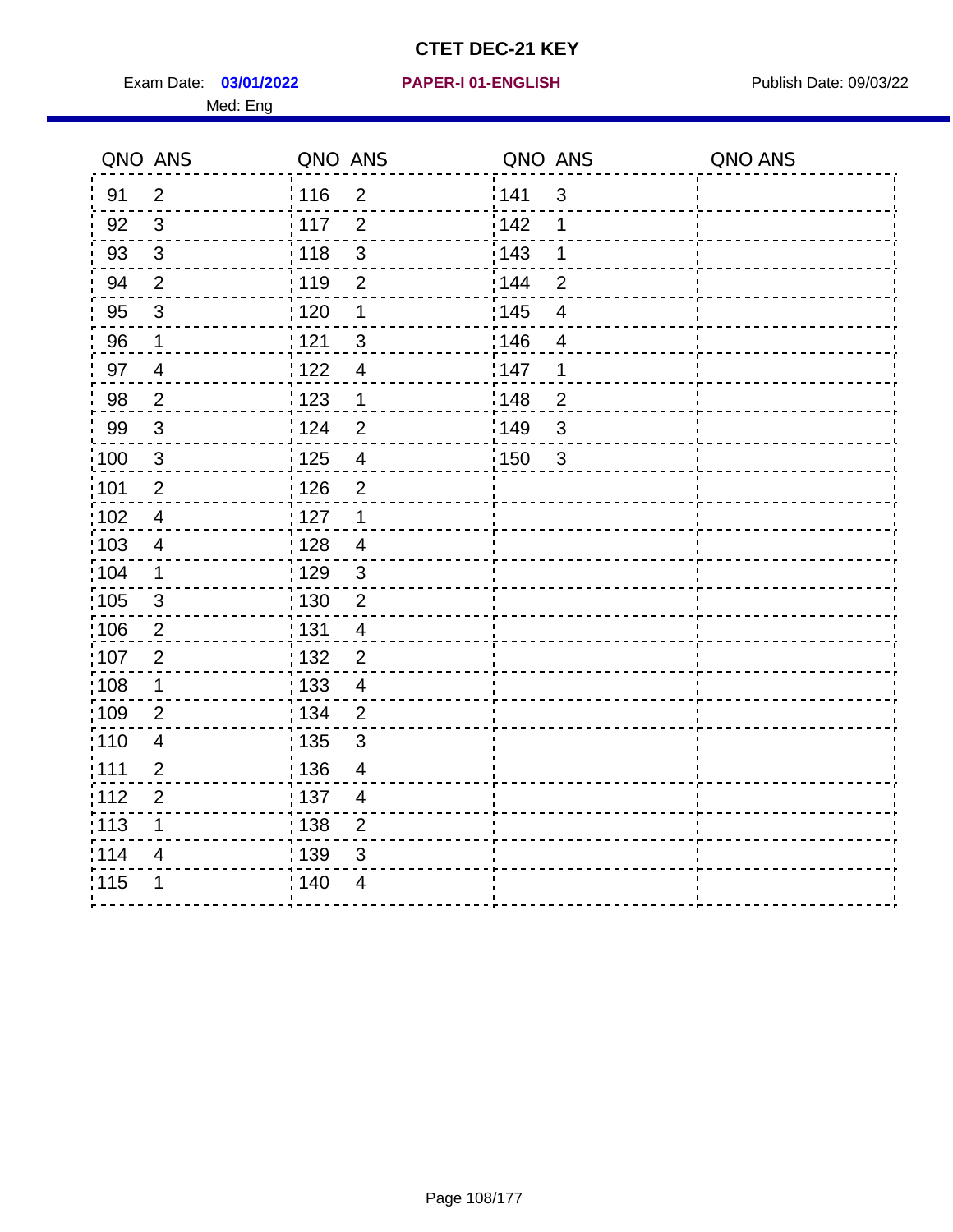# CTET DEC-21 KEY

Exam Date: **03/01/2022** **PAPER-I 01-ENGLISH** Publish Date: 09/03/22

Med: Eng

| QNO | ANS | QNO | ANS | QNO | ANS | QNO | ANS |
|---|---|---|---|---|---|---|---|
| 91 | 2 | 116 | 2 | 141 | 3 | | |
| 92 | 3 | 117 | 2 | 142 | 1 | | |
| 93 | 3 | 118 | 3 | 143 | 1 | | |
| 94 | 2 | 119 | 2 | 144 | 2 | | |
| 95 | 3 | 120 | 1 | 145 | 4 | | |
| 96 | 1 | 121 | 3 | 146 | 4 | | |
| 97 | 4 | 122 | 4 | 147 | 1 | | |
| 98 | 2 | 123 | 1 | 148 | 2 | | |
| 99 | 3 | 124 | 2 | 149 | 3 | | |
| 100 | 3 | 125 | 4 | 150 | 3 | | |
| 101 | 2 | 126 | 2 | | | | |
| 102 | 4 | 127 | 1 | | | | |
| 103 | 4 | 128 | 4 | | | | |
| 104 | 1 | 129 | 3 | | | | |
| 105 | 3 | 130 | 2 | | | | |
| 106 | 2 | 131 | 4 | | | | |
| 107 | 2 | 132 | 2 | | | | |
| 108 | 1 | 133 | 4 | | | | |
| 109 | 2 | 134 | 2 | | | | |
| 110 | 4 | 135 | 3 | | | | |
| 111 | 2 | 136 | 4 | | | | |
| 112 | 2 | 137 | 4 | | | | |
| 113 | 1 | 138 | 2 | | | | |
| 114 | 4 | 139 | 3 | | | | |
| 115 | 1 | 140 | 4 | | | | |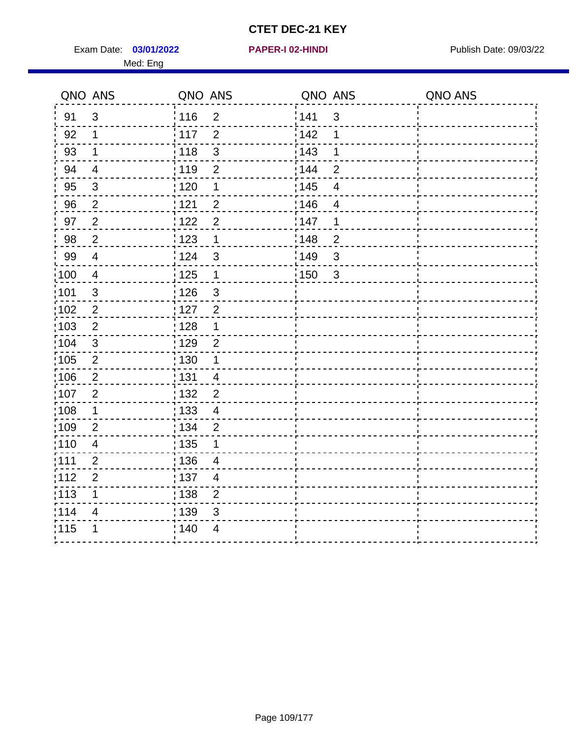# CTET DEC-21 KEY

Exam Date: **03/01/2022** **PAPER-I 02-HINDI** Publish Date: 09/03/22

Med: Eng

| QNO | ANS | QNO | ANS | QNO | ANS | QNO | ANS |
|---|---|---|---|---|---|---|---|
| 91 | 3 | 116 | 2 | 141 | 3 | | |
| 92 | 1 | 117 | 2 | 142 | 1 | | |
| 93 | 1 | 118 | 3 | 143 | 1 | | |
| 94 | 4 | 119 | 2 | 144 | 2 | | |
| 95 | 3 | 120 | 1 | 145 | 4 | | |
| 96 | 2 | 121 | 2 | 146 | 4 | | |
| 97 | 2 | 122 | 2 | 147 | 1 | | |
| 98 | 2 | 123 | 1 | 148 | 2 | | |
| 99 | 4 | 124 | 3 | 149 | 3 | | |
| 100 | 4 | 125 | 1 | 150 | 3 | | |
| 101 | 3 | 126 | 3 | | | | |
| 102 | 2 | 127 | 2 | | | | |
| 103 | 2 | 128 | 1 | | | | |
| 104 | 3 | 129 | 2 | | | | |
| 105 | 2 | 130 | 1 | | | | |
| 106 | 2 | 131 | 4 | | | | |
| 107 | 2 | 132 | 2 | | | | |
| 108 | 1 | 133 | 4 | | | | |
| 109 | 2 | 134 | 2 | | | | |
| 110 | 4 | 135 | 1 | | | | |
| 111 | 2 | 136 | 4 | | | | |
| 112 | 2 | 137 | 4 | | | | |
| 113 | 1 | 138 | 2 | | | | |
| 114 | 4 | 139 | 3 | | | | |
| 115 | 1 | 140 | 4 | | | | |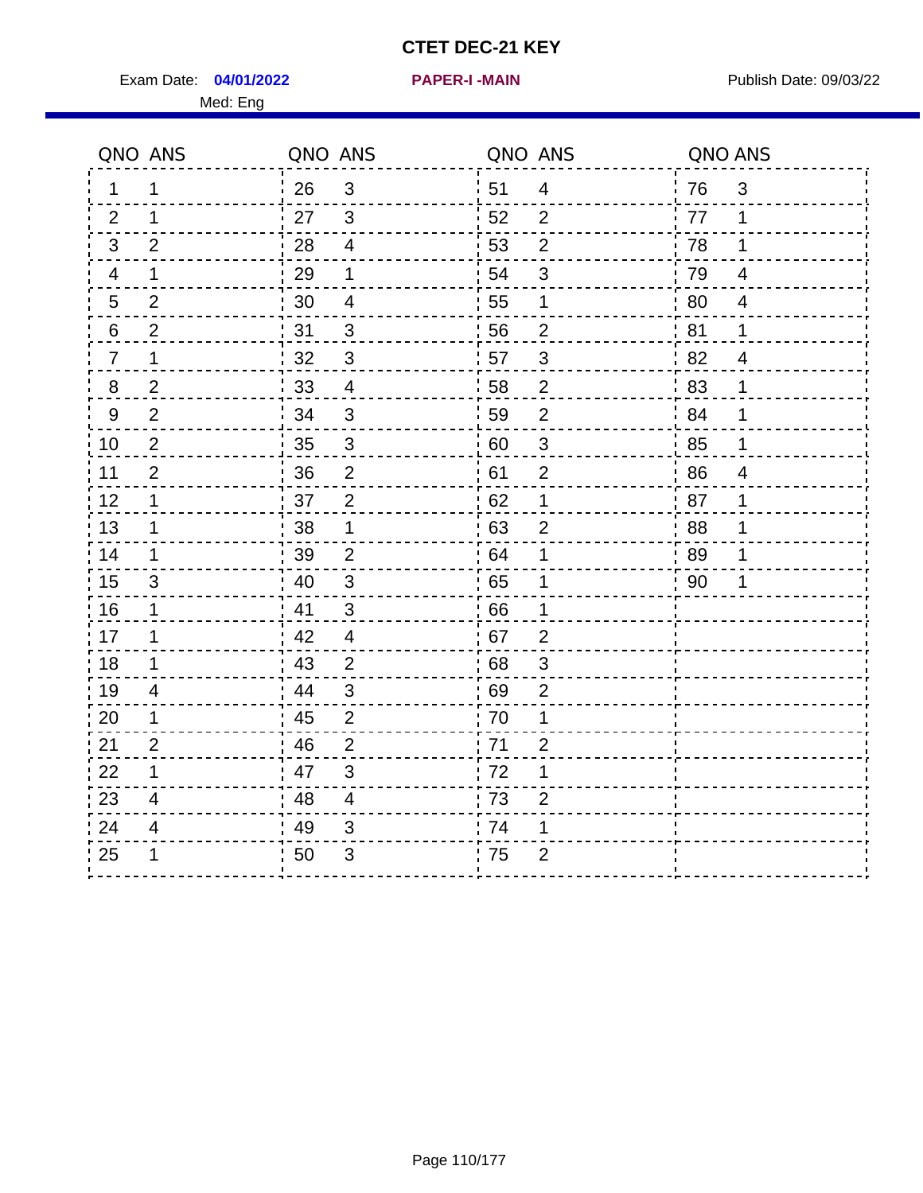# CTET DEC-21 KEY

Exam Date: **04/01/2022** **PAPER-I -MAIN** Publish Date: 09/03/22

Med: Eng

| QNO | ANS | QNO | ANS | QNO | ANS | QNO | ANS |
|---|---|---|---|---|---|---|---|
| 1 | 1 | 26 | 3 | 51 | 4 | 76 | 3 |
| 2 | 1 | 27 | 3 | 52 | 2 | 77 | 1 |
| 3 | 2 | 28 | 4 | 53 | 2 | 78 | 1 |
| 4 | 1 | 29 | 1 | 54 | 3 | 79 | 4 |
| 5 | 2 | 30 | 4 | 55 | 1 | 80 | 4 |
| 6 | 2 | 31 | 3 | 56 | 2 | 81 | 1 |
| 7 | 1 | 32 | 3 | 57 | 3 | 82 | 4 |
| 8 | 2 | 33 | 4 | 58 | 2 | 83 | 1 |
| 9 | 2 | 34 | 3 | 59 | 2 | 84 | 1 |
| 10 | 2 | 35 | 3 | 60 | 3 | 85 | 1 |
| 11 | 2 | 36 | 2 | 61 | 2 | 86 | 4 |
| 12 | 1 | 37 | 2 | 62 | 1 | 87 | 1 |
| 13 | 1 | 38 | 1 | 63 | 2 | 88 | 1 |
| 14 | 1 | 39 | 2 | 64 | 1 | 89 | 1 |
| 15 | 3 | 40 | 3 | 65 | 1 | 90 | 1 |
| 16 | 1 | 41 | 3 | 66 | 1 | | |
| 17 | 1 | 42 | 4 | 67 | 2 | | |
| 18 | 1 | 43 | 2 | 68 | 3 | | |
| 19 | 4 | 44 | 3 | 69 | 2 | | |
| 20 | 1 | 45 | 2 | 70 | 1 | | |
| 21 | 2 | 46 | 2 | 71 | 2 | | |
| 22 | 1 | 47 | 3 | 72 | 1 | | |
| 23 | 4 | 48 | 4 | 73 | 2 | | |
| 24 | 4 | 49 | 3 | 74 | 1 | | |
| 25 | 1 | 50 | 3 | 75 | 2 | | |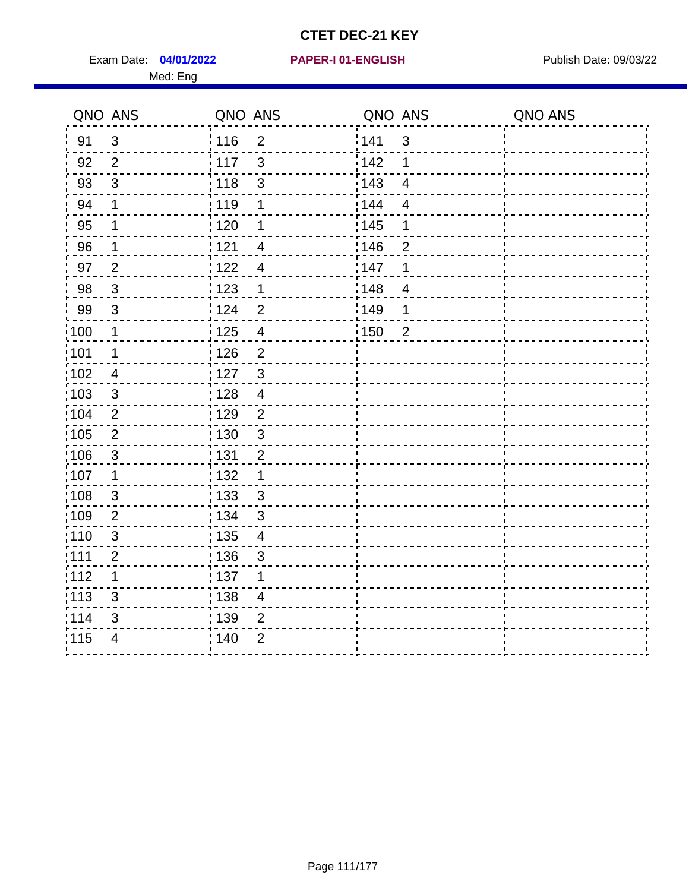# CTET DEC-21 KEY

Exam Date: **04/01/2022** **PAPER-I 01-ENGLISH** Publish Date: 09/03/22

Med: Eng

| QNO | ANS | QNO | ANS | QNO | ANS | QNO | ANS |
|---|---|---|---|---|---|---|---|
| 91 | 3 | 116 | 2 | 141 | 3 | | |
| 92 | 2 | 117 | 3 | 142 | 1 | | |
| 93 | 3 | 118 | 3 | 143 | 4 | | |
| 94 | 1 | 119 | 1 | 144 | 4 | | |
| 95 | 1 | 120 | 1 | 145 | 1 | | |
| 96 | 1 | 121 | 4 | 146 | 2 | | |
| 97 | 2 | 122 | 4 | 147 | 1 | | |
| 98 | 3 | 123 | 1 | 148 | 4 | | |
| 99 | 3 | 124 | 2 | 149 | 1 | | |
| 100 | 1 | 125 | 4 | 150 | 2 | | |
| 101 | 1 | 126 | 2 | | | | |
| 102 | 4 | 127 | 3 | | | | |
| 103 | 3 | 128 | 4 | | | | |
| 104 | 2 | 129 | 2 | | | | |
| 105 | 2 | 130 | 3 | | | | |
| 106 | 3 | 131 | 2 | | | | |
| 107 | 1 | 132 | 1 | | | | |
| 108 | 3 | 133 | 3 | | | | |
| 109 | 2 | 134 | 3 | | | | |
| 110 | 3 | 135 | 4 | | | | |
| 111 | 2 | 136 | 3 | | | | |
| 112 | 1 | 137 | 1 | | | | |
| 113 | 3 | 138 | 4 | | | | |
| 114 | 3 | 139 | 2 | | | | |
| 115 | 4 | 140 | 2 | | | | |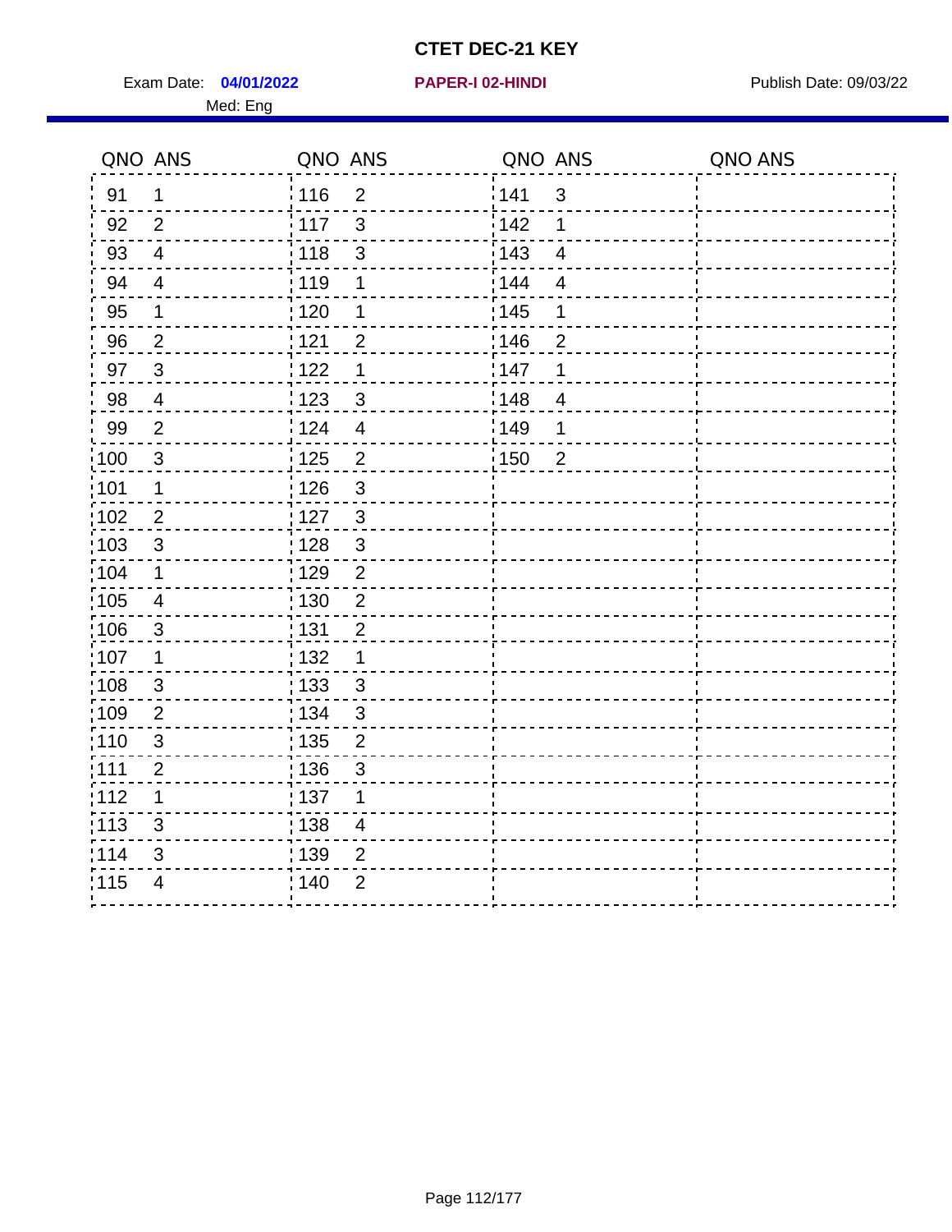# CTET DEC-21 KEY

Exam Date: **04/01/2022** **PAPER-I 02-HINDI** Publish Date: 09/03/22

Med: Eng

| QNO | ANS | QNO | ANS | QNO | ANS | QNO | ANS |
|---|---|---|---|---|---|---|---|
| 91 | 1 | 116 | 2 | 141 | 3 | | |
| 92 | 2 | 117 | 3 | 142 | 1 | | |
| 93 | 4 | 118 | 3 | 143 | 4 | | |
| 94 | 4 | 119 | 1 | 144 | 4 | | |
| 95 | 1 | 120 | 1 | 145 | 1 | | |
| 96 | 2 | 121 | 2 | 146 | 2 | | |
| 97 | 3 | 122 | 1 | 147 | 1 | | |
| 98 | 4 | 123 | 3 | 148 | 4 | | |
| 99 | 2 | 124 | 4 | 149 | 1 | | |
| 100 | 3 | 125 | 2 | 150 | 2 | | |
| 101 | 1 | 126 | 3 | | | | |
| 102 | 2 | 127 | 3 | | | | |
| 103 | 3 | 128 | 3 | | | | |
| 104 | 1 | 129 | 2 | | | | |
| 105 | 4 | 130 | 2 | | | | |
| 106 | 3 | 131 | 2 | | | | |
| 107 | 1 | 132 | 1 | | | | |
| 108 | 3 | 133 | 3 | | | | |
| 109 | 2 | 134 | 3 | | | | |
| 110 | 3 | 135 | 2 | | | | |
| 111 | 2 | 136 | 3 | | | | |
| 112 | 1 | 137 | 1 | | | | |
| 113 | 3 | 138 | 4 | | | | |
| 114 | 3 | 139 | 2 | | | | |
| 115 | 4 | 140 | 2 | | | | |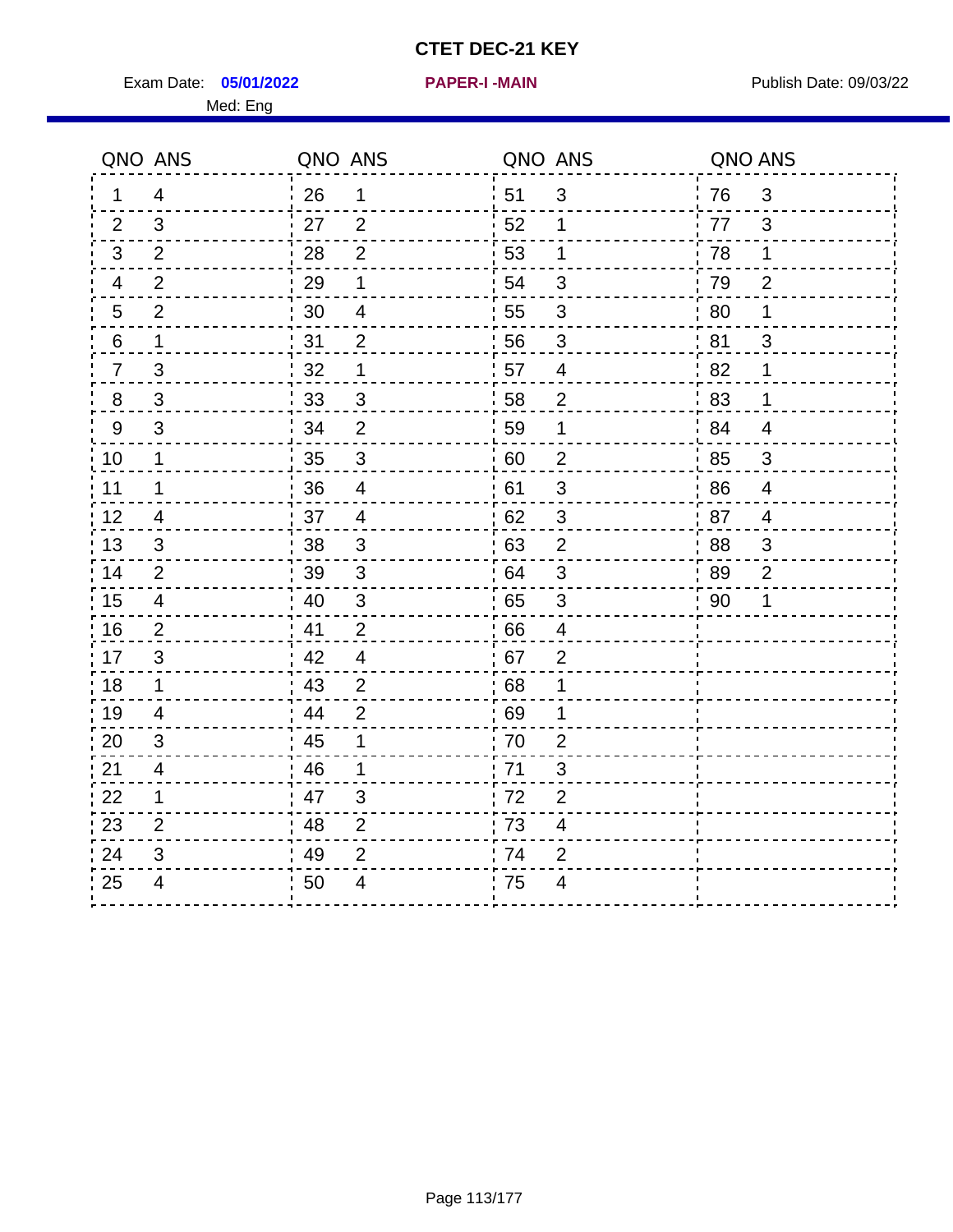# CTET DEC-21 KEY

Exam Date: **05/01/2022** **PAPER-I -MAIN** Publish Date: 09/03/22

Med: Eng

| QNO | ANS | QNO | ANS | QNO | ANS | QNO | ANS |
|---|---|---|---|---|---|---|---|
| 1 | 4 | 26 | 1 | 51 | 3 | 76 | 3 |
| 2 | 3 | 27 | 2 | 52 | 1 | 77 | 3 |
| 3 | 2 | 28 | 2 | 53 | 1 | 78 | 1 |
| 4 | 2 | 29 | 1 | 54 | 3 | 79 | 2 |
| 5 | 2 | 30 | 4 | 55 | 3 | 80 | 1 |
| 6 | 1 | 31 | 2 | 56 | 3 | 81 | 3 |
| 7 | 3 | 32 | 1 | 57 | 4 | 82 | 1 |
| 8 | 3 | 33 | 3 | 58 | 2 | 83 | 1 |
| 9 | 3 | 34 | 2 | 59 | 1 | 84 | 4 |
| 10 | 1 | 35 | 3 | 60 | 2 | 85 | 3 |
| 11 | 1 | 36 | 4 | 61 | 3 | 86 | 4 |
| 12 | 4 | 37 | 4 | 62 | 3 | 87 | 4 |
| 13 | 3 | 38 | 3 | 63 | 2 | 88 | 3 |
| 14 | 2 | 39 | 3 | 64 | 3 | 89 | 2 |
| 15 | 4 | 40 | 3 | 65 | 3 | 90 | 1 |
| 16 | 2 | 41 | 2 | 66 | 4 | | |
| 17 | 3 | 42 | 4 | 67 | 2 | | |
| 18 | 1 | 43 | 2 | 68 | 1 | | |
| 19 | 4 | 44 | 2 | 69 | 1 | | |
| 20 | 3 | 45 | 1 | 70 | 2 | | |
| 21 | 4 | 46 | 1 | 71 | 3 | | |
| 22 | 1 | 47 | 3 | 72 | 2 | | |
| 23 | 2 | 48 | 2 | 73 | 4 | | |
| 24 | 3 | 49 | 2 | 74 | 2 | | |
| 25 | 4 | 50 | 4 | 75 | 4 | | |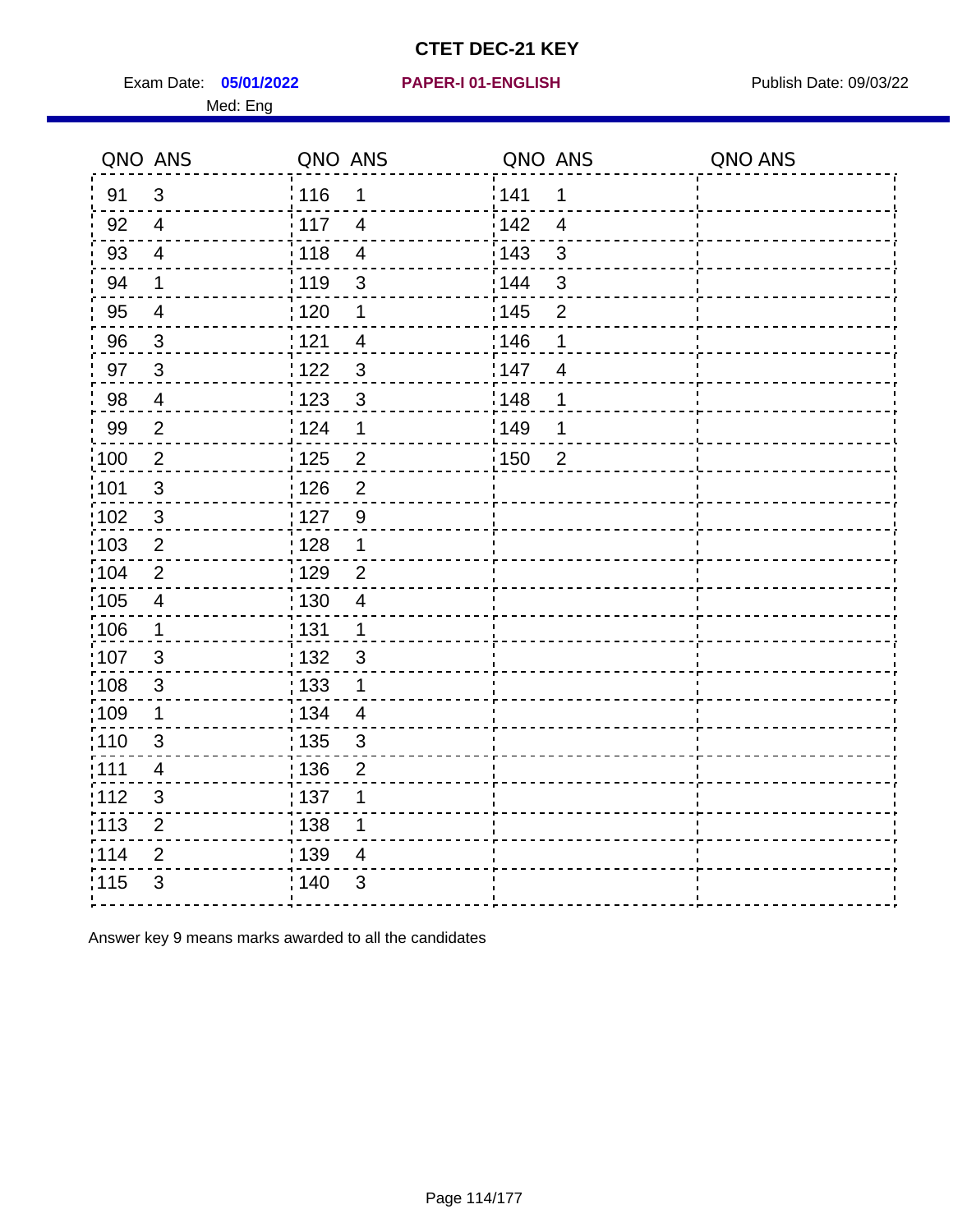# CTET DEC-21 KEY

Exam Date: **05/01/2022** **PAPER-I 01-ENGLISH** Publish Date: 09/03/22

Med: Eng

| QNO | ANS | QNO | ANS | QNO | ANS | QNO | ANS |
|---|---|---|---|---|---|---|---|
| 91 | 3 | 116 | 1 | 141 | 1 | | |
| 92 | 4 | 117 | 4 | 142 | 4 | | |
| 93 | 4 | 118 | 4 | 143 | 3 | | |
| 94 | 1 | 119 | 3 | 144 | 3 | | |
| 95 | 4 | 120 | 1 | 145 | 2 | | |
| 96 | 3 | 121 | 4 | 146 | 1 | | |
| 97 | 3 | 122 | 3 | 147 | 4 | | |
| 98 | 4 | 123 | 3 | 148 | 1 | | |
| 99 | 2 | 124 | 1 | 149 | 1 | | |
| 100 | 2 | 125 | 2 | 150 | 2 | | |
| 101 | 3 | 126 | 2 | | | | |
| 102 | 3 | 127 | 9 | | | | |
| 103 | 2 | 128 | 1 | | | | |
| 104 | 2 | 129 | 2 | | | | |
| 105 | 4 | 130 | 4 | | | | |
| 106 | 1 | 131 | 1 | | | | |
| 107 | 3 | 132 | 3 | | | | |
| 108 | 3 | 133 | 1 | | | | |
| 109 | 1 | 134 | 4 | | | | |
| 110 | 3 | 135 | 3 | | | | |
| 111 | 4 | 136 | 2 | | | | |
| 112 | 3 | 137 | 1 | | | | |
| 113 | 2 | 138 | 1 | | | | |
| 114 | 2 | 139 | 4 | | | | |
| 115 | 3 | 140 | 3 | | | | |

Answer key 9 means marks awarded to all the candidates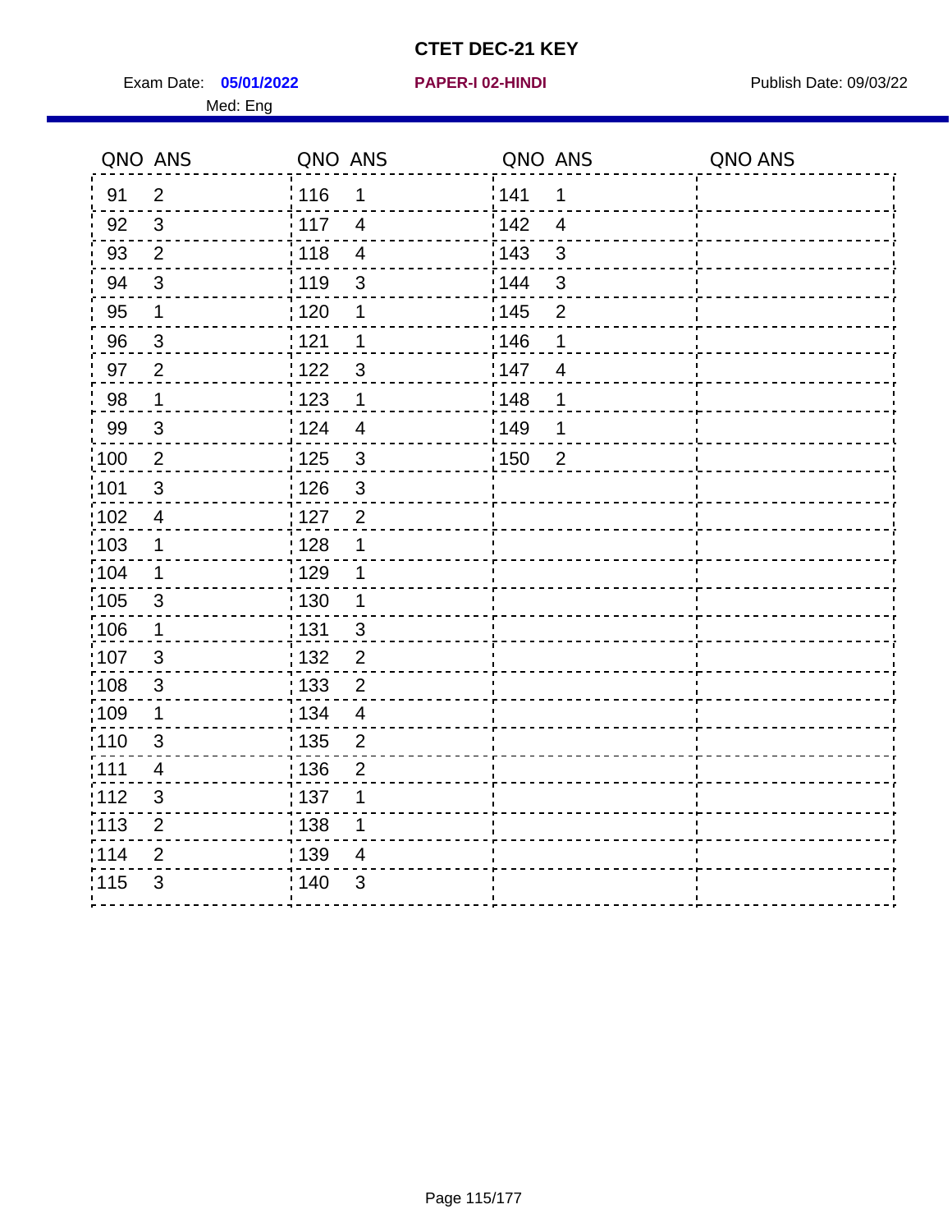# CTET DEC-21 KEY

Exam Date: **05/01/2022** **PAPER-I 02-HINDI** Publish Date: 09/03/22

Med: Eng

| QNO | ANS | QNO | ANS | QNO | ANS | QNO | ANS |
|---|---|---|---|---|---|---|---|
| 91 | 2 | 116 | 1 | 141 | 1 | | |
| 92 | 3 | 117 | 4 | 142 | 4 | | |
| 93 | 2 | 118 | 4 | 143 | 3 | | |
| 94 | 3 | 119 | 3 | 144 | 3 | | |
| 95 | 1 | 120 | 1 | 145 | 2 | | |
| 96 | 3 | 121 | 1 | 146 | 1 | | |
| 97 | 2 | 122 | 3 | 147 | 4 | | |
| 98 | 1 | 123 | 1 | 148 | 1 | | |
| 99 | 3 | 124 | 4 | 149 | 1 | | |
| 100 | 2 | 125 | 3 | 150 | 2 | | |
| 101 | 3 | 126 | 3 | | | | |
| 102 | 4 | 127 | 2 | | | | |
| 103 | 1 | 128 | 1 | | | | |
| 104 | 1 | 129 | 1 | | | | |
| 105 | 3 | 130 | 1 | | | | |
| 106 | 1 | 131 | 3 | | | | |
| 107 | 3 | 132 | 2 | | | | |
| 108 | 3 | 133 | 2 | | | | |
| 109 | 1 | 134 | 4 | | | | |
| 110 | 3 | 135 | 2 | | | | |
| 111 | 4 | 136 | 2 | | | | |
| 112 | 3 | 137 | 1 | | | | |
| 113 | 2 | 138 | 1 | | | | |
| 114 | 2 | 139 | 4 | | | | |
| 115 | 3 | 140 | 3 | | | | |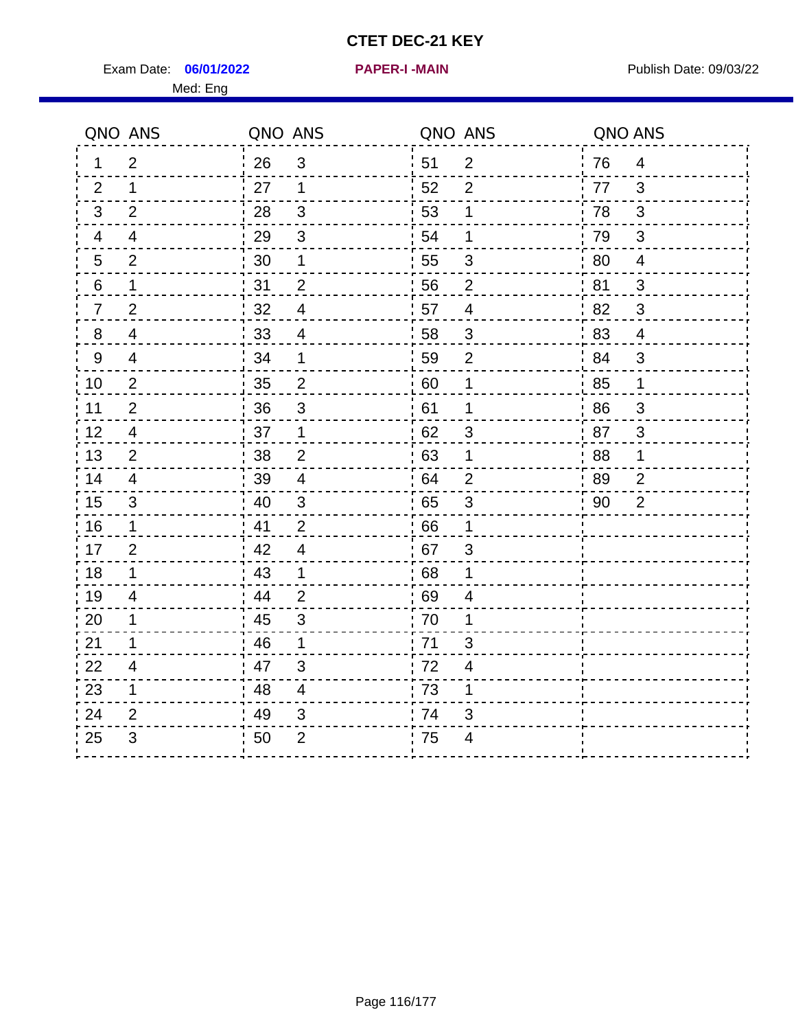# CTET DEC-21 KEY

Exam Date: **06/01/2022** **PAPER-I -MAIN** Publish Date: 09/03/22

Med: Eng

| QNO | ANS | QNO | ANS | QNO | ANS | QNO | ANS |
|---|---|---|---|---|---|---|---|
| 1 | 2 | 26 | 3 | 51 | 2 | 76 | 4 |
| 2 | 1 | 27 | 1 | 52 | 2 | 77 | 3 |
| 3 | 2 | 28 | 3 | 53 | 1 | 78 | 3 |
| 4 | 4 | 29 | 3 | 54 | 1 | 79 | 3 |
| 5 | 2 | 30 | 1 | 55 | 3 | 80 | 4 |
| 6 | 1 | 31 | 2 | 56 | 2 | 81 | 3 |
| 7 | 2 | 32 | 4 | 57 | 4 | 82 | 3 |
| 8 | 4 | 33 | 4 | 58 | 3 | 83 | 4 |
| 9 | 4 | 34 | 1 | 59 | 2 | 84 | 3 |
| 10 | 2 | 35 | 2 | 60 | 1 | 85 | 1 |
| 11 | 2 | 36 | 3 | 61 | 1 | 86 | 3 |
| 12 | 4 | 37 | 1 | 62 | 3 | 87 | 3 |
| 13 | 2 | 38 | 2 | 63 | 1 | 88 | 1 |
| 14 | 4 | 39 | 4 | 64 | 2 | 89 | 2 |
| 15 | 3 | 40 | 3 | 65 | 3 | 90 | 2 |
| 16 | 1 | 41 | 2 | 66 | 1 | | |
| 17 | 2 | 42 | 4 | 67 | 3 | | |
| 18 | 1 | 43 | 1 | 68 | 1 | | |
| 19 | 4 | 44 | 2 | 69 | 4 | | |
| 20 | 1 | 45 | 3 | 70 | 1 | | |
| 21 | 1 | 46 | 1 | 71 | 3 | | |
| 22 | 4 | 47 | 3 | 72 | 4 | | |
| 23 | 1 | 48 | 4 | 73 | 1 | | |
| 24 | 2 | 49 | 3 | 74 | 3 | | |
| 25 | 3 | 50 | 2 | 75 | 4 | | |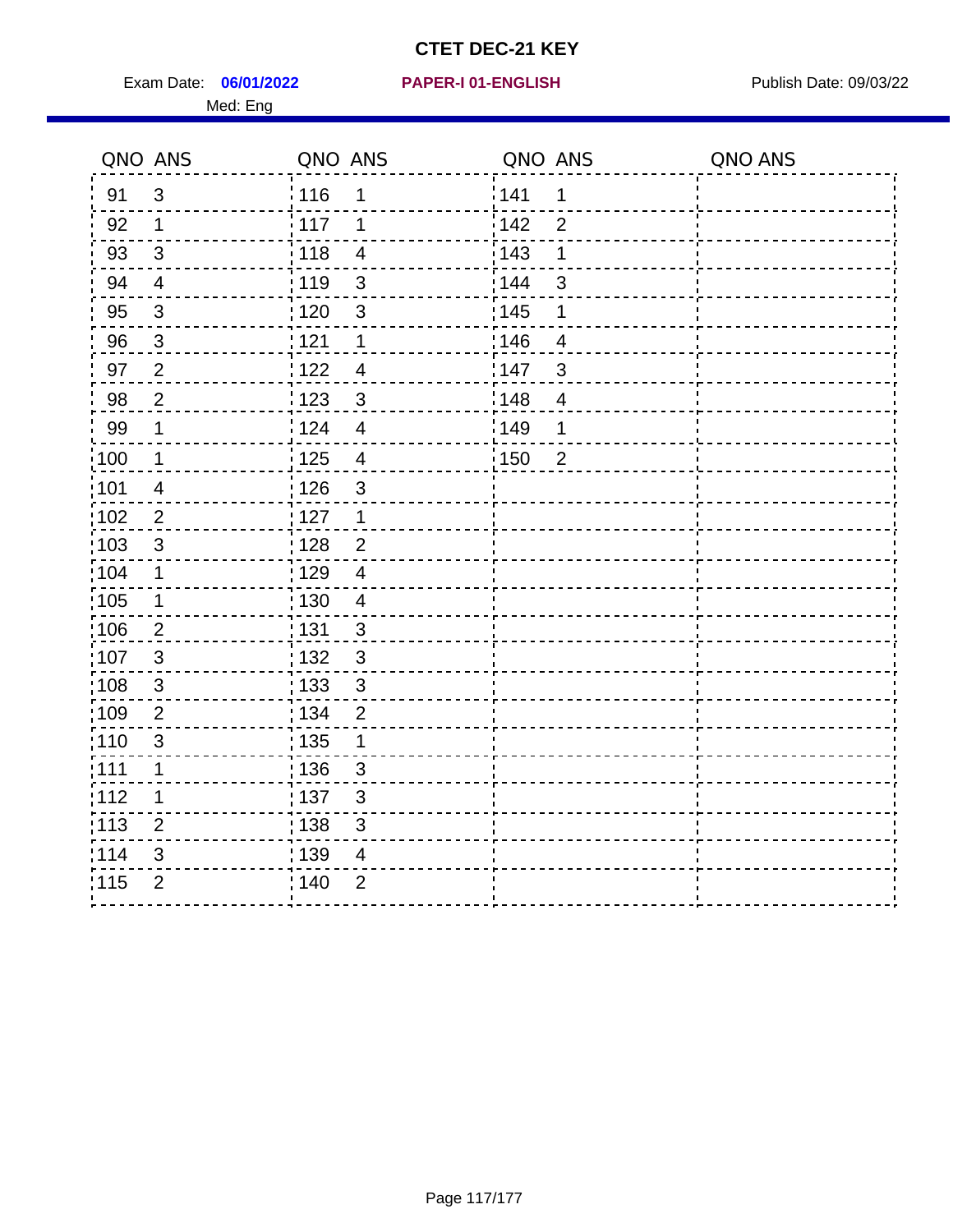# CTET DEC-21 KEY

Exam Date: **06/01/2022** **PAPER-I 01-ENGLISH** Publish Date: 09/03/22

Med: Eng

| QNO | ANS | QNO | ANS | QNO | ANS | QNO | ANS |
|---|---|---|---|---|---|---|---|
| 91 | 3 | 116 | 1 | 141 | 1 | | |
| 92 | 1 | 117 | 1 | 142 | 2 | | |
| 93 | 3 | 118 | 4 | 143 | 1 | | |
| 94 | 4 | 119 | 3 | 144 | 3 | | |
| 95 | 3 | 120 | 3 | 145 | 1 | | |
| 96 | 3 | 121 | 1 | 146 | 4 | | |
| 97 | 2 | 122 | 4 | 147 | 3 | | |
| 98 | 2 | 123 | 3 | 148 | 4 | | |
| 99 | 1 | 124 | 4 | 149 | 1 | | |
| 100 | 1 | 125 | 4 | 150 | 2 | | |
| 101 | 4 | 126 | 3 | | | | |
| 102 | 2 | 127 | 1 | | | | |
| 103 | 3 | 128 | 2 | | | | |
| 104 | 1 | 129 | 4 | | | | |
| 105 | 1 | 130 | 4 | | | | |
| 106 | 2 | 131 | 3 | | | | |
| 107 | 3 | 132 | 3 | | | | |
| 108 | 3 | 133 | 3 | | | | |
| 109 | 2 | 134 | 2 | | | | |
| 110 | 3 | 135 | 1 | | | | |
| 111 | 1 | 136 | 3 | | | | |
| 112 | 1 | 137 | 3 | | | | |
| 113 | 2 | 138 | 3 | | | | |
| 114 | 3 | 139 | 4 | | | | |
| 115 | 2 | 140 | 2 | | | | |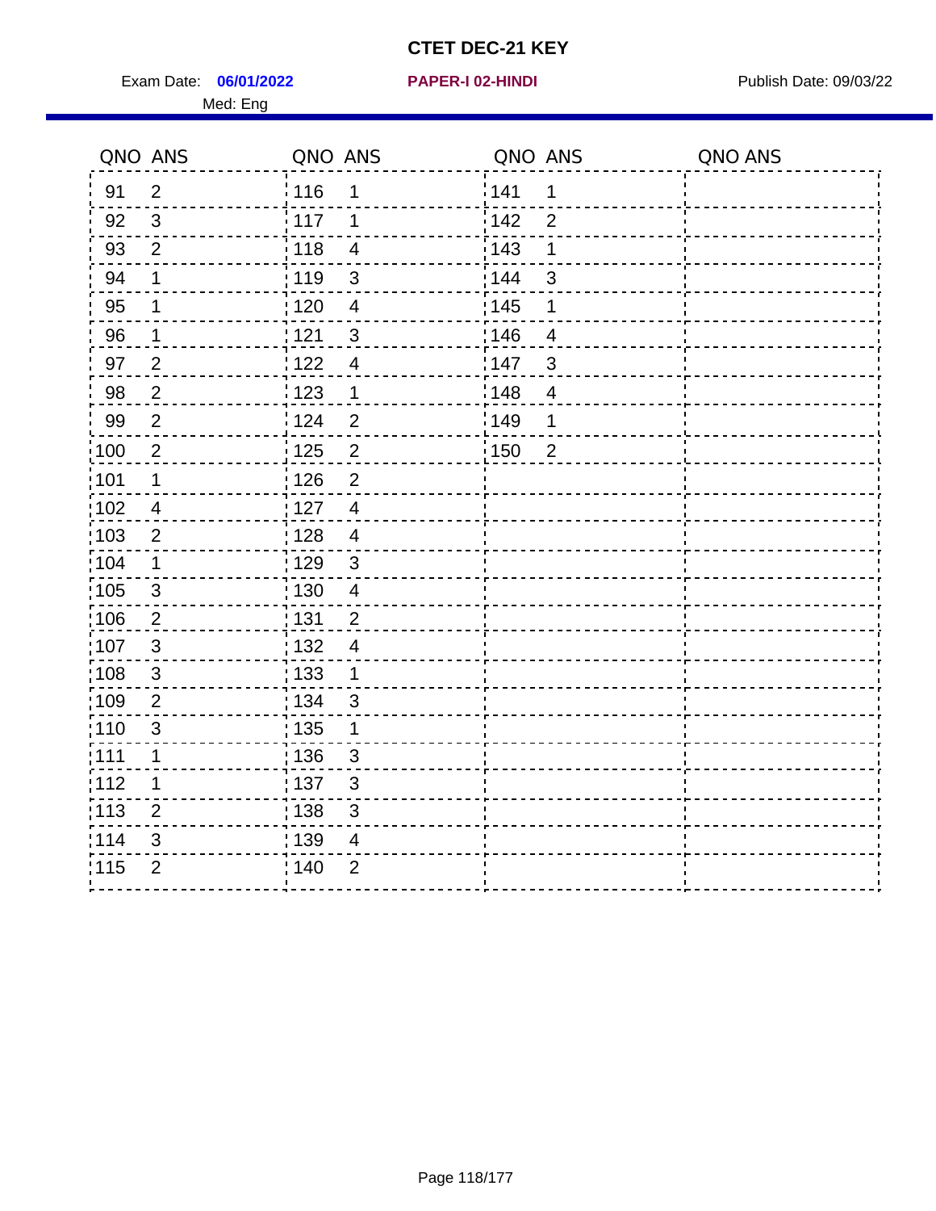# CTET DEC-21 KEY

Exam Date: **06/01/2022** **PAPER-I 02-HINDI** Publish Date: 09/03/22

Med: Eng

| QNO | ANS | QNO | ANS | QNO | ANS | QNO | ANS |
|---|---|---|---|---|---|---|---|
| 91 | 2 | 116 | 1 | 141 | 1 | | |
| 92 | 3 | 117 | 1 | 142 | 2 | | |
| 93 | 2 | 118 | 4 | 143 | 1 | | |
| 94 | 1 | 119 | 3 | 144 | 3 | | |
| 95 | 1 | 120 | 4 | 145 | 1 | | |
| 96 | 1 | 121 | 3 | 146 | 4 | | |
| 97 | 2 | 122 | 4 | 147 | 3 | | |
| 98 | 2 | 123 | 1 | 148 | 4 | | |
| 99 | 2 | 124 | 2 | 149 | 1 | | |
| 100 | 2 | 125 | 2 | 150 | 2 | | |
| 101 | 1 | 126 | 2 | | | | |
| 102 | 4 | 127 | 4 | | | | |
| 103 | 2 | 128 | 4 | | | | |
| 104 | 1 | 129 | 3 | | | | |
| 105 | 3 | 130 | 4 | | | | |
| 106 | 2 | 131 | 2 | | | | |
| 107 | 3 | 132 | 4 | | | | |
| 108 | 3 | 133 | 1 | | | | |
| 109 | 2 | 134 | 3 | | | | |
| 110 | 3 | 135 | 1 | | | | |
| 111 | 1 | 136 | 3 | | | | |
| 112 | 1 | 137 | 3 | | | | |
| 113 | 2 | 138 | 3 | | | | |
| 114 | 3 | 139 | 4 | | | | |
| 115 | 2 | 140 | 2 | | | | |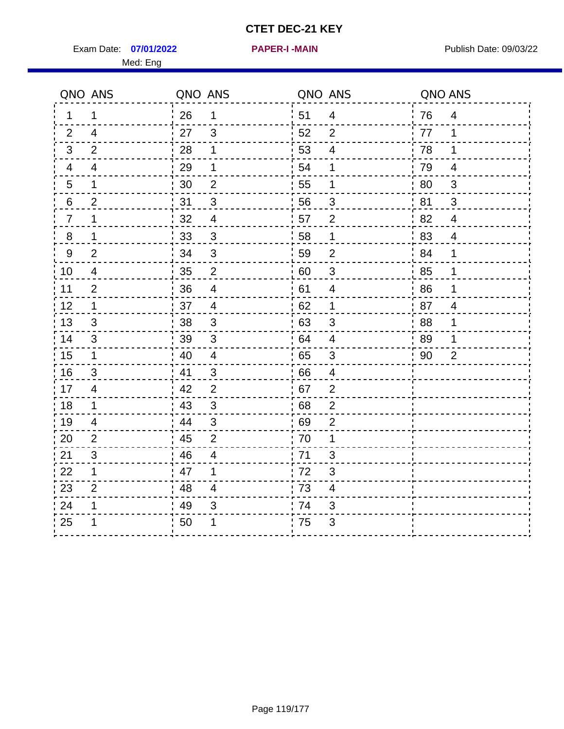# CTET DEC-21 KEY

Exam Date: **07/01/2022** **PAPER-I -MAIN** Publish Date: 09/03/22

Med: Eng

| QNO | ANS | QNO | ANS | QNO | ANS | QNO | ANS |
|---|---|---|---|---|---|---|---|
| 1 | 1 | 26 | 1 | 51 | 4 | 76 | 4 |
| 2 | 4 | 27 | 3 | 52 | 2 | 77 | 1 |
| 3 | 2 | 28 | 1 | 53 | 4 | 78 | 1 |
| 4 | 4 | 29 | 1 | 54 | 1 | 79 | 4 |
| 5 | 1 | 30 | 2 | 55 | 1 | 80 | 3 |
| 6 | 2 | 31 | 3 | 56 | 3 | 81 | 3 |
| 7 | 1 | 32 | 4 | 57 | 2 | 82 | 4 |
| 8 | 1 | 33 | 3 | 58 | 1 | 83 | 4 |
| 9 | 2 | 34 | 3 | 59 | 2 | 84 | 1 |
| 10 | 4 | 35 | 2 | 60 | 3 | 85 | 1 |
| 11 | 2 | 36 | 4 | 61 | 4 | 86 | 1 |
| 12 | 1 | 37 | 4 | 62 | 1 | 87 | 4 |
| 13 | 3 | 38 | 3 | 63 | 3 | 88 | 1 |
| 14 | 3 | 39 | 3 | 64 | 4 | 89 | 1 |
| 15 | 1 | 40 | 4 | 65 | 3 | 90 | 2 |
| 16 | 3 | 41 | 3 | 66 | 4 | | |
| 17 | 4 | 42 | 2 | 67 | 2 | | |
| 18 | 1 | 43 | 3 | 68 | 2 | | |
| 19 | 4 | 44 | 3 | 69 | 2 | | |
| 20 | 2 | 45 | 2 | 70 | 1 | | |
| 21 | 3 | 46 | 4 | 71 | 3 | | |
| 22 | 1 | 47 | 1 | 72 | 3 | | |
| 23 | 2 | 48 | 4 | 73 | 4 | | |
| 24 | 1 | 49 | 3 | 74 | 3 | | |
| 25 | 1 | 50 | 1 | 75 | 3 | | |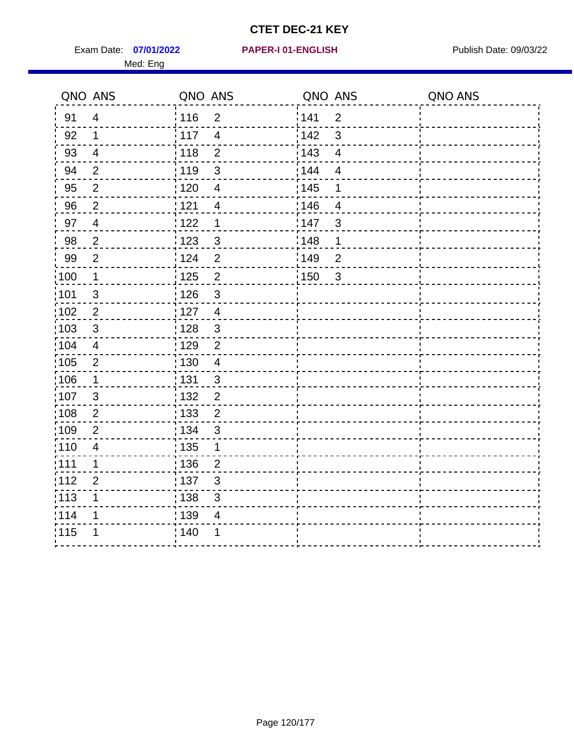# CTET DEC-21 KEY

Exam Date: **07/01/2022** **PAPER-I 01-ENGLISH** Publish Date: 09/03/22

Med: Eng

| QNO | ANS | QNO | ANS | QNO | ANS | QNO | ANS |
|---|---|---|---|---|---|---|---|
| 91 | 4 | 116 | 2 | 141 | 2 | | |
| 92 | 1 | 117 | 4 | 142 | 3 | | |
| 93 | 4 | 118 | 2 | 143 | 4 | | |
| 94 | 2 | 119 | 3 | 144 | 4 | | |
| 95 | 2 | 120 | 4 | 145 | 1 | | |
| 96 | 2 | 121 | 4 | 146 | 4 | | |
| 97 | 4 | 122 | 1 | 147 | 3 | | |
| 98 | 2 | 123 | 3 | 148 | 1 | | |
| 99 | 2 | 124 | 2 | 149 | 2 | | |
| 100 | 1 | 125 | 2 | 150 | 3 | | |
| 101 | 3 | 126 | 3 | | | | |
| 102 | 2 | 127 | 4 | | | | |
| 103 | 3 | 128 | 3 | | | | |
| 104 | 4 | 129 | 2 | | | | |
| 105 | 2 | 130 | 4 | | | | |
| 106 | 1 | 131 | 3 | | | | |
| 107 | 3 | 132 | 2 | | | | |
| 108 | 2 | 133 | 2 | | | | |
| 109 | 2 | 134 | 3 | | | | |
| 110 | 4 | 135 | 1 | | | | |
| 111 | 1 | 136 | 2 | | | | |
| 112 | 2 | 137 | 3 | | | | |
| 113 | 1 | 138 | 3 | | | | |
| 114 | 1 | 139 | 4 | | | | |
| 115 | 1 | 140 | 1 | | | | |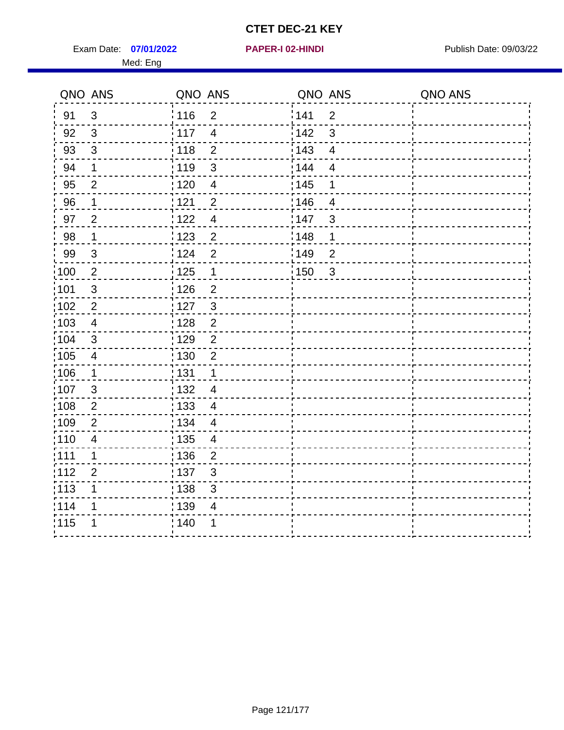# CTET DEC-21 KEY

Exam Date: **07/01/2022** **PAPER-I 02-HINDI** Publish Date: 09/03/22

Med: Eng

| QNO | ANS | QNO | ANS | QNO | ANS | QNO | ANS |
|---|---|---|---|---|---|---|---|
| 91 | 3 | 116 | 2 | 141 | 2 | | |
| 92 | 3 | 117 | 4 | 142 | 3 | | |
| 93 | 3 | 118 | 2 | 143 | 4 | | |
| 94 | 1 | 119 | 3 | 144 | 4 | | |
| 95 | 2 | 120 | 4 | 145 | 1 | | |
| 96 | 1 | 121 | 2 | 146 | 4 | | |
| 97 | 2 | 122 | 4 | 147 | 3 | | |
| 98 | 1 | 123 | 2 | 148 | 1 | | |
| 99 | 3 | 124 | 2 | 149 | 2 | | |
| 100 | 2 | 125 | 1 | 150 | 3 | | |
| 101 | 3 | 126 | 2 | | | | |
| 102 | 2 | 127 | 3 | | | | |
| 103 | 4 | 128 | 2 | | | | |
| 104 | 3 | 129 | 2 | | | | |
| 105 | 4 | 130 | 2 | | | | |
| 106 | 1 | 131 | 1 | | | | |
| 107 | 3 | 132 | 4 | | | | |
| 108 | 2 | 133 | 4 | | | | |
| 109 | 2 | 134 | 4 | | | | |
| 110 | 4 | 135 | 4 | | | | |
| 111 | 1 | 136 | 2 | | | | |
| 112 | 2 | 137 | 3 | | | | |
| 113 | 1 | 138 | 3 | | | | |
| 114 | 1 | 139 | 4 | | | | |
| 115 | 1 | 140 | 1 | | | | |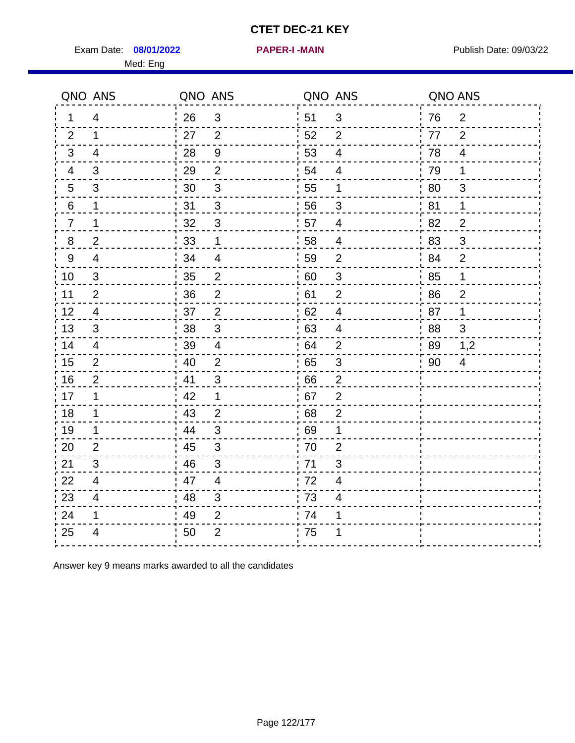# CTET DEC-21 KEY

Exam Date: **08/01/2022** **PAPER-I -MAIN** Publish Date: 09/03/22

Med: Eng

| QNO | ANS | QNO | ANS | QNO | ANS | QNO | ANS |
|---|---|---|---|---|---|---|---|
| 1 | 4 | 26 | 3 | 51 | 3 | 76 | 2 |
| 2 | 1 | 27 | 2 | 52 | 2 | 77 | 2 |
| 3 | 4 | 28 | 9 | 53 | 4 | 78 | 4 |
| 4 | 3 | 29 | 2 | 54 | 4 | 79 | 1 |
| 5 | 3 | 30 | 3 | 55 | 1 | 80 | 3 |
| 6 | 1 | 31 | 3 | 56 | 3 | 81 | 1 |
| 7 | 1 | 32 | 3 | 57 | 4 | 82 | 2 |
| 8 | 2 | 33 | 1 | 58 | 4 | 83 | 3 |
| 9 | 4 | 34 | 4 | 59 | 2 | 84 | 2 |
| 10 | 3 | 35 | 2 | 60 | 3 | 85 | 1 |
| 11 | 2 | 36 | 2 | 61 | 2 | 86 | 2 |
| 12 | 4 | 37 | 2 | 62 | 4 | 87 | 1 |
| 13 | 3 | 38 | 3 | 63 | 4 | 88 | 3 |
| 14 | 4 | 39 | 4 | 64 | 2 | 89 | 1,2 |
| 15 | 2 | 40 | 2 | 65 | 3 | 90 | 4 |
| 16 | 2 | 41 | 3 | 66 | 2 | | |
| 17 | 1 | 42 | 1 | 67 | 2 | | |
| 18 | 1 | 43 | 2 | 68 | 2 | | |
| 19 | 1 | 44 | 3 | 69 | 1 | | |
| 20 | 2 | 45 | 3 | 70 | 2 | | |
| 21 | 3 | 46 | 3 | 71 | 3 | | |
| 22 | 4 | 47 | 4 | 72 | 4 | | |
| 23 | 4 | 48 | 3 | 73 | 4 | | |
| 24 | 1 | 49 | 2 | 74 | 1 | | |
| 25 | 4 | 50 | 2 | 75 | 1 | | |

Answer key 9 means marks awarded to all the candidates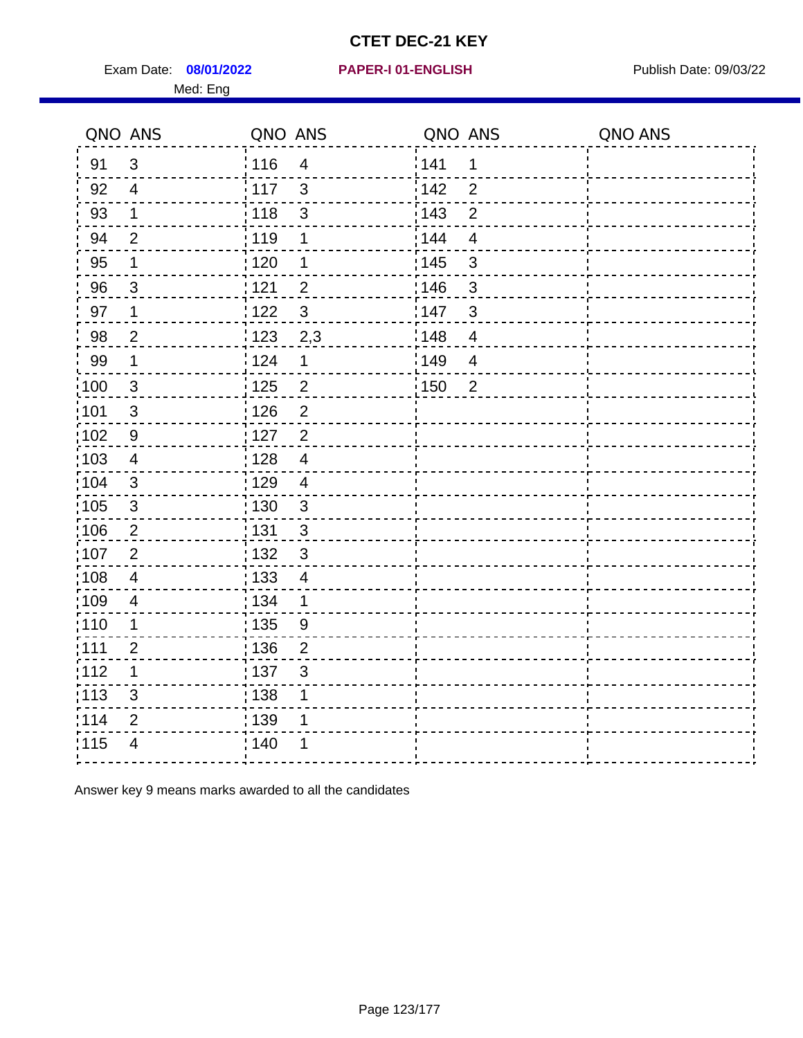# CTET DEC-21 KEY

Exam Date: **08/01/2022** **PAPER-I 01-ENGLISH** Publish Date: 09/03/22

Med: Eng

| QNO | ANS | QNO | ANS | QNO | ANS | QNO | ANS |
|---|---|---|---|---|---|---|---|
| 91 | 3 | 116 | 4 | 141 | 1 | | |
| 92 | 4 | 117 | 3 | 142 | 2 | | |
| 93 | 1 | 118 | 3 | 143 | 2 | | |
| 94 | 2 | 119 | 1 | 144 | 4 | | |
| 95 | 1 | 120 | 1 | 145 | 3 | | |
| 96 | 3 | 121 | 2 | 146 | 3 | | |
| 97 | 1 | 122 | 3 | 147 | 3 | | |
| 98 | 2 | 123 | 2,3 | 148 | 4 | | |
| 99 | 1 | 124 | 1 | 149 | 4 | | |
| 100 | 3 | 125 | 2 | 150 | 2 | | |
| 101 | 3 | 126 | 2 | | | | |
| 102 | 9 | 127 | 2 | | | | |
| 103 | 4 | 128 | 4 | | | | |
| 104 | 3 | 129 | 4 | | | | |
| 105 | 3 | 130 | 3 | | | | |
| 106 | 2 | 131 | 3 | | | | |
| 107 | 2 | 132 | 3 | | | | |
| 108 | 4 | 133 | 4 | | | | |
| 109 | 4 | 134 | 1 | | | | |
| 110 | 1 | 135 | 9 | | | | |
| 111 | 2 | 136 | 2 | | | | |
| 112 | 1 | 137 | 3 | | | | |
| 113 | 3 | 138 | 1 | | | | |
| 114 | 2 | 139 | 1 | | | | |
| 115 | 4 | 140 | 1 | | | | |

Answer key 9 means marks awarded to all the candidates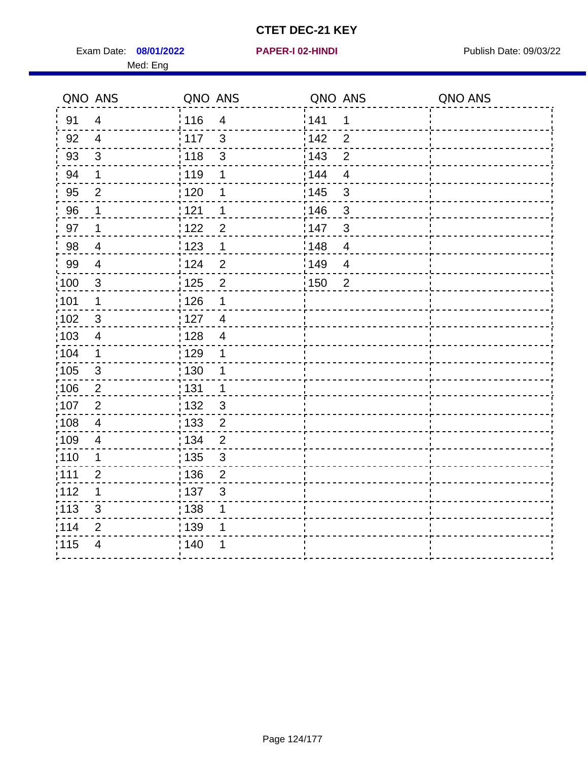# CTET DEC-21 KEY

Exam Date: **08/01/2022** **PAPER-I 02-HINDI** Publish Date: 09/03/22

Med: Eng

| QNO | ANS | QNO | ANS | QNO | ANS | QNO | ANS |
|---|---|---|---|---|---|---|---|
| 91 | 4 | 116 | 4 | 141 | 1 | | |
| 92 | 4 | 117 | 3 | 142 | 2 | | |
| 93 | 3 | 118 | 3 | 143 | 2 | | |
| 94 | 1 | 119 | 1 | 144 | 4 | | |
| 95 | 2 | 120 | 1 | 145 | 3 | | |
| 96 | 1 | 121 | 1 | 146 | 3 | | |
| 97 | 1 | 122 | 2 | 147 | 3 | | |
| 98 | 4 | 123 | 1 | 148 | 4 | | |
| 99 | 4 | 124 | 2 | 149 | 4 | | |
| 100 | 3 | 125 | 2 | 150 | 2 | | |
| 101 | 1 | 126 | 1 | | | | |
| 102 | 3 | 127 | 4 | | | | |
| 103 | 4 | 128 | 4 | | | | |
| 104 | 1 | 129 | 1 | | | | |
| 105 | 3 | 130 | 1 | | | | |
| 106 | 2 | 131 | 1 | | | | |
| 107 | 2 | 132 | 3 | | | | |
| 108 | 4 | 133 | 2 | | | | |
| 109 | 4 | 134 | 2 | | | | |
| 110 | 1 | 135 | 3 | | | | |
| 111 | 2 | 136 | 2 | | | | |
| 112 | 1 | 137 | 3 | | | | |
| 113 | 3 | 138 | 1 | | | | |
| 114 | 2 | 139 | 1 | | | | |
| 115 | 4 | 140 | 1 | | | | |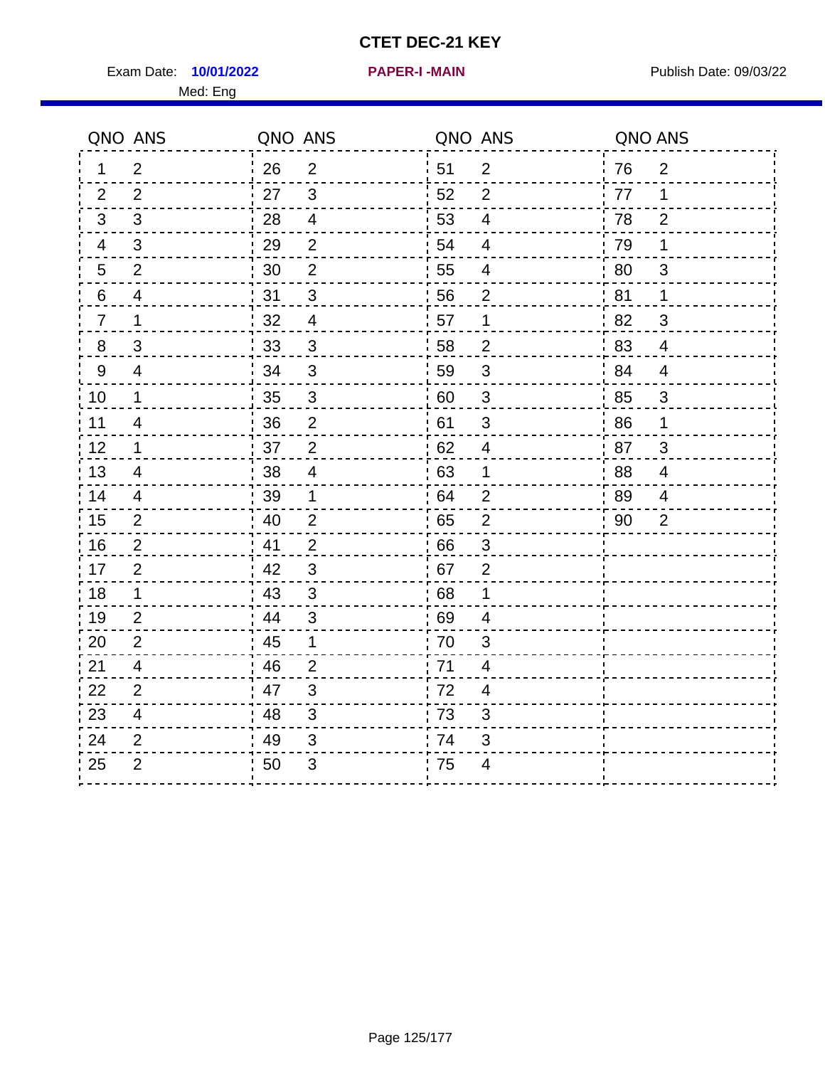# CTET DEC-21 KEY

Exam Date: **10/01/2022** **PAPER-I -MAIN** Publish Date: 09/03/22

Med: Eng

| QNO | ANS | QNO | ANS | QNO | ANS | QNO | ANS |
|---|---|---|---|---|---|---|---|
| 1 | 2 | 26 | 2 | 51 | 2 | 76 | 2 |
| 2 | 2 | 27 | 3 | 52 | 2 | 77 | 1 |
| 3 | 3 | 28 | 4 | 53 | 4 | 78 | 2 |
| 4 | 3 | 29 | 2 | 54 | 4 | 79 | 1 |
| 5 | 2 | 30 | 2 | 55 | 4 | 80 | 3 |
| 6 | 4 | 31 | 3 | 56 | 2 | 81 | 1 |
| 7 | 1 | 32 | 4 | 57 | 1 | 82 | 3 |
| 8 | 3 | 33 | 3 | 58 | 2 | 83 | 4 |
| 9 | 4 | 34 | 3 | 59 | 3 | 84 | 4 |
| 10 | 1 | 35 | 3 | 60 | 3 | 85 | 3 |
| 11 | 4 | 36 | 2 | 61 | 3 | 86 | 1 |
| 12 | 1 | 37 | 2 | 62 | 4 | 87 | 3 |
| 13 | 4 | 38 | 4 | 63 | 1 | 88 | 4 |
| 14 | 4 | 39 | 1 | 64 | 2 | 89 | 4 |
| 15 | 2 | 40 | 2 | 65 | 2 | 90 | 2 |
| 16 | 2 | 41 | 2 | 66 | 3 | | |
| 17 | 2 | 42 | 3 | 67 | 2 | | |
| 18 | 1 | 43 | 3 | 68 | 1 | | |
| 19 | 2 | 44 | 3 | 69 | 4 | | |
| 20 | 2 | 45 | 1 | 70 | 3 | | |
| 21 | 4 | 46 | 2 | 71 | 4 | | |
| 22 | 2 | 47 | 3 | 72 | 4 | | |
| 23 | 4 | 48 | 3 | 73 | 3 | | |
| 24 | 2 | 49 | 3 | 74 | 3 | | |
| 25 | 2 | 50 | 3 | 75 | 4 | | |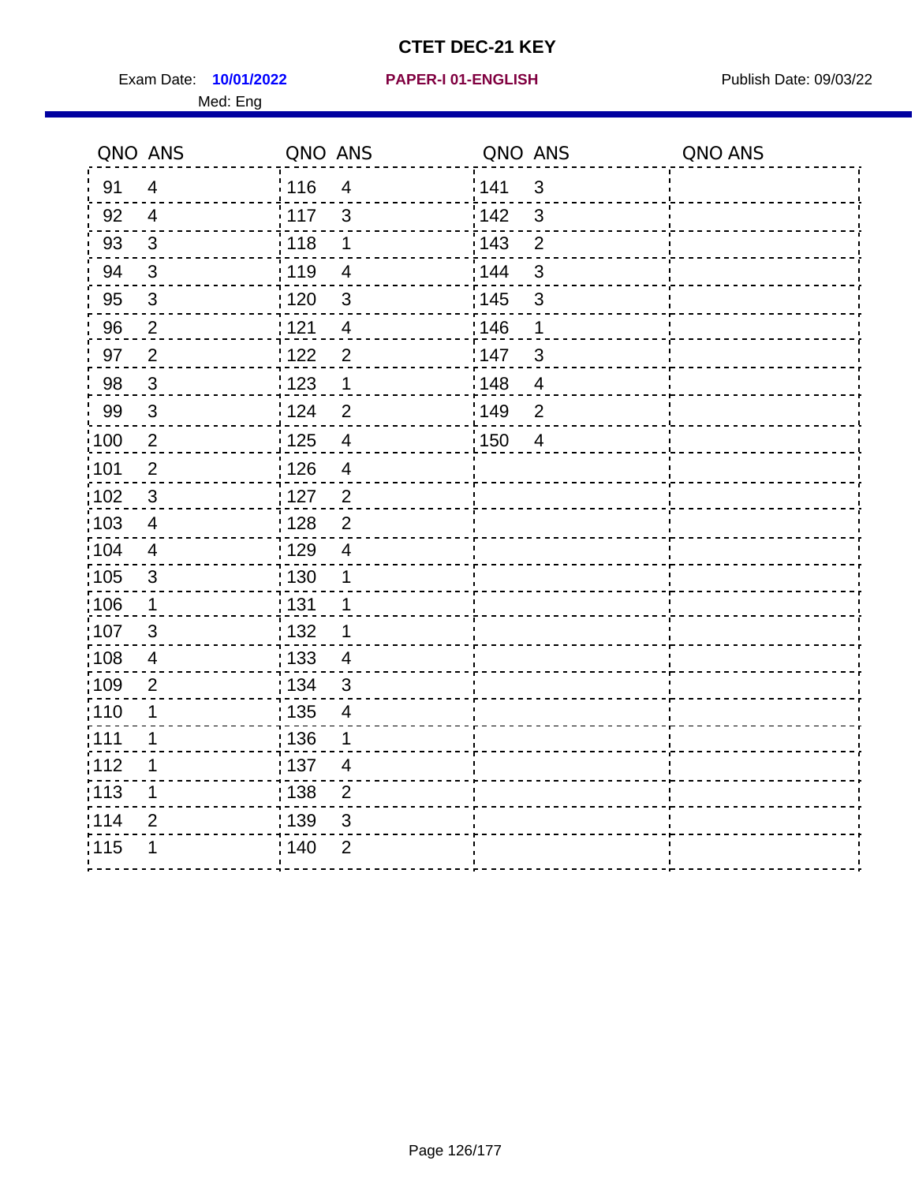# CTET DEC-21 KEY

Exam Date: **10/01/2022** **PAPER-I 01-ENGLISH** Publish Date: 09/03/22

Med: Eng

| QNO | ANS | QNO | ANS | QNO | ANS | QNO | ANS |
|---|---|---|---|---|---|---|---|
| 91 | 4 | 116 | 4 | 141 | 3 | | |
| 92 | 4 | 117 | 3 | 142 | 3 | | |
| 93 | 3 | 118 | 1 | 143 | 2 | | |
| 94 | 3 | 119 | 4 | 144 | 3 | | |
| 95 | 3 | 120 | 3 | 145 | 3 | | |
| 96 | 2 | 121 | 4 | 146 | 1 | | |
| 97 | 2 | 122 | 2 | 147 | 3 | | |
| 98 | 3 | 123 | 1 | 148 | 4 | | |
| 99 | 3 | 124 | 2 | 149 | 2 | | |
| 100 | 2 | 125 | 4 | 150 | 4 | | |
| 101 | 2 | 126 | 4 | | | | |
| 102 | 3 | 127 | 2 | | | | |
| 103 | 4 | 128 | 2 | | | | |
| 104 | 4 | 129 | 4 | | | | |
| 105 | 3 | 130 | 1 | | | | |
| 106 | 1 | 131 | 1 | | | | |
| 107 | 3 | 132 | 1 | | | | |
| 108 | 4 | 133 | 4 | | | | |
| 109 | 2 | 134 | 3 | | | | |
| 110 | 1 | 135 | 4 | | | | |
| 111 | 1 | 136 | 1 | | | | |
| 112 | 1 | 137 | 4 | | | | |
| 113 | 1 | 138 | 2 | | | | |
| 114 | 2 | 139 | 3 | | | | |
| 115 | 1 | 140 | 2 | | | | |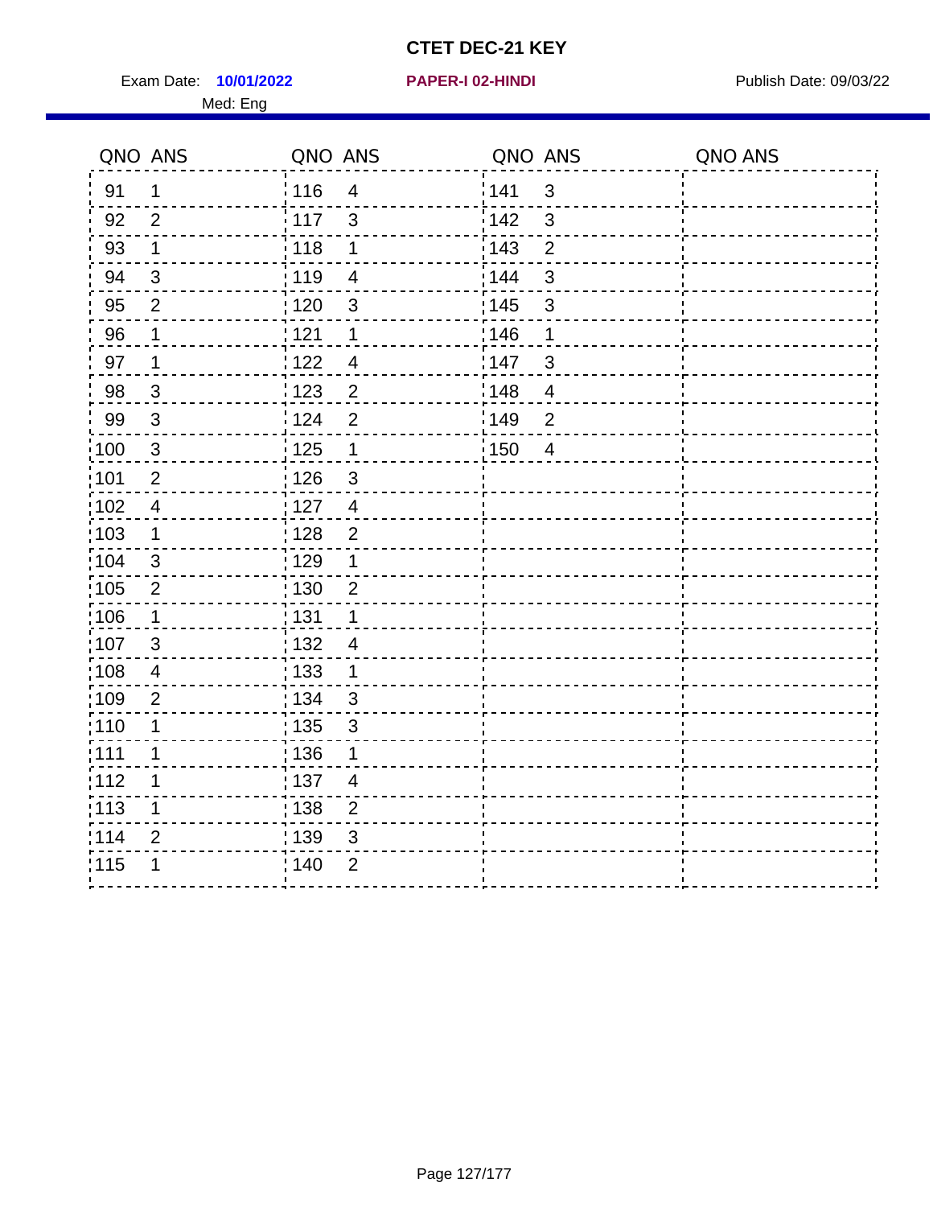# CTET DEC-21 KEY

Exam Date: **10/01/2022** **PAPER-I 02-HINDI** Publish Date: 09/03/22

Med: Eng

| QNO | ANS | QNO | ANS | QNO | ANS | QNO | ANS |
|---|---|---|---|---|---|---|---|
| 91 | 1 | 116 | 4 | 141 | 3 | | |
| 92 | 2 | 117 | 3 | 142 | 3 | | |
| 93 | 1 | 118 | 1 | 143 | 2 | | |
| 94 | 3 | 119 | 4 | 144 | 3 | | |
| 95 | 2 | 120 | 3 | 145 | 3 | | |
| 96 | 1 | 121 | 1 | 146 | 1 | | |
| 97 | 1 | 122 | 4 | 147 | 3 | | |
| 98 | 3 | 123 | 2 | 148 | 4 | | |
| 99 | 3 | 124 | 2 | 149 | 2 | | |
| 100 | 3 | 125 | 1 | 150 | 4 | | |
| 101 | 2 | 126 | 3 | | | | |
| 102 | 4 | 127 | 4 | | | | |
| 103 | 1 | 128 | 2 | | | | |
| 104 | 3 | 129 | 1 | | | | |
| 105 | 2 | 130 | 2 | | | | |
| 106 | 1 | 131 | 1 | | | | |
| 107 | 3 | 132 | 4 | | | | |
| 108 | 4 | 133 | 1 | | | | |
| 109 | 2 | 134 | 3 | | | | |
| 110 | 1 | 135 | 3 | | | | |
| 111 | 1 | 136 | 1 | | | | |
| 112 | 1 | 137 | 4 | | | | |
| 113 | 1 | 138 | 2 | | | | |
| 114 | 2 | 139 | 3 | | | | |
| 115 | 1 | 140 | 2 | | | | |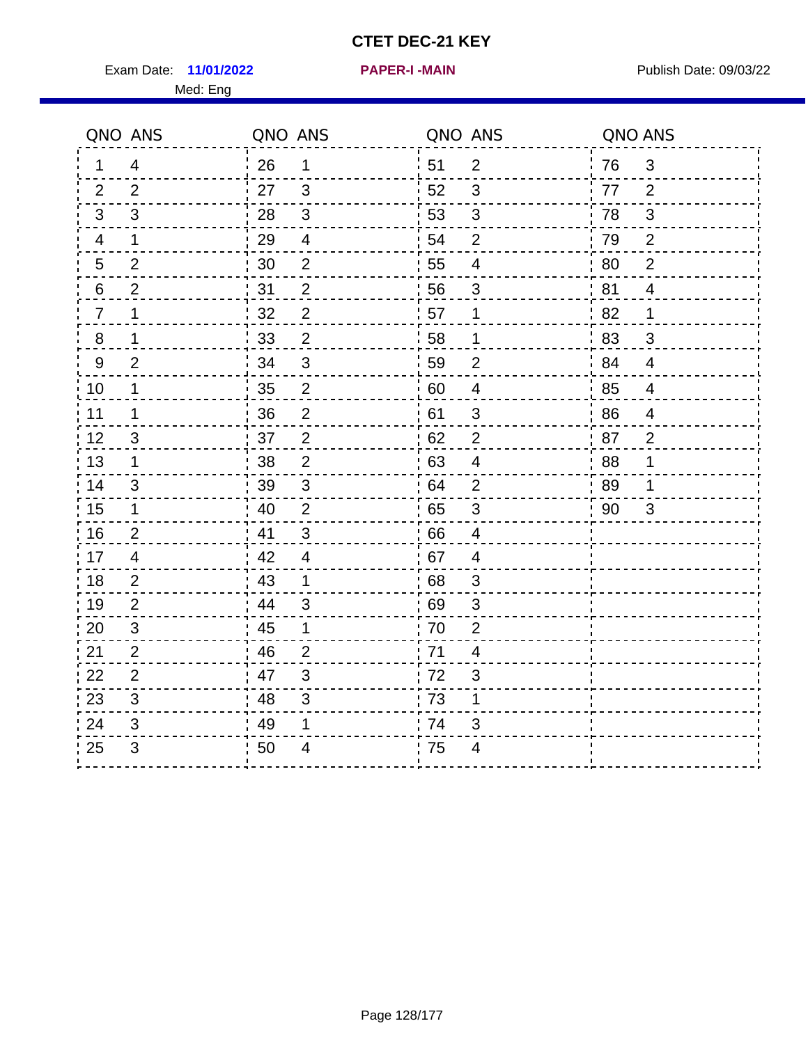# CTET DEC-21 KEY

Exam Date: **11/01/2022** **PAPER-I -MAIN** Publish Date: 09/03/22

Med: Eng

| QNO | ANS | QNO | ANS | QNO | ANS | QNO | ANS |
|---|---|---|---|---|---|---|---|
| 1 | 4 | 26 | 1 | 51 | 2 | 76 | 3 |
| 2 | 2 | 27 | 3 | 52 | 3 | 77 | 2 |
| 3 | 3 | 28 | 3 | 53 | 3 | 78 | 3 |
| 4 | 1 | 29 | 4 | 54 | 2 | 79 | 2 |
| 5 | 2 | 30 | 2 | 55 | 4 | 80 | 2 |
| 6 | 2 | 31 | 2 | 56 | 3 | 81 | 4 |
| 7 | 1 | 32 | 2 | 57 | 1 | 82 | 1 |
| 8 | 1 | 33 | 2 | 58 | 1 | 83 | 3 |
| 9 | 2 | 34 | 3 | 59 | 2 | 84 | 4 |
| 10 | 1 | 35 | 2 | 60 | 4 | 85 | 4 |
| 11 | 1 | 36 | 2 | 61 | 3 | 86 | 4 |
| 12 | 3 | 37 | 2 | 62 | 2 | 87 | 2 |
| 13 | 1 | 38 | 2 | 63 | 4 | 88 | 1 |
| 14 | 3 | 39 | 3 | 64 | 2 | 89 | 1 |
| 15 | 1 | 40 | 2 | 65 | 3 | 90 | 3 |
| 16 | 2 | 41 | 3 | 66 | 4 | | |
| 17 | 4 | 42 | 4 | 67 | 4 | | |
| 18 | 2 | 43 | 1 | 68 | 3 | | |
| 19 | 2 | 44 | 3 | 69 | 3 | | |
| 20 | 3 | 45 | 1 | 70 | 2 | | |
| 21 | 2 | 46 | 2 | 71 | 4 | | |
| 22 | 2 | 47 | 3 | 72 | 3 | | |
| 23 | 3 | 48 | 3 | 73 | 1 | | |
| 24 | 3 | 49 | 1 | 74 | 3 | | |
| 25 | 3 | 50 | 4 | 75 | 4 | | |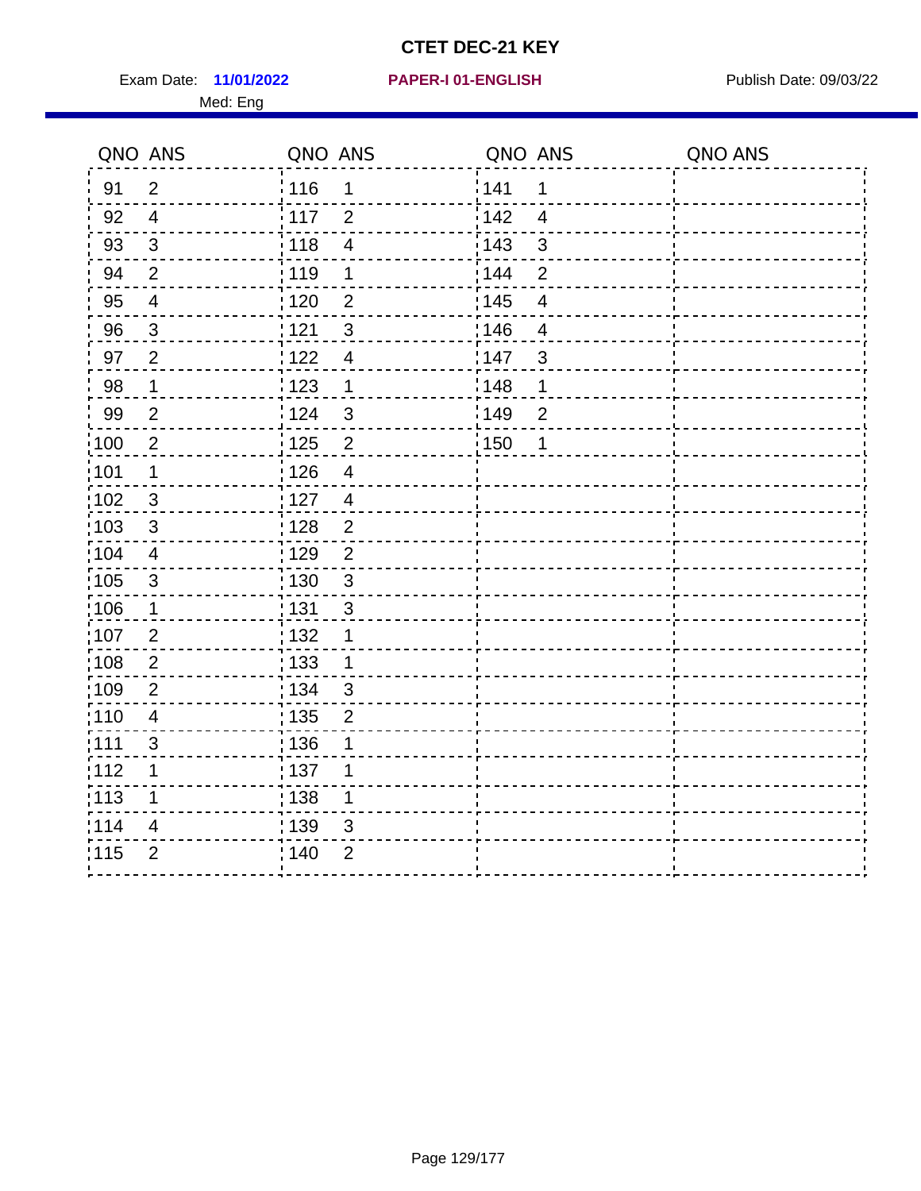# CTET DEC-21 KEY

Exam Date: **11/01/2022** **PAPER-I 01-ENGLISH** Publish Date: 09/03/22

Med: Eng

| QNO | ANS | QNO | ANS | QNO | ANS | QNO | ANS |
|---|---|---|---|---|---|---|---|
| 91 | 2 | 116 | 1 | 141 | 1 | | |
| 92 | 4 | 117 | 2 | 142 | 4 | | |
| 93 | 3 | 118 | 4 | 143 | 3 | | |
| 94 | 2 | 119 | 1 | 144 | 2 | | |
| 95 | 4 | 120 | 2 | 145 | 4 | | |
| 96 | 3 | 121 | 3 | 146 | 4 | | |
| 97 | 2 | 122 | 4 | 147 | 3 | | |
| 98 | 1 | 123 | 1 | 148 | 1 | | |
| 99 | 2 | 124 | 3 | 149 | 2 | | |
| 100 | 2 | 125 | 2 | 150 | 1 | | |
| 101 | 1 | 126 | 4 | | | | |
| 102 | 3 | 127 | 4 | | | | |
| 103 | 3 | 128 | 2 | | | | |
| 104 | 4 | 129 | 2 | | | | |
| 105 | 3 | 130 | 3 | | | | |
| 106 | 1 | 131 | 3 | | | | |
| 107 | 2 | 132 | 1 | | | | |
| 108 | 2 | 133 | 1 | | | | |
| 109 | 2 | 134 | 3 | | | | |
| 110 | 4 | 135 | 2 | | | | |
| 111 | 3 | 136 | 1 | | | | |
| 112 | 1 | 137 | 1 | | | | |
| 113 | 1 | 138 | 1 | | | | |
| 114 | 4 | 139 | 3 | | | | |
| 115 | 2 | 140 | 2 | | | | |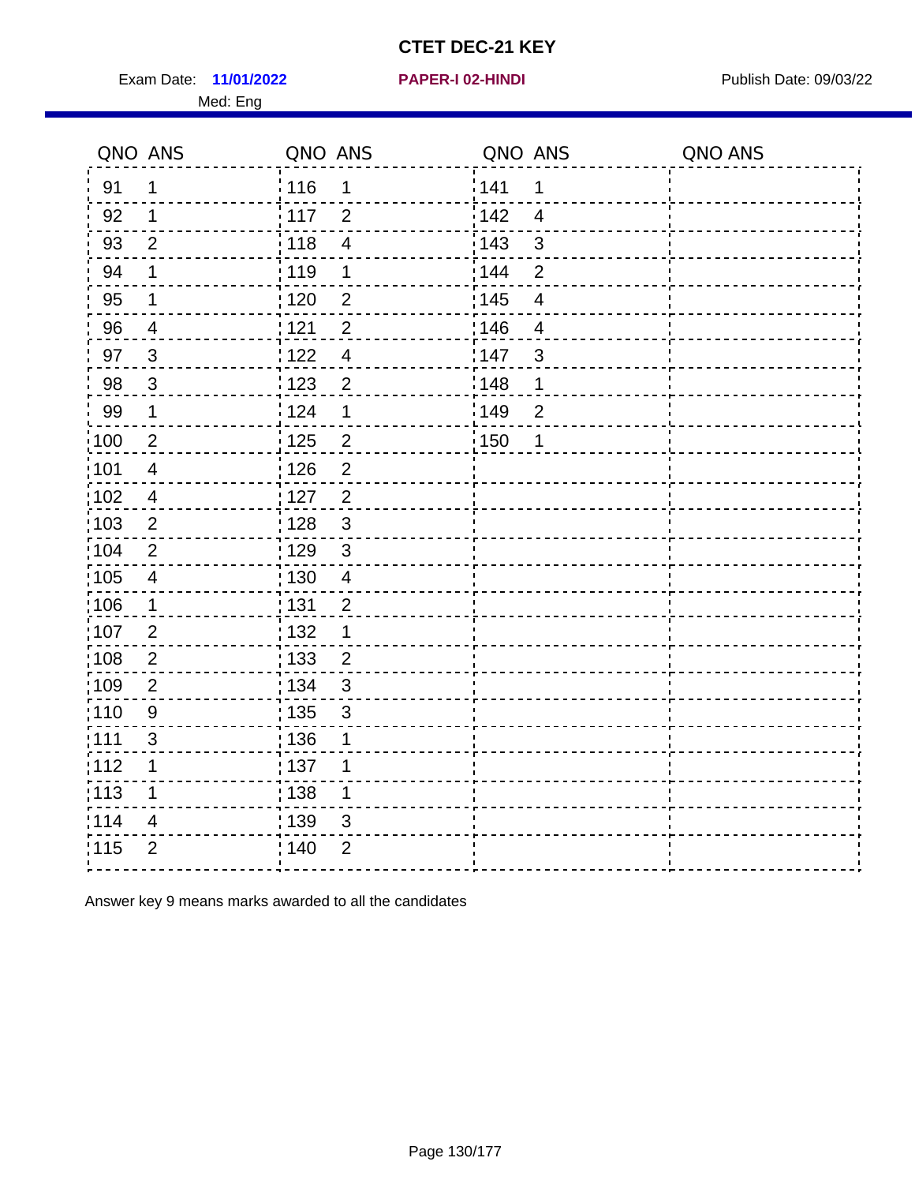# CTET DEC-21 KEY

Exam Date: **11/01/2022** **PAPER-I 02-HINDI** Publish Date: 09/03/22

Med: Eng

| QNO | ANS | QNO | ANS | QNO | ANS | QNO | ANS |
|---|---|---|---|---|---|---|---|
| 91 | 1 | 116 | 1 | 141 | 1 | | |
| 92 | 1 | 117 | 2 | 142 | 4 | | |
| 93 | 2 | 118 | 4 | 143 | 3 | | |
| 94 | 1 | 119 | 1 | 144 | 2 | | |
| 95 | 1 | 120 | 2 | 145 | 4 | | |
| 96 | 4 | 121 | 2 | 146 | 4 | | |
| 97 | 3 | 122 | 4 | 147 | 3 | | |
| 98 | 3 | 123 | 2 | 148 | 1 | | |
| 99 | 1 | 124 | 1 | 149 | 2 | | |
| 100 | 2 | 125 | 2 | 150 | 1 | | |
| 101 | 4 | 126 | 2 | | | | |
| 102 | 4 | 127 | 2 | | | | |
| 103 | 2 | 128 | 3 | | | | |
| 104 | 2 | 129 | 3 | | | | |
| 105 | 4 | 130 | 4 | | | | |
| 106 | 1 | 131 | 2 | | | | |
| 107 | 2 | 132 | 1 | | | | |
| 108 | 2 | 133 | 2 | | | | |
| 109 | 2 | 134 | 3 | | | | |
| 110 | 9 | 135 | 3 | | | | |
| 111 | 3 | 136 | 1 | | | | |
| 112 | 1 | 137 | 1 | | | | |
| 113 | 1 | 138 | 1 | | | | |
| 114 | 4 | 139 | 3 | | | | |
| 115 | 2 | 140 | 2 | | | | |

Answer key 9 means marks awarded to all the candidates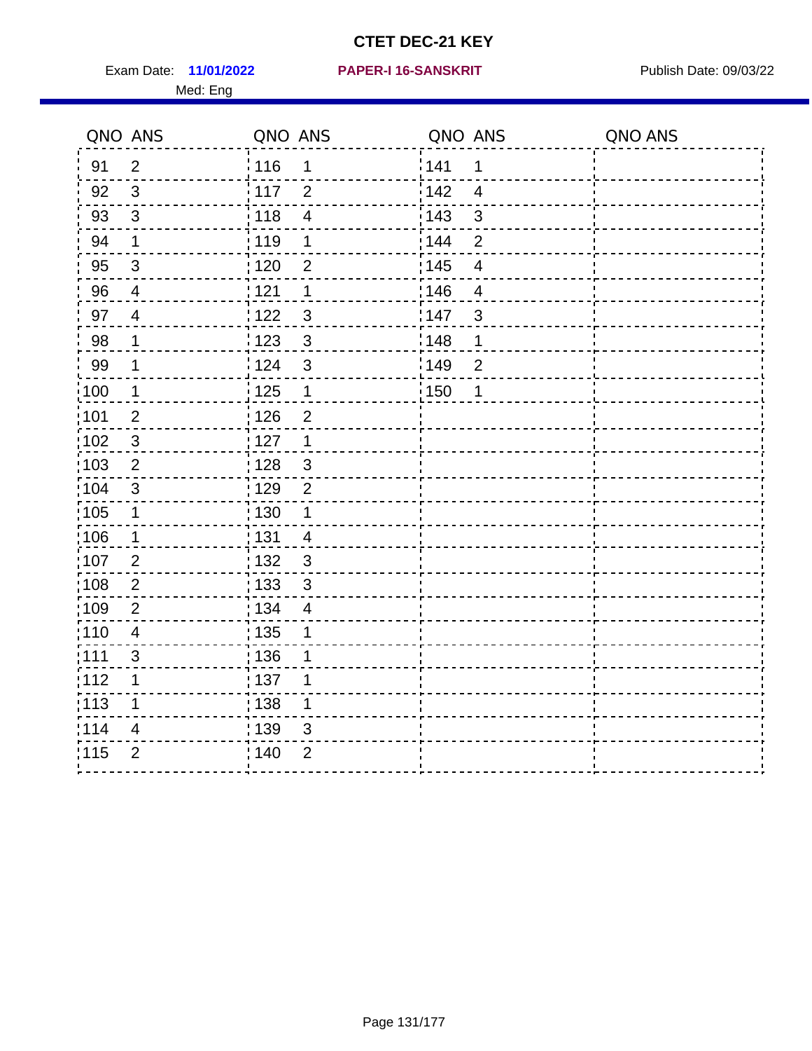# CTET DEC-21 KEY

Exam Date: **11/01/2022** **PAPER-I 16-SANSKRIT** Publish Date: 09/03/22

Med: Eng

| QNO | ANS | QNO | ANS | QNO | ANS | QNO | ANS |
|---|---|---|---|---|---|---|---|
| 91 | 2 | 116 | 1 | 141 | 1 | | |
| 92 | 3 | 117 | 2 | 142 | 4 | | |
| 93 | 3 | 118 | 4 | 143 | 3 | | |
| 94 | 1 | 119 | 1 | 144 | 2 | | |
| 95 | 3 | 120 | 2 | 145 | 4 | | |
| 96 | 4 | 121 | 1 | 146 | 4 | | |
| 97 | 4 | 122 | 3 | 147 | 3 | | |
| 98 | 1 | 123 | 3 | 148 | 1 | | |
| 99 | 1 | 124 | 3 | 149 | 2 | | |
| 100 | 1 | 125 | 1 | 150 | 1 | | |
| 101 | 2 | 126 | 2 | | | | |
| 102 | 3 | 127 | 1 | | | | |
| 103 | 2 | 128 | 3 | | | | |
| 104 | 3 | 129 | 2 | | | | |
| 105 | 1 | 130 | 1 | | | | |
| 106 | 1 | 131 | 4 | | | | |
| 107 | 2 | 132 | 3 | | | | |
| 108 | 2 | 133 | 3 | | | | |
| 109 | 2 | 134 | 4 | | | | |
| 110 | 4 | 135 | 1 | | | | |
| 111 | 3 | 136 | 1 | | | | |
| 112 | 1 | 137 | 1 | | | | |
| 113 | 1 | 138 | 1 | | | | |
| 114 | 4 | 139 | 3 | | | | |
| 115 | 2 | 140 | 2 | | | | |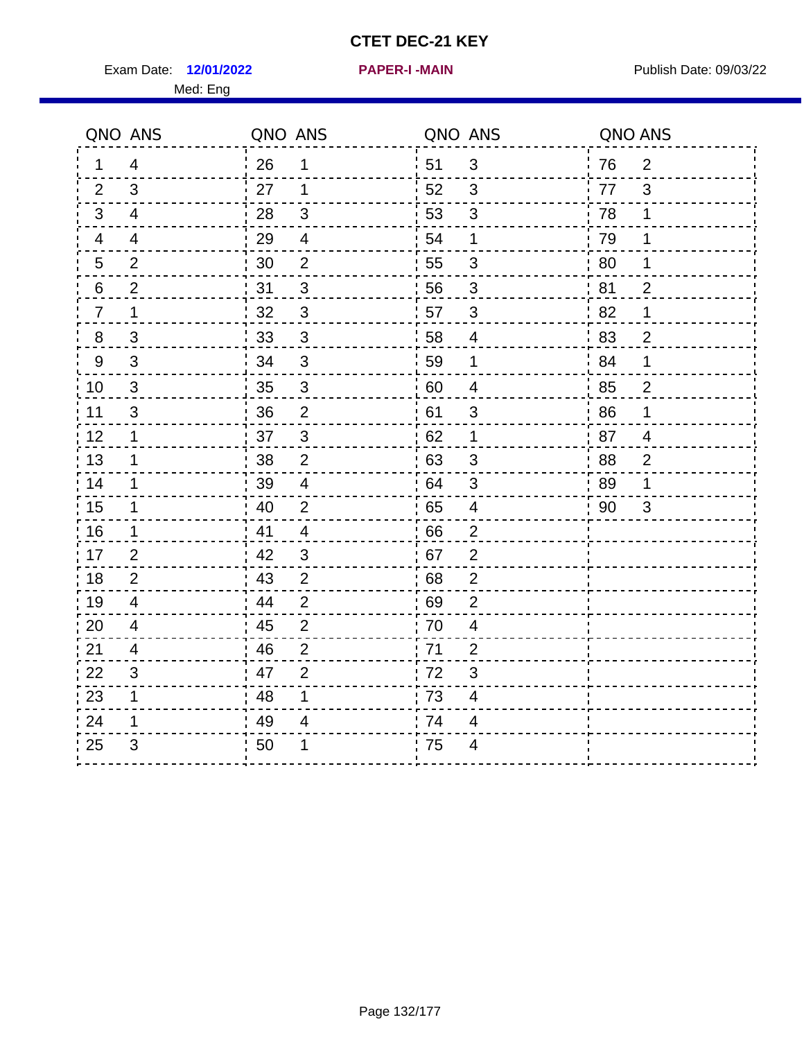# CTET DEC-21 KEY

Exam Date: **12/01/2022** **PAPER-I -MAIN** Publish Date: 09/03/22

Med: Eng

| QNO | ANS | QNO | ANS | QNO | ANS | QNO | ANS |
|---|---|---|---|---|---|---|---|
| 1 | 4 | 26 | 1 | 51 | 3 | 76 | 2 |
| 2 | 3 | 27 | 1 | 52 | 3 | 77 | 3 |
| 3 | 4 | 28 | 3 | 53 | 3 | 78 | 1 |
| 4 | 4 | 29 | 4 | 54 | 1 | 79 | 1 |
| 5 | 2 | 30 | 2 | 55 | 3 | 80 | 1 |
| 6 | 2 | 31 | 3 | 56 | 3 | 81 | 2 |
| 7 | 1 | 32 | 3 | 57 | 3 | 82 | 1 |
| 8 | 3 | 33 | 3 | 58 | 4 | 83 | 2 |
| 9 | 3 | 34 | 3 | 59 | 1 | 84 | 1 |
| 10 | 3 | 35 | 3 | 60 | 4 | 85 | 2 |
| 11 | 3 | 36 | 2 | 61 | 3 | 86 | 1 |
| 12 | 1 | 37 | 3 | 62 | 1 | 87 | 4 |
| 13 | 1 | 38 | 2 | 63 | 3 | 88 | 2 |
| 14 | 1 | 39 | 4 | 64 | 3 | 89 | 1 |
| 15 | 1 | 40 | 2 | 65 | 4 | 90 | 3 |
| 16 | 1 | 41 | 4 | 66 | 2 | | |
| 17 | 2 | 42 | 3 | 67 | 2 | | |
| 18 | 2 | 43 | 2 | 68 | 2 | | |
| 19 | 4 | 44 | 2 | 69 | 2 | | |
| 20 | 4 | 45 | 2 | 70 | 4 | | |
| 21 | 4 | 46 | 2 | 71 | 2 | | |
| 22 | 3 | 47 | 2 | 72 | 3 | | |
| 23 | 1 | 48 | 1 | 73 | 4 | | |
| 24 | 1 | 49 | 4 | 74 | 4 | | |
| 25 | 3 | 50 | 1 | 75 | 4 | | |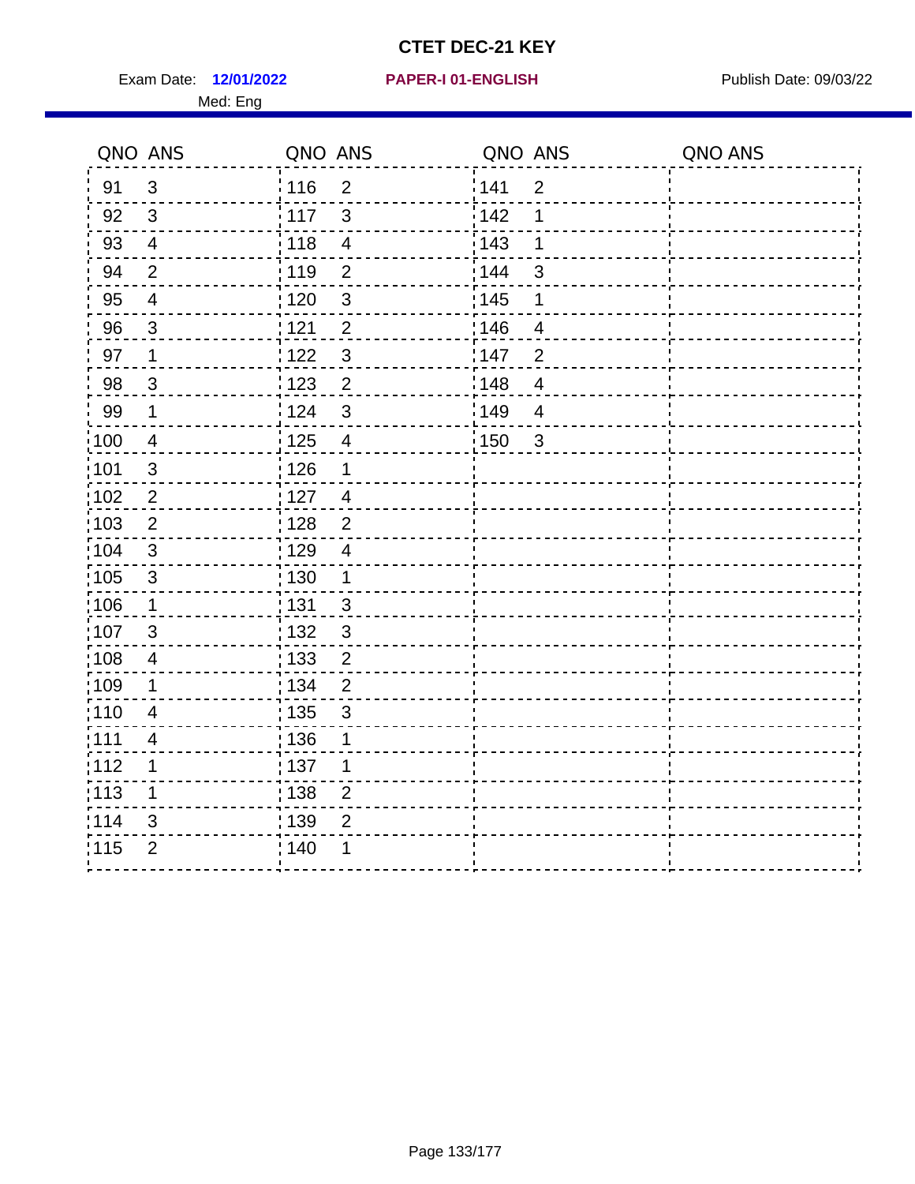# CTET DEC-21 KEY

Exam Date: **12/01/2022** **PAPER-I 01-ENGLISH** Publish Date: 09/03/22

Med: Eng

| QNO | ANS | QNO | ANS | QNO | ANS | QNO | ANS |
|---|---|---|---|---|---|---|---|
| 91 | 3 | 116 | 2 | 141 | 2 | | |
| 92 | 3 | 117 | 3 | 142 | 1 | | |
| 93 | 4 | 118 | 4 | 143 | 1 | | |
| 94 | 2 | 119 | 2 | 144 | 3 | | |
| 95 | 4 | 120 | 3 | 145 | 1 | | |
| 96 | 3 | 121 | 2 | 146 | 4 | | |
| 97 | 1 | 122 | 3 | 147 | 2 | | |
| 98 | 3 | 123 | 2 | 148 | 4 | | |
| 99 | 1 | 124 | 3 | 149 | 4 | | |
| 100 | 4 | 125 | 4 | 150 | 3 | | |
| 101 | 3 | 126 | 1 | | | | |
| 102 | 2 | 127 | 4 | | | | |
| 103 | 2 | 128 | 2 | | | | |
| 104 | 3 | 129 | 4 | | | | |
| 105 | 3 | 130 | 1 | | | | |
| 106 | 1 | 131 | 3 | | | | |
| 107 | 3 | 132 | 3 | | | | |
| 108 | 4 | 133 | 2 | | | | |
| 109 | 1 | 134 | 2 | | | | |
| 110 | 4 | 135 | 3 | | | | |
| 111 | 4 | 136 | 1 | | | | |
| 112 | 1 | 137 | 1 | | | | |
| 113 | 1 | 138 | 2 | | | | |
| 114 | 3 | 139 | 2 | | | | |
| 115 | 2 | 140 | 1 | | | | |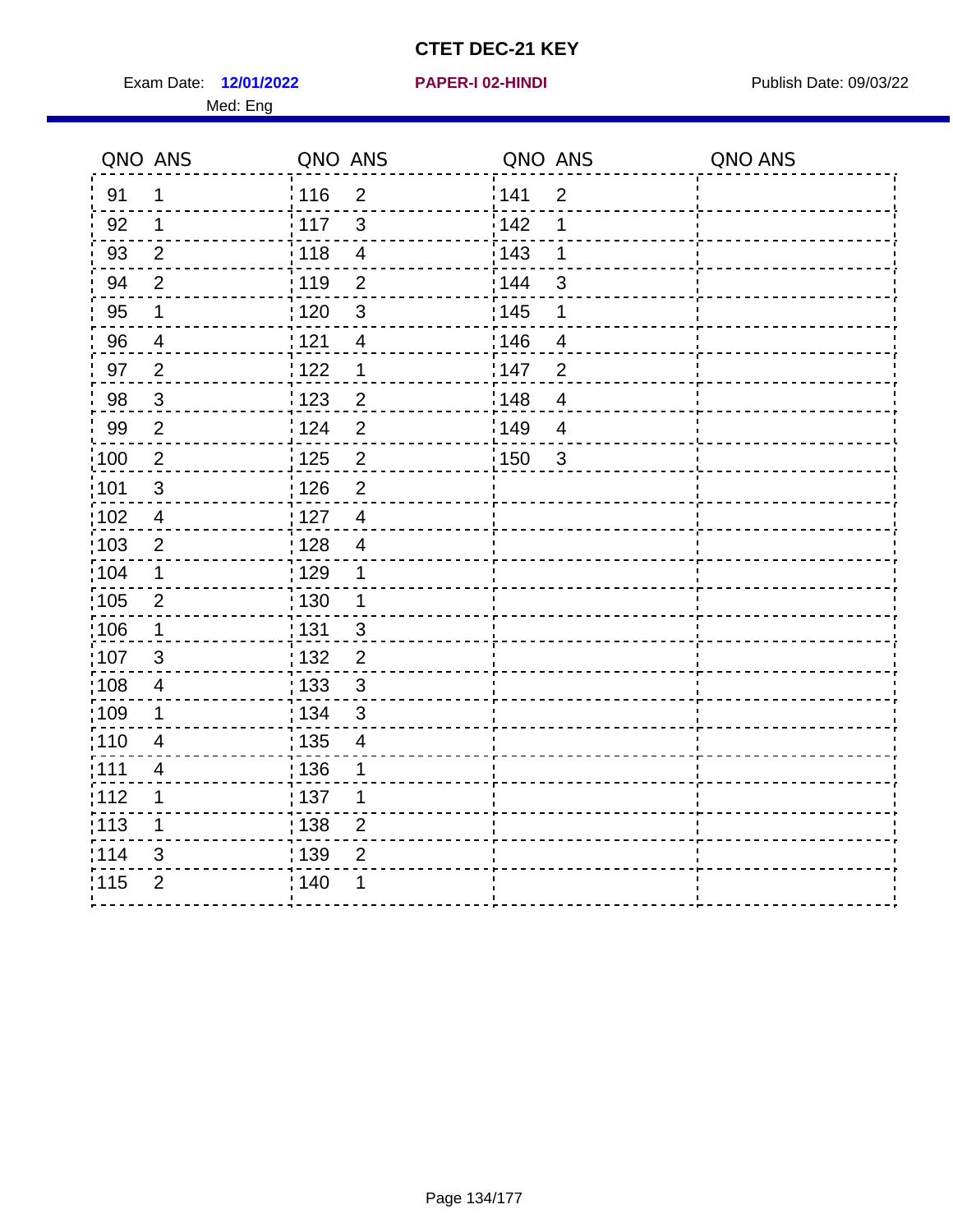# CTET DEC-21 KEY

Exam Date: **12/01/2022** **PAPER-I 02-HINDI** Publish Date: 09/03/22

Med: Eng

| QNO | ANS | QNO | ANS | QNO | ANS | QNO | ANS |
|---|---|---|---|---|---|---|---|
| 91 | 1 | 116 | 2 | 141 | 2 | | |
| 92 | 1 | 117 | 3 | 142 | 1 | | |
| 93 | 2 | 118 | 4 | 143 | 1 | | |
| 94 | 2 | 119 | 2 | 144 | 3 | | |
| 95 | 1 | 120 | 3 | 145 | 1 | | |
| 96 | 4 | 121 | 4 | 146 | 4 | | |
| 97 | 2 | 122 | 1 | 147 | 2 | | |
| 98 | 3 | 123 | 2 | 148 | 4 | | |
| 99 | 2 | 124 | 2 | 149 | 4 | | |
| 100 | 2 | 125 | 2 | 150 | 3 | | |
| 101 | 3 | 126 | 2 | | | | |
| 102 | 4 | 127 | 4 | | | | |
| 103 | 2 | 128 | 4 | | | | |
| 104 | 1 | 129 | 1 | | | | |
| 105 | 2 | 130 | 1 | | | | |
| 106 | 1 | 131 | 3 | | | | |
| 107 | 3 | 132 | 2 | | | | |
| 108 | 4 | 133 | 3 | | | | |
| 109 | 1 | 134 | 3 | | | | |
| 110 | 4 | 135 | 4 | | | | |
| 111 | 4 | 136 | 1 | | | | |
| 112 | 1 | 137 | 1 | | | | |
| 113 | 1 | 138 | 2 | | | | |
| 114 | 3 | 139 | 2 | | | | |
| 115 | 2 | 140 | 1 | | | | |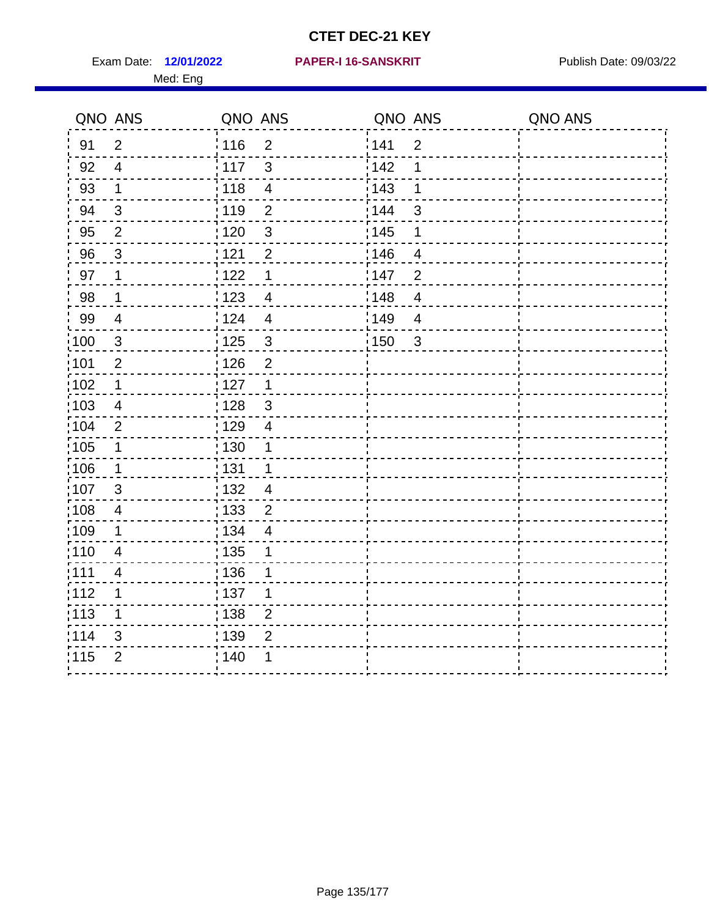# CTET DEC-21 KEY

Exam Date: **12/01/2022** **PAPER-I 16-SANSKRIT** Publish Date: 09/03/22

Med: Eng

| QNO | ANS | QNO | ANS | QNO | ANS | QNO | ANS |
|---|---|---|---|---|---|---|---|
| 91 | 2 | 116 | 2 | 141 | 2 | | |
| 92 | 4 | 117 | 3 | 142 | 1 | | |
| 93 | 1 | 118 | 4 | 143 | 1 | | |
| 94 | 3 | 119 | 2 | 144 | 3 | | |
| 95 | 2 | 120 | 3 | 145 | 1 | | |
| 96 | 3 | 121 | 2 | 146 | 4 | | |
| 97 | 1 | 122 | 1 | 147 | 2 | | |
| 98 | 1 | 123 | 4 | 148 | 4 | | |
| 99 | 4 | 124 | 4 | 149 | 4 | | |
| 100 | 3 | 125 | 3 | 150 | 3 | | |
| 101 | 2 | 126 | 2 | | | | |
| 102 | 1 | 127 | 1 | | | | |
| 103 | 4 | 128 | 3 | | | | |
| 104 | 2 | 129 | 4 | | | | |
| 105 | 1 | 130 | 1 | | | | |
| 106 | 1 | 131 | 1 | | | | |
| 107 | 3 | 132 | 4 | | | | |
| 108 | 4 | 133 | 2 | | | | |
| 109 | 1 | 134 | 4 | | | | |
| 110 | 4 | 135 | 1 | | | | |
| 111 | 4 | 136 | 1 | | | | |
| 112 | 1 | 137 | 1 | | | | |
| 113 | 1 | 138 | 2 | | | | |
| 114 | 3 | 139 | 2 | | | | |
| 115 | 2 | 140 | 1 | | | | |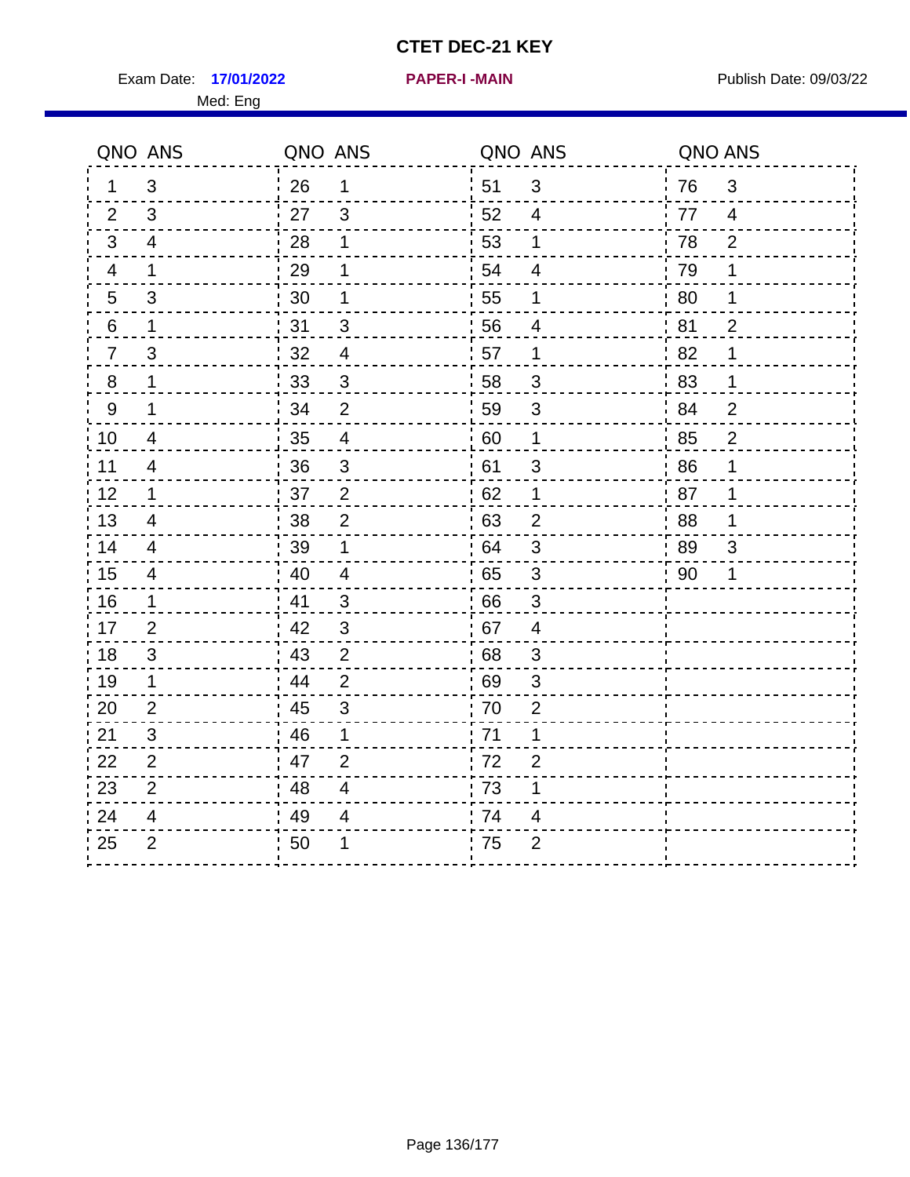# CTET DEC-21 KEY

Exam Date: **17/01/2022** **PAPER-I -MAIN** Publish Date: 09/03/22

Med: Eng

| QNO | ANS | QNO | ANS | QNO | ANS | QNO | ANS |
|---|---|---|---|---|---|---|---|
| 1 | 3 | 26 | 1 | 51 | 3 | 76 | 3 |
| 2 | 3 | 27 | 3 | 52 | 4 | 77 | 4 |
| 3 | 4 | 28 | 1 | 53 | 1 | 78 | 2 |
| 4 | 1 | 29 | 1 | 54 | 4 | 79 | 1 |
| 5 | 3 | 30 | 1 | 55 | 1 | 80 | 1 |
| 6 | 1 | 31 | 3 | 56 | 4 | 81 | 2 |
| 7 | 3 | 32 | 4 | 57 | 1 | 82 | 1 |
| 8 | 1 | 33 | 3 | 58 | 3 | 83 | 1 |
| 9 | 1 | 34 | 2 | 59 | 3 | 84 | 2 |
| 10 | 4 | 35 | 4 | 60 | 1 | 85 | 2 |
| 11 | 4 | 36 | 3 | 61 | 3 | 86 | 1 |
| 12 | 1 | 37 | 2 | 62 | 1 | 87 | 1 |
| 13 | 4 | 38 | 2 | 63 | 2 | 88 | 1 |
| 14 | 4 | 39 | 1 | 64 | 3 | 89 | 3 |
| 15 | 4 | 40 | 4 | 65 | 3 | 90 | 1 |
| 16 | 1 | 41 | 3 | 66 | 3 | | |
| 17 | 2 | 42 | 3 | 67 | 4 | | |
| 18 | 3 | 43 | 2 | 68 | 3 | | |
| 19 | 1 | 44 | 2 | 69 | 3 | | |
| 20 | 2 | 45 | 3 | 70 | 2 | | |
| 21 | 3 | 46 | 1 | 71 | 1 | | |
| 22 | 2 | 47 | 2 | 72 | 2 | | |
| 23 | 2 | 48 | 4 | 73 | 1 | | |
| 24 | 4 | 49 | 4 | 74 | 4 | | |
| 25 | 2 | 50 | 1 | 75 | 2 | | |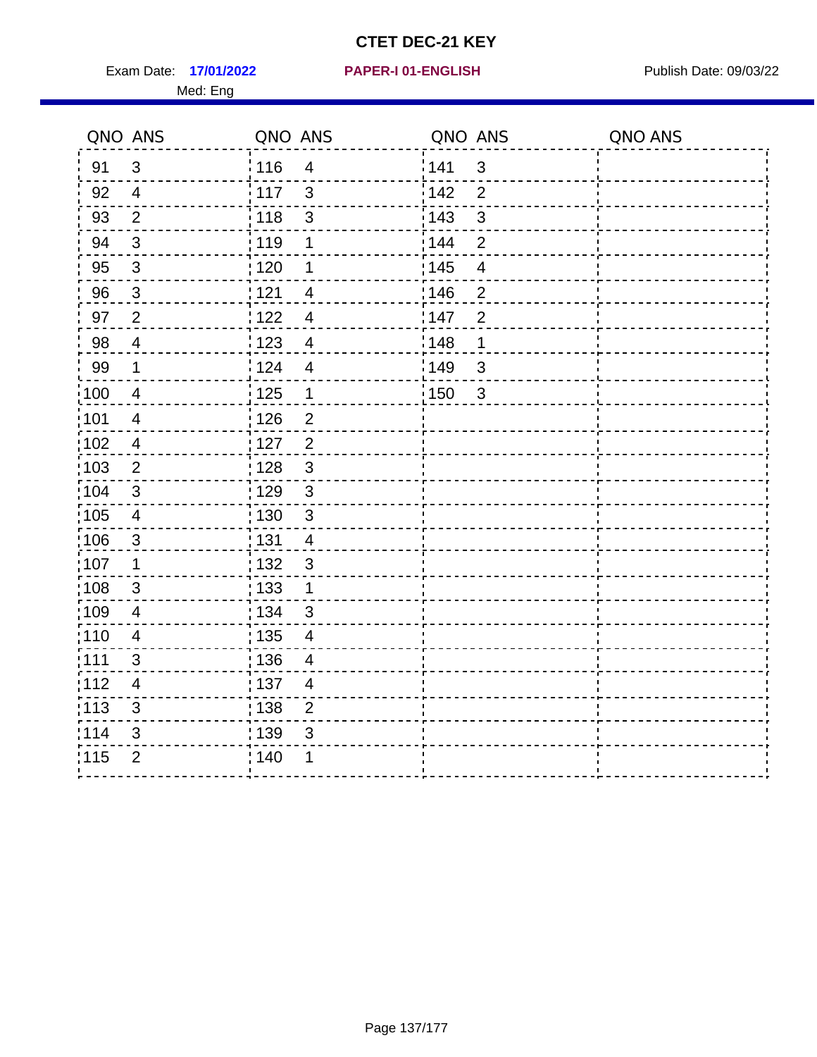# CTET DEC-21 KEY

Exam Date: **17/01/2022** **PAPER-I 01-ENGLISH** Publish Date: 09/03/22

Med: Eng

| QNO | ANS | QNO | ANS | QNO | ANS | QNO | ANS |
|---|---|---|---|---|---|---|---|
| 91 | 3 | 116 | 4 | 141 | 3 | | |
| 92 | 4 | 117 | 3 | 142 | 2 | | |
| 93 | 2 | 118 | 3 | 143 | 3 | | |
| 94 | 3 | 119 | 1 | 144 | 2 | | |
| 95 | 3 | 120 | 1 | 145 | 4 | | |
| 96 | 3 | 121 | 4 | 146 | 2 | | |
| 97 | 2 | 122 | 4 | 147 | 2 | | |
| 98 | 4 | 123 | 4 | 148 | 1 | | |
| 99 | 1 | 124 | 4 | 149 | 3 | | |
| 100 | 4 | 125 | 1 | 150 | 3 | | |
| 101 | 4 | 126 | 2 | | | | |
| 102 | 4 | 127 | 2 | | | | |
| 103 | 2 | 128 | 3 | | | | |
| 104 | 3 | 129 | 3 | | | | |
| 105 | 4 | 130 | 3 | | | | |
| 106 | 3 | 131 | 4 | | | | |
| 107 | 1 | 132 | 3 | | | | |
| 108 | 3 | 133 | 1 | | | | |
| 109 | 4 | 134 | 3 | | | | |
| 110 | 4 | 135 | 4 | | | | |
| 111 | 3 | 136 | 4 | | | | |
| 112 | 4 | 137 | 4 | | | | |
| 113 | 3 | 138 | 2 | | | | |
| 114 | 3 | 139 | 3 | | | | |
| 115 | 2 | 140 | 1 | | | | |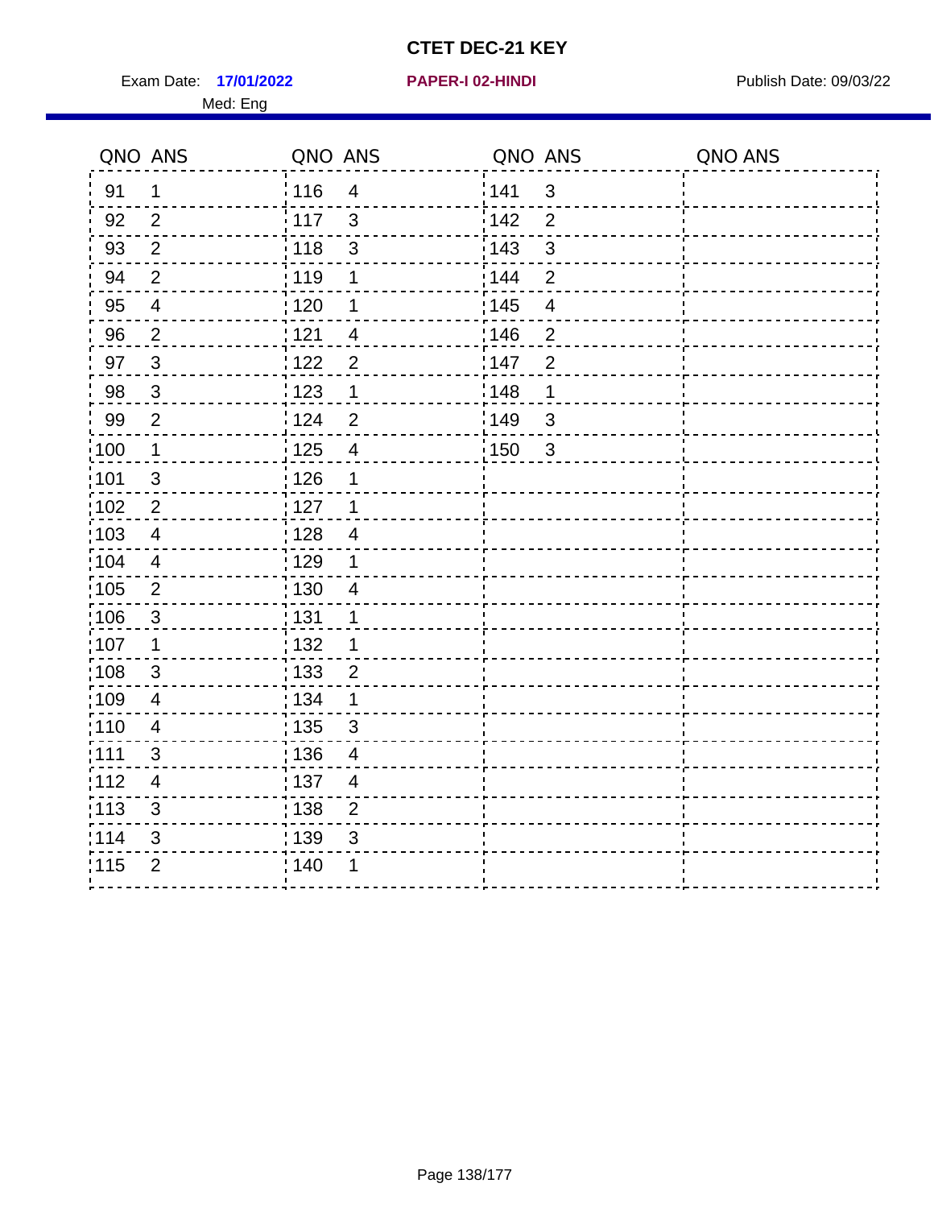# CTET DEC-21 KEY

Exam Date: **17/01/2022** **PAPER-I 02-HINDI** Publish Date: 09/03/22

Med: Eng

| QNO | ANS | QNO | ANS | QNO | ANS | QNO | ANS |
|---|---|---|---|---|---|---|---|
| 91 | 1 | 116 | 4 | 141 | 3 | | |
| 92 | 2 | 117 | 3 | 142 | 2 | | |
| 93 | 2 | 118 | 3 | 143 | 3 | | |
| 94 | 2 | 119 | 1 | 144 | 2 | | |
| 95 | 4 | 120 | 1 | 145 | 4 | | |
| 96 | 2 | 121 | 4 | 146 | 2 | | |
| 97 | 3 | 122 | 2 | 147 | 2 | | |
| 98 | 3 | 123 | 1 | 148 | 1 | | |
| 99 | 2 | 124 | 2 | 149 | 3 | | |
| 100 | 1 | 125 | 4 | 150 | 3 | | |
| 101 | 3 | 126 | 1 | | | | |
| 102 | 2 | 127 | 1 | | | | |
| 103 | 4 | 128 | 4 | | | | |
| 104 | 4 | 129 | 1 | | | | |
| 105 | 2 | 130 | 4 | | | | |
| 106 | 3 | 131 | 1 | | | | |
| 107 | 1 | 132 | 1 | | | | |
| 108 | 3 | 133 | 2 | | | | |
| 109 | 4 | 134 | 1 | | | | |
| 110 | 4 | 135 | 3 | | | | |
| 111 | 3 | 136 | 4 | | | | |
| 112 | 4 | 137 | 4 | | | | |
| 113 | 3 | 138 | 2 | | | | |
| 114 | 3 | 139 | 3 | | | | |
| 115 | 2 | 140 | 1 | | | | |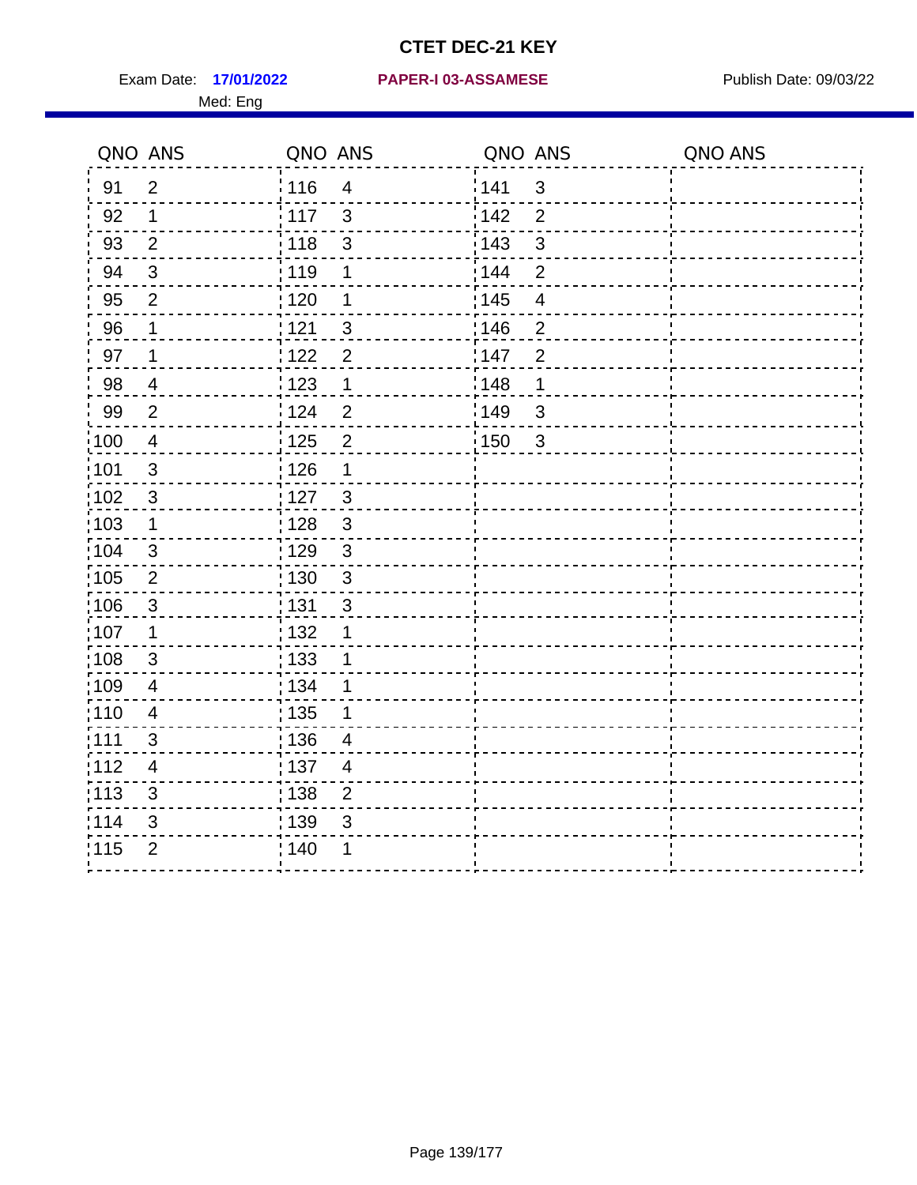# CTET DEC-21 KEY

Exam Date: **17/01/2022** **PAPER-I 03-ASSAMESE** Publish Date: 09/03/22

Med: Eng

| QNO | ANS | QNO | ANS | QNO | ANS | QNO | ANS |
|---|---|---|---|---|---|---|---|
| 91 | 2 | 116 | 4 | 141 | 3 | | |
| 92 | 1 | 117 | 3 | 142 | 2 | | |
| 93 | 2 | 118 | 3 | 143 | 3 | | |
| 94 | 3 | 119 | 1 | 144 | 2 | | |
| 95 | 2 | 120 | 1 | 145 | 4 | | |
| 96 | 1 | 121 | 3 | 146 | 2 | | |
| 97 | 1 | 122 | 2 | 147 | 2 | | |
| 98 | 4 | 123 | 1 | 148 | 1 | | |
| 99 | 2 | 124 | 2 | 149 | 3 | | |
| 100 | 4 | 125 | 2 | 150 | 3 | | |
| 101 | 3 | 126 | 1 | | | | |
| 102 | 3 | 127 | 3 | | | | |
| 103 | 1 | 128 | 3 | | | | |
| 104 | 3 | 129 | 3 | | | | |
| 105 | 2 | 130 | 3 | | | | |
| 106 | 3 | 131 | 3 | | | | |
| 107 | 1 | 132 | 1 | | | | |
| 108 | 3 | 133 | 1 | | | | |
| 109 | 4 | 134 | 1 | | | | |
| 110 | 4 | 135 | 1 | | | | |
| 111 | 3 | 136 | 4 | | | | |
| 112 | 4 | 137 | 4 | | | | |
| 113 | 3 | 138 | 2 | | | | |
| 114 | 3 | 139 | 3 | | | | |
| 115 | 2 | 140 | 1 | | | | |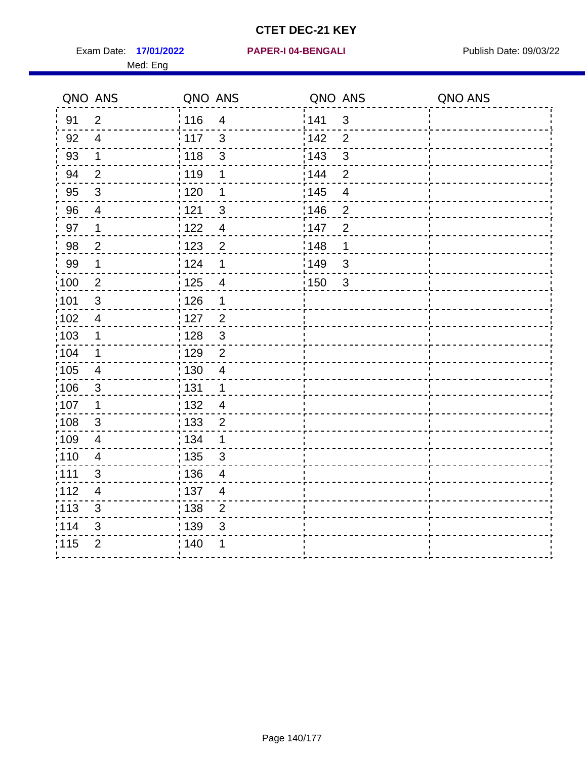# CTET DEC-21 KEY

Exam Date: **17/01/2022** **PAPER-I 04-BENGALI** Publish Date: 09/03/22

Med: Eng

| QNO | ANS | QNO | ANS | QNO | ANS | QNO | ANS |
|---|---|---|---|---|---|---|---|
| 91 | 2 | 116 | 4 | 141 | 3 | | |
| 92 | 4 | 117 | 3 | 142 | 2 | | |
| 93 | 1 | 118 | 3 | 143 | 3 | | |
| 94 | 2 | 119 | 1 | 144 | 2 | | |
| 95 | 3 | 120 | 1 | 145 | 4 | | |
| 96 | 4 | 121 | 3 | 146 | 2 | | |
| 97 | 1 | 122 | 4 | 147 | 2 | | |
| 98 | 2 | 123 | 2 | 148 | 1 | | |
| 99 | 1 | 124 | 1 | 149 | 3 | | |
| 100 | 2 | 125 | 4 | 150 | 3 | | |
| 101 | 3 | 126 | 1 | | | | |
| 102 | 4 | 127 | 2 | | | | |
| 103 | 1 | 128 | 3 | | | | |
| 104 | 1 | 129 | 2 | | | | |
| 105 | 4 | 130 | 4 | | | | |
| 106 | 3 | 131 | 1 | | | | |
| 107 | 1 | 132 | 4 | | | | |
| 108 | 3 | 133 | 2 | | | | |
| 109 | 4 | 134 | 1 | | | | |
| 110 | 4 | 135 | 3 | | | | |
| 111 | 3 | 136 | 4 | | | | |
| 112 | 4 | 137 | 4 | | | | |
| 113 | 3 | 138 | 2 | | | | |
| 114 | 3 | 139 | 3 | | | | |
| 115 | 2 | 140 | 1 | | | | |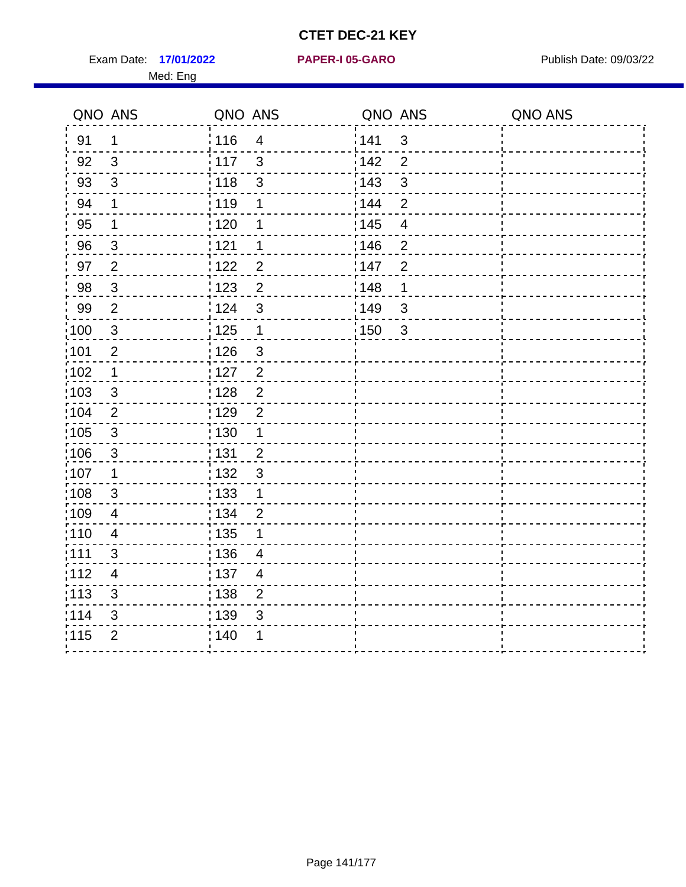# CTET DEC-21 KEY

Exam Date: **17/01/2022** **PAPER-I 05-GARO** Publish Date: 09/03/22

Med: Eng

| QNO | ANS | QNO | ANS | QNO | ANS | QNO | ANS |
|---|---|---|---|---|---|---|---|
| 91 | 1 | 116 | 4 | 141 | 3 | | |
| 92 | 3 | 117 | 3 | 142 | 2 | | |
| 93 | 3 | 118 | 3 | 143 | 3 | | |
| 94 | 1 | 119 | 1 | 144 | 2 | | |
| 95 | 1 | 120 | 1 | 145 | 4 | | |
| 96 | 3 | 121 | 1 | 146 | 2 | | |
| 97 | 2 | 122 | 2 | 147 | 2 | | |
| 98 | 3 | 123 | 2 | 148 | 1 | | |
| 99 | 2 | 124 | 3 | 149 | 3 | | |
| 100 | 3 | 125 | 1 | 150 | 3 | | |
| 101 | 2 | 126 | 3 | | | | |
| 102 | 1 | 127 | 2 | | | | |
| 103 | 3 | 128 | 2 | | | | |
| 104 | 2 | 129 | 2 | | | | |
| 105 | 3 | 130 | 1 | | | | |
| 106 | 3 | 131 | 2 | | | | |
| 107 | 1 | 132 | 3 | | | | |
| 108 | 3 | 133 | 1 | | | | |
| 109 | 4 | 134 | 2 | | | | |
| 110 | 4 | 135 | 1 | | | | |
| 111 | 3 | 136 | 4 | | | | |
| 112 | 4 | 137 | 4 | | | | |
| 113 | 3 | 138 | 2 | | | | |
| 114 | 3 | 139 | 3 | | | | |
| 115 | 2 | 140 | 1 | | | | |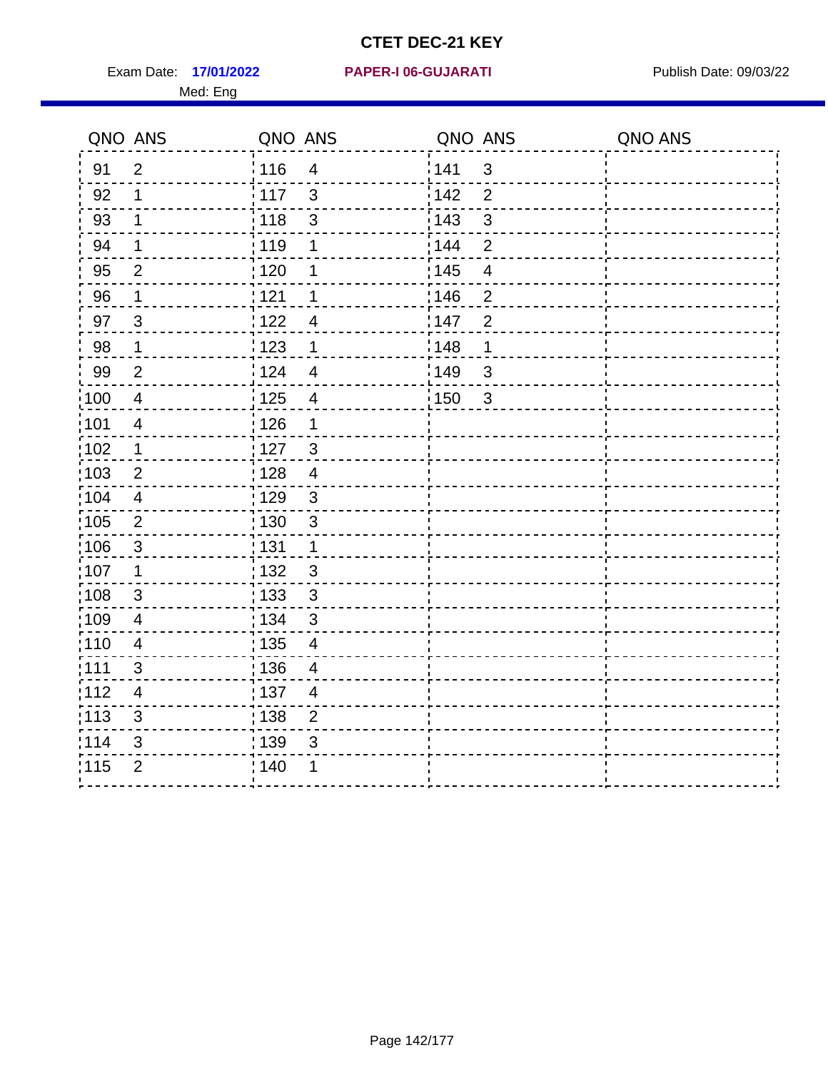# CTET DEC-21 KEY

Exam Date: **17/01/2022** **PAPER-I 06-GUJARATI** Publish Date: 09/03/22

Med: Eng

| QNO | ANS | QNO | ANS | QNO | ANS | QNO | ANS |
|---|---|---|---|---|---|---|---|
| 91 | 2 | 116 | 4 | 141 | 3 | | |
| 92 | 1 | 117 | 3 | 142 | 2 | | |
| 93 | 1 | 118 | 3 | 143 | 3 | | |
| 94 | 1 | 119 | 1 | 144 | 2 | | |
| 95 | 2 | 120 | 1 | 145 | 4 | | |
| 96 | 1 | 121 | 1 | 146 | 2 | | |
| 97 | 3 | 122 | 4 | 147 | 2 | | |
| 98 | 1 | 123 | 1 | 148 | 1 | | |
| 99 | 2 | 124 | 4 | 149 | 3 | | |
| 100 | 4 | 125 | 4 | 150 | 3 | | |
| 101 | 4 | 126 | 1 | | | | |
| 102 | 1 | 127 | 3 | | | | |
| 103 | 2 | 128 | 4 | | | | |
| 104 | 4 | 129 | 3 | | | | |
| 105 | 2 | 130 | 3 | | | | |
| 106 | 3 | 131 | 1 | | | | |
| 107 | 1 | 132 | 3 | | | | |
| 108 | 3 | 133 | 3 | | | | |
| 109 | 4 | 134 | 3 | | | | |
| 110 | 4 | 135 | 4 | | | | |
| 111 | 3 | 136 | 4 | | | | |
| 112 | 4 | 137 | 4 | | | | |
| 113 | 3 | 138 | 2 | | | | |
| 114 | 3 | 139 | 3 | | | | |
| 115 | 2 | 140 | 1 | | | | |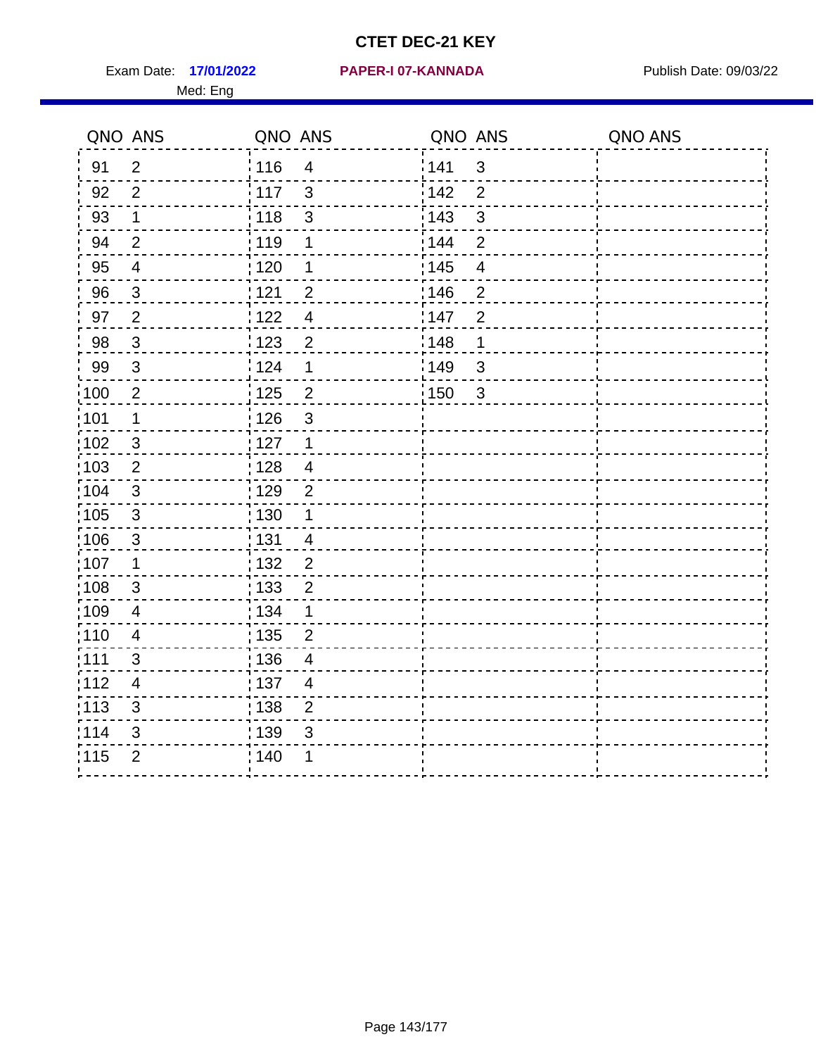# CTET DEC-21 KEY

Exam Date: **17/01/2022** **PAPER-I 07-KANNADA** Publish Date: 09/03/22

Med: Eng

| QNO | ANS | QNO | ANS | QNO | ANS | QNO | ANS |
|---|---|---|---|---|---|---|---|
| 91 | 2 | 116 | 4 | 141 | 3 | | |
| 92 | 2 | 117 | 3 | 142 | 2 | | |
| 93 | 1 | 118 | 3 | 143 | 3 | | |
| 94 | 2 | 119 | 1 | 144 | 2 | | |
| 95 | 4 | 120 | 1 | 145 | 4 | | |
| 96 | 3 | 121 | 2 | 146 | 2 | | |
| 97 | 2 | 122 | 4 | 147 | 2 | | |
| 98 | 3 | 123 | 2 | 148 | 1 | | |
| 99 | 3 | 124 | 1 | 149 | 3 | | |
| 100 | 2 | 125 | 2 | 150 | 3 | | |
| 101 | 1 | 126 | 3 | | | | |
| 102 | 3 | 127 | 1 | | | | |
| 103 | 2 | 128 | 4 | | | | |
| 104 | 3 | 129 | 2 | | | | |
| 105 | 3 | 130 | 1 | | | | |
| 106 | 3 | 131 | 4 | | | | |
| 107 | 1 | 132 | 2 | | | | |
| 108 | 3 | 133 | 2 | | | | |
| 109 | 4 | 134 | 1 | | | | |
| 110 | 4 | 135 | 2 | | | | |
| 111 | 3 | 136 | 4 | | | | |
| 112 | 4 | 137 | 4 | | | | |
| 113 | 3 | 138 | 2 | | | | |
| 114 | 3 | 139 | 3 | | | | |
| 115 | 2 | 140 | 1 | | | | |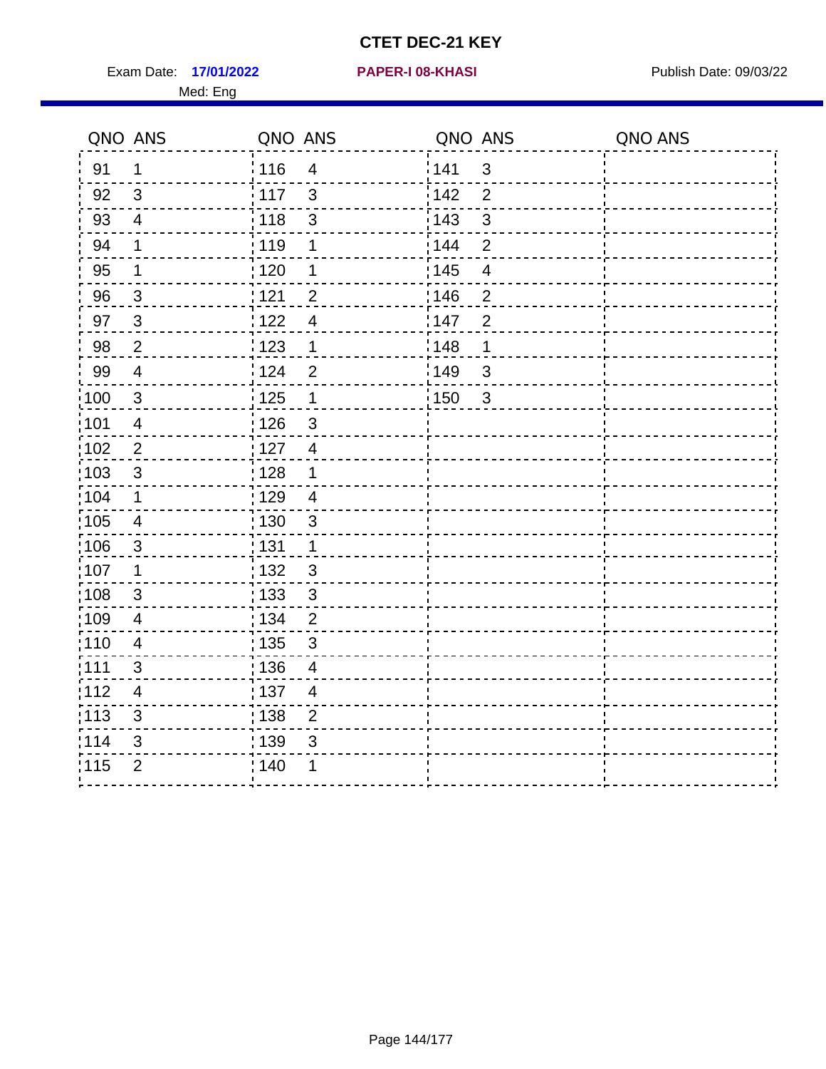# CTET DEC-21 KEY

Exam Date: **17/01/2022** **PAPER-I 08-KHASI** Publish Date: 09/03/22

Med: Eng

| QNO | ANS | QNO | ANS | QNO | ANS | QNO | ANS |
|---|---|---|---|---|---|---|---|
| 91 | 1 | 116 | 4 | 141 | 3 | | |
| 92 | 3 | 117 | 3 | 142 | 2 | | |
| 93 | 4 | 118 | 3 | 143 | 3 | | |
| 94 | 1 | 119 | 1 | 144 | 2 | | |
| 95 | 1 | 120 | 1 | 145 | 4 | | |
| 96 | 3 | 121 | 2 | 146 | 2 | | |
| 97 | 3 | 122 | 4 | 147 | 2 | | |
| 98 | 2 | 123 | 1 | 148 | 1 | | |
| 99 | 4 | 124 | 2 | 149 | 3 | | |
| 100 | 3 | 125 | 1 | 150 | 3 | | |
| 101 | 4 | 126 | 3 | | | | |
| 102 | 2 | 127 | 4 | | | | |
| 103 | 3 | 128 | 1 | | | | |
| 104 | 1 | 129 | 4 | | | | |
| 105 | 4 | 130 | 3 | | | | |
| 106 | 3 | 131 | 1 | | | | |
| 107 | 1 | 132 | 3 | | | | |
| 108 | 3 | 133 | 3 | | | | |
| 109 | 4 | 134 | 2 | | | | |
| 110 | 4 | 135 | 3 | | | | |
| 111 | 3 | 136 | 4 | | | | |
| 112 | 4 | 137 | 4 | | | | |
| 113 | 3 | 138 | 2 | | | | |
| 114 | 3 | 139 | 3 | | | | |
| 115 | 2 | 140 | 1 | | | | |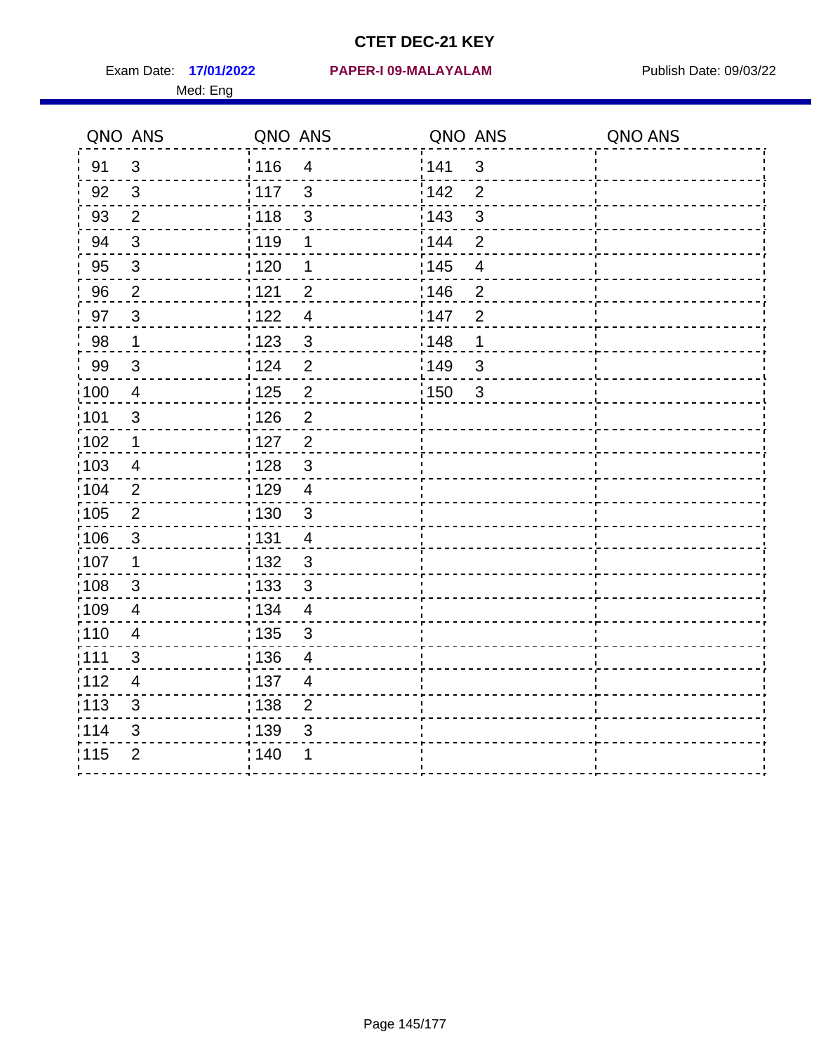# CTET DEC-21 KEY

Exam Date: **17/01/2022** **PAPER-I 09-MALAYALAM** Publish Date: 09/03/22

Med: Eng

| QNO | ANS | QNO | ANS | QNO | ANS | QNO | ANS |
|---|---|---|---|---|---|---|---|
| 91 | 3 | 116 | 4 | 141 | 3 | | |
| 92 | 3 | 117 | 3 | 142 | 2 | | |
| 93 | 2 | 118 | 3 | 143 | 3 | | |
| 94 | 3 | 119 | 1 | 144 | 2 | | |
| 95 | 3 | 120 | 1 | 145 | 4 | | |
| 96 | 2 | 121 | 2 | 146 | 2 | | |
| 97 | 3 | 122 | 4 | 147 | 2 | | |
| 98 | 1 | 123 | 3 | 148 | 1 | | |
| 99 | 3 | 124 | 2 | 149 | 3 | | |
| 100 | 4 | 125 | 2 | 150 | 3 | | |
| 101 | 3 | 126 | 2 | | | | |
| 102 | 1 | 127 | 2 | | | | |
| 103 | 4 | 128 | 3 | | | | |
| 104 | 2 | 129 | 4 | | | | |
| 105 | 2 | 130 | 3 | | | | |
| 106 | 3 | 131 | 4 | | | | |
| 107 | 1 | 132 | 3 | | | | |
| 108 | 3 | 133 | 3 | | | | |
| 109 | 4 | 134 | 4 | | | | |
| 110 | 4 | 135 | 3 | | | | |
| 111 | 3 | 136 | 4 | | | | |
| 112 | 4 | 137 | 4 | | | | |
| 113 | 3 | 138 | 2 | | | | |
| 114 | 3 | 139 | 3 | | | | |
| 115 | 2 | 140 | 1 | | | | |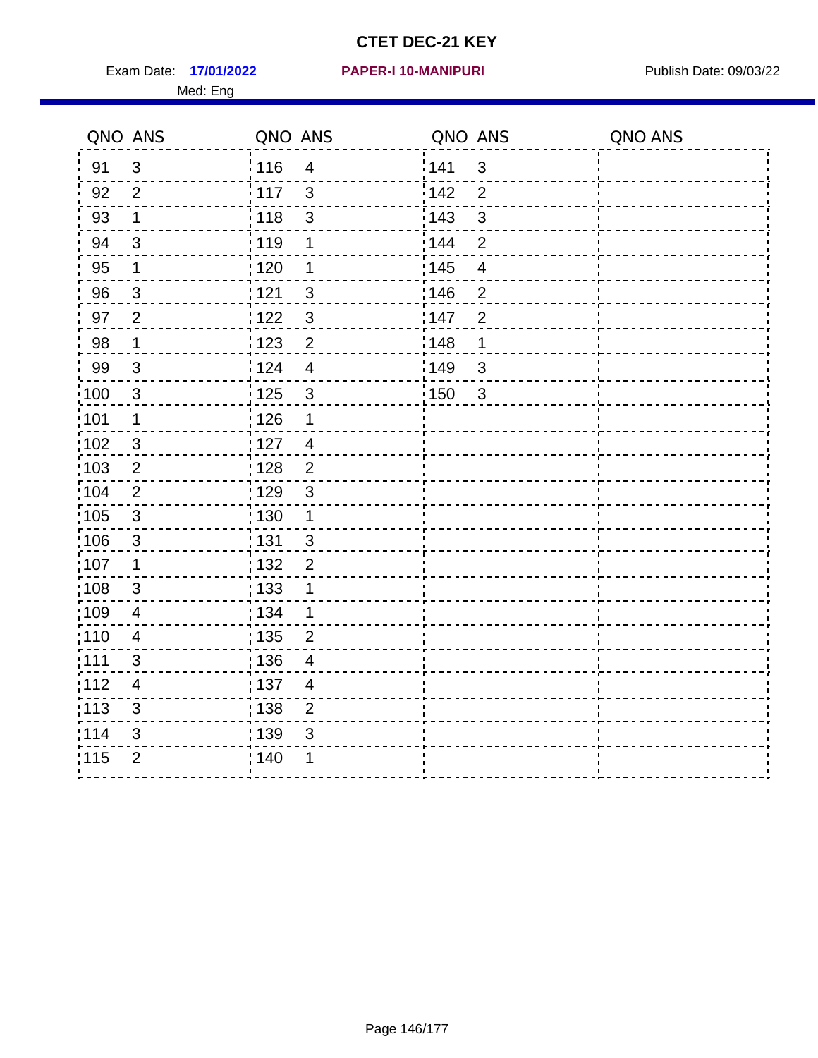# CTET DEC-21 KEY

Exam Date: **17/01/2022** **PAPER-I 10-MANIPURI** Publish Date: 09/03/22

Med: Eng

| QNO | ANS | QNO | ANS | QNO | ANS | QNO | ANS |
|---|---|---|---|---|---|---|---|
| 91 | 3 | 116 | 4 | 141 | 3 | | |
| 92 | 2 | 117 | 3 | 142 | 2 | | |
| 93 | 1 | 118 | 3 | 143 | 3 | | |
| 94 | 3 | 119 | 1 | 144 | 2 | | |
| 95 | 1 | 120 | 1 | 145 | 4 | | |
| 96 | 3 | 121 | 3 | 146 | 2 | | |
| 97 | 2 | 122 | 3 | 147 | 2 | | |
| 98 | 1 | 123 | 2 | 148 | 1 | | |
| 99 | 3 | 124 | 4 | 149 | 3 | | |
| 100 | 3 | 125 | 3 | 150 | 3 | | |
| 101 | 1 | 126 | 1 | | | | |
| 102 | 3 | 127 | 4 | | | | |
| 103 | 2 | 128 | 2 | | | | |
| 104 | 2 | 129 | 3 | | | | |
| 105 | 3 | 130 | 1 | | | | |
| 106 | 3 | 131 | 3 | | | | |
| 107 | 1 | 132 | 2 | | | | |
| 108 | 3 | 133 | 1 | | | | |
| 109 | 4 | 134 | 1 | | | | |
| 110 | 4 | 135 | 2 | | | | |
| 111 | 3 | 136 | 4 | | | | |
| 112 | 4 | 137 | 4 | | | | |
| 113 | 3 | 138 | 2 | | | | |
| 114 | 3 | 139 | 3 | | | | |
| 115 | 2 | 140 | 1 | | | | |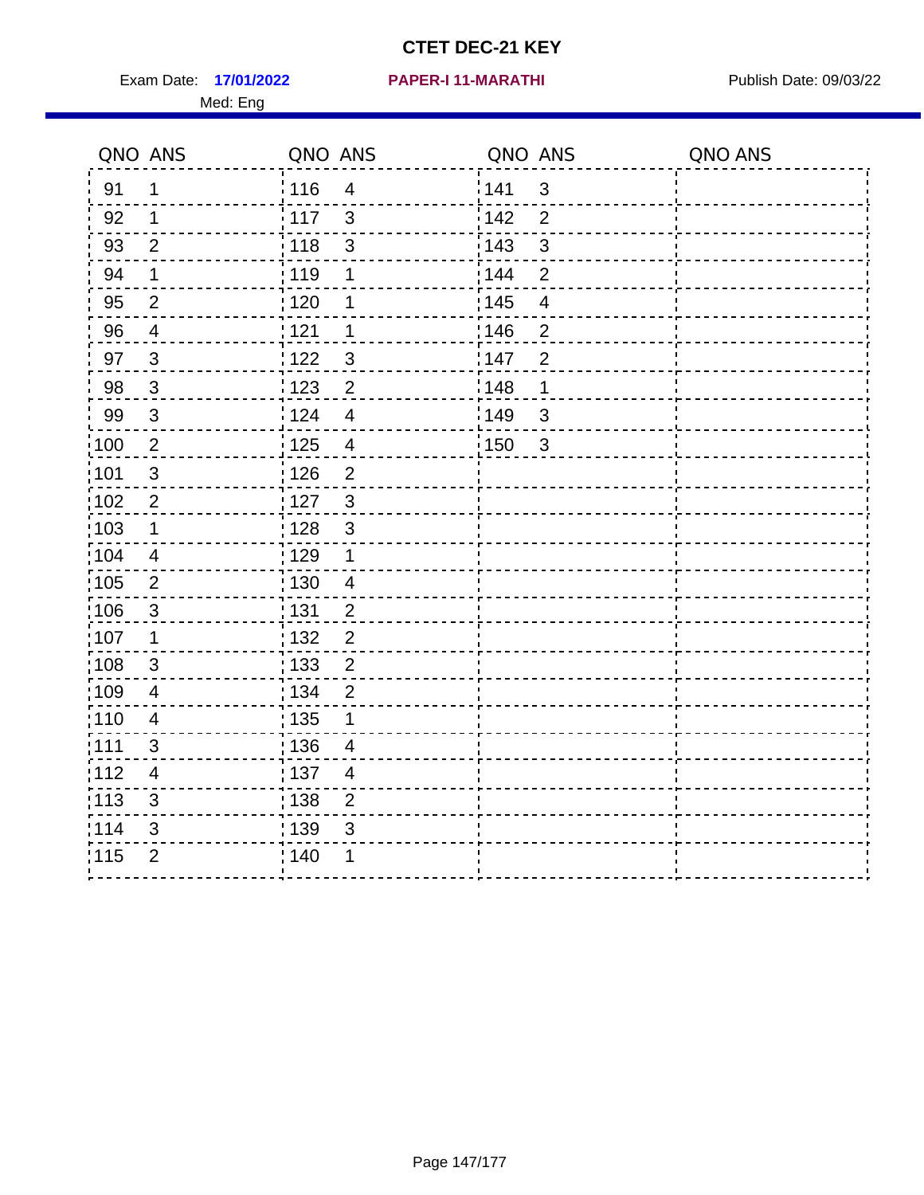# CTET DEC-21 KEY

Exam Date: **17/01/2022** **PAPER-I 11-MARATHI** Publish Date: 09/03/22

Med: Eng

| QNO | ANS | QNO | ANS | QNO | ANS | QNO | ANS |
|---|---|---|---|---|---|---|---|
| 91 | 1 | 116 | 4 | 141 | 3 | | |
| 92 | 1 | 117 | 3 | 142 | 2 | | |
| 93 | 2 | 118 | 3 | 143 | 3 | | |
| 94 | 1 | 119 | 1 | 144 | 2 | | |
| 95 | 2 | 120 | 1 | 145 | 4 | | |
| 96 | 4 | 121 | 1 | 146 | 2 | | |
| 97 | 3 | 122 | 3 | 147 | 2 | | |
| 98 | 3 | 123 | 2 | 148 | 1 | | |
| 99 | 3 | 124 | 4 | 149 | 3 | | |
| 100 | 2 | 125 | 4 | 150 | 3 | | |
| 101 | 3 | 126 | 2 | | | | |
| 102 | 2 | 127 | 3 | | | | |
| 103 | 1 | 128 | 3 | | | | |
| 104 | 4 | 129 | 1 | | | | |
| 105 | 2 | 130 | 4 | | | | |
| 106 | 3 | 131 | 2 | | | | |
| 107 | 1 | 132 | 2 | | | | |
| 108 | 3 | 133 | 2 | | | | |
| 109 | 4 | 134 | 2 | | | | |
| 110 | 4 | 135 | 1 | | | | |
| 111 | 3 | 136 | 4 | | | | |
| 112 | 4 | 137 | 4 | | | | |
| 113 | 3 | 138 | 2 | | | | |
| 114 | 3 | 139 | 3 | | | | |
| 115 | 2 | 140 | 1 | | | | |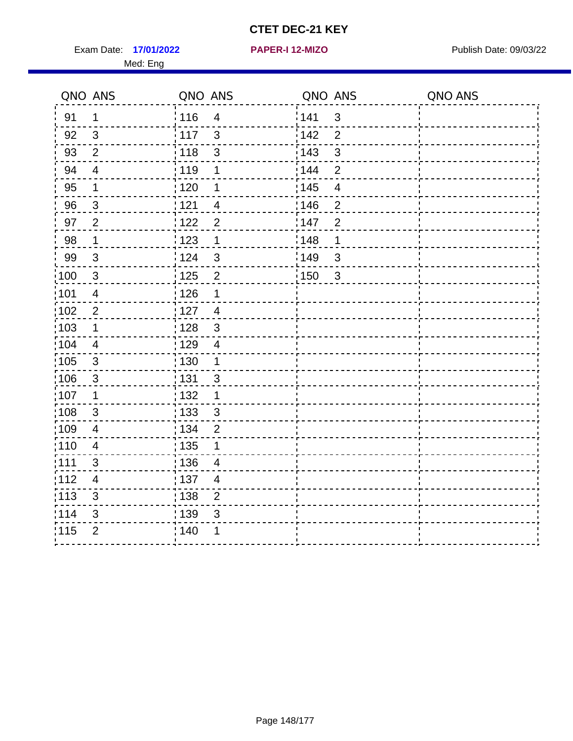# CTET DEC-21 KEY

Exam Date: **17/01/2022** **PAPER-I 12-MIZO** Publish Date: 09/03/22

Med: Eng

| QNO | ANS | QNO | ANS | QNO | ANS | QNO | ANS |
|---|---|---|---|---|---|---|---|
| 91 | 1 | 116 | 4 | 141 | 3 | | |
| 92 | 3 | 117 | 3 | 142 | 2 | | |
| 93 | 2 | 118 | 3 | 143 | 3 | | |
| 94 | 4 | 119 | 1 | 144 | 2 | | |
| 95 | 1 | 120 | 1 | 145 | 4 | | |
| 96 | 3 | 121 | 4 | 146 | 2 | | |
| 97 | 2 | 122 | 2 | 147 | 2 | | |
| 98 | 1 | 123 | 1 | 148 | 1 | | |
| 99 | 3 | 124 | 3 | 149 | 3 | | |
| 100 | 3 | 125 | 2 | 150 | 3 | | |
| 101 | 4 | 126 | 1 | | | | |
| 102 | 2 | 127 | 4 | | | | |
| 103 | 1 | 128 | 3 | | | | |
| 104 | 4 | 129 | 4 | | | | |
| 105 | 3 | 130 | 1 | | | | |
| 106 | 3 | 131 | 3 | | | | |
| 107 | 1 | 132 | 1 | | | | |
| 108 | 3 | 133 | 3 | | | | |
| 109 | 4 | 134 | 2 | | | | |
| 110 | 4 | 135 | 1 | | | | |
| 111 | 3 | 136 | 4 | | | | |
| 112 | 4 | 137 | 4 | | | | |
| 113 | 3 | 138 | 2 | | | | |
| 114 | 3 | 139 | 3 | | | | |
| 115 | 2 | 140 | 1 | | | | |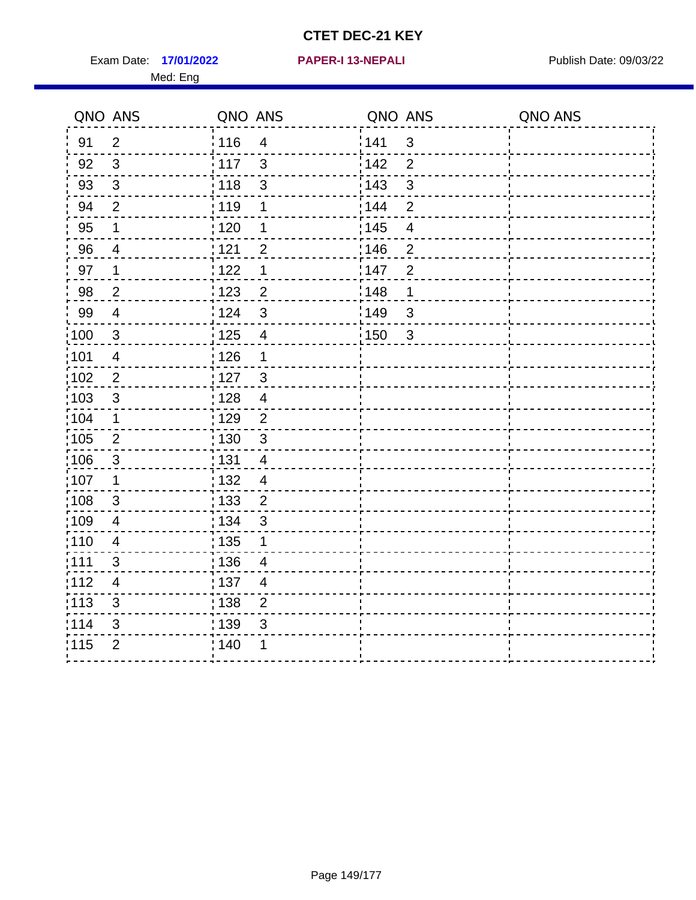# CTET DEC-21 KEY

Exam Date: **17/01/2022** **PAPER-I 13-NEPALI** Publish Date: 09/03/22

Med: Eng

| QNO | ANS | QNO | ANS | QNO | ANS | QNO | ANS |
|---|---|---|---|---|---|---|---|
| 91 | 2 | 116 | 4 | 141 | 3 | | |
| 92 | 3 | 117 | 3 | 142 | 2 | | |
| 93 | 3 | 118 | 3 | 143 | 3 | | |
| 94 | 2 | 119 | 1 | 144 | 2 | | |
| 95 | 1 | 120 | 1 | 145 | 4 | | |
| 96 | 4 | 121 | 2 | 146 | 2 | | |
| 97 | 1 | 122 | 1 | 147 | 2 | | |
| 98 | 2 | 123 | 2 | 148 | 1 | | |
| 99 | 4 | 124 | 3 | 149 | 3 | | |
| 100 | 3 | 125 | 4 | 150 | 3 | | |
| 101 | 4 | 126 | 1 | | | | |
| 102 | 2 | 127 | 3 | | | | |
| 103 | 3 | 128 | 4 | | | | |
| 104 | 1 | 129 | 2 | | | | |
| 105 | 2 | 130 | 3 | | | | |
| 106 | 3 | 131 | 4 | | | | |
| 107 | 1 | 132 | 4 | | | | |
| 108 | 3 | 133 | 2 | | | | |
| 109 | 4 | 134 | 3 | | | | |
| 110 | 4 | 135 | 1 | | | | |
| 111 | 3 | 136 | 4 | | | | |
| 112 | 4 | 137 | 4 | | | | |
| 113 | 3 | 138 | 2 | | | | |
| 114 | 3 | 139 | 3 | | | | |
| 115 | 2 | 140 | 1 | | | | |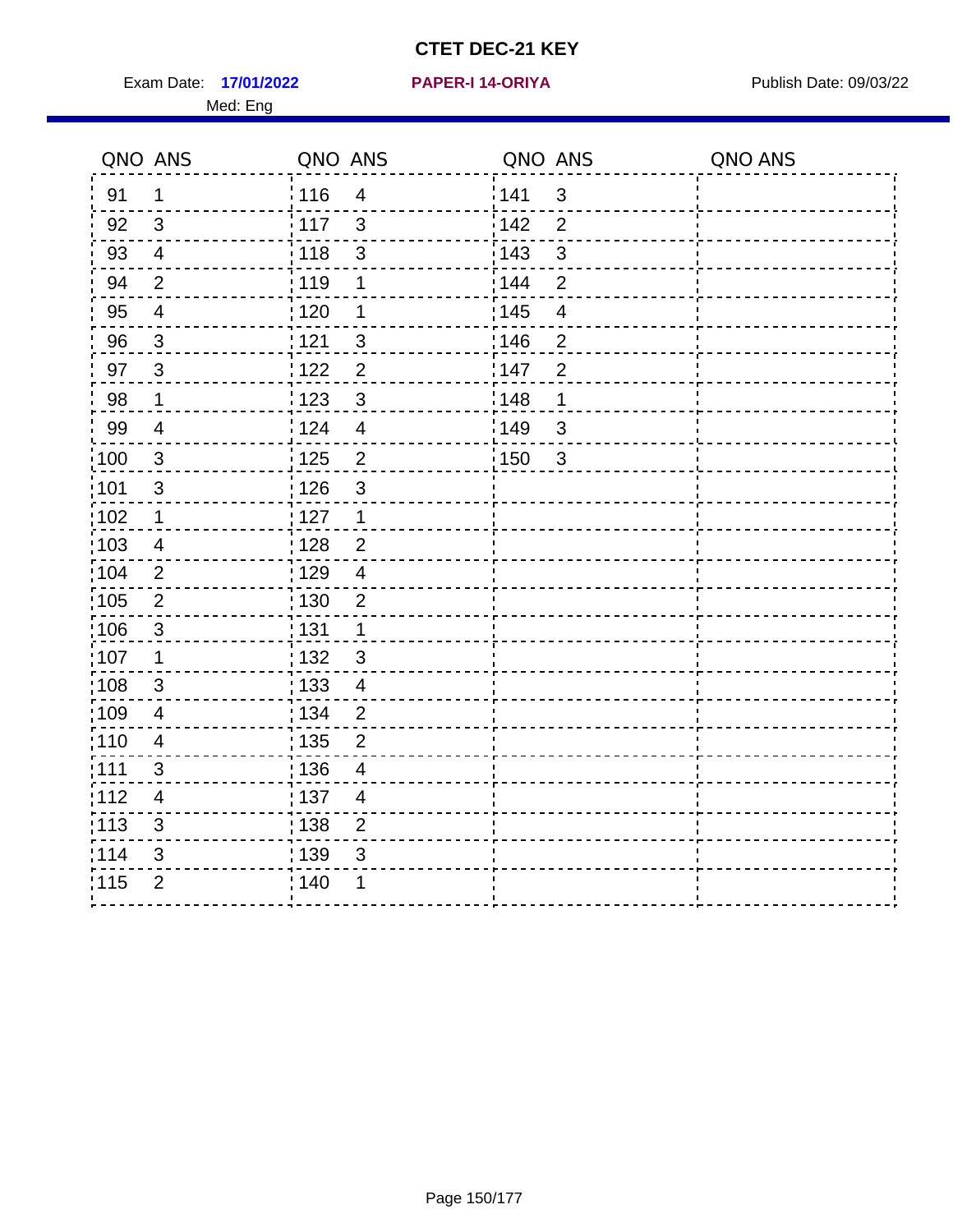# CTET DEC-21 KEY

Exam Date: **17/01/2022** **PAPER-I 14-ORIYA** Publish Date: 09/03/22

Med: Eng

| QNO | ANS | QNO | ANS | QNO | ANS | QNO | ANS |
|---|---|---|---|---|---|---|---|
| 91 | 1 | 116 | 4 | 141 | 3 | | |
| 92 | 3 | 117 | 3 | 142 | 2 | | |
| 93 | 4 | 118 | 3 | 143 | 3 | | |
| 94 | 2 | 119 | 1 | 144 | 2 | | |
| 95 | 4 | 120 | 1 | 145 | 4 | | |
| 96 | 3 | 121 | 3 | 146 | 2 | | |
| 97 | 3 | 122 | 2 | 147 | 2 | | |
| 98 | 1 | 123 | 3 | 148 | 1 | | |
| 99 | 4 | 124 | 4 | 149 | 3 | | |
| 100 | 3 | 125 | 2 | 150 | 3 | | |
| 101 | 3 | 126 | 3 | | | | |
| 102 | 1 | 127 | 1 | | | | |
| 103 | 4 | 128 | 2 | | | | |
| 104 | 2 | 129 | 4 | | | | |
| 105 | 2 | 130 | 2 | | | | |
| 106 | 3 | 131 | 1 | | | | |
| 107 | 1 | 132 | 3 | | | | |
| 108 | 3 | 133 | 4 | | | | |
| 109 | 4 | 134 | 2 | | | | |
| 110 | 4 | 135 | 2 | | | | |
| 111 | 3 | 136 | 4 | | | | |
| 112 | 4 | 137 | 4 | | | | |
| 113 | 3 | 138 | 2 | | | | |
| 114 | 3 | 139 | 3 | | | | |
| 115 | 2 | 140 | 1 | | | | |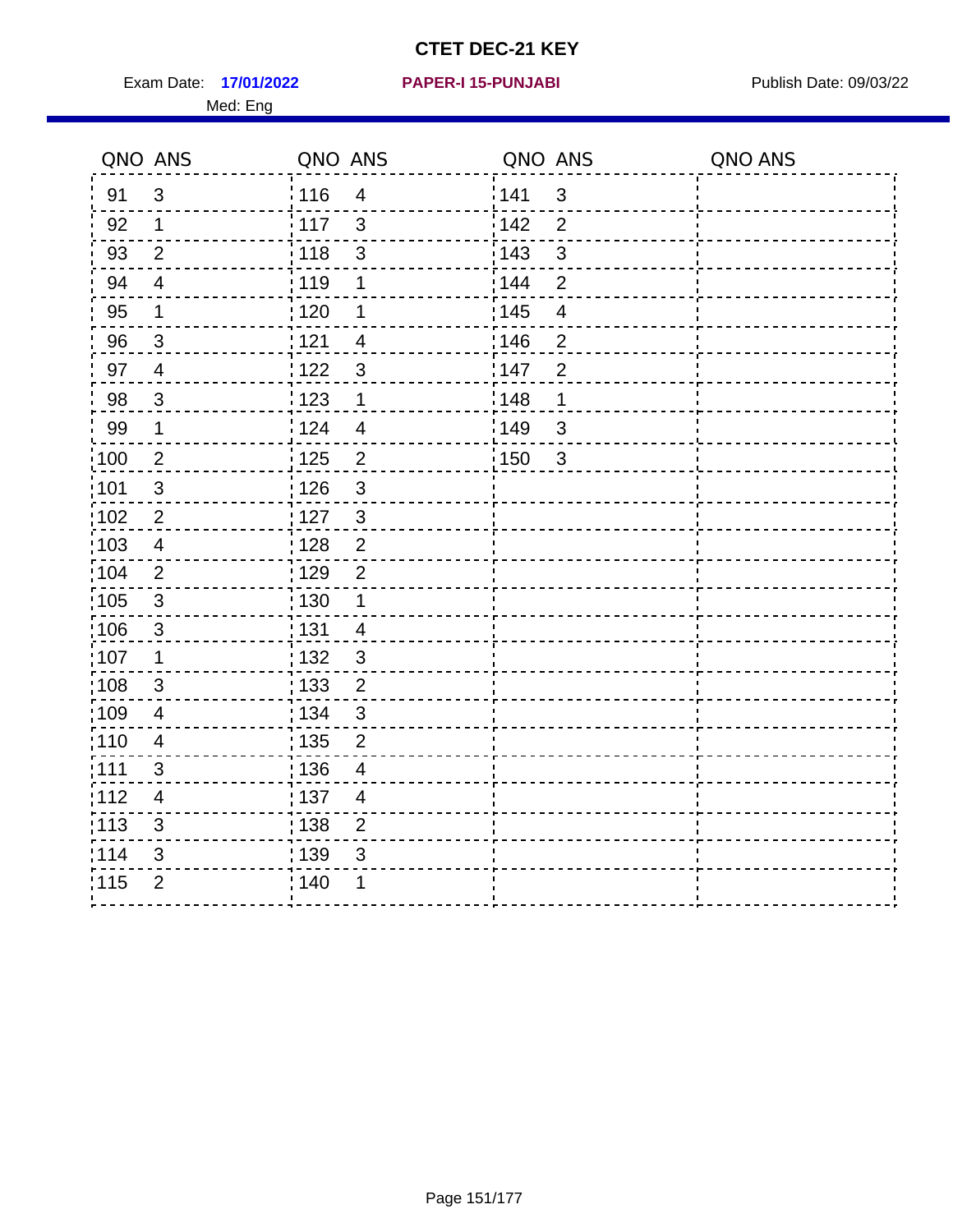# CTET DEC-21 KEY

Exam Date: **17/01/2022** **PAPER-I 15-PUNJABI** Publish Date: 09/03/22

Med: Eng

| QNO | ANS | QNO | ANS | QNO | ANS | QNO | ANS |
|---|---|---|---|---|---|---|---|
| 91 | 3 | 116 | 4 | 141 | 3 | | |
| 92 | 1 | 117 | 3 | 142 | 2 | | |
| 93 | 2 | 118 | 3 | 143 | 3 | | |
| 94 | 4 | 119 | 1 | 144 | 2 | | |
| 95 | 1 | 120 | 1 | 145 | 4 | | |
| 96 | 3 | 121 | 4 | 146 | 2 | | |
| 97 | 4 | 122 | 3 | 147 | 2 | | |
| 98 | 3 | 123 | 1 | 148 | 1 | | |
| 99 | 1 | 124 | 4 | 149 | 3 | | |
| 100 | 2 | 125 | 2 | 150 | 3 | | |
| 101 | 3 | 126 | 3 | | | | |
| 102 | 2 | 127 | 3 | | | | |
| 103 | 4 | 128 | 2 | | | | |
| 104 | 2 | 129 | 2 | | | | |
| 105 | 3 | 130 | 1 | | | | |
| 106 | 3 | 131 | 4 | | | | |
| 107 | 1 | 132 | 3 | | | | |
| 108 | 3 | 133 | 2 | | | | |
| 109 | 4 | 134 | 3 | | | | |
| 110 | 4 | 135 | 2 | | | | |
| 111 | 3 | 136 | 4 | | | | |
| 112 | 4 | 137 | 4 | | | | |
| 113 | 3 | 138 | 2 | | | | |
| 114 | 3 | 139 | 3 | | | | |
| 115 | 2 | 140 | 1 | | | | |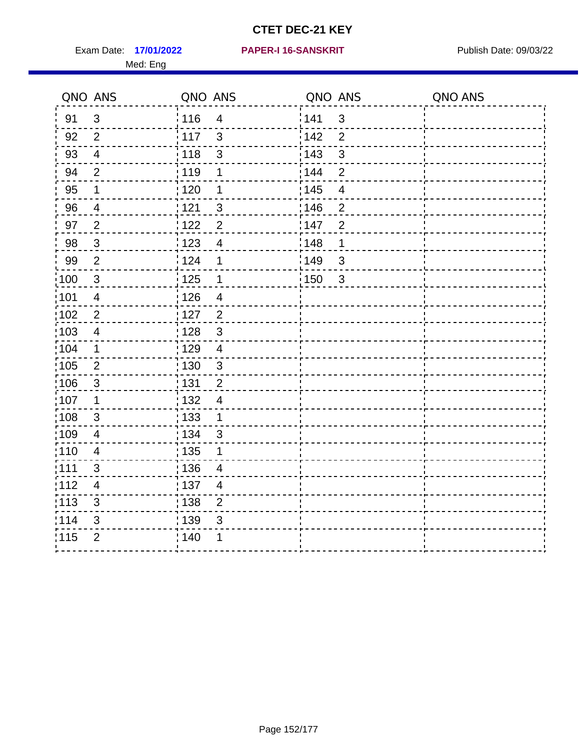# CTET DEC-21 KEY

Exam Date: **17/01/2022** **PAPER-I 16-SANSKRIT** Publish Date: 09/03/22

Med: Eng

| QNO | ANS | QNO | ANS | QNO | ANS | QNO | ANS |
|---|---|---|---|---|---|---|---|
| 91 | 3 | 116 | 4 | 141 | 3 | | |
| 92 | 2 | 117 | 3 | 142 | 2 | | |
| 93 | 4 | 118 | 3 | 143 | 3 | | |
| 94 | 2 | 119 | 1 | 144 | 2 | | |
| 95 | 1 | 120 | 1 | 145 | 4 | | |
| 96 | 4 | 121 | 3 | 146 | 2 | | |
| 97 | 2 | 122 | 2 | 147 | 2 | | |
| 98 | 3 | 123 | 4 | 148 | 1 | | |
| 99 | 2 | 124 | 1 | 149 | 3 | | |
| 100 | 3 | 125 | 1 | 150 | 3 | | |
| 101 | 4 | 126 | 4 | | | | |
| 102 | 2 | 127 | 2 | | | | |
| 103 | 4 | 128 | 3 | | | | |
| 104 | 1 | 129 | 4 | | | | |
| 105 | 2 | 130 | 3 | | | | |
| 106 | 3 | 131 | 2 | | | | |
| 107 | 1 | 132 | 4 | | | | |
| 108 | 3 | 133 | 1 | | | | |
| 109 | 4 | 134 | 3 | | | | |
| 110 | 4 | 135 | 1 | | | | |
| 111 | 3 | 136 | 4 | | | | |
| 112 | 4 | 137 | 4 | | | | |
| 113 | 3 | 138 | 2 | | | | |
| 114 | 3 | 139 | 3 | | | | |
| 115 | 2 | 140 | 1 | | | | |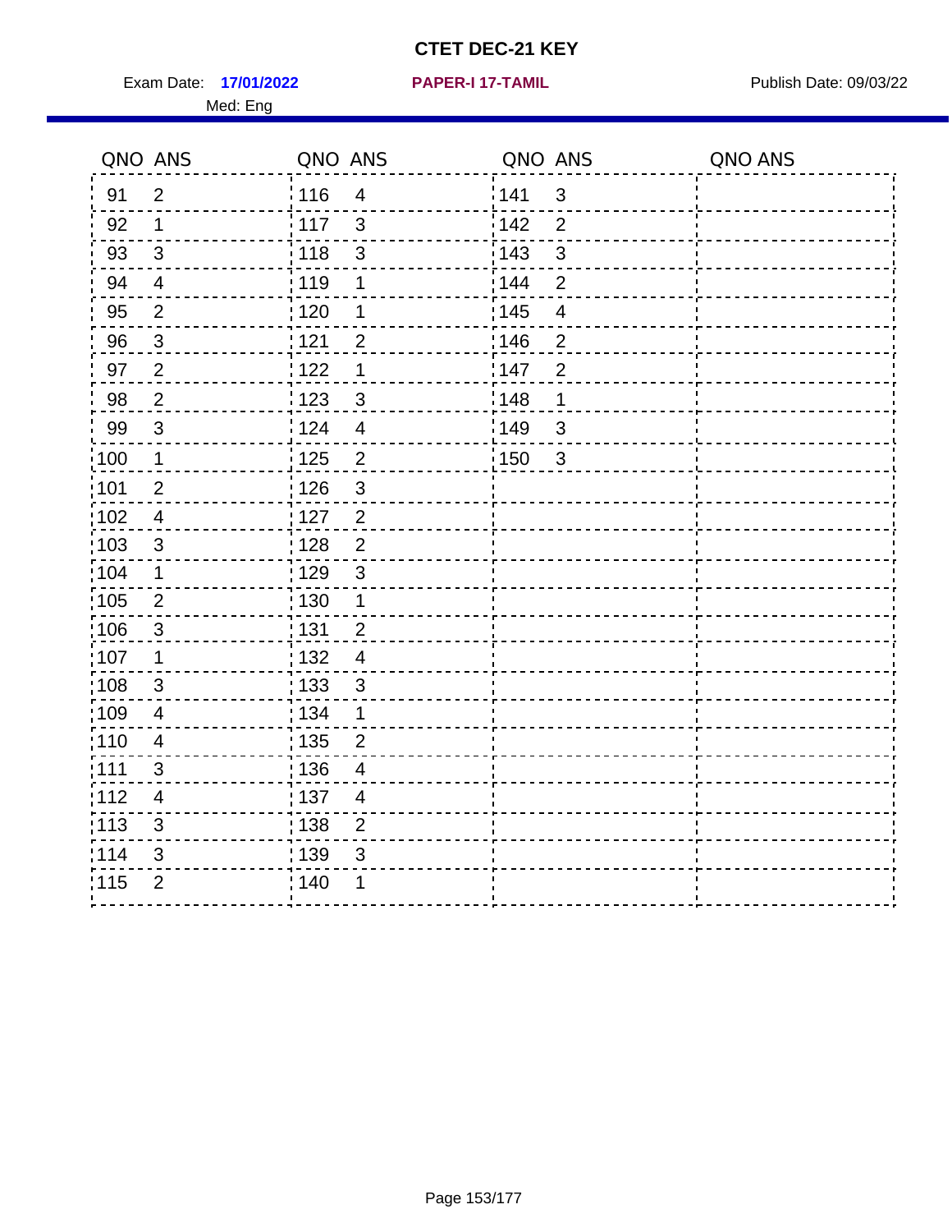# CTET DEC-21 KEY

Exam Date: **17/01/2022** **PAPER-I 17-TAMIL** Publish Date: 09/03/22

Med: Eng

| QNO | ANS | QNO | ANS | QNO | ANS | QNO | ANS |
|---|---|---|---|---|---|---|---|
| 91 | 2 | 116 | 4 | 141 | 3 | | |
| 92 | 1 | 117 | 3 | 142 | 2 | | |
| 93 | 3 | 118 | 3 | 143 | 3 | | |
| 94 | 4 | 119 | 1 | 144 | 2 | | |
| 95 | 2 | 120 | 1 | 145 | 4 | | |
| 96 | 3 | 121 | 2 | 146 | 2 | | |
| 97 | 2 | 122 | 1 | 147 | 2 | | |
| 98 | 2 | 123 | 3 | 148 | 1 | | |
| 99 | 3 | 124 | 4 | 149 | 3 | | |
| 100 | 1 | 125 | 2 | 150 | 3 | | |
| 101 | 2 | 126 | 3 | | | | |
| 102 | 4 | 127 | 2 | | | | |
| 103 | 3 | 128 | 2 | | | | |
| 104 | 1 | 129 | 3 | | | | |
| 105 | 2 | 130 | 1 | | | | |
| 106 | 3 | 131 | 2 | | | | |
| 107 | 1 | 132 | 4 | | | | |
| 108 | 3 | 133 | 3 | | | | |
| 109 | 4 | 134 | 1 | | | | |
| 110 | 4 | 135 | 2 | | | | |
| 111 | 3 | 136 | 4 | | | | |
| 112 | 4 | 137 | 4 | | | | |
| 113 | 3 | 138 | 2 | | | | |
| 114 | 3 | 139 | 3 | | | | |
| 115 | 2 | 140 | 1 | | | | |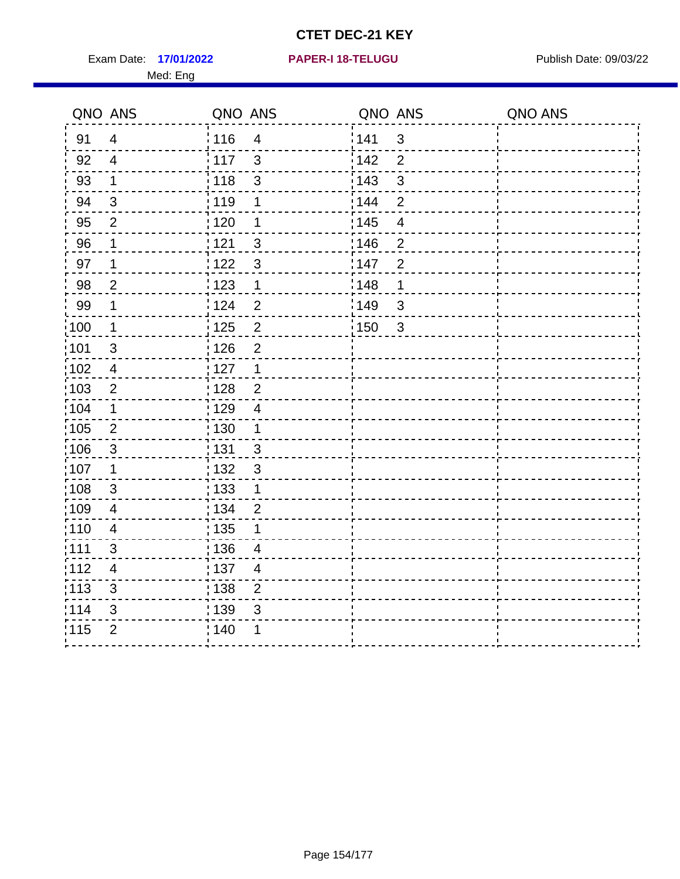# CTET DEC-21 KEY

Exam Date: **17/01/2022** **PAPER-I 18-TELUGU** Publish Date: 09/03/22

Med: Eng

| QNO | ANS | QNO | ANS | QNO | ANS | QNO | ANS |
|---|---|---|---|---|---|---|---|
| 91 | 4 | 116 | 4 | 141 | 3 | | |
| 92 | 4 | 117 | 3 | 142 | 2 | | |
| 93 | 1 | 118 | 3 | 143 | 3 | | |
| 94 | 3 | 119 | 1 | 144 | 2 | | |
| 95 | 2 | 120 | 1 | 145 | 4 | | |
| 96 | 1 | 121 | 3 | 146 | 2 | | |
| 97 | 1 | 122 | 3 | 147 | 2 | | |
| 98 | 2 | 123 | 1 | 148 | 1 | | |
| 99 | 1 | 124 | 2 | 149 | 3 | | |
| 100 | 1 | 125 | 2 | 150 | 3 | | |
| 101 | 3 | 126 | 2 | | | | |
| 102 | 4 | 127 | 1 | | | | |
| 103 | 2 | 128 | 2 | | | | |
| 104 | 1 | 129 | 4 | | | | |
| 105 | 2 | 130 | 1 | | | | |
| 106 | 3 | 131 | 3 | | | | |
| 107 | 1 | 132 | 3 | | | | |
| 108 | 3 | 133 | 1 | | | | |
| 109 | 4 | 134 | 2 | | | | |
| 110 | 4 | 135 | 1 | | | | |
| 111 | 3 | 136 | 4 | | | | |
| 112 | 4 | 137 | 4 | | | | |
| 113 | 3 | 138 | 2 | | | | |
| 114 | 3 | 139 | 3 | | | | |
| 115 | 2 | 140 | 1 | | | | |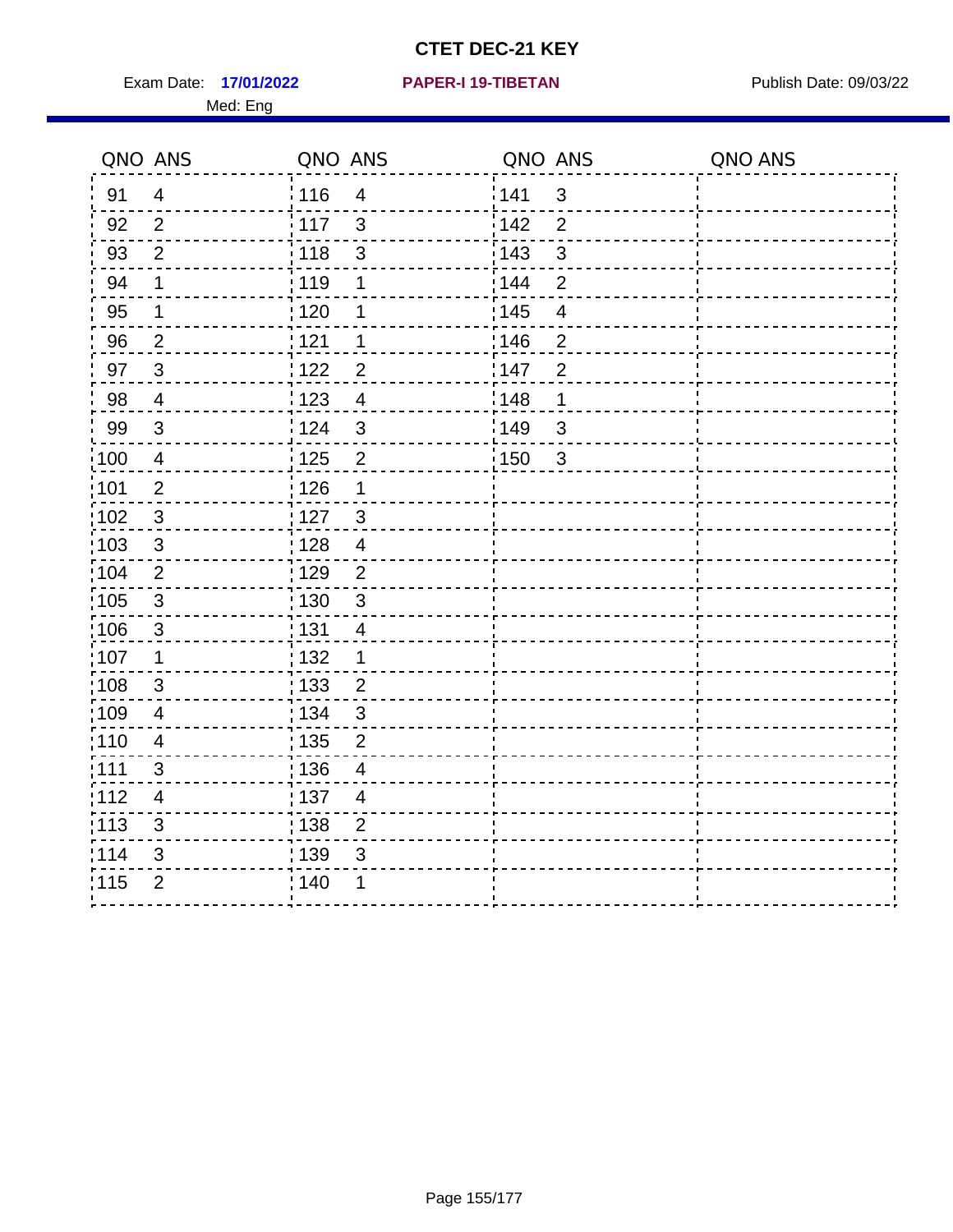# CTET DEC-21 KEY

Exam Date: **17/01/2022** **PAPER-I 19-TIBETAN** Publish Date: 09/03/22

Med: Eng

| QNO | ANS | QNO | ANS | QNO | ANS | QNO | ANS |
|---|---|---|---|---|---|---|---|
| 91 | 4 | 116 | 4 | 141 | 3 | | |
| 92 | 2 | 117 | 3 | 142 | 2 | | |
| 93 | 2 | 118 | 3 | 143 | 3 | | |
| 94 | 1 | 119 | 1 | 144 | 2 | | |
| 95 | 1 | 120 | 1 | 145 | 4 | | |
| 96 | 2 | 121 | 1 | 146 | 2 | | |
| 97 | 3 | 122 | 2 | 147 | 2 | | |
| 98 | 4 | 123 | 4 | 148 | 1 | | |
| 99 | 3 | 124 | 3 | 149 | 3 | | |
| 100 | 4 | 125 | 2 | 150 | 3 | | |
| 101 | 2 | 126 | 1 | | | | |
| 102 | 3 | 127 | 3 | | | | |
| 103 | 3 | 128 | 4 | | | | |
| 104 | 2 | 129 | 2 | | | | |
| 105 | 3 | 130 | 3 | | | | |
| 106 | 3 | 131 | 4 | | | | |
| 107 | 1 | 132 | 1 | | | | |
| 108 | 3 | 133 | 2 | | | | |
| 109 | 4 | 134 | 3 | | | | |
| 110 | 4 | 135 | 2 | | | | |
| 111 | 3 | 136 | 4 | | | | |
| 112 | 4 | 137 | 4 | | | | |
| 113 | 3 | 138 | 2 | | | | |
| 114 | 3 | 139 | 3 | | | | |
| 115 | 2 | 140 | 1 | | | | |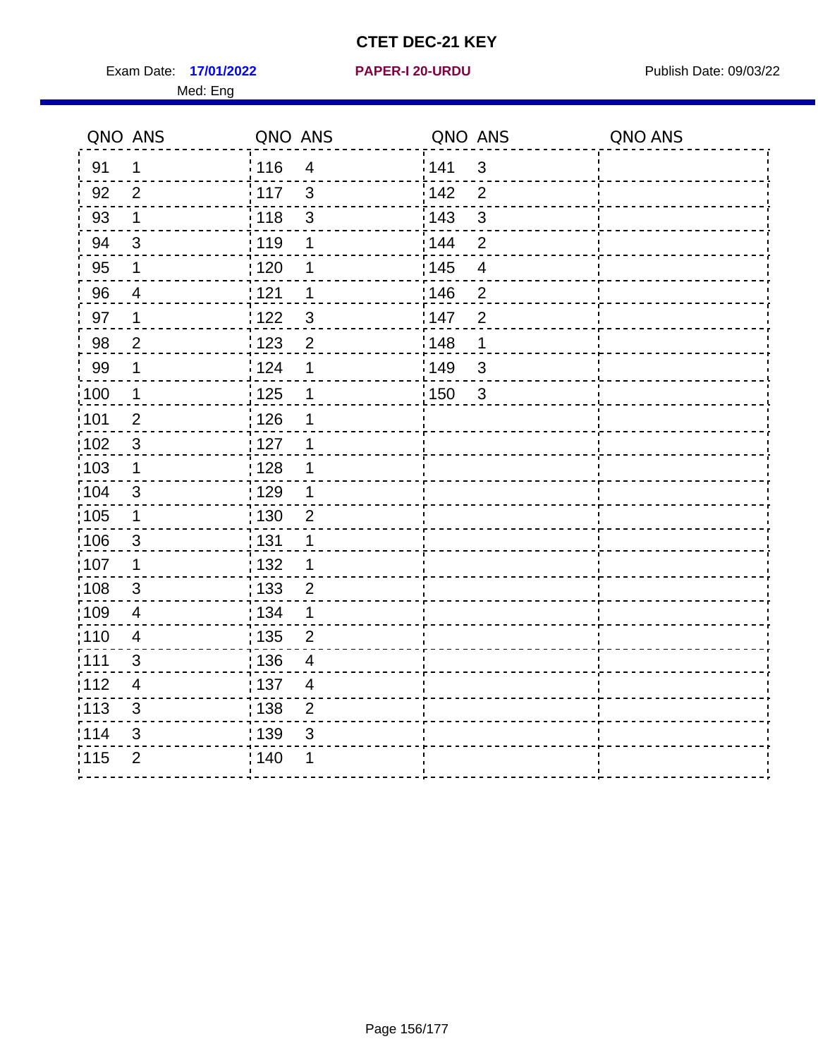# CTET DEC-21 KEY

Exam Date: **17/01/2022** **PAPER-I 20-URDU** Publish Date: 09/03/22

Med: Eng

| QNO | ANS | QNO | ANS | QNO | ANS | QNO | ANS |
|---|---|---|---|---|---|---|---|
| 91 | 1 | 116 | 4 | 141 | 3 | | |
| 92 | 2 | 117 | 3 | 142 | 2 | | |
| 93 | 1 | 118 | 3 | 143 | 3 | | |
| 94 | 3 | 119 | 1 | 144 | 2 | | |
| 95 | 1 | 120 | 1 | 145 | 4 | | |
| 96 | 4 | 121 | 1 | 146 | 2 | | |
| 97 | 1 | 122 | 3 | 147 | 2 | | |
| 98 | 2 | 123 | 2 | 148 | 1 | | |
| 99 | 1 | 124 | 1 | 149 | 3 | | |
| 100 | 1 | 125 | 1 | 150 | 3 | | |
| 101 | 2 | 126 | 1 | | | | |
| 102 | 3 | 127 | 1 | | | | |
| 103 | 1 | 128 | 1 | | | | |
| 104 | 3 | 129 | 1 | | | | |
| 105 | 1 | 130 | 2 | | | | |
| 106 | 3 | 131 | 1 | | | | |
| 107 | 1 | 132 | 1 | | | | |
| 108 | 3 | 133 | 2 | | | | |
| 109 | 4 | 134 | 1 | | | | |
| 110 | 4 | 135 | 2 | | | | |
| 111 | 3 | 136 | 4 | | | | |
| 112 | 4 | 137 | 4 | | | | |
| 113 | 3 | 138 | 2 | | | | |
| 114 | 3 | 139 | 3 | | | | |
| 115 | 2 | 140 | 1 | | | | |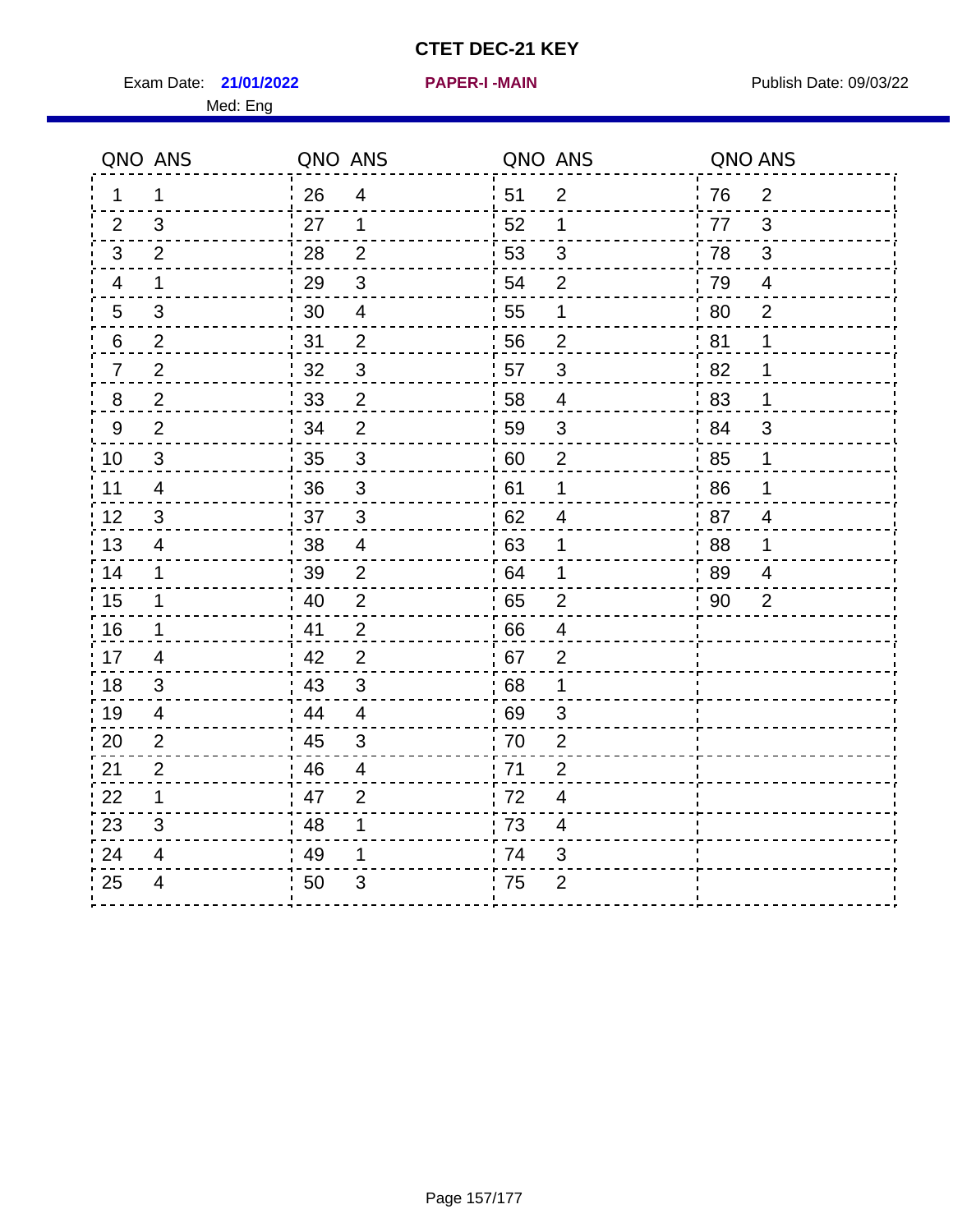# CTET DEC-21 KEY

Exam Date: **21/01/2022** **PAPER-I -MAIN** Publish Date: 09/03/22

Med: Eng

| QNO | ANS | QNO | ANS | QNO | ANS | QNO | ANS |
|---|---|---|---|---|---|---|---|
| 1 | 1 | 26 | 4 | 51 | 2 | 76 | 2 |
| 2 | 3 | 27 | 1 | 52 | 1 | 77 | 3 |
| 3 | 2 | 28 | 2 | 53 | 3 | 78 | 3 |
| 4 | 1 | 29 | 3 | 54 | 2 | 79 | 4 |
| 5 | 3 | 30 | 4 | 55 | 1 | 80 | 2 |
| 6 | 2 | 31 | 2 | 56 | 2 | 81 | 1 |
| 7 | 2 | 32 | 3 | 57 | 3 | 82 | 1 |
| 8 | 2 | 33 | 2 | 58 | 4 | 83 | 1 |
| 9 | 2 | 34 | 2 | 59 | 3 | 84 | 3 |
| 10 | 3 | 35 | 3 | 60 | 2 | 85 | 1 |
| 11 | 4 | 36 | 3 | 61 | 1 | 86 | 1 |
| 12 | 3 | 37 | 3 | 62 | 4 | 87 | 4 |
| 13 | 4 | 38 | 4 | 63 | 1 | 88 | 1 |
| 14 | 1 | 39 | 2 | 64 | 1 | 89 | 4 |
| 15 | 1 | 40 | 2 | 65 | 2 | 90 | 2 |
| 16 | 1 | 41 | 2 | 66 | 4 | | |
| 17 | 4 | 42 | 2 | 67 | 2 | | |
| 18 | 3 | 43 | 3 | 68 | 1 | | |
| 19 | 4 | 44 | 4 | 69 | 3 | | |
| 20 | 2 | 45 | 3 | 70 | 2 | | |
| 21 | 2 | 46 | 4 | 71 | 2 | | |
| 22 | 1 | 47 | 2 | 72 | 4 | | |
| 23 | 3 | 48 | 1 | 73 | 4 | | |
| 24 | 4 | 49 | 1 | 74 | 3 | | |
| 25 | 4 | 50 | 3 | 75 | 2 | | |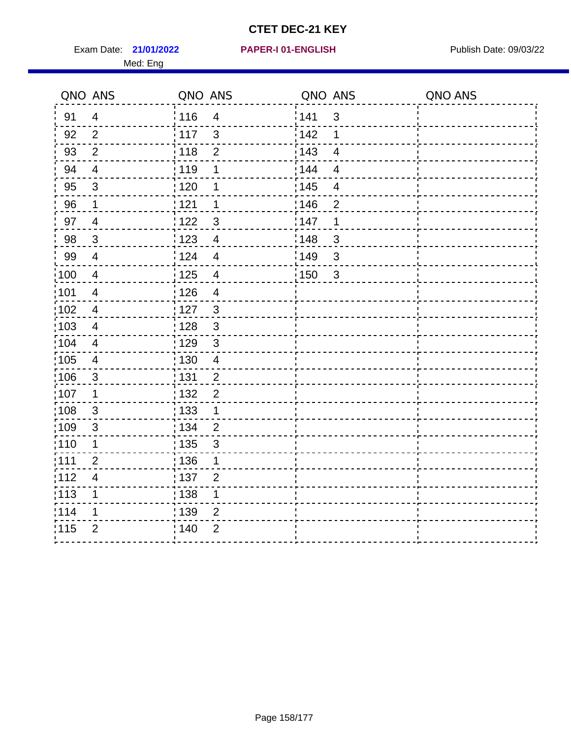# CTET DEC-21 KEY

Exam Date: **21/01/2022** **PAPER-I 01-ENGLISH** Publish Date: 09/03/22

Med: Eng

| QNO | ANS | QNO | ANS | QNO | ANS | QNO | ANS |
|---|---|---|---|---|---|---|---|
| 91 | 4 | 116 | 4 | 141 | 3 | | |
| 92 | 2 | 117 | 3 | 142 | 1 | | |
| 93 | 2 | 118 | 2 | 143 | 4 | | |
| 94 | 4 | 119 | 1 | 144 | 4 | | |
| 95 | 3 | 120 | 1 | 145 | 4 | | |
| 96 | 1 | 121 | 1 | 146 | 2 | | |
| 97 | 4 | 122 | 3 | 147 | 1 | | |
| 98 | 3 | 123 | 4 | 148 | 3 | | |
| 99 | 4 | 124 | 4 | 149 | 3 | | |
| 100 | 4 | 125 | 4 | 150 | 3 | | |
| 101 | 4 | 126 | 4 | | | | |
| 102 | 4 | 127 | 3 | | | | |
| 103 | 4 | 128 | 3 | | | | |
| 104 | 4 | 129 | 3 | | | | |
| 105 | 4 | 130 | 4 | | | | |
| 106 | 3 | 131 | 2 | | | | |
| 107 | 1 | 132 | 2 | | | | |
| 108 | 3 | 133 | 1 | | | | |
| 109 | 3 | 134 | 2 | | | | |
| 110 | 1 | 135 | 3 | | | | |
| 111 | 2 | 136 | 1 | | | | |
| 112 | 4 | 137 | 2 | | | | |
| 113 | 1 | 138 | 1 | | | | |
| 114 | 1 | 139 | 2 | | | | |
| 115 | 2 | 140 | 2 | | | | |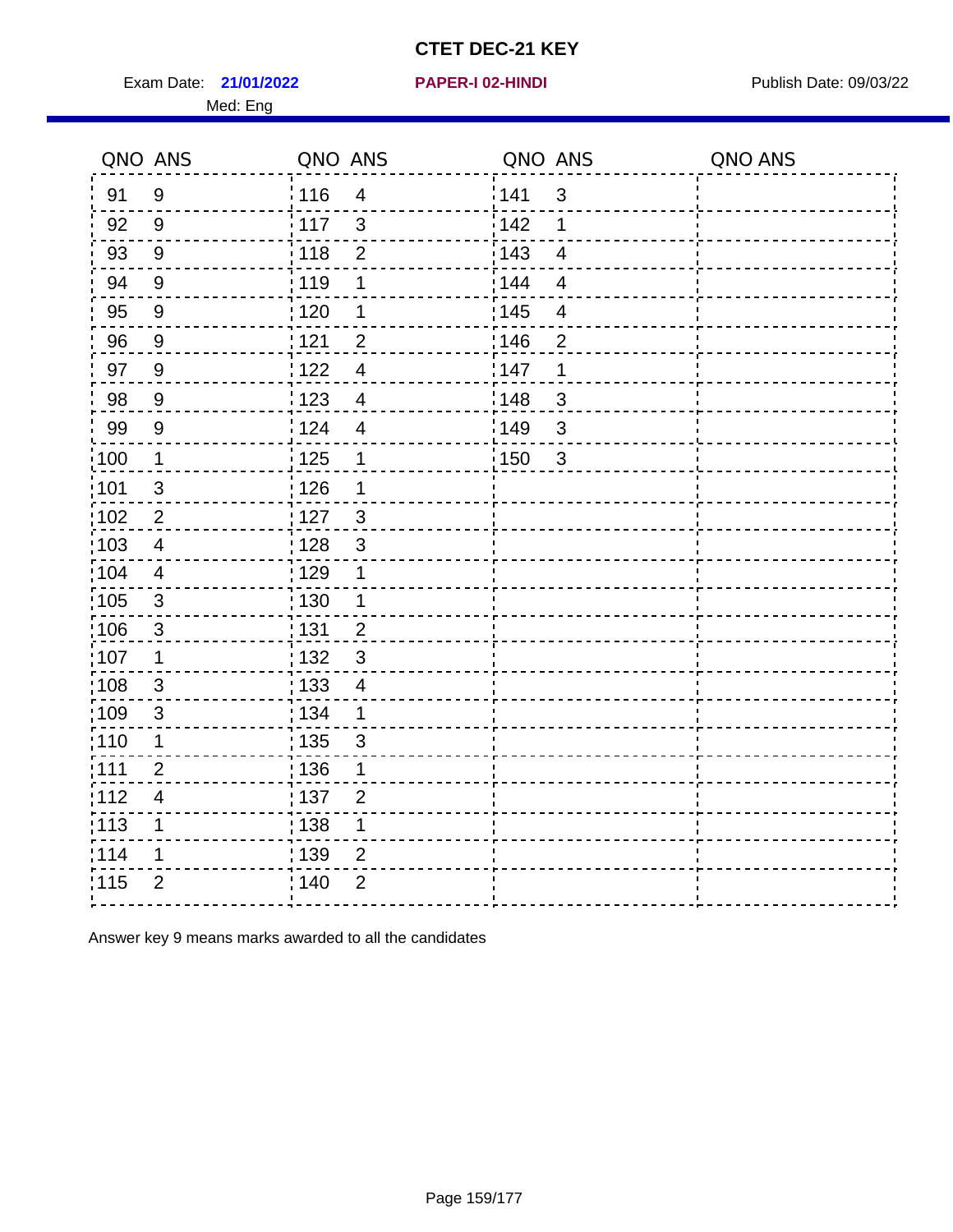# CTET DEC-21 KEY

Exam Date: **21/01/2022** **PAPER-I 02-HINDI** Publish Date: 09/03/22

Med: Eng

| QNO | ANS | QNO | ANS | QNO | ANS | QNO | ANS |
|---|---|---|---|---|---|---|---|
| 91 | 9 | 116 | 4 | 141 | 3 | | |
| 92 | 9 | 117 | 3 | 142 | 1 | | |
| 93 | 9 | 118 | 2 | 143 | 4 | | |
| 94 | 9 | 119 | 1 | 144 | 4 | | |
| 95 | 9 | 120 | 1 | 145 | 4 | | |
| 96 | 9 | 121 | 2 | 146 | 2 | | |
| 97 | 9 | 122 | 4 | 147 | 1 | | |
| 98 | 9 | 123 | 4 | 148 | 3 | | |
| 99 | 9 | 124 | 4 | 149 | 3 | | |
| 100 | 1 | 125 | 1 | 150 | 3 | | |
| 101 | 3 | 126 | 1 | | | | |
| 102 | 2 | 127 | 3 | | | | |
| 103 | 4 | 128 | 3 | | | | |
| 104 | 4 | 129 | 1 | | | | |
| 105 | 3 | 130 | 1 | | | | |
| 106 | 3 | 131 | 2 | | | | |
| 107 | 1 | 132 | 3 | | | | |
| 108 | 3 | 133 | 4 | | | | |
| 109 | 3 | 134 | 1 | | | | |
| 110 | 1 | 135 | 3 | | | | |
| 111 | 2 | 136 | 1 | | | | |
| 112 | 4 | 137 | 2 | | | | |
| 113 | 1 | 138 | 1 | | | | |
| 114 | 1 | 139 | 2 | | | | |
| 115 | 2 | 140 | 2 | | | | |

Answer key 9 means marks awarded to all the candidates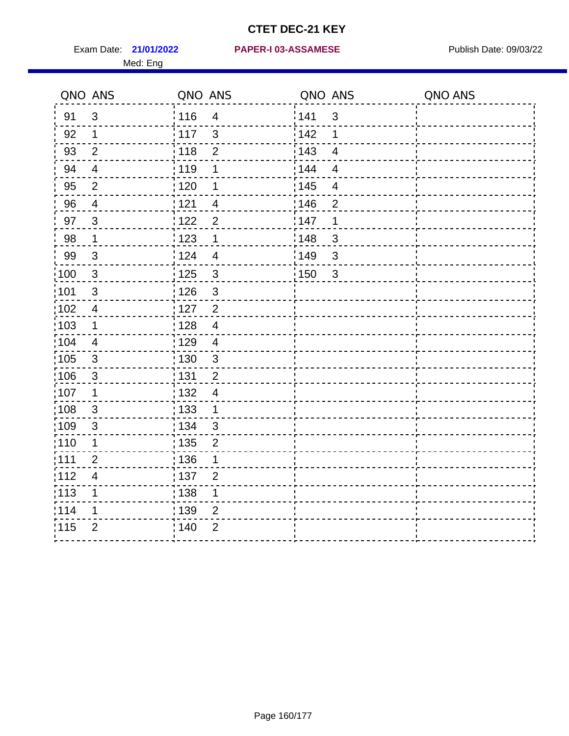# CTET DEC-21 KEY

Exam Date: **21/01/2022** **PAPER-I 03-ASSAMESE** Publish Date: 09/03/22

Med: Eng

| QNO | ANS | QNO | ANS | QNO | ANS | QNO | ANS |
|---|---|---|---|---|---|---|---|
| 91 | 3 | 116 | 4 | 141 | 3 | | |
| 92 | 1 | 117 | 3 | 142 | 1 | | |
| 93 | 2 | 118 | 2 | 143 | 4 | | |
| 94 | 4 | 119 | 1 | 144 | 4 | | |
| 95 | 2 | 120 | 1 | 145 | 4 | | |
| 96 | 4 | 121 | 4 | 146 | 2 | | |
| 97 | 3 | 122 | 2 | 147 | 1 | | |
| 98 | 1 | 123 | 1 | 148 | 3 | | |
| 99 | 3 | 124 | 4 | 149 | 3 | | |
| 100 | 3 | 125 | 3 | 150 | 3 | | |
| 101 | 3 | 126 | 3 | | | | |
| 102 | 4 | 127 | 2 | | | | |
| 103 | 1 | 128 | 4 | | | | |
| 104 | 4 | 129 | 4 | | | | |
| 105 | 3 | 130 | 3 | | | | |
| 106 | 3 | 131 | 2 | | | | |
| 107 | 1 | 132 | 4 | | | | |
| 108 | 3 | 133 | 1 | | | | |
| 109 | 3 | 134 | 3 | | | | |
| 110 | 1 | 135 | 2 | | | | |
| 111 | 2 | 136 | 1 | | | | |
| 112 | 4 | 137 | 2 | | | | |
| 113 | 1 | 138 | 1 | | | | |
| 114 | 1 | 139 | 2 | | | | |
| 115 | 2 | 140 | 2 | | | | |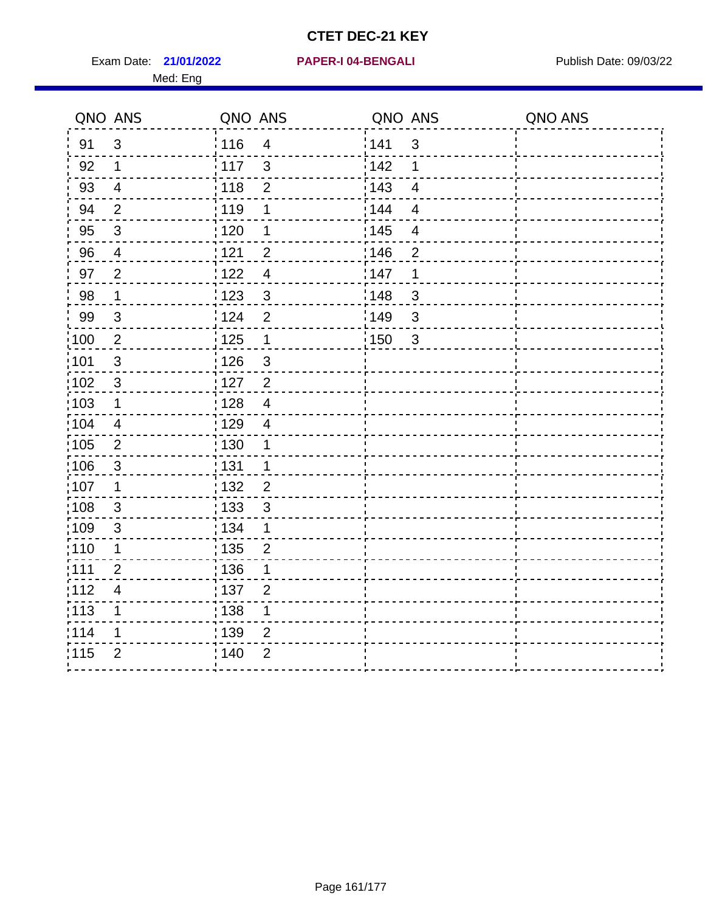# CTET DEC-21 KEY

Exam Date: **21/01/2022** **PAPER-I 04-BENGALI** Publish Date: 09/03/22

Med: Eng

| QNO | ANS | QNO | ANS | QNO | ANS | QNO | ANS |
|---|---|---|---|---|---|---|---|
| 91 | 3 | 116 | 4 | 141 | 3 | | |
| 92 | 1 | 117 | 3 | 142 | 1 | | |
| 93 | 4 | 118 | 2 | 143 | 4 | | |
| 94 | 2 | 119 | 1 | 144 | 4 | | |
| 95 | 3 | 120 | 1 | 145 | 4 | | |
| 96 | 4 | 121 | 2 | 146 | 2 | | |
| 97 | 2 | 122 | 4 | 147 | 1 | | |
| 98 | 1 | 123 | 3 | 148 | 3 | | |
| 99 | 3 | 124 | 2 | 149 | 3 | | |
| 100 | 2 | 125 | 1 | 150 | 3 | | |
| 101 | 3 | 126 | 3 | | | | |
| 102 | 3 | 127 | 2 | | | | |
| 103 | 1 | 128 | 4 | | | | |
| 104 | 4 | 129 | 4 | | | | |
| 105 | 2 | 130 | 1 | | | | |
| 106 | 3 | 131 | 1 | | | | |
| 107 | 1 | 132 | 2 | | | | |
| 108 | 3 | 133 | 3 | | | | |
| 109 | 3 | 134 | 1 | | | | |
| 110 | 1 | 135 | 2 | | | | |
| 111 | 2 | 136 | 1 | | | | |
| 112 | 4 | 137 | 2 | | | | |
| 113 | 1 | 138 | 1 | | | | |
| 114 | 1 | 139 | 2 | | | | |
| 115 | 2 | 140 | 2 | | | | |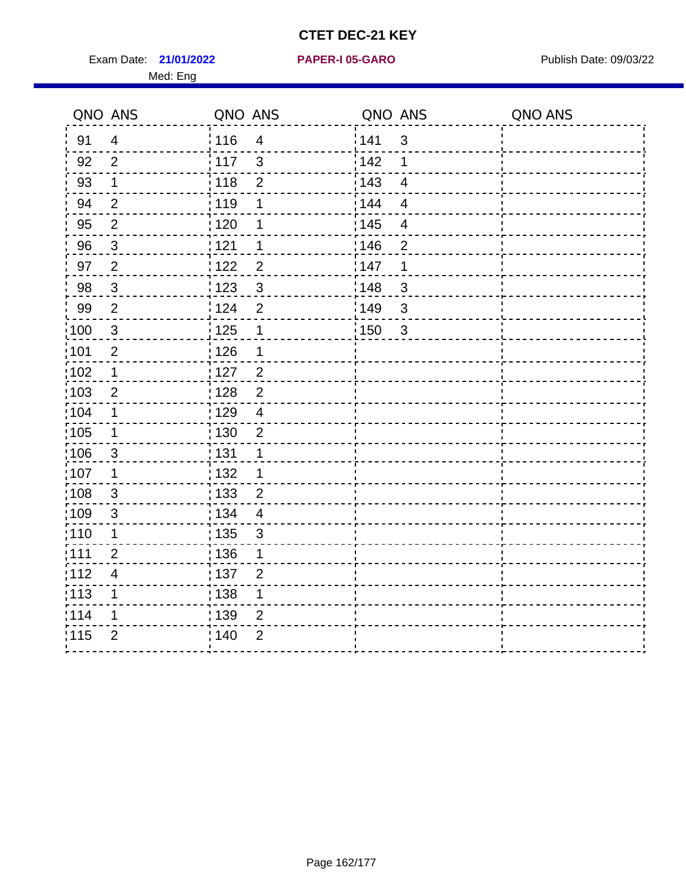# CTET DEC-21 KEY

Exam Date: **21/01/2022** **PAPER-I 05-GARO** Publish Date: 09/03/22

Med: Eng

| QNO | ANS | QNO | ANS | QNO | ANS | QNO | ANS |
|---|---|---|---|---|---|---|---|
| 91 | 4 | 116 | 4 | 141 | 3 | | |
| 92 | 2 | 117 | 3 | 142 | 1 | | |
| 93 | 1 | 118 | 2 | 143 | 4 | | |
| 94 | 2 | 119 | 1 | 144 | 4 | | |
| 95 | 2 | 120 | 1 | 145 | 4 | | |
| 96 | 3 | 121 | 1 | 146 | 2 | | |
| 97 | 2 | 122 | 2 | 147 | 1 | | |
| 98 | 3 | 123 | 3 | 148 | 3 | | |
| 99 | 2 | 124 | 2 | 149 | 3 | | |
| 100 | 3 | 125 | 1 | 150 | 3 | | |
| 101 | 2 | 126 | 1 | | | | |
| 102 | 1 | 127 | 2 | | | | |
| 103 | 2 | 128 | 2 | | | | |
| 104 | 1 | 129 | 4 | | | | |
| 105 | 1 | 130 | 2 | | | | |
| 106 | 3 | 131 | 1 | | | | |
| 107 | 1 | 132 | 1 | | | | |
| 108 | 3 | 133 | 2 | | | | |
| 109 | 3 | 134 | 4 | | | | |
| 110 | 1 | 135 | 3 | | | | |
| 111 | 2 | 136 | 1 | | | | |
| 112 | 4 | 137 | 2 | | | | |
| 113 | 1 | 138 | 1 | | | | |
| 114 | 1 | 139 | 2 | | | | |
| 115 | 2 | 140 | 2 | | | | |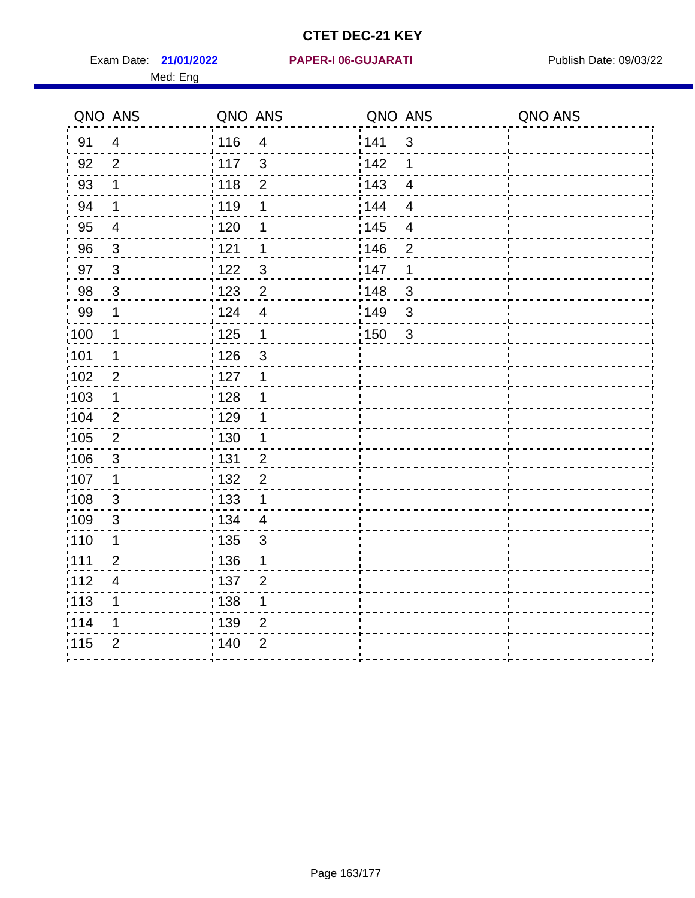# CTET DEC-21 KEY

Exam Date: **21/01/2022** **PAPER-I 06-GUJARATI** Publish Date: 09/03/22

Med: Eng

| QNO | ANS | QNO | ANS | QNO | ANS | QNO | ANS |
|---|---|---|---|---|---|---|---|
| 91 | 4 | 116 | 4 | 141 | 3 | | |
| 92 | 2 | 117 | 3 | 142 | 1 | | |
| 93 | 1 | 118 | 2 | 143 | 4 | | |
| 94 | 1 | 119 | 1 | 144 | 4 | | |
| 95 | 4 | 120 | 1 | 145 | 4 | | |
| 96 | 3 | 121 | 1 | 146 | 2 | | |
| 97 | 3 | 122 | 3 | 147 | 1 | | |
| 98 | 3 | 123 | 2 | 148 | 3 | | |
| 99 | 1 | 124 | 4 | 149 | 3 | | |
| 100 | 1 | 125 | 1 | 150 | 3 | | |
| 101 | 1 | 126 | 3 | | | | |
| 102 | 2 | 127 | 1 | | | | |
| 103 | 1 | 128 | 1 | | | | |
| 104 | 2 | 129 | 1 | | | | |
| 105 | 2 | 130 | 1 | | | | |
| 106 | 3 | 131 | 2 | | | | |
| 107 | 1 | 132 | 2 | | | | |
| 108 | 3 | 133 | 1 | | | | |
| 109 | 3 | 134 | 4 | | | | |
| 110 | 1 | 135 | 3 | | | | |
| 111 | 2 | 136 | 1 | | | | |
| 112 | 4 | 137 | 2 | | | | |
| 113 | 1 | 138 | 1 | | | | |
| 114 | 1 | 139 | 2 | | | | |
| 115 | 2 | 140 | 2 | | | | |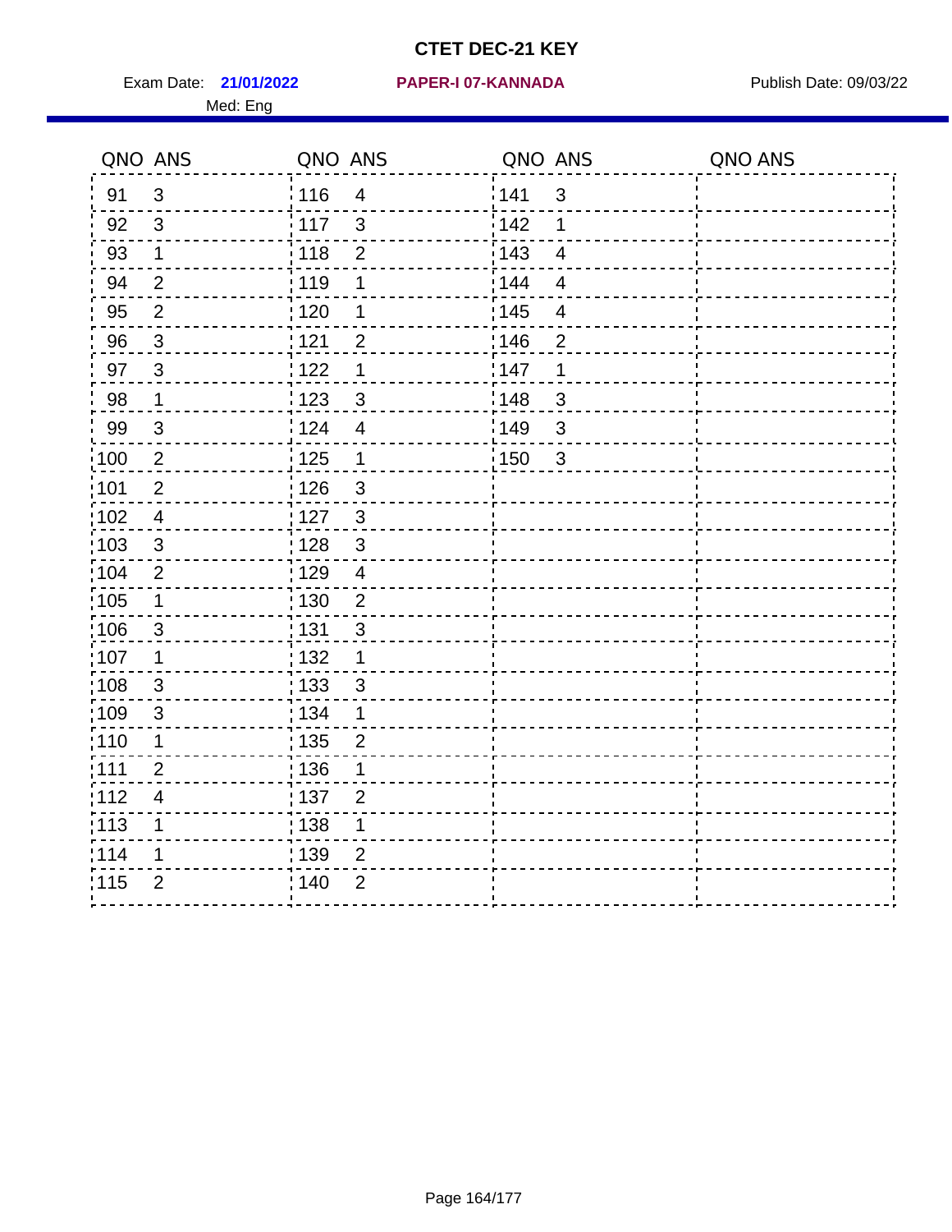# CTET DEC-21 KEY

Exam Date: **21/01/2022** **PAPER-I 07-KANNADA** Publish Date: 09/03/22

Med: Eng

| QNO | ANS | QNO | ANS | QNO | ANS | QNO | ANS |
|---|---|---|---|---|---|---|---|
| 91 | 3 | 116 | 4 | 141 | 3 | | |
| 92 | 3 | 117 | 3 | 142 | 1 | | |
| 93 | 1 | 118 | 2 | 143 | 4 | | |
| 94 | 2 | 119 | 1 | 144 | 4 | | |
| 95 | 2 | 120 | 1 | 145 | 4 | | |
| 96 | 3 | 121 | 2 | 146 | 2 | | |
| 97 | 3 | 122 | 1 | 147 | 1 | | |
| 98 | 1 | 123 | 3 | 148 | 3 | | |
| 99 | 3 | 124 | 4 | 149 | 3 | | |
| 100 | 2 | 125 | 1 | 150 | 3 | | |
| 101 | 2 | 126 | 3 | | | | |
| 102 | 4 | 127 | 3 | | | | |
| 103 | 3 | 128 | 3 | | | | |
| 104 | 2 | 129 | 4 | | | | |
| 105 | 1 | 130 | 2 | | | | |
| 106 | 3 | 131 | 3 | | | | |
| 107 | 1 | 132 | 1 | | | | |
| 108 | 3 | 133 | 3 | | | | |
| 109 | 3 | 134 | 1 | | | | |
| 110 | 1 | 135 | 2 | | | | |
| 111 | 2 | 136 | 1 | | | | |
| 112 | 4 | 137 | 2 | | | | |
| 113 | 1 | 138 | 1 | | | | |
| 114 | 1 | 139 | 2 | | | | |
| 115 | 2 | 140 | 2 | | | | |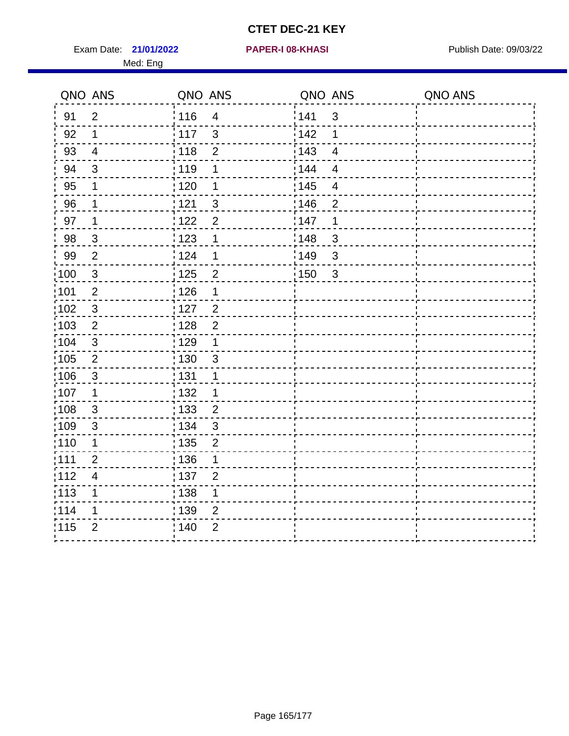# CTET DEC-21 KEY

Exam Date: **21/01/2022** **PAPER-I 08-KHASI** Publish Date: 09/03/22

Med: Eng

| QNO | ANS | QNO | ANS | QNO | ANS | QNO | ANS |
|---|---|---|---|---|---|---|---|
| 91 | 2 | 116 | 4 | 141 | 3 | | |
| 92 | 1 | 117 | 3 | 142 | 1 | | |
| 93 | 4 | 118 | 2 | 143 | 4 | | |
| 94 | 3 | 119 | 1 | 144 | 4 | | |
| 95 | 1 | 120 | 1 | 145 | 4 | | |
| 96 | 1 | 121 | 3 | 146 | 2 | | |
| 97 | 1 | 122 | 2 | 147 | 1 | | |
| 98 | 3 | 123 | 1 | 148 | 3 | | |
| 99 | 2 | 124 | 1 | 149 | 3 | | |
| 100 | 3 | 125 | 2 | 150 | 3 | | |
| 101 | 2 | 126 | 1 | | | | |
| 102 | 3 | 127 | 2 | | | | |
| 103 | 2 | 128 | 2 | | | | |
| 104 | 3 | 129 | 1 | | | | |
| 105 | 2 | 130 | 3 | | | | |
| 106 | 3 | 131 | 1 | | | | |
| 107 | 1 | 132 | 1 | | | | |
| 108 | 3 | 133 | 2 | | | | |
| 109 | 3 | 134 | 3 | | | | |
| 110 | 1 | 135 | 2 | | | | |
| 111 | 2 | 136 | 1 | | | | |
| 112 | 4 | 137 | 2 | | | | |
| 113 | 1 | 138 | 1 | | | | |
| 114 | 1 | 139 | 2 | | | | |
| 115 | 2 | 140 | 2 | | | | |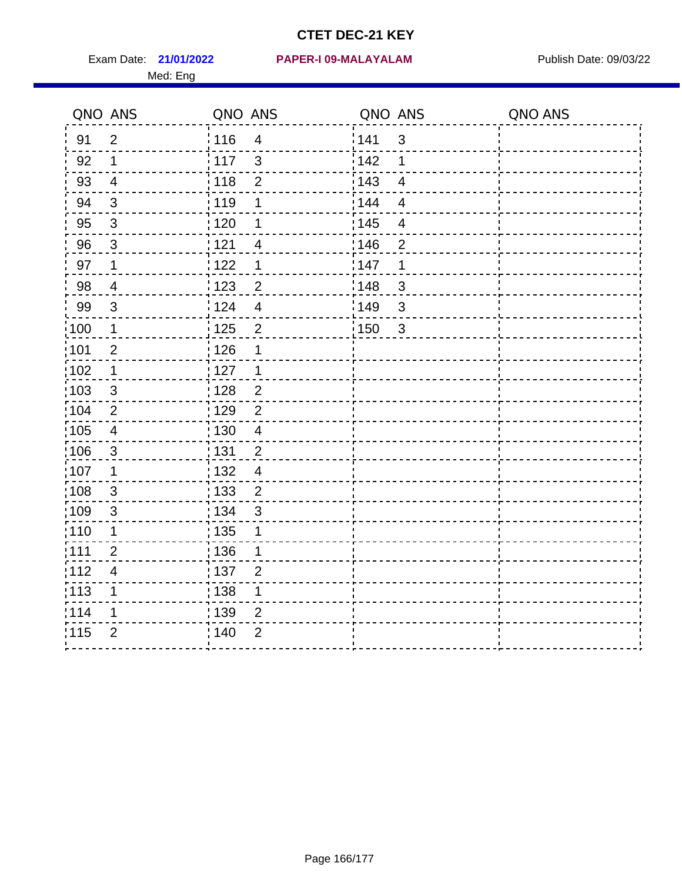# CTET DEC-21 KEY

Exam Date: **21/01/2022** **PAPER-I 09-MALAYALAM** Publish Date: 09/03/22

Med: Eng

| QNO | ANS | QNO | ANS | QNO | ANS | QNO | ANS |
|---|---|---|---|---|---|---|---|
| 91 | 2 | 116 | 4 | 141 | 3 | | |
| 92 | 1 | 117 | 3 | 142 | 1 | | |
| 93 | 4 | 118 | 2 | 143 | 4 | | |
| 94 | 3 | 119 | 1 | 144 | 4 | | |
| 95 | 3 | 120 | 1 | 145 | 4 | | |
| 96 | 3 | 121 | 4 | 146 | 2 | | |
| 97 | 1 | 122 | 1 | 147 | 1 | | |
| 98 | 4 | 123 | 2 | 148 | 3 | | |
| 99 | 3 | 124 | 4 | 149 | 3 | | |
| 100 | 1 | 125 | 2 | 150 | 3 | | |
| 101 | 2 | 126 | 1 | | | | |
| 102 | 1 | 127 | 1 | | | | |
| 103 | 3 | 128 | 2 | | | | |
| 104 | 2 | 129 | 2 | | | | |
| 105 | 4 | 130 | 4 | | | | |
| 106 | 3 | 131 | 2 | | | | |
| 107 | 1 | 132 | 4 | | | | |
| 108 | 3 | 133 | 2 | | | | |
| 109 | 3 | 134 | 3 | | | | |
| 110 | 1 | 135 | 1 | | | | |
| 111 | 2 | 136 | 1 | | | | |
| 112 | 4 | 137 | 2 | | | | |
| 113 | 1 | 138 | 1 | | | | |
| 114 | 1 | 139 | 2 | | | | |
| 115 | 2 | 140 | 2 | | | | |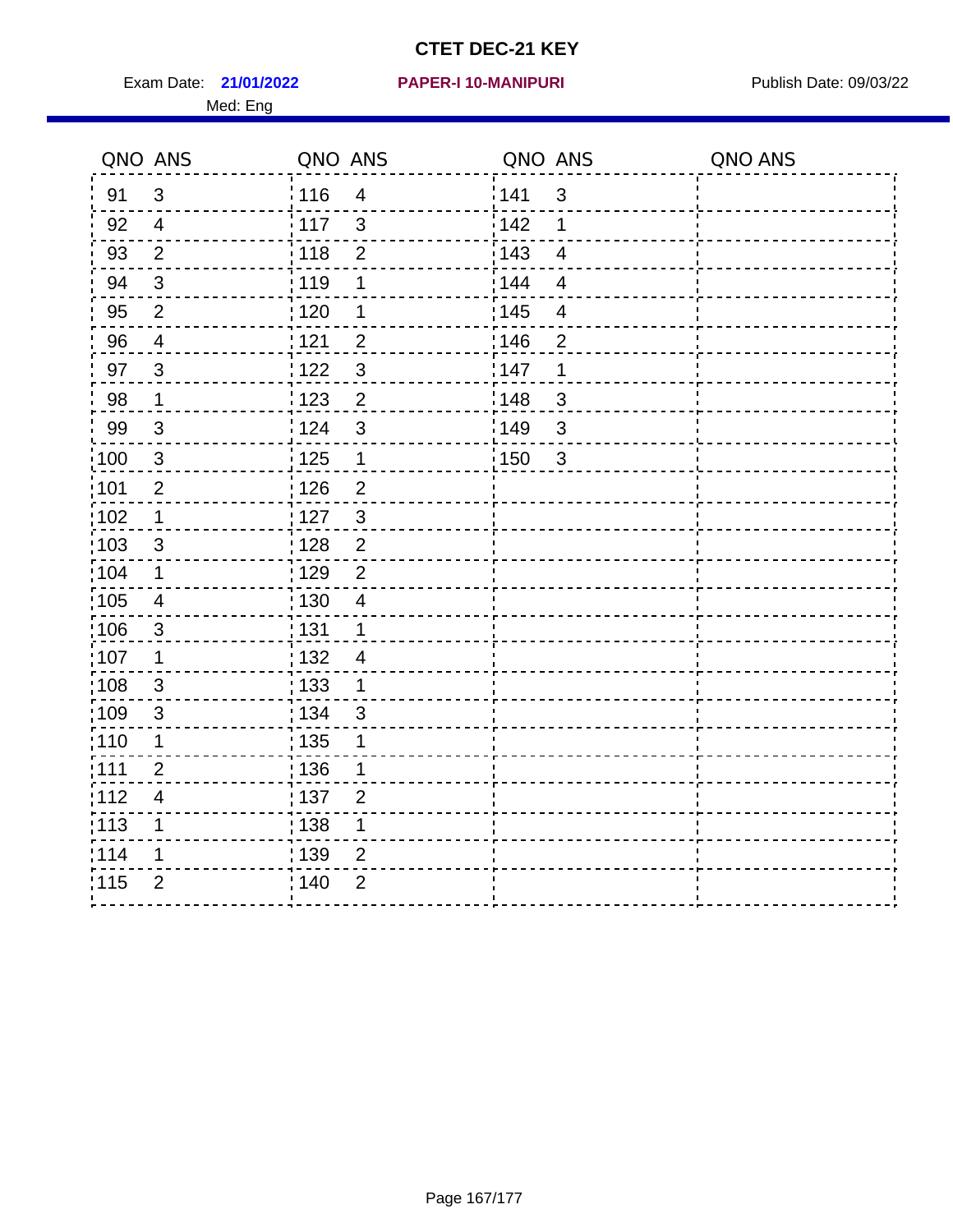# CTET DEC-21 KEY

Exam Date: **21/01/2022** **PAPER-I 10-MANIPURI** Publish Date: 09/03/22

Med: Eng

| QNO | ANS | QNO | ANS | QNO | ANS | QNO | ANS |
|---|---|---|---|---|---|---|---|
| 91 | 3 | 116 | 4 | 141 | 3 | | |
| 92 | 4 | 117 | 3 | 142 | 1 | | |
| 93 | 2 | 118 | 2 | 143 | 4 | | |
| 94 | 3 | 119 | 1 | 144 | 4 | | |
| 95 | 2 | 120 | 1 | 145 | 4 | | |
| 96 | 4 | 121 | 2 | 146 | 2 | | |
| 97 | 3 | 122 | 3 | 147 | 1 | | |
| 98 | 1 | 123 | 2 | 148 | 3 | | |
| 99 | 3 | 124 | 3 | 149 | 3 | | |
| 100 | 3 | 125 | 1 | 150 | 3 | | |
| 101 | 2 | 126 | 2 | | | | |
| 102 | 1 | 127 | 3 | | | | |
| 103 | 3 | 128 | 2 | | | | |
| 104 | 1 | 129 | 2 | | | | |
| 105 | 4 | 130 | 4 | | | | |
| 106 | 3 | 131 | 1 | | | | |
| 107 | 1 | 132 | 4 | | | | |
| 108 | 3 | 133 | 1 | | | | |
| 109 | 3 | 134 | 3 | | | | |
| 110 | 1 | 135 | 1 | | | | |
| 111 | 2 | 136 | 1 | | | | |
| 112 | 4 | 137 | 2 | | | | |
| 113 | 1 | 138 | 1 | | | | |
| 114 | 1 | 139 | 2 | | | | |
| 115 | 2 | 140 | 2 | | | | |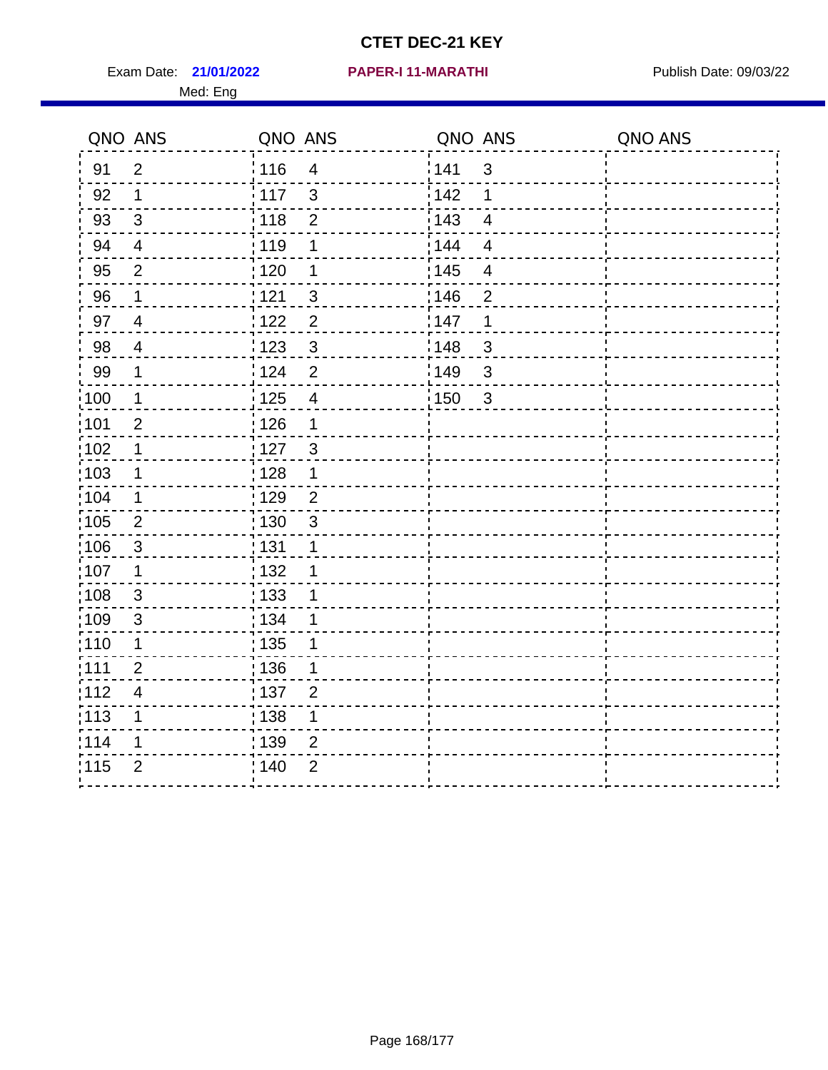# CTET DEC-21 KEY

Exam Date: **21/01/2022** **PAPER-I 11-MARATHI** Publish Date: 09/03/22

Med: Eng

| QNO | ANS | QNO | ANS | QNO | ANS | QNO | ANS |
|---|---|---|---|---|---|---|---|
| 91 | 2 | 116 | 4 | 141 | 3 | | |
| 92 | 1 | 117 | 3 | 142 | 1 | | |
| 93 | 3 | 118 | 2 | 143 | 4 | | |
| 94 | 4 | 119 | 1 | 144 | 4 | | |
| 95 | 2 | 120 | 1 | 145 | 4 | | |
| 96 | 1 | 121 | 3 | 146 | 2 | | |
| 97 | 4 | 122 | 2 | 147 | 1 | | |
| 98 | 4 | 123 | 3 | 148 | 3 | | |
| 99 | 1 | 124 | 2 | 149 | 3 | | |
| 100 | 1 | 125 | 4 | 150 | 3 | | |
| 101 | 2 | 126 | 1 | | | | |
| 102 | 1 | 127 | 3 | | | | |
| 103 | 1 | 128 | 1 | | | | |
| 104 | 1 | 129 | 2 | | | | |
| 105 | 2 | 130 | 3 | | | | |
| 106 | 3 | 131 | 1 | | | | |
| 107 | 1 | 132 | 1 | | | | |
| 108 | 3 | 133 | 1 | | | | |
| 109 | 3 | 134 | 1 | | | | |
| 110 | 1 | 135 | 1 | | | | |
| 111 | 2 | 136 | 1 | | | | |
| 112 | 4 | 137 | 2 | | | | |
| 113 | 1 | 138 | 1 | | | | |
| 114 | 1 | 139 | 2 | | | | |
| 115 | 2 | 140 | 2 | | | | |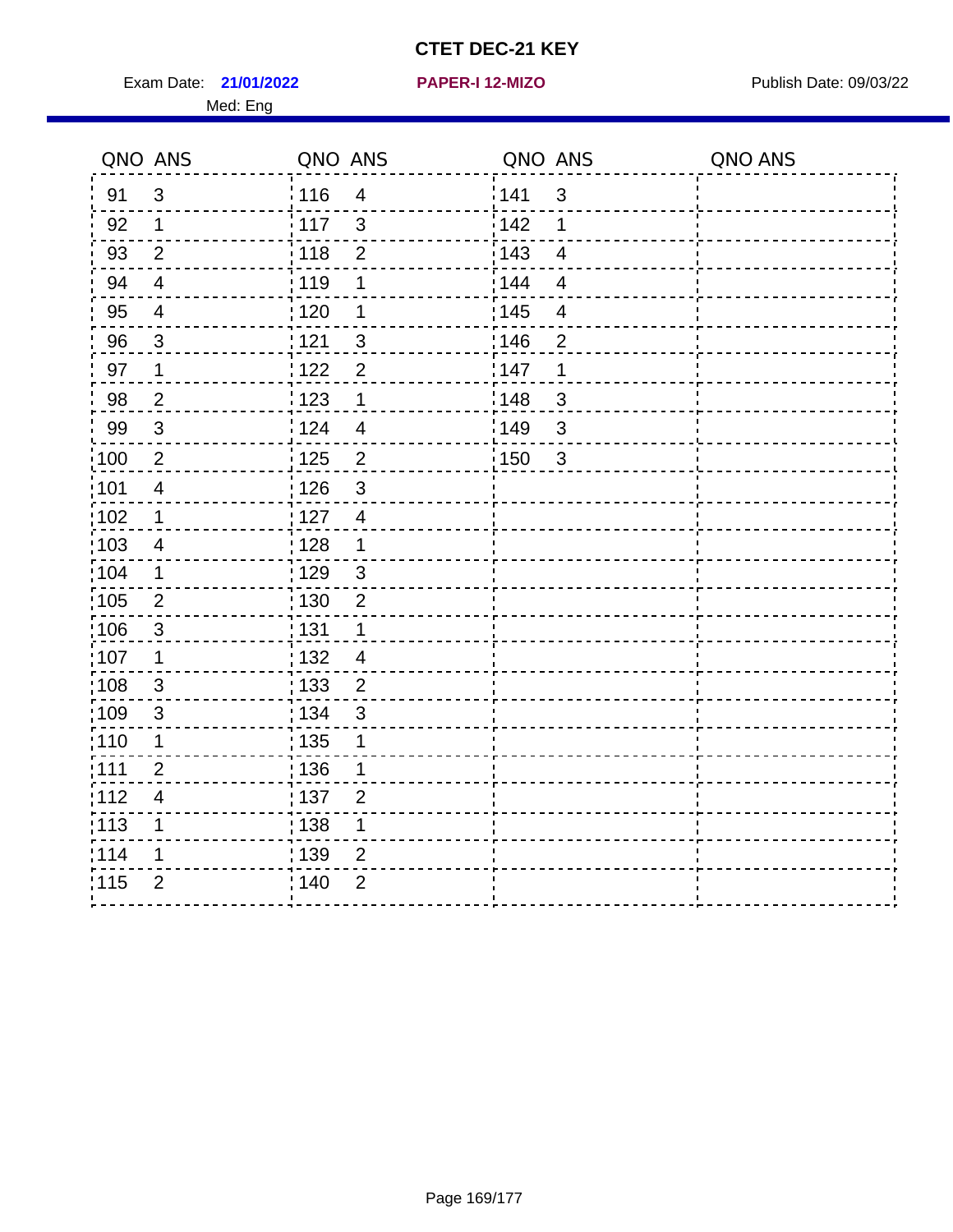# CTET DEC-21 KEY

Exam Date: **21/01/2022** **PAPER-I 12-MIZO** Publish Date: 09/03/22

Med: Eng

| QNO | ANS | QNO | ANS | QNO | ANS | QNO | ANS |
|---|---|---|---|---|---|---|---|
| 91 | 3 | 116 | 4 | 141 | 3 | | |
| 92 | 1 | 117 | 3 | 142 | 1 | | |
| 93 | 2 | 118 | 2 | 143 | 4 | | |
| 94 | 4 | 119 | 1 | 144 | 4 | | |
| 95 | 4 | 120 | 1 | 145 | 4 | | |
| 96 | 3 | 121 | 3 | 146 | 2 | | |
| 97 | 1 | 122 | 2 | 147 | 1 | | |
| 98 | 2 | 123 | 1 | 148 | 3 | | |
| 99 | 3 | 124 | 4 | 149 | 3 | | |
| 100 | 2 | 125 | 2 | 150 | 3 | | |
| 101 | 4 | 126 | 3 | | | | |
| 102 | 1 | 127 | 4 | | | | |
| 103 | 4 | 128 | 1 | | | | |
| 104 | 1 | 129 | 3 | | | | |
| 105 | 2 | 130 | 2 | | | | |
| 106 | 3 | 131 | 1 | | | | |
| 107 | 1 | 132 | 4 | | | | |
| 108 | 3 | 133 | 2 | | | | |
| 109 | 3 | 134 | 3 | | | | |
| 110 | 1 | 135 | 1 | | | | |
| 111 | 2 | 136 | 1 | | | | |
| 112 | 4 | 137 | 2 | | | | |
| 113 | 1 | 138 | 1 | | | | |
| 114 | 1 | 139 | 2 | | | | |
| 115 | 2 | 140 | 2 | | | | |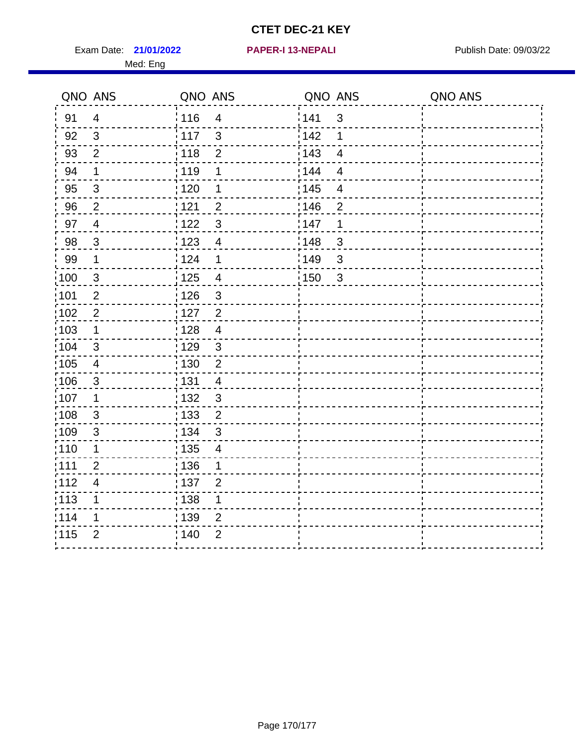# CTET DEC-21 KEY

Exam Date: **21/01/2022** **PAPER-I 13-NEPALI** Publish Date: 09/03/22

Med: Eng

| QNO | ANS | QNO | ANS | QNO | ANS | QNO | ANS |
|---|---|---|---|---|---|---|---|
| 91 | 4 | 116 | 4 | 141 | 3 | | |
| 92 | 3 | 117 | 3 | 142 | 1 | | |
| 93 | 2 | 118 | 2 | 143 | 4 | | |
| 94 | 1 | 119 | 1 | 144 | 4 | | |
| 95 | 3 | 120 | 1 | 145 | 4 | | |
| 96 | 2 | 121 | 2 | 146 | 2 | | |
| 97 | 4 | 122 | 3 | 147 | 1 | | |
| 98 | 3 | 123 | 4 | 148 | 3 | | |
| 99 | 1 | 124 | 1 | 149 | 3 | | |
| 100 | 3 | 125 | 4 | 150 | 3 | | |
| 101 | 2 | 126 | 3 | | | | |
| 102 | 2 | 127 | 2 | | | | |
| 103 | 1 | 128 | 4 | | | | |
| 104 | 3 | 129 | 3 | | | | |
| 105 | 4 | 130 | 2 | | | | |
| 106 | 3 | 131 | 4 | | | | |
| 107 | 1 | 132 | 3 | | | | |
| 108 | 3 | 133 | 2 | | | | |
| 109 | 3 | 134 | 3 | | | | |
| 110 | 1 | 135 | 4 | | | | |
| 111 | 2 | 136 | 1 | | | | |
| 112 | 4 | 137 | 2 | | | | |
| 113 | 1 | 138 | 1 | | | | |
| 114 | 1 | 139 | 2 | | | | |
| 115 | 2 | 140 | 2 | | | | |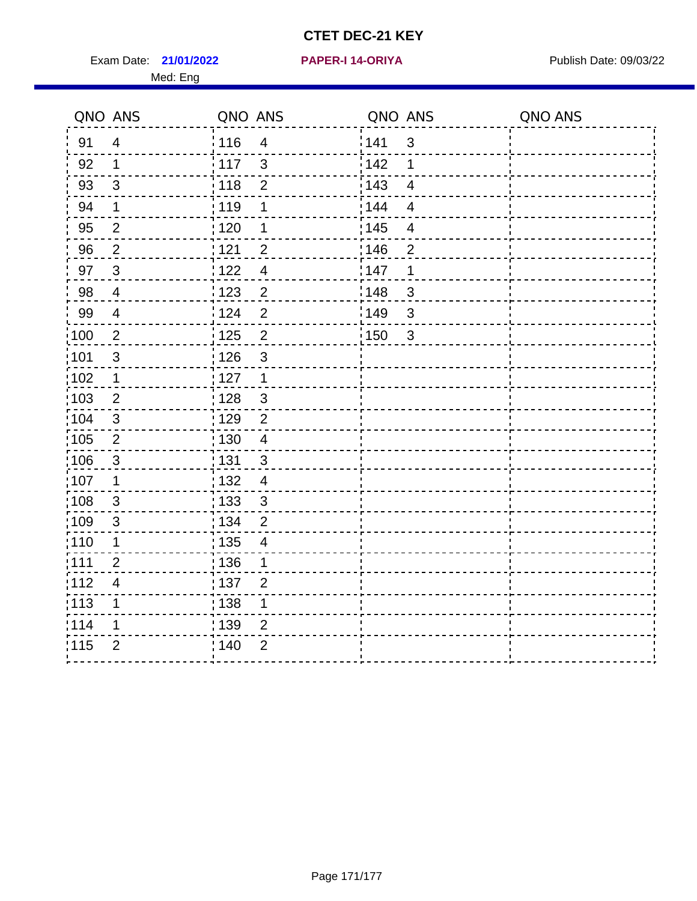# CTET DEC-21 KEY

Exam Date: **21/01/2022** **PAPER-I 14-ORIYA** Publish Date: 09/03/22

Med: Eng

| QNO | ANS | QNO | ANS | QNO | ANS | QNO | ANS |
|---|---|---|---|---|---|---|---|
| 91 | 4 | 116 | 4 | 141 | 3 | | |
| 92 | 1 | 117 | 3 | 142 | 1 | | |
| 93 | 3 | 118 | 2 | 143 | 4 | | |
| 94 | 1 | 119 | 1 | 144 | 4 | | |
| 95 | 2 | 120 | 1 | 145 | 4 | | |
| 96 | 2 | 121 | 2 | 146 | 2 | | |
| 97 | 3 | 122 | 4 | 147 | 1 | | |
| 98 | 4 | 123 | 2 | 148 | 3 | | |
| 99 | 4 | 124 | 2 | 149 | 3 | | |
| 100 | 2 | 125 | 2 | 150 | 3 | | |
| 101 | 3 | 126 | 3 | | | | |
| 102 | 1 | 127 | 1 | | | | |
| 103 | 2 | 128 | 3 | | | | |
| 104 | 3 | 129 | 2 | | | | |
| 105 | 2 | 130 | 4 | | | | |
| 106 | 3 | 131 | 3 | | | | |
| 107 | 1 | 132 | 4 | | | | |
| 108 | 3 | 133 | 3 | | | | |
| 109 | 3 | 134 | 2 | | | | |
| 110 | 1 | 135 | 4 | | | | |
| 111 | 2 | 136 | 1 | | | | |
| 112 | 4 | 137 | 2 | | | | |
| 113 | 1 | 138 | 1 | | | | |
| 114 | 1 | 139 | 2 | | | | |
| 115 | 2 | 140 | 2 | | | | |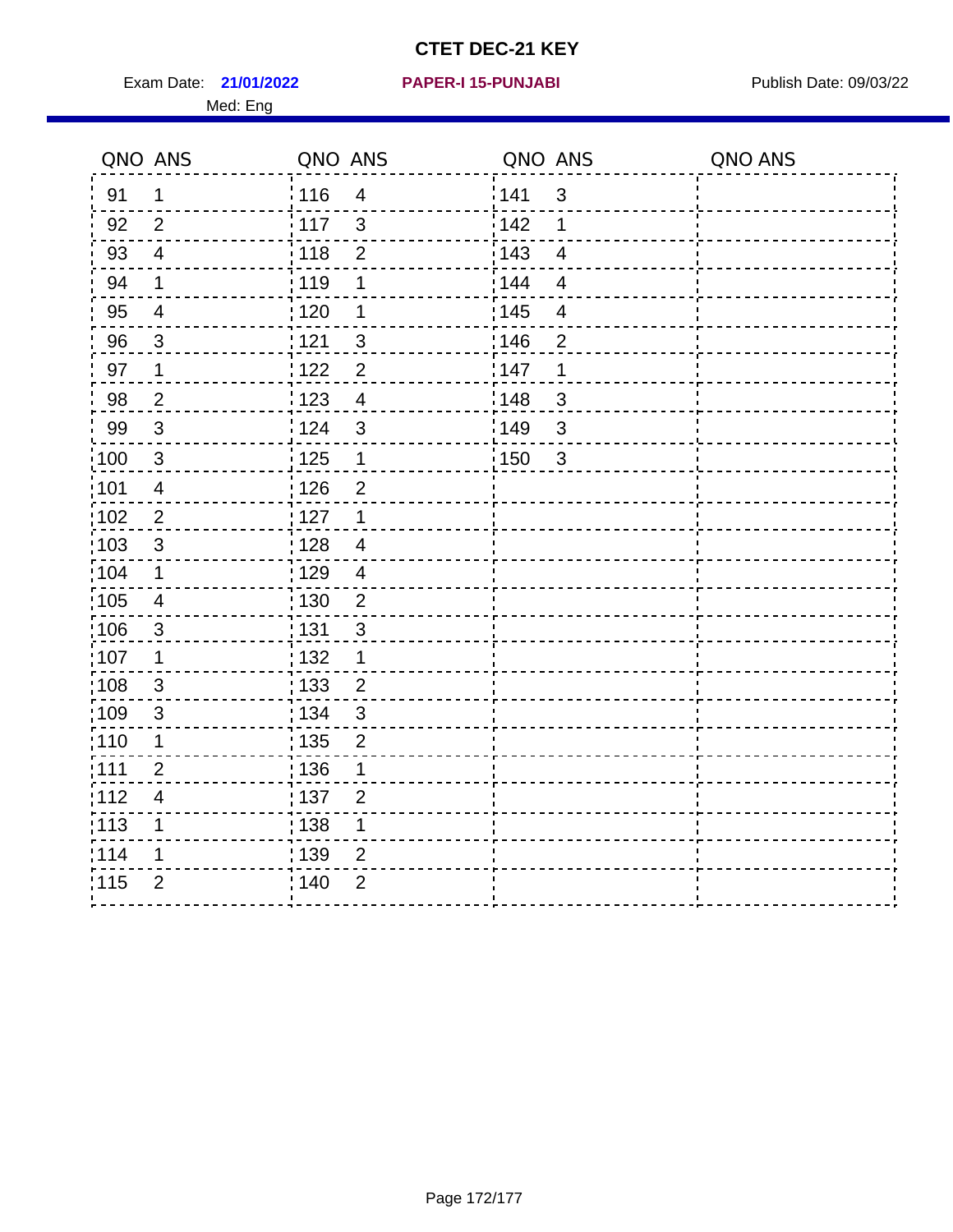# CTET DEC-21 KEY

Exam Date: **21/01/2022** **PAPER-I 15-PUNJABI** Publish Date: 09/03/22

Med: Eng

| QNO | ANS | QNO | ANS | QNO | ANS | QNO | ANS |
|---|---|---|---|---|---|---|---|
| 91 | 1 | 116 | 4 | 141 | 3 | | |
| 92 | 2 | 117 | 3 | 142 | 1 | | |
| 93 | 4 | 118 | 2 | 143 | 4 | | |
| 94 | 1 | 119 | 1 | 144 | 4 | | |
| 95 | 4 | 120 | 1 | 145 | 4 | | |
| 96 | 3 | 121 | 3 | 146 | 2 | | |
| 97 | 1 | 122 | 2 | 147 | 1 | | |
| 98 | 2 | 123 | 4 | 148 | 3 | | |
| 99 | 3 | 124 | 3 | 149 | 3 | | |
| 100 | 3 | 125 | 1 | 150 | 3 | | |
| 101 | 4 | 126 | 2 | | | | |
| 102 | 2 | 127 | 1 | | | | |
| 103 | 3 | 128 | 4 | | | | |
| 104 | 1 | 129 | 4 | | | | |
| 105 | 4 | 130 | 2 | | | | |
| 106 | 3 | 131 | 3 | | | | |
| 107 | 1 | 132 | 1 | | | | |
| 108 | 3 | 133 | 2 | | | | |
| 109 | 3 | 134 | 3 | | | | |
| 110 | 1 | 135 | 2 | | | | |
| 111 | 2 | 136 | 1 | | | | |
| 112 | 4 | 137 | 2 | | | | |
| 113 | 1 | 138 | 1 | | | | |
| 114 | 1 | 139 | 2 | | | | |
| 115 | 2 | 140 | 2 | | | | |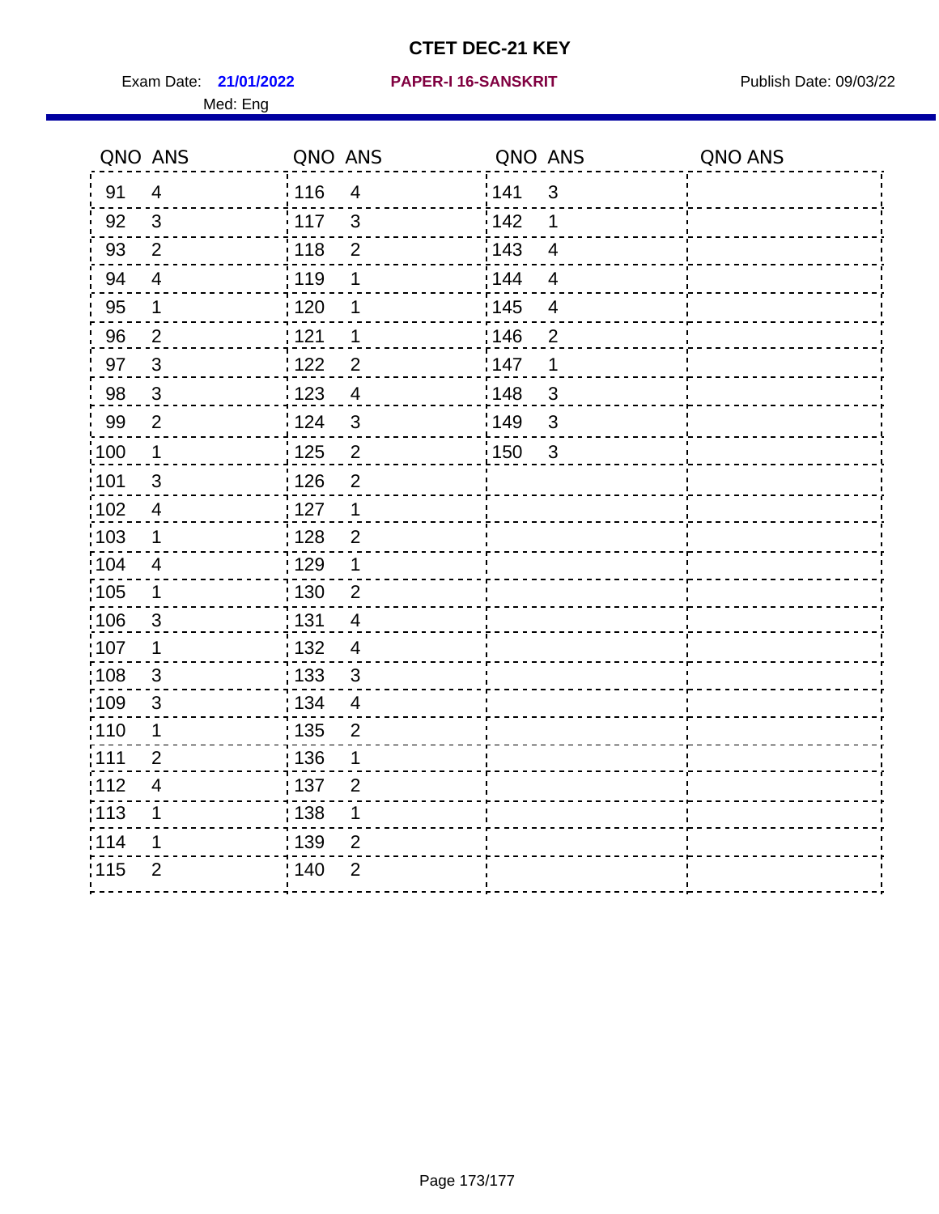# CTET DEC-21 KEY

Exam Date: **21/01/2022** **PAPER-I 16-SANSKRIT** Publish Date: 09/03/22

Med: Eng

| QNO | ANS | QNO | ANS | QNO | ANS | QNO | ANS |
|---|---|---|---|---|---|---|---|
| 91 | 4 | 116 | 4 | 141 | 3 | | |
| 92 | 3 | 117 | 3 | 142 | 1 | | |
| 93 | 2 | 118 | 2 | 143 | 4 | | |
| 94 | 4 | 119 | 1 | 144 | 4 | | |
| 95 | 1 | 120 | 1 | 145 | 4 | | |
| 96 | 2 | 121 | 1 | 146 | 2 | | |
| 97 | 3 | 122 | 2 | 147 | 1 | | |
| 98 | 3 | 123 | 4 | 148 | 3 | | |
| 99 | 2 | 124 | 3 | 149 | 3 | | |
| 100 | 1 | 125 | 2 | 150 | 3 | | |
| 101 | 3 | 126 | 2 | | | | |
| 102 | 4 | 127 | 1 | | | | |
| 103 | 1 | 128 | 2 | | | | |
| 104 | 4 | 129 | 1 | | | | |
| 105 | 1 | 130 | 2 | | | | |
| 106 | 3 | 131 | 4 | | | | |
| 107 | 1 | 132 | 4 | | | | |
| 108 | 3 | 133 | 3 | | | | |
| 109 | 3 | 134 | 4 | | | | |
| 110 | 1 | 135 | 2 | | | | |
| 111 | 2 | 136 | 1 | | | | |
| 112 | 4 | 137 | 2 | | | | |
| 113 | 1 | 138 | 1 | | | | |
| 114 | 1 | 139 | 2 | | | | |
| 115 | 2 | 140 | 2 | | | | |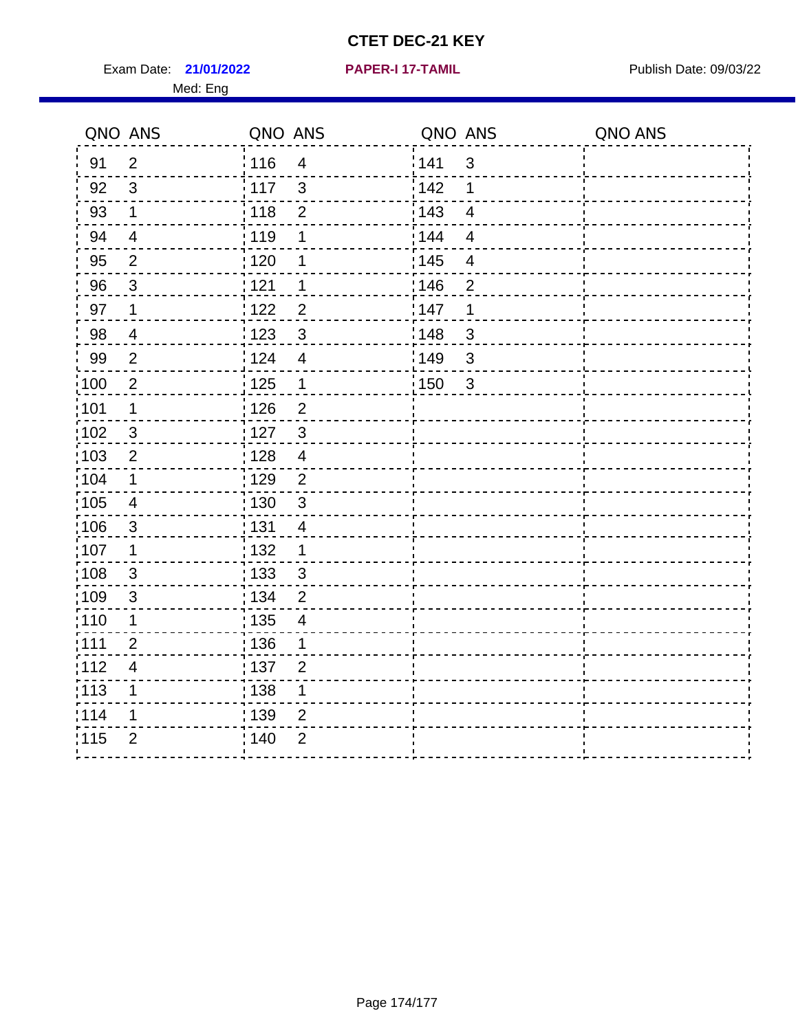# CTET DEC-21 KEY

Exam Date: **21/01/2022** **PAPER-I 17-TAMIL** Publish Date: 09/03/22

Med: Eng

| QNO | ANS | QNO | ANS | QNO | ANS | QNO | ANS |
|---|---|---|---|---|---|---|---|
| 91 | 2 | 116 | 4 | 141 | 3 | | |
| 92 | 3 | 117 | 3 | 142 | 1 | | |
| 93 | 1 | 118 | 2 | 143 | 4 | | |
| 94 | 4 | 119 | 1 | 144 | 4 | | |
| 95 | 2 | 120 | 1 | 145 | 4 | | |
| 96 | 3 | 121 | 1 | 146 | 2 | | |
| 97 | 1 | 122 | 2 | 147 | 1 | | |
| 98 | 4 | 123 | 3 | 148 | 3 | | |
| 99 | 2 | 124 | 4 | 149 | 3 | | |
| 100 | 2 | 125 | 1 | 150 | 3 | | |
| 101 | 1 | 126 | 2 | | | | |
| 102 | 3 | 127 | 3 | | | | |
| 103 | 2 | 128 | 4 | | | | |
| 104 | 1 | 129 | 2 | | | | |
| 105 | 4 | 130 | 3 | | | | |
| 106 | 3 | 131 | 4 | | | | |
| 107 | 1 | 132 | 1 | | | | |
| 108 | 3 | 133 | 3 | | | | |
| 109 | 3 | 134 | 2 | | | | |
| 110 | 1 | 135 | 4 | | | | |
| 111 | 2 | 136 | 1 | | | | |
| 112 | 4 | 137 | 2 | | | | |
| 113 | 1 | 138 | 1 | | | | |
| 114 | 1 | 139 | 2 | | | | |
| 115 | 2 | 140 | 2 | | | | |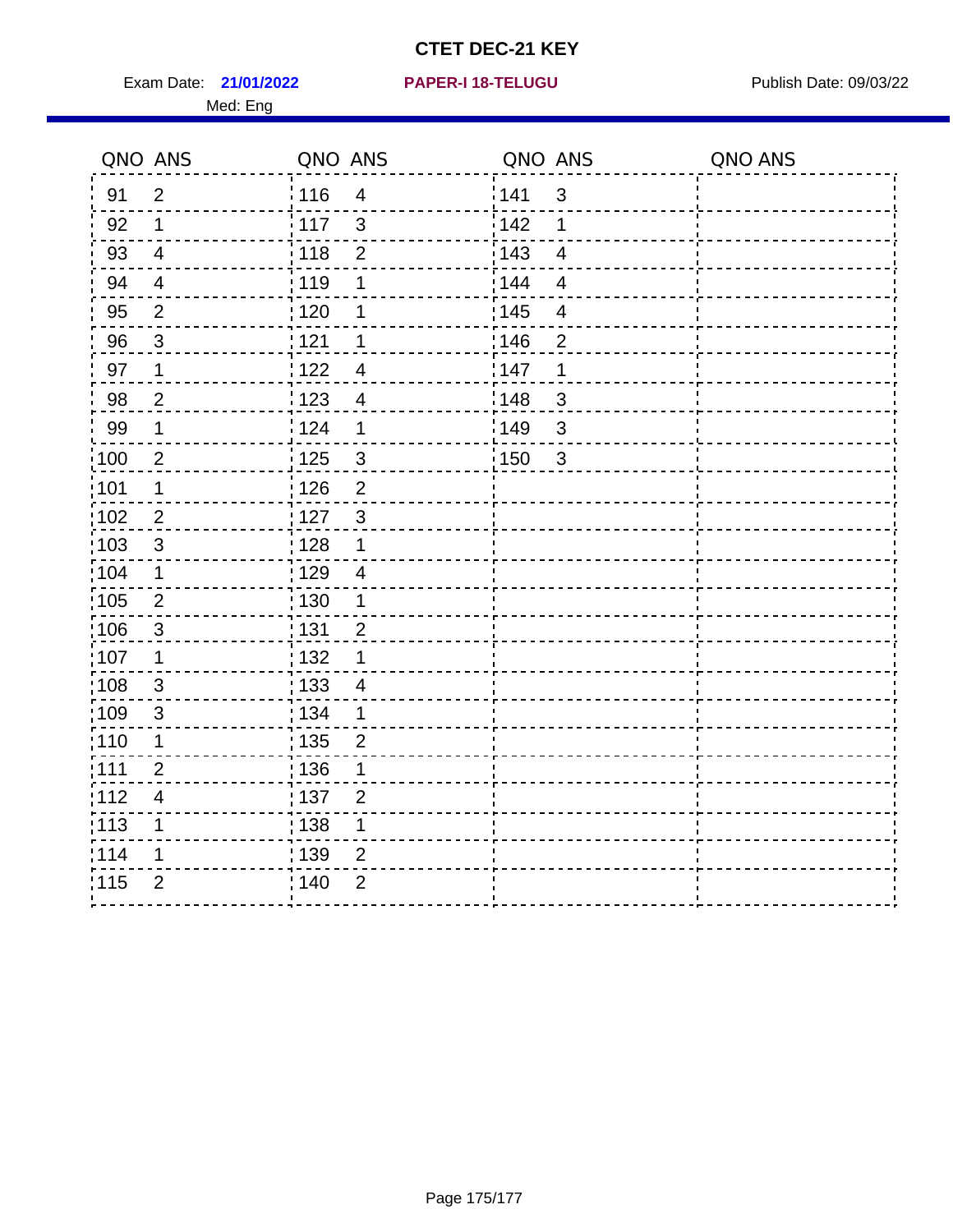# CTET DEC-21 KEY

Exam Date: **21/01/2022** **PAPER-I 18-TELUGU** Publish Date: 09/03/22

Med: Eng

| QNO | ANS | QNO | ANS | QNO | ANS | QNO | ANS |
|---|---|---|---|---|---|---|---|
| 91 | 2 | 116 | 4 | 141 | 3 | | |
| 92 | 1 | 117 | 3 | 142 | 1 | | |
| 93 | 4 | 118 | 2 | 143 | 4 | | |
| 94 | 4 | 119 | 1 | 144 | 4 | | |
| 95 | 2 | 120 | 1 | 145 | 4 | | |
| 96 | 3 | 121 | 1 | 146 | 2 | | |
| 97 | 1 | 122 | 4 | 147 | 1 | | |
| 98 | 2 | 123 | 4 | 148 | 3 | | |
| 99 | 1 | 124 | 1 | 149 | 3 | | |
| 100 | 2 | 125 | 3 | 150 | 3 | | |
| 101 | 1 | 126 | 2 | | | | |
| 102 | 2 | 127 | 3 | | | | |
| 103 | 3 | 128 | 1 | | | | |
| 104 | 1 | 129 | 4 | | | | |
| 105 | 2 | 130 | 1 | | | | |
| 106 | 3 | 131 | 2 | | | | |
| 107 | 1 | 132 | 1 | | | | |
| 108 | 3 | 133 | 4 | | | | |
| 109 | 3 | 134 | 1 | | | | |
| 110 | 1 | 135 | 2 | | | | |
| 111 | 2 | 136 | 1 | | | | |
| 112 | 4 | 137 | 2 | | | | |
| 113 | 1 | 138 | 1 | | | | |
| 114 | 1 | 139 | 2 | | | | |
| 115 | 2 | 140 | 2 | | | | |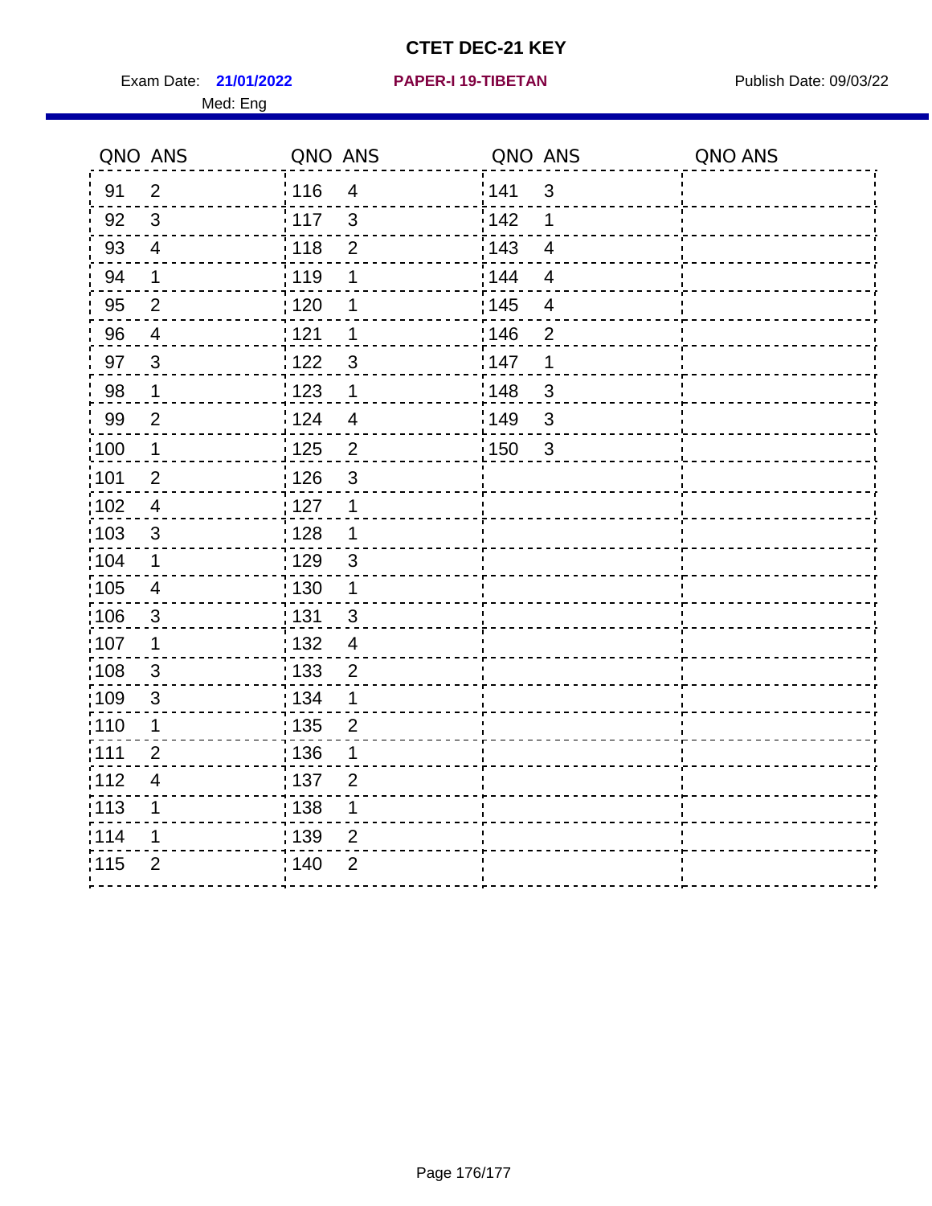# CTET DEC-21 KEY

Exam Date: **21/01/2022** **PAPER-I 19-TIBETAN** Publish Date: 09/03/22

Med: Eng

| QNO | ANS | QNO | ANS | QNO | ANS | QNO | ANS |
|---|---|---|---|---|---|---|---|
| 91 | 2 | 116 | 4 | 141 | 3 | | |
| 92 | 3 | 117 | 3 | 142 | 1 | | |
| 93 | 4 | 118 | 2 | 143 | 4 | | |
| 94 | 1 | 119 | 1 | 144 | 4 | | |
| 95 | 2 | 120 | 1 | 145 | 4 | | |
| 96 | 4 | 121 | 1 | 146 | 2 | | |
| 97 | 3 | 122 | 3 | 147 | 1 | | |
| 98 | 1 | 123 | 1 | 148 | 3 | | |
| 99 | 2 | 124 | 4 | 149 | 3 | | |
| 100 | 1 | 125 | 2 | 150 | 3 | | |
| 101 | 2 | 126 | 3 | | | | |
| 102 | 4 | 127 | 1 | | | | |
| 103 | 3 | 128 | 1 | | | | |
| 104 | 1 | 129 | 3 | | | | |
| 105 | 4 | 130 | 1 | | | | |
| 106 | 3 | 131 | 3 | | | | |
| 107 | 1 | 132 | 4 | | | | |
| 108 | 3 | 133 | 2 | | | | |
| 109 | 3 | 134 | 1 | | | | |
| 110 | 1 | 135 | 2 | | | | |
| 111 | 2 | 136 | 1 | | | | |
| 112 | 4 | 137 | 2 | | | | |
| 113 | 1 | 138 | 1 | | | | |
| 114 | 1 | 139 | 2 | | | | |
| 115 | 2 | 140 | 2 | | | | |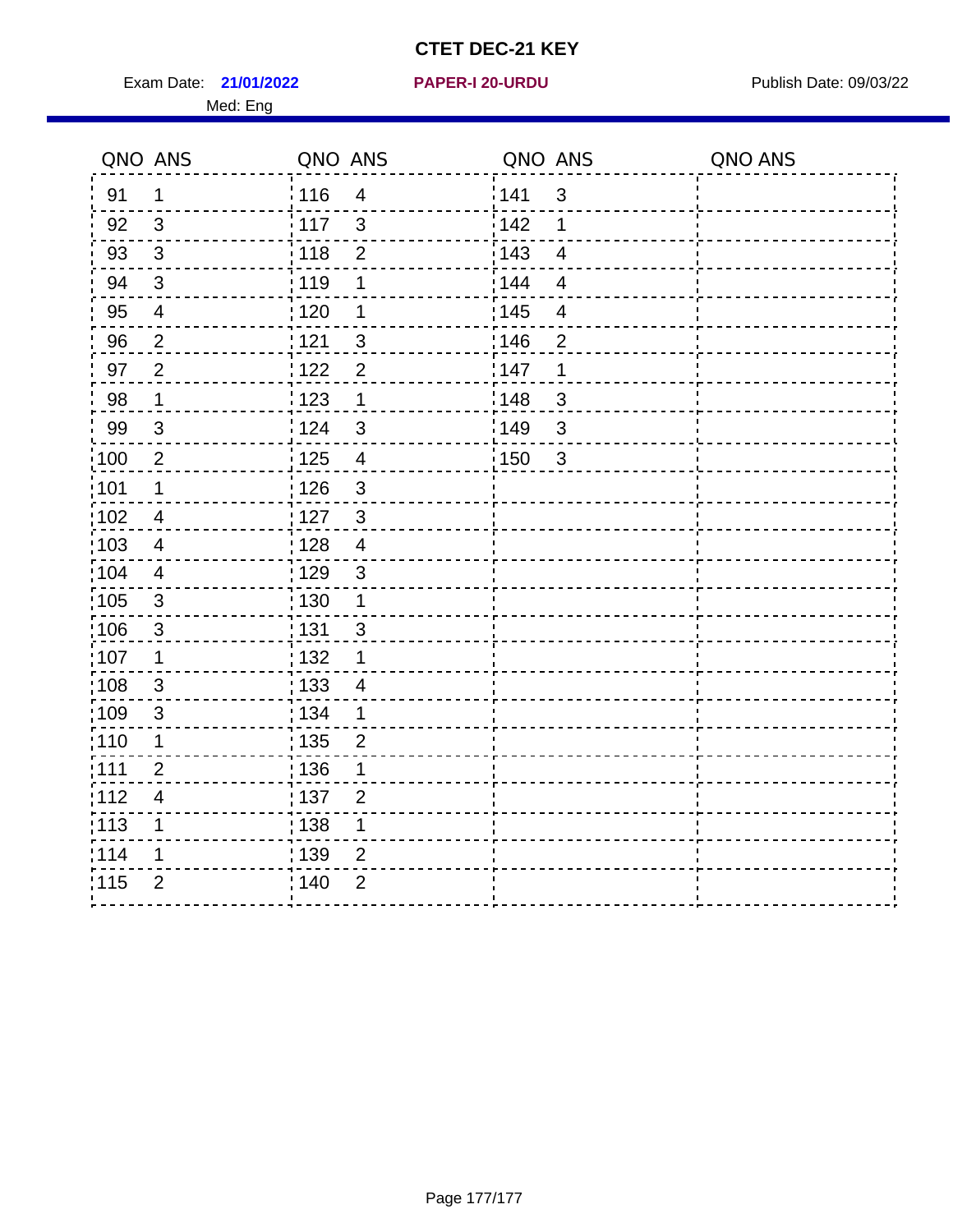# CTET DEC-21 KEY

Exam Date: **21/01/2022** **PAPER-I 20-URDU** Publish Date: 09/03/22

Med: Eng

| QNO | ANS | QNO | ANS | QNO | ANS | QNO | ANS |
|---|---|---|---|---|---|---|---|
| 91 | 1 | 116 | 4 | 141 | 3 | | |
| 92 | 3 | 117 | 3 | 142 | 1 | | |
| 93 | 3 | 118 | 2 | 143 | 4 | | |
| 94 | 3 | 119 | 1 | 144 | 4 | | |
| 95 | 4 | 120 | 1 | 145 | 4 | | |
| 96 | 2 | 121 | 3 | 146 | 2 | | |
| 97 | 2 | 122 | 2 | 147 | 1 | | |
| 98 | 1 | 123 | 1 | 148 | 3 | | |
| 99 | 3 | 124 | 3 | 149 | 3 | | |
| 100 | 2 | 125 | 4 | 150 | 3 | | |
| 101 | 1 | 126 | 3 | | | | |
| 102 | 4 | 127 | 3 | | | | |
| 103 | 4 | 128 | 4 | | | | |
| 104 | 4 | 129 | 3 | | | | |
| 105 | 3 | 130 | 1 | | | | |
| 106 | 3 | 131 | 3 | | | | |
| 107 | 1 | 132 | 1 | | | | |
| 108 | 3 | 133 | 4 | | | | |
| 109 | 3 | 134 | 1 | | | | |
| 110 | 1 | 135 | 2 | | | | |
| 111 | 2 | 136 | 1 | | | | |
| 112 | 4 | 137 | 2 | | | | |
| 113 | 1 | 138 | 1 | | | | |
| 114 | 1 | 139 | 2 | | | | |
| 115 | 2 | 140 | 2 | | | | |